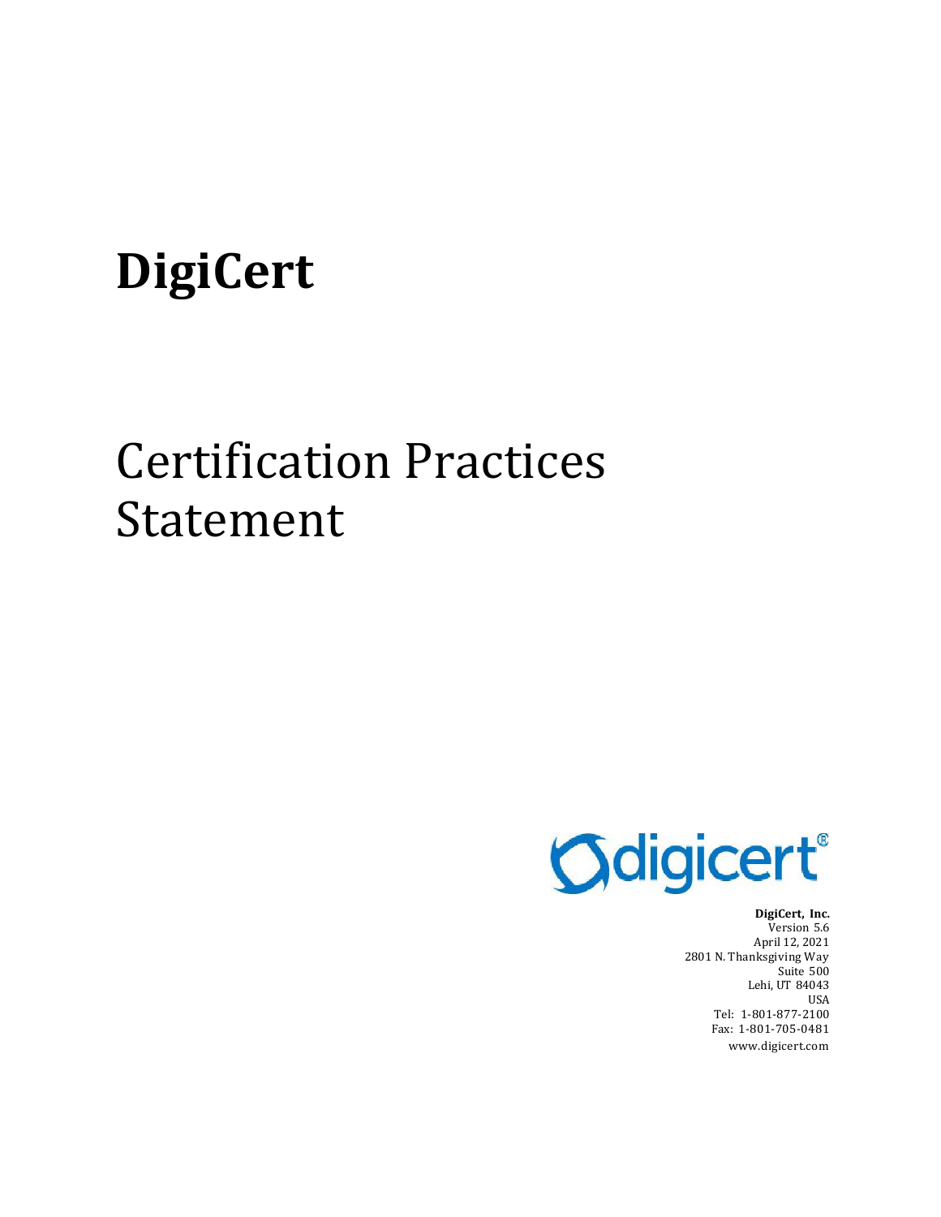# DigiCert

# Certification Practices Statement

**DigiCert, Inc.**
Version 5.6
April 12, 2021
2801 N. Thanksgiving Way
Suite 500
Lehi, UT 84043
USA
Tel: 1-801-877-2100
Fax: 1-801-705-0481
www.digicert.com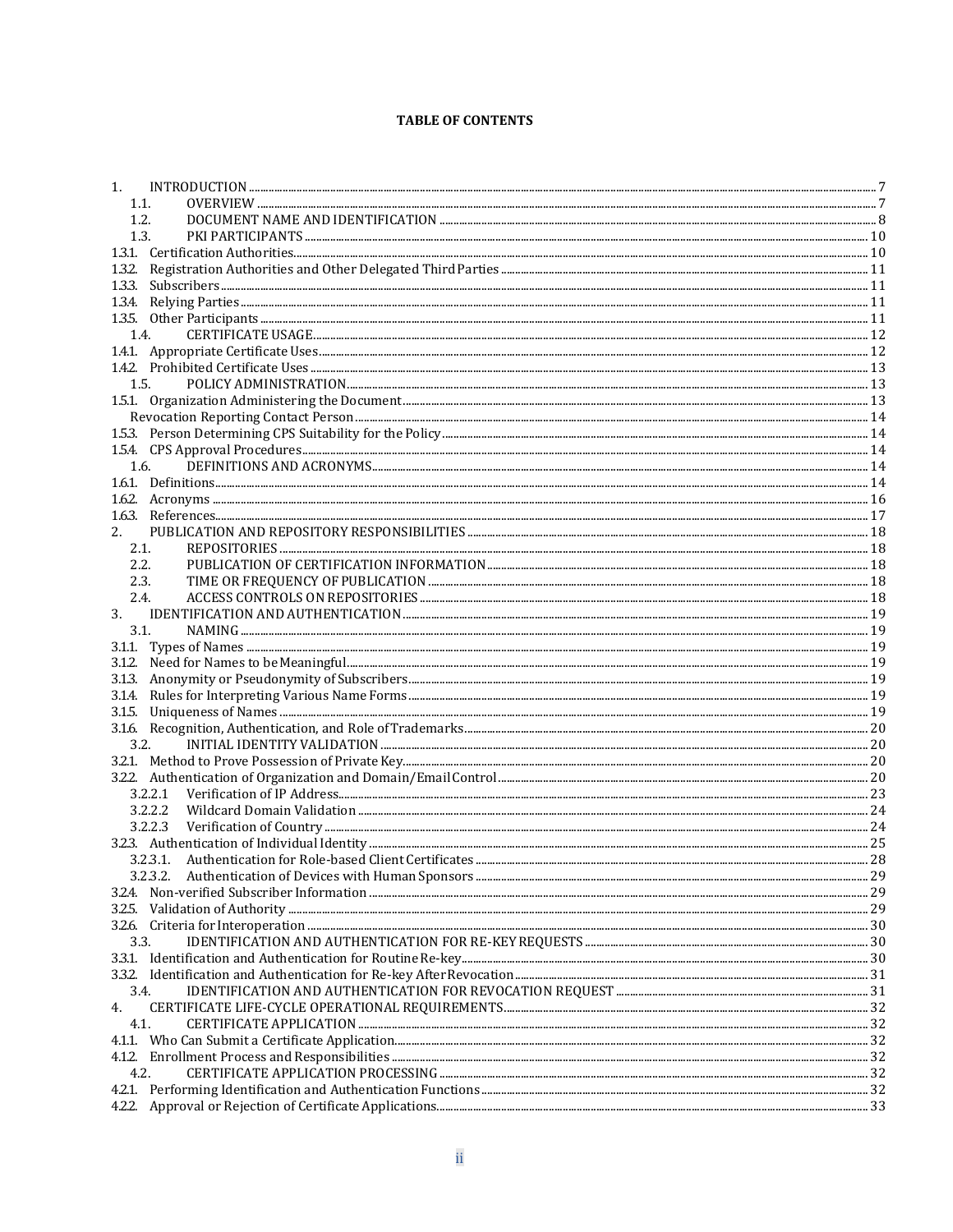**TABLE OF CONTENTS**

1. INTRODUCTION ..... 7
   1.1. OVERVIEW ..... 7
   1.2. DOCUMENT NAME AND IDENTIFICATION ..... 8
   1.3. PKI PARTICIPANTS ..... 10
1.3.1. Certification Authorities ..... 10
1.3.2. Registration Authorities and Other Delegated Third Parties ..... 11
1.3.3. Subscribers ..... 11
1.3.4. Relying Parties ..... 11
1.3.5. Other Participants ..... 11
   1.4. CERTIFICATE USAGE ..... 12
1.4.1. Appropriate Certificate Uses ..... 12
1.4.2. Prohibited Certificate Uses ..... 13
   1.5. POLICY ADMINISTRATION ..... 13
1.5.1. Organization Administering the Document ..... 13
Revocation Reporting Contact Person ..... 14
1.5.3. Person Determining CPS Suitability for the Policy ..... 14
1.5.4. CPS Approval Procedures ..... 14
   1.6. DEFINITIONS AND ACRONYMS ..... 14
1.6.1. Definitions ..... 14
1.6.2. Acronyms ..... 16
1.6.3. References ..... 17
2. PUBLICATION AND REPOSITORY RESPONSIBILITIES ..... 18
   2.1. REPOSITORIES ..... 18
   2.2. PUBLICATION OF CERTIFICATION INFORMATION ..... 18
   2.3. TIME OR FREQUENCY OF PUBLICATION ..... 18
   2.4. ACCESS CONTROLS ON REPOSITORIES ..... 18
3. IDENTIFICATION AND AUTHENTICATION ..... 19
   3.1. NAMING ..... 19
3.1.1. Types of Names ..... 19
3.1.2. Need for Names to be Meaningful ..... 19
3.1.3. Anonymity or Pseudonymity of Subscribers ..... 19
3.1.4. Rules for Interpreting Various Name Forms ..... 19
3.1.5. Uniqueness of Names ..... 19
3.1.6. Recognition, Authentication, and Role of Trademarks ..... 20
   3.2. INITIAL IDENTITY VALIDATION ..... 20
3.2.1. Method to Prove Possession of Private Key ..... 20
3.2.2. Authentication of Organization and Domain/Email Control ..... 20
   3.2.2.1 Verification of IP Address ..... 23
   3.2.2.2 Wildcard Domain Validation ..... 24
   3.2.2.3 Verification of Country ..... 24
3.2.3. Authentication of Individual Identity ..... 25
   3.2.3.1. Authentication for Role-based Client Certificates ..... 28
   3.2.3.2. Authentication of Devices with Human Sponsors ..... 29
3.2.4. Non-verified Subscriber Information ..... 29
3.2.5. Validation of Authority ..... 29
3.2.6. Criteria for Interoperation ..... 30
   3.3. IDENTIFICATION AND AUTHENTICATION FOR RE-KEY REQUESTS ..... 30
3.3.1. Identification and Authentication for Routine Re-key ..... 30
3.3.2. Identification and Authentication for Re-key After Revocation ..... 31
   3.4. IDENTIFICATION AND AUTHENTICATION FOR REVOCATION REQUEST ..... 31
4. CERTIFICATE LIFE-CYCLE OPERATIONAL REQUIREMENTS ..... 32
   4.1. CERTIFICATE APPLICATION ..... 32
4.1.1. Who Can Submit a Certificate Application ..... 32
4.1.2. Enrollment Process and Responsibilities ..... 32
   4.2. CERTIFICATE APPLICATION PROCESSING ..... 32
4.2.1. Performing Identification and Authentication Functions ..... 32
4.2.2. Approval or Rejection of Certificate Applications ..... 33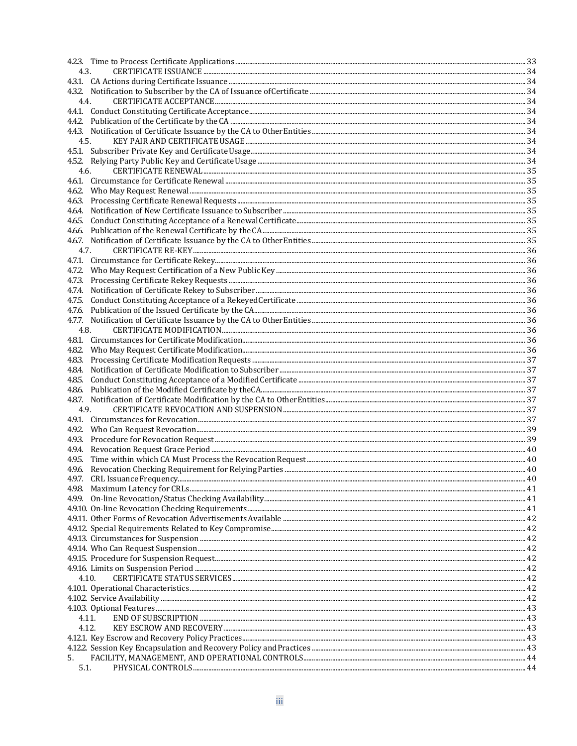4.2.3. Time to Process Certificate Applications ..... 33
4.3. CERTIFICATE ISSUANCE ..... 34
4.3.1. CA Actions during Certificate Issuance ..... 34
4.3.2. Notification to Subscriber by the CA of Issuance ofCertificate ..... 34
4.4. CERTIFICATE ACCEPTANCE ..... 34
4.4.1. Conduct Constituting Certificate Acceptance ..... 34
4.4.2. Publication of the Certificate by the CA ..... 34
4.4.3. Notification of Certificate Issuance by the CA to OtherEntities ..... 34
4.5. KEY PAIR AND CERTIFICATE USAGE ..... 34
4.5.1. Subscriber Private Key and Certificate Usage ..... 34
4.5.2. Relying Party Public Key and Certificate Usage ..... 34
4.6. CERTIFICATE RENEWAL ..... 35
4.6.1. Circumstance for Certificate Renewal ..... 35
4.6.2. Who May Request Renewal ..... 35
4.6.3. Processing Certificate Renewal Requests ..... 35
4.6.4. Notification of New Certificate Issuance to Subscriber ..... 35
4.6.5. Conduct Constituting Acceptance of a RenewalCertificate ..... 35
4.6.6. Publication of the Renewal Certificate by theCA ..... 35
4.6.7. Notification of Certificate Issuance by the CA to OtherEntities ..... 35
4.7. CERTIFICATE RE-KEY ..... 36
4.7.1. Circumstance for Certificate Rekey ..... 36
4.7.2. Who May Request Certification of a New PublicKey ..... 36
4.7.3. Processing Certificate Rekey Requests ..... 36
4.7.4. Notification of Certificate Rekey to Subscriber ..... 36
4.7.5. Conduct Constituting Acceptance of a RekeyedCertificate ..... 36
4.7.6. Publication of the Issued Certificate by the CA ..... 36
4.7.7. Notification of Certificate Issuance by the CA to OtherEntities ..... 36
4.8. CERTIFICATE MODIFICATION ..... 36
4.8.1. Circumstances for Certificate Modification ..... 36
4.8.2. Who May Request Certificate Modification ..... 36
4.8.3. Processing Certificate Modification Requests ..... 37
4.8.4. Notification of Certificate Modification to Subscriber ..... 37
4.8.5. Conduct Constituting Acceptance of a ModifiedCertificate ..... 37
4.8.6. Publication of the Modified Certificate by theCA ..... 37
4.8.7. Notification of Certificate Modification by the CA to OtherEntities ..... 37
4.9. CERTIFICATE REVOCATION AND SUSPENSION ..... 37
4.9.1. Circumstances for Revocation ..... 37
4.9.2. Who Can Request Revocation ..... 39
4.9.3. Procedure for Revocation Request ..... 39
4.9.4. Revocation Request Grace Period ..... 40
4.9.5. Time within which CA Must Process the RevocationRequest ..... 40
4.9.6. Revocation Checking Requirement for RelyingParties ..... 40
4.9.7. CRL IssuanceFrequency ..... 40
4.9.8. Maximum Latency for CRLs ..... 41
4.9.9. On-line Revocation/Status Checking Availability ..... 41
4.9.10. On-line Revocation Checking Requirements ..... 41
4.9.11. Other Forms of Revocation Advertisements Available ..... 42
4.9.12. Special Requirements Related to Key Compromise ..... 42
4.9.13. Circumstances for Suspension ..... 42
4.9.14. Who Can Request Suspension ..... 42
4.9.15. Procedure for Suspension Request ..... 42
4.9.16. Limits on Suspension Period ..... 42
4.10. CERTIFICATE STATUS SERVICES ..... 42
4.10.1. Operational Characteristics ..... 42
4.10.2. Service Availability ..... 42
4.10.3. Optional Features ..... 43
4.11. END OF SUBSCRIPTION ..... 43
4.12. KEY ESCROW AND RECOVERY ..... 43
4.12.1. Key Escrow and Recovery Policy Practices ..... 43
4.12.2. Session Key Encapsulation and Recovery Policy andPractices ..... 43
5. FACILITY, MANAGEMENT, AND OPERATIONAL CONTROLS ..... 44
5.1. PHYSICAL CONTROLS ..... 44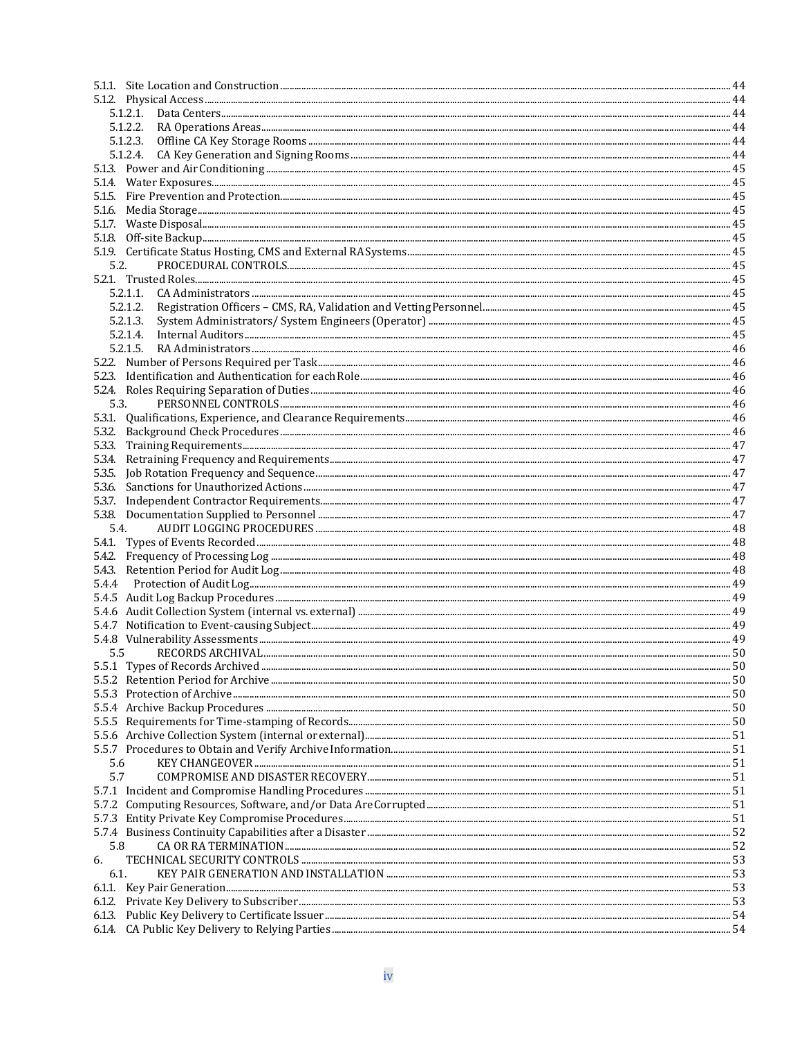5.1.1. Site Location and Construction ..... 44
5.1.2. Physical Access ..... 44
5.1.2.1. Data Centers ..... 44
5.1.2.2. RA Operations Areas ..... 44
5.1.2.3. Offline CA Key Storage Rooms ..... 44
5.1.2.4. CA Key Generation and Signing Rooms ..... 44
5.1.3. Power and Air Conditioning ..... 45
5.1.4. Water Exposures ..... 45
5.1.5. Fire Prevention and Protection ..... 45
5.1.6. Media Storage ..... 45
5.1.7. Waste Disposal ..... 45
5.1.8. Off-site Backup ..... 45
5.1.9. Certificate Status Hosting, CMS and External RA Systems ..... 45
5.2. PROCEDURAL CONTROLS ..... 45
5.2.1. Trusted Roles ..... 45
5.2.1.1. CA Administrators ..... 45
5.2.1.2. Registration Officers – CMS, RA, Validation and Vetting Personnel ..... 45
5.2.1.3. System Administrators/ System Engineers (Operator) ..... 45
5.2.1.4. Internal Auditors ..... 45
5.2.1.5. RA Administrators ..... 46
5.2.2. Number of Persons Required per Task ..... 46
5.2.3. Identification and Authentication for each Role ..... 46
5.2.4. Roles Requiring Separation of Duties ..... 46
5.3. PERSONNEL CONTROLS ..... 46
5.3.1. Qualifications, Experience, and Clearance Requirements ..... 46
5.3.2. Background Check Procedures ..... 46
5.3.3. Training Requirements ..... 47
5.3.4. Retraining Frequency and Requirements ..... 47
5.3.5. Job Rotation Frequency and Sequence ..... 47
5.3.6. Sanctions for Unauthorized Actions ..... 47
5.3.7. Independent Contractor Requirements ..... 47
5.3.8. Documentation Supplied to Personnel ..... 47
5.4. AUDIT LOGGING PROCEDURES ..... 48
5.4.1. Types of Events Recorded ..... 48
5.4.2. Frequency of Processing Log ..... 48
5.4.3. Retention Period for Audit Log ..... 48
5.4.4 Protection of Audit Log ..... 49
5.4.5 Audit Log Backup Procedures ..... 49
5.4.6 Audit Collection System (internal vs. external) ..... 49
5.4.7 Notification to Event-causing Subject ..... 49
5.4.8 Vulnerability Assessments ..... 49
5.5 RECORDS ARCHIVAL ..... 50
5.5.1 Types of Records Archived ..... 50
5.5.2 Retention Period for Archive ..... 50
5.5.3 Protection of Archive ..... 50
5.5.4 Archive Backup Procedures ..... 50
5.5.5 Requirements for Time-stamping of Records ..... 50
5.5.6 Archive Collection System (internal or external) ..... 51
5.5.7 Procedures to Obtain and Verify Archive Information ..... 51
5.6 KEY CHANGEOVER ..... 51
5.7 COMPROMISE AND DISASTER RECOVERY ..... 51
5.7.1 Incident and Compromise Handling Procedures ..... 51
5.7.2 Computing Resources, Software, and/or Data Are Corrupted ..... 51
5.7.3 Entity Private Key Compromise Procedures ..... 51
5.7.4 Business Continuity Capabilities after a Disaster ..... 52
5.8 CA OR RA TERMINATION ..... 52
6. TECHNICAL SECURITY CONTROLS ..... 53
6.1. KEY PAIR GENERATION AND INSTALLATION ..... 53
6.1.1. Key Pair Generation ..... 53
6.1.2. Private Key Delivery to Subscriber ..... 53
6.1.3. Public Key Delivery to Certificate Issuer ..... 54
6.1.4. CA Public Key Delivery to Relying Parties ..... 54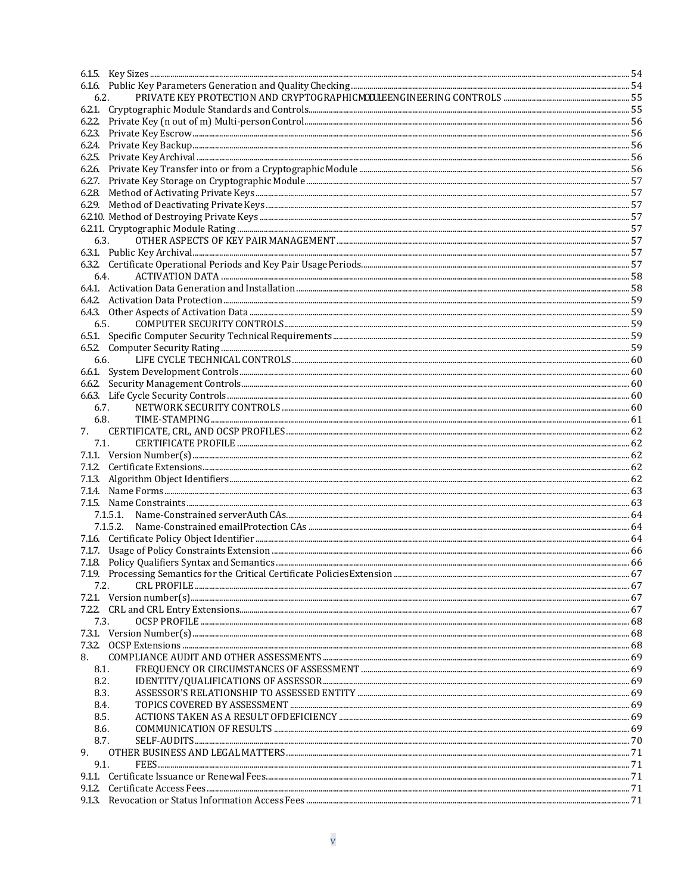6.1.5. Key Sizes ..... 54
6.1.6. Public Key Parameters Generation and Quality Checking ..... 54
6.2. PRIVATE KEY PROTECTION AND CRYPTOGRAPHIC MODULE ENGINEERING CONTROLS ..... 55
6.2.1. Cryptographic Module Standards and Controls ..... 55
6.2.2. Private Key (n out of m) Multi-person Control ..... 56
6.2.3. Private Key Escrow ..... 56
6.2.4. Private Key Backup ..... 56
6.2.5. Private Key Archival ..... 56
6.2.6. Private Key Transfer into or from a Cryptographic Module ..... 56
6.2.7. Private Key Storage on Cryptographic Module ..... 57
6.2.8. Method of Activating Private Keys ..... 57
6.2.9. Method of Deactivating Private Keys ..... 57
6.2.10. Method of Destroying Private Keys ..... 57
6.2.11. Cryptographic Module Rating ..... 57
6.3. OTHER ASPECTS OF KEY PAIR MANAGEMENT ..... 57
6.3.1. Public Key Archival ..... 57
6.3.2. Certificate Operational Periods and Key Pair Usage Periods ..... 57
6.4. ACTIVATION DATA ..... 58
6.4.1. Activation Data Generation and Installation ..... 58
6.4.2. Activation Data Protection ..... 59
6.4.3. Other Aspects of Activation Data ..... 59
6.5. COMPUTER SECURITY CONTROLS ..... 59
6.5.1. Specific Computer Security Technical Requirements ..... 59
6.5.2. Computer Security Rating ..... 59
6.6. LIFE CYCLE TECHNICAL CONTROLS ..... 60
6.6.1. System Development Controls ..... 60
6.6.2. Security Management Controls ..... 60
6.6.3. Life Cycle Security Controls ..... 60
6.7. NETWORK SECURITY CONTROLS ..... 60
6.8. TIME-STAMPING ..... 61
7. CERTIFICATE, CRL, AND OCSP PROFILES ..... 62
7.1. CERTIFICATE PROFILE ..... 62
7.1.1. Version Number(s) ..... 62
7.1.2. Certificate Extensions ..... 62
7.1.3. Algorithm Object Identifiers ..... 62
7.1.4. Name Forms ..... 63
7.1.5. Name Constraints ..... 63
7.1.5.1. Name-Constrained serverAuth CAs ..... 64
7.1.5.2. Name-Constrained emailProtection CAs ..... 64
7.1.6. Certificate Policy Object Identifier ..... 64
7.1.7. Usage of Policy Constraints Extension ..... 66
7.1.8. Policy Qualifiers Syntax and Semantics ..... 66
7.1.9. Processing Semantics for the Critical Certificate Policies Extension ..... 67
7.2. CRL PROFILE ..... 67
7.2.1. Version number(s) ..... 67
7.2.2. CRL and CRL Entry Extensions ..... 67
7.3. OCSP PROFILE ..... 68
7.3.1. Version Number(s) ..... 68
7.3.2. OCSP Extensions ..... 68
8. COMPLIANCE AUDIT AND OTHER ASSESSMENTS ..... 69
8.1. FREQUENCY OR CIRCUMSTANCES OF ASSESSMENT ..... 69
8.2. IDENTITY/QUALIFICATIONS OF ASSESSOR ..... 69
8.3. ASSESSOR'S RELATIONSHIP TO ASSESSED ENTITY ..... 69
8.4. TOPICS COVERED BY ASSESSMENT ..... 69
8.5. ACTIONS TAKEN AS A RESULT OF DEFICIENCY ..... 69
8.6. COMMUNICATION OF RESULTS ..... 69
8.7. SELF-AUDITS ..... 70
9. OTHER BUSINESS AND LEGAL MATTERS ..... 71
9.1. FEES ..... 71
9.1.1. Certificate Issuance or Renewal Fees ..... 71
9.1.2. Certificate Access Fees ..... 71
9.1.3. Revocation or Status Information Access Fees ..... 71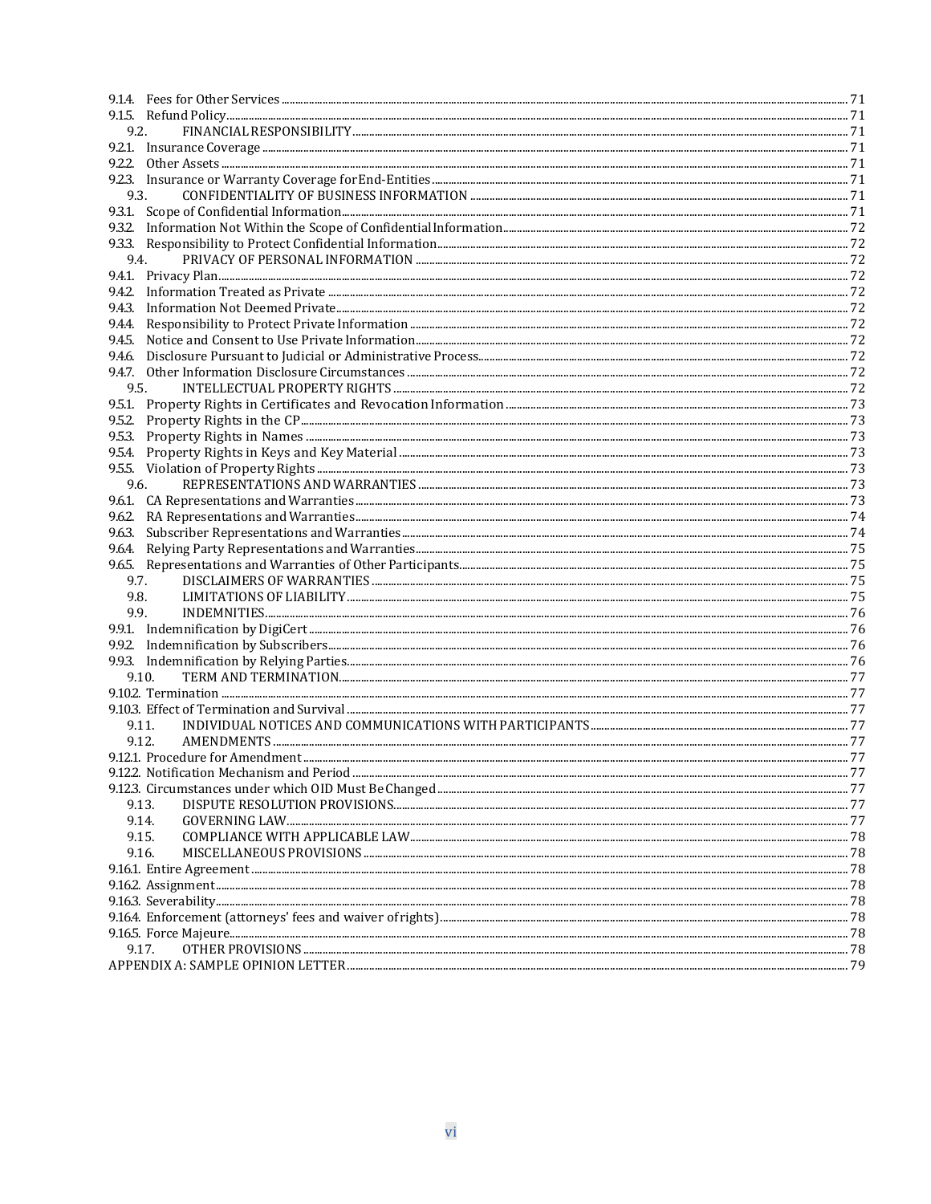9.1.4. Fees for Other Services ... 71
9.1.5. Refund Policy ... 71
9.2. FINANCIAL RESPONSIBILITY ... 71
9.2.1. Insurance Coverage ... 71
9.2.2. Other Assets ... 71
9.2.3. Insurance or Warranty Coverage for End-Entities ... 71
9.3. CONFIDENTIALITY OF BUSINESS INFORMATION ... 71
9.3.1. Scope of Confidential Information ... 71
9.3.2. Information Not Within the Scope of Confidential Information ... 72
9.3.3. Responsibility to Protect Confidential Information ... 72
9.4. PRIVACY OF PERSONAL INFORMATION ... 72
9.4.1. Privacy Plan ... 72
9.4.2. Information Treated as Private ... 72
9.4.3. Information Not Deemed Private ... 72
9.4.4. Responsibility to Protect Private Information ... 72
9.4.5. Notice and Consent to Use Private Information ... 72
9.4.6. Disclosure Pursuant to Judicial or Administrative Process ... 72
9.4.7. Other Information Disclosure Circumstances ... 72
9.5. INTELLECTUAL PROPERTY RIGHTS ... 72
9.5.1. Property Rights in Certificates and Revocation Information ... 73
9.5.2. Property Rights in the CP ... 73
9.5.3. Property Rights in Names ... 73
9.5.4. Property Rights in Keys and Key Material ... 73
9.5.5. Violation of Property Rights ... 73
9.6. REPRESENTATIONS AND WARRANTIES ... 73
9.6.1. CA Representations and Warranties ... 73
9.6.2. RA Representations and Warranties ... 74
9.6.3. Subscriber Representations and Warranties ... 74
9.6.4. Relying Party Representations and Warranties ... 75
9.6.5. Representations and Warranties of Other Participants ... 75
9.7. DISCLAIMERS OF WARRANTIES ... 75
9.8. LIMITATIONS OF LIABILITY ... 75
9.9. INDEMNITIES ... 76
9.9.1. Indemnification by DigiCert ... 76
9.9.2. Indemnification by Subscribers ... 76
9.9.3. Indemnification by Relying Parties ... 76
9.10. TERM AND TERMINATION ... 77
9.10.2. Termination ... 77
9.10.3. Effect of Termination and Survival ... 77
9.11. INDIVIDUAL NOTICES AND COMMUNICATIONS WITH PARTICIPANTS ... 77
9.12. AMENDMENTS ... 77
9.12.1. Procedure for Amendment ... 77
9.12.2. Notification Mechanism and Period ... 77
9.12.3. Circumstances under which OID Must Be Changed ... 77
9.13. DISPUTE RESOLUTION PROVISIONS ... 77
9.14. GOVERNING LAW ... 77
9.15. COMPLIANCE WITH APPLICABLE LAW ... 78
9.16. MISCELLANEOUS PROVISIONS ... 78
9.16.1. Entire Agreement ... 78
9.16.2. Assignment ... 78
9.16.3. Severability ... 78
9.16.4. Enforcement (attorneys' fees and waiver of rights) ... 78
9.16.5. Force Majeure ... 78
9.17. OTHER PROVISIONS ... 78
APPENDIX A: SAMPLE OPINION LETTER ... 79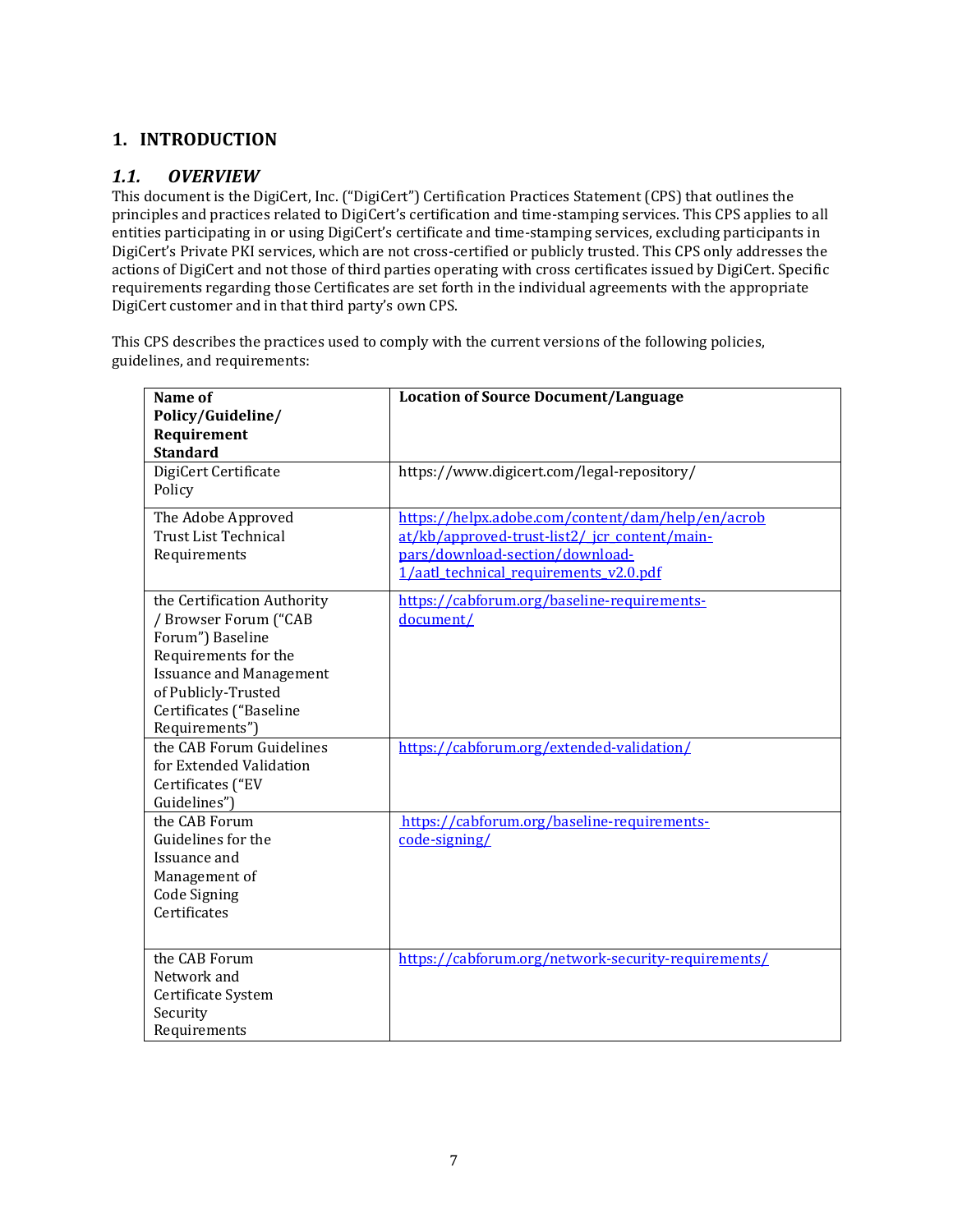# 1. INTRODUCTION

## 1.1. *OVERVIEW*

This document is the DigiCert, Inc. ("DigiCert") Certification Practices Statement (CPS) that outlines the principles and practices related to DigiCert's certification and time-stamping services. This CPS applies to all entities participating in or using DigiCert's certificate and time-stamping services, excluding participants in DigiCert's Private PKI services, which are not cross-certified or publicly trusted. This CPS only addresses the actions of DigiCert and not those of third parties operating with cross certificates issued by DigiCert. Specific requirements regarding those Certificates are set forth in the individual agreements with the appropriate DigiCert customer and in that third party's own CPS.

This CPS describes the practices used to comply with the current versions of the following policies, guidelines, and requirements:

| Name of Policy/Guideline/ Requirement Standard | Location of Source Document/Language |
|---|---|
| DigiCert Certificate Policy | https://www.digicert.com/legal-repository/ |
| The Adobe Approved Trust List Technical Requirements | https://helpx.adobe.com/content/dam/help/en/acrobat/kb/approved-trust-list2/_jcr_content/main-pars/download-section/download-1/aatl_technical_requirements_v2.0.pdf |
| the Certification Authority / Browser Forum ("CAB Forum") Baseline Requirements for the Issuance and Management of Publicly-Trusted Certificates ("Baseline Requirements") | https://cabforum.org/baseline-requirements-document/ |
| the CAB Forum Guidelines for Extended Validation Certificates ("EV Guidelines") | https://cabforum.org/extended-validation/ |
| the CAB Forum Guidelines for the Issuance and Management of Code Signing Certificates | https://cabforum.org/baseline-requirements-code-signing/ |
| the CAB Forum Network and Certificate System Security Requirements | https://cabforum.org/network-security-requirements/ |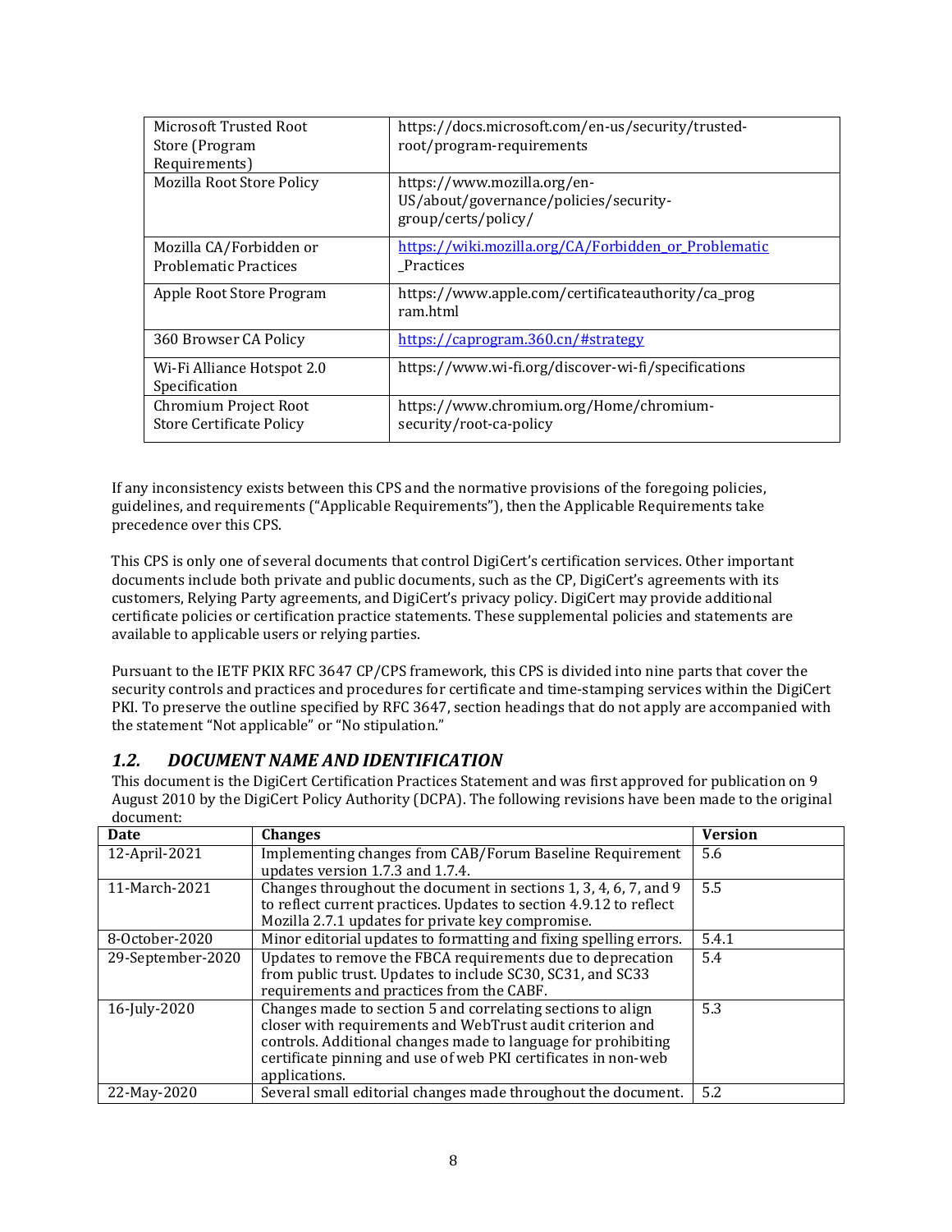| | |
|---|---|
| Microsoft Trusted Root Store (Program Requirements) | https://docs.microsoft.com/en-us/security/trusted-root/program-requirements |
| Mozilla Root Store Policy | https://www.mozilla.org/en-US/about/governance/policies/security-group/certs/policy/ |
| Mozilla CA/Forbidden or Problematic Practices | https://wiki.mozilla.org/CA/Forbidden_or_Problematic_Practices |
| Apple Root Store Program | https://www.apple.com/certificateauthority/ca_program.html |
| 360 Browser CA Policy | https://caprogram.360.cn/#strategy |
| Wi-Fi Alliance Hotspot 2.0 Specification | https://www.wi-fi.org/discover-wi-fi/specifications |
| Chromium Project Root Store Certificate Policy | https://www.chromium.org/Home/chromium-security/root-ca-policy |

If any inconsistency exists between this CPS and the normative provisions of the foregoing policies, guidelines, and requirements ("Applicable Requirements"), then the Applicable Requirements take precedence over this CPS.

This CPS is only one of several documents that control DigiCert's certification services. Other important documents include both private and public documents, such as the CP, DigiCert's agreements with its customers, Relying Party agreements, and DigiCert's privacy policy. DigiCert may provide additional certificate policies or certification practice statements. These supplemental policies and statements are available to applicable users or relying parties.

Pursuant to the IETF PKIX RFC 3647 CP/CPS framework, this CPS is divided into nine parts that cover the security controls and practices and procedures for certificate and time-stamping services within the DigiCert PKI. To preserve the outline specified by RFC 3647, section headings that do not apply are accompanied with the statement "Not applicable" or "No stipulation."

## *1.2. DOCUMENT NAME AND IDENTIFICATION*

This document is the DigiCert Certification Practices Statement and was first approved for publication on 9 August 2010 by the DigiCert Policy Authority (DCPA). The following revisions have been made to the original document:

| Date | Changes | Version |
|---|---|---|
| 12-April-2021 | Implementing changes from CAB/Forum Baseline Requirement updates version 1.7.3 and 1.7.4. | 5.6 |
| 11-March-2021 | Changes throughout the document in sections 1, 3, 4, 6, 7, and 9 to reflect current practices. Updates to section 4.9.12 to reflect Mozilla 2.7.1 updates for private key compromise. | 5.5 |
| 8-October-2020 | Minor editorial updates to formatting and fixing spelling errors. | 5.4.1 |
| 29-September-2020 | Updates to remove the FBCA requirements due to deprecation from public trust. Updates to include SC30, SC31, and SC33 requirements and practices from the CABF. | 5.4 |
| 16-July-2020 | Changes made to section 5 and correlating sections to align closer with requirements and WebTrust audit criterion and controls. Additional changes made to language for prohibiting certificate pinning and use of web PKI certificates in non-web applications. | 5.3 |
| 22-May-2020 | Several small editorial changes made throughout the document. | 5.2 |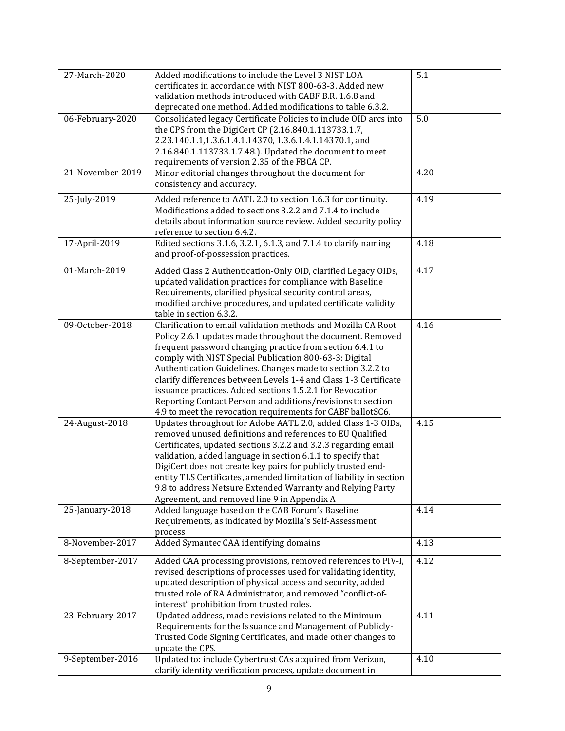| | | |
|---|---|---|
| 27-March-2020 | Added modifications to include the Level 3 NIST LOA certificates in accordance with NIST 800-63-3. Added new validation methods introduced with CABF B.R. 1.6.8 and deprecated one method. Added modifications to table 6.3.2. | 5.1 |
| 06-February-2020 | Consolidated legacy Certificate Policies to include OID arcs into the CPS from the DigiCert CP (2.16.840.1.113733.1.7, 2.23.140.1.1,1.3.6.1.4.1.14370, 1.3.6.1.4.1.14370.1, and 2.16.840.1.113733.1.7.48.). Updated the document to meet requirements of version 2.35 of the FBCA CP. | 5.0 |
| 21-November-2019 | Minor editorial changes throughout the document for consistency and accuracy. | 4.20 |
| 25-July-2019 | Added reference to AATL 2.0 to section 1.6.3 for continuity. Modifications added to sections 3.2.2 and 7.1.4 to include details about information source review. Added security policy reference to section 6.4.2. | 4.19 |
| 17-April-2019 | Edited sections 3.1.6, 3.2.1, 6.1.3, and 7.1.4 to clarify naming and proof-of-possession practices. | 4.18 |
| 01-March-2019 | Added Class 2 Authentication-Only OID, clarified Legacy OIDs, updated validation practices for compliance with Baseline Requirements, clarified physical security control areas, modified archive procedures, and updated certificate validity table in section 6.3.2. | 4.17 |
| 09-October-2018 | Clarification to email validation methods and Mozilla CA Root Policy 2.6.1 updates made throughout the document. Removed frequent password changing practice from section 6.4.1 to comply with NIST Special Publication 800-63-3: Digital Authentication Guidelines. Changes made to section 3.2.2 to clarify differences between Levels 1-4 and Class 1-3 Certificate issuance practices. Added sections 1.5.2.1 for Revocation Reporting Contact Person and additions/revisions to section 4.9 to meet the revocation requirements for CABF ballotSC6. | 4.16 |
| 24-August-2018 | Updates throughout for Adobe AATL 2.0, added Class 1-3 OIDs, removed unused definitions and references to EU Qualified Certificates, updated sections 3.2.2 and 3.2.3 regarding email validation, added language in section 6.1.1 to specify that DigiCert does not create key pairs for publicly trusted end-entity TLS Certificates, amended limitation of liability in section 9.8 to address Netsure Extended Warranty and Relying Party Agreement, and removed line 9 in Appendix A | 4.15 |
| 25-January-2018 | Added language based on the CAB Forum's Baseline Requirements, as indicated by Mozilla's Self-Assessment process | 4.14 |
| 8-November-2017 | Added Symantec CAA identifying domains | 4.13 |
| 8-September-2017 | Added CAA processing provisions, removed references to PIV-I, revised descriptions of processes used for validating identity, updated description of physical access and security, added trusted role of RA Administrator, and removed "conflict-of-interest" prohibition from trusted roles. | 4.12 |
| 23-February-2017 | Updated address, made revisions related to the Minimum Requirements for the Issuance and Management of Publicly-Trusted Code Signing Certificates, and made other changes to update the CPS. | 4.11 |
| 9-September-2016 | Updated to: include Cybertrust CAs acquired from Verizon, clarify identity verification process, update document in | 4.10 |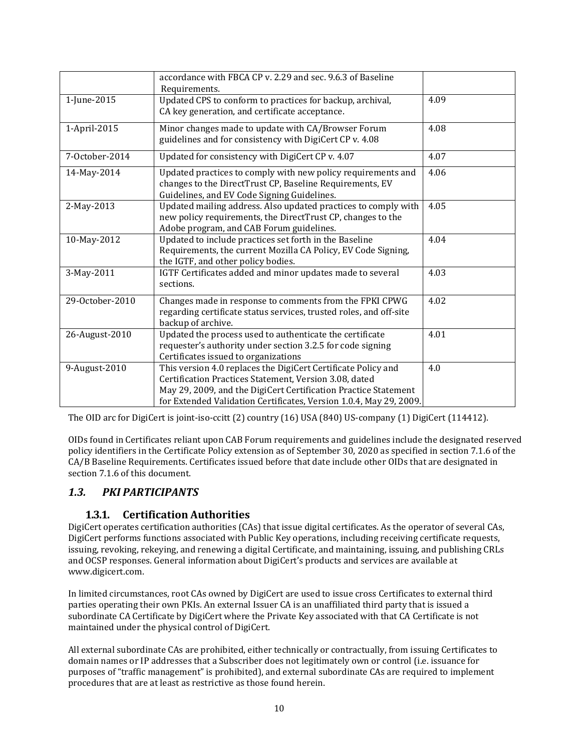| | | |
|---|---|---|
| | accordance with FBCA CP v. 2.29 and sec. 9.6.3 of Baseline Requirements. | |
| 1-June-2015 | Updated CPS to conform to practices for backup, archival, CA key generation, and certificate acceptance. | 4.09 |
| 1-April-2015 | Minor changes made to update with CA/Browser Forum guidelines and for consistency with DigiCert CP v. 4.08 | 4.08 |
| 7-October-2014 | Updated for consistency with DigiCert CP v. 4.07 | 4.07 |
| 14-May-2014 | Updated practices to comply with new policy requirements and changes to the DirectTrust CP, Baseline Requirements, EV Guidelines, and EV Code Signing Guidelines. | 4.06 |
| 2-May-2013 | Updated mailing address. Also updated practices to comply with new policy requirements, the DirectTrust CP, changes to the Adobe program, and CAB Forum guidelines. | 4.05 |
| 10-May-2012 | Updated to include practices set forth in the Baseline Requirements, the current Mozilla CA Policy, EV Code Signing, the IGTF, and other policy bodies. | 4.04 |
| 3-May-2011 | IGTF Certificates added and minor updates made to several sections. | 4.03 |
| 29-October-2010 | Changes made in response to comments from the FPKI CPWG regarding certificate status services, trusted roles, and off-site backup of archive. | 4.02 |
| 26-August-2010 | Updated the process used to authenticate the certificate requester's authority under section 3.2.5 for code signing Certificates issued to organizations | 4.01 |
| 9-August-2010 | This version 4.0 replaces the DigiCert Certificate Policy and Certification Practices Statement, Version 3.08, dated May 29, 2009, and the DigiCert Certification Practice Statement for Extended Validation Certificates, Version 1.0.4, May 29, 2009. | 4.0 |

The OID arc for DigiCert is joint-iso-ccitt (2) country (16) USA (840) US-company (1) DigiCert (114412).

OIDs found in Certificates reliant upon CAB Forum requirements and guidelines include the designated reserved policy identifiers in the Certificate Policy extension as of September 30, 2020 as specified in section 7.1.6 of the CA/B Baseline Requirements. Certificates issued before that date include other OIDs that are designated in section 7.1.6 of this document.

## *1.3. PKI PARTICIPANTS*

### 1.3.1. Certification Authorities

DigiCert operates certification authorities (CAs) that issue digital certificates. As the operator of several CAs, DigiCert performs functions associated with Public Key operations, including receiving certificate requests, issuing, revoking, rekeying, and renewing a digital Certificate, and maintaining, issuing, and publishing CRLs and OCSP responses. General information about DigiCert's products and services are available at www.digicert.com.

In limited circumstances, root CAs owned by DigiCert are used to issue cross Certificates to external third parties operating their own PKIs. An external Issuer CA is an unaffiliated third party that is issued a subordinate CA Certificate by DigiCert where the Private Key associated with that CA Certificate is not maintained under the physical control of DigiCert.

All external subordinate CAs are prohibited, either technically or contractually, from issuing Certificates to domain names or IP addresses that a Subscriber does not legitimately own or control (i.e. issuance for purposes of "traffic management" is prohibited), and external subordinate CAs are required to implement procedures that are at least as restrictive as those found herein.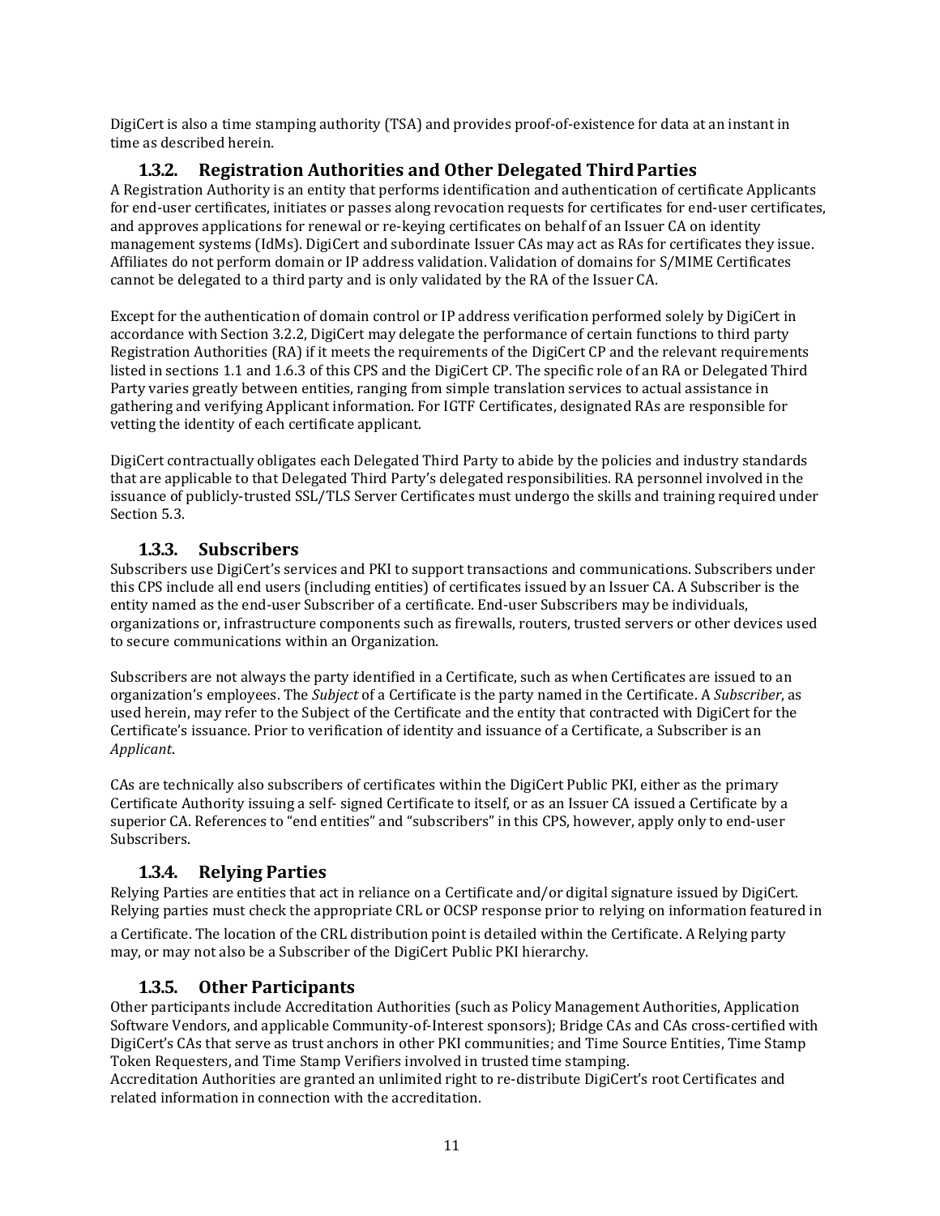DigiCert is also a time stamping authority (TSA) and provides proof-of-existence for data at an instant in time as described herein.

### 1.3.2. Registration Authorities and Other Delegated Third Parties

A Registration Authority is an entity that performs identification and authentication of certificate Applicants for end-user certificates, initiates or passes along revocation requests for certificates for end-user certificates, and approves applications for renewal or re-keying certificates on behalf of an Issuer CA on identity management systems (IdMs). DigiCert and subordinate Issuer CAs may act as RAs for certificates they issue. Affiliates do not perform domain or IP address validation. Validation of domains for S/MIME Certificates cannot be delegated to a third party and is only validated by the RA of the Issuer CA.

Except for the authentication of domain control or IP address verification performed solely by DigiCert in accordance with Section 3.2.2, DigiCert may delegate the performance of certain functions to third party Registration Authorities (RA) if it meets the requirements of the DigiCert CP and the relevant requirements listed in sections 1.1 and 1.6.3 of this CPS and the DigiCert CP. The specific role of an RA or Delegated Third Party varies greatly between entities, ranging from simple translation services to actual assistance in gathering and verifying Applicant information. For IGTF Certificates, designated RAs are responsible for vetting the identity of each certificate applicant.

DigiCert contractually obligates each Delegated Third Party to abide by the policies and industry standards that are applicable to that Delegated Third Party's delegated responsibilities. RA personnel involved in the issuance of publicly-trusted SSL/TLS Server Certificates must undergo the skills and training required under Section 5.3.

### 1.3.3. Subscribers

Subscribers use DigiCert's services and PKI to support transactions and communications. Subscribers under this CPS include all end users (including entities) of certificates issued by an Issuer CA. A Subscriber is the entity named as the end-user Subscriber of a certificate. End-user Subscribers may be individuals, organizations or, infrastructure components such as firewalls, routers, trusted servers or other devices used to secure communications within an Organization.

Subscribers are not always the party identified in a Certificate, such as when Certificates are issued to an organization's employees. The *Subject* of a Certificate is the party named in the Certificate. A *Subscriber*, as used herein, may refer to the Subject of the Certificate and the entity that contracted with DigiCert for the Certificate's issuance. Prior to verification of identity and issuance of a Certificate, a Subscriber is an *Applicant*.

CAs are technically also subscribers of certificates within the DigiCert Public PKI, either as the primary Certificate Authority issuing a self- signed Certificate to itself, or as an Issuer CA issued a Certificate by a superior CA. References to "end entities" and "subscribers" in this CPS, however, apply only to end-user Subscribers.

### 1.3.4. Relying Parties

Relying Parties are entities that act in reliance on a Certificate and/or digital signature issued by DigiCert. Relying parties must check the appropriate CRL or OCSP response prior to relying on information featured in a Certificate. The location of the CRL distribution point is detailed within the Certificate. A Relying party may, or may not also be a Subscriber of the DigiCert Public PKI hierarchy.

### 1.3.5. Other Participants

Other participants include Accreditation Authorities (such as Policy Management Authorities, Application Software Vendors, and applicable Community-of-Interest sponsors); Bridge CAs and CAs cross-certified with DigiCert's CAs that serve as trust anchors in other PKI communities; and Time Source Entities, Time Stamp Token Requesters, and Time Stamp Verifiers involved in trusted time stamping.
Accreditation Authorities are granted an unlimited right to re-distribute DigiCert's root Certificates and related information in connection with the accreditation.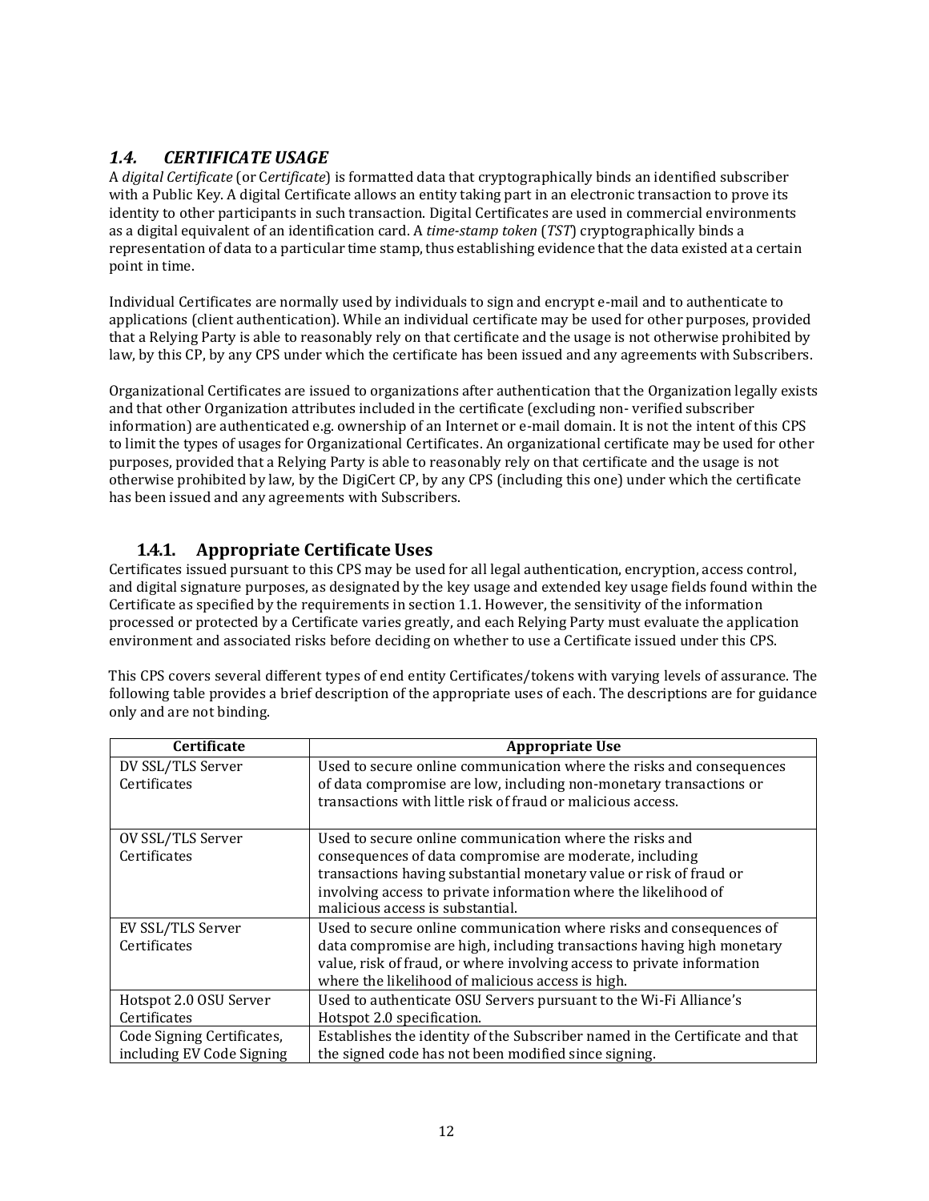## 1.4. CERTIFICATE USAGE

A *digital Certificate* (or C*ertificate*) is formatted data that cryptographically binds an identified subscriber with a Public Key. A digital Certificate allows an entity taking part in an electronic transaction to prove its identity to other participants in such transaction. Digital Certificates are used in commercial environments as a digital equivalent of an identification card. A *time-stamp token* (*TST*) cryptographically binds a representation of data to a particular time stamp, thus establishing evidence that the data existed at a certain point in time.

Individual Certificates are normally used by individuals to sign and encrypt e-mail and to authenticate to applications (client authentication). While an individual certificate may be used for other purposes, provided that a Relying Party is able to reasonably rely on that certificate and the usage is not otherwise prohibited by law, by this CP, by any CPS under which the certificate has been issued and any agreements with Subscribers.

Organizational Certificates are issued to organizations after authentication that the Organization legally exists and that other Organization attributes included in the certificate (excluding non- verified subscriber information) are authenticated e.g. ownership of an Internet or e-mail domain. It is not the intent of this CPS to limit the types of usages for Organizational Certificates. An organizational certificate may be used for other purposes, provided that a Relying Party is able to reasonably rely on that certificate and the usage is not otherwise prohibited by law, by the DigiCert CP, by any CPS (including this one) under which the certificate has been issued and any agreements with Subscribers.

### 1.4.1. Appropriate Certificate Uses

Certificates issued pursuant to this CPS may be used for all legal authentication, encryption, access control, and digital signature purposes, as designated by the key usage and extended key usage fields found within the Certificate as specified by the requirements in section 1.1. However, the sensitivity of the information processed or protected by a Certificate varies greatly, and each Relying Party must evaluate the application environment and associated risks before deciding on whether to use a Certificate issued under this CPS.

This CPS covers several different types of end entity Certificates/tokens with varying levels of assurance. The following table provides a brief description of the appropriate uses of each. The descriptions are for guidance only and are not binding.

| Certificate | Appropriate Use |
|---|---|
| DV SSL/TLS Server Certificates | Used to secure online communication where the risks and consequences of data compromise are low, including non-monetary transactions or transactions with little risk of fraud or malicious access. |
| OV SSL/TLS Server Certificates | Used to secure online communication where the risks and consequences of data compromise are moderate, including transactions having substantial monetary value or risk of fraud or involving access to private information where the likelihood of malicious access is substantial. |
| EV SSL/TLS Server Certificates | Used to secure online communication where risks and consequences of data compromise are high, including transactions having high monetary value, risk of fraud, or where involving access to private information where the likelihood of malicious access is high. |
| Hotspot 2.0 OSU Server Certificates | Used to authenticate OSU Servers pursuant to the Wi-Fi Alliance's Hotspot 2.0 specification. |
| Code Signing Certificates, including EV Code Signing | Establishes the identity of the Subscriber named in the Certificate and that the signed code has not been modified since signing. |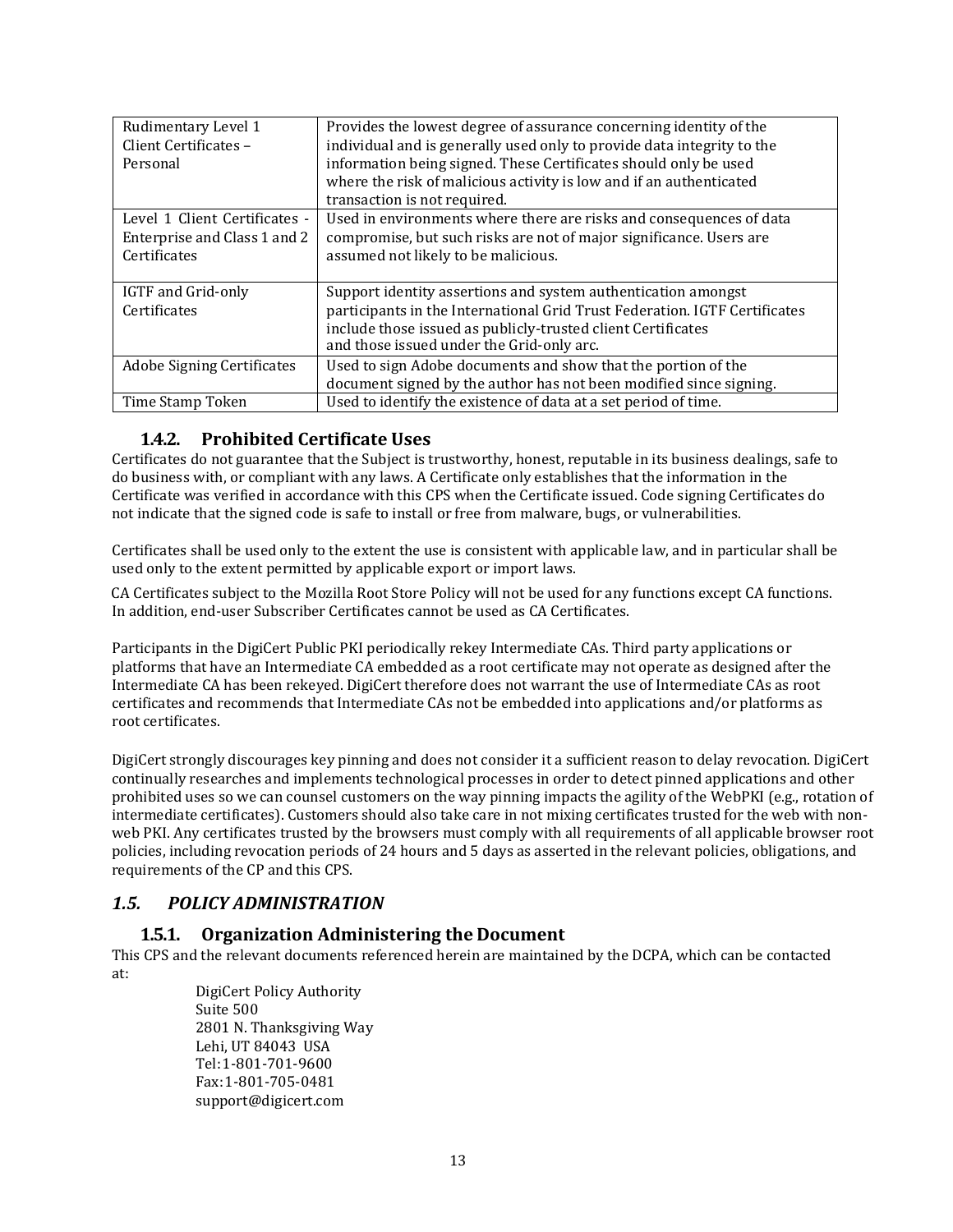| | |
|---|---|
| Rudimentary Level 1 Client Certificates – Personal | Provides the lowest degree of assurance concerning identity of the individual and is generally used only to provide data integrity to the information being signed. These Certificates should only be used where the risk of malicious activity is low and if an authenticated transaction is not required. |
| Level 1 Client Certificates - Enterprise and Class 1 and 2 Certificates | Used in environments where there are risks and consequences of data compromise, but such risks are not of major significance. Users are assumed not likely to be malicious. |
| IGTF and Grid-only Certificates | Support identity assertions and system authentication amongst participants in the International Grid Trust Federation. IGTF Certificates include those issued as publicly-trusted client Certificates and those issued under the Grid-only arc. |
| Adobe Signing Certificates | Used to sign Adobe documents and show that the portion of the document signed by the author has not been modified since signing. |
| Time Stamp Token | Used to identify the existence of data at a set period of time. |

### 1.4.2. Prohibited Certificate Uses

Certificates do not guarantee that the Subject is trustworthy, honest, reputable in its business dealings, safe to do business with, or compliant with any laws. A Certificate only establishes that the information in the Certificate was verified in accordance with this CPS when the Certificate issued. Code signing Certificates do not indicate that the signed code is safe to install or free from malware, bugs, or vulnerabilities.

Certificates shall be used only to the extent the use is consistent with applicable law, and in particular shall be used only to the extent permitted by applicable export or import laws.

CA Certificates subject to the Mozilla Root Store Policy will not be used for any functions except CA functions. In addition, end-user Subscriber Certificates cannot be used as CA Certificates.

Participants in the DigiCert Public PKI periodically rekey Intermediate CAs. Third party applications or platforms that have an Intermediate CA embedded as a root certificate may not operate as designed after the Intermediate CA has been rekeyed. DigiCert therefore does not warrant the use of Intermediate CAs as root certificates and recommends that Intermediate CAs not be embedded into applications and/or platforms as root certificates.

DigiCert strongly discourages key pinning and does not consider it a sufficient reason to delay revocation. DigiCert continually researches and implements technological processes in order to detect pinned applications and other prohibited uses so we can counsel customers on the way pinning impacts the agility of the WebPKI (e.g., rotation of intermediate certificates). Customers should also take care in not mixing certificates trusted for the web with non-web PKI. Any certificates trusted by the browsers must comply with all requirements of all applicable browser root policies, including revocation periods of 24 hours and 5 days as asserted in the relevant policies, obligations, and requirements of the CP and this CPS.

## *1.5. POLICY ADMINISTRATION*

### 1.5.1. Organization Administering the Document

This CPS and the relevant documents referenced herein are maintained by the DCPA, which can be contacted at:

DigiCert Policy Authority
Suite 500
2801 N. Thanksgiving Way
Lehi, UT 84043 USA
Tel:1-801-701-9600
Fax:1-801-705-0481
support@digicert.com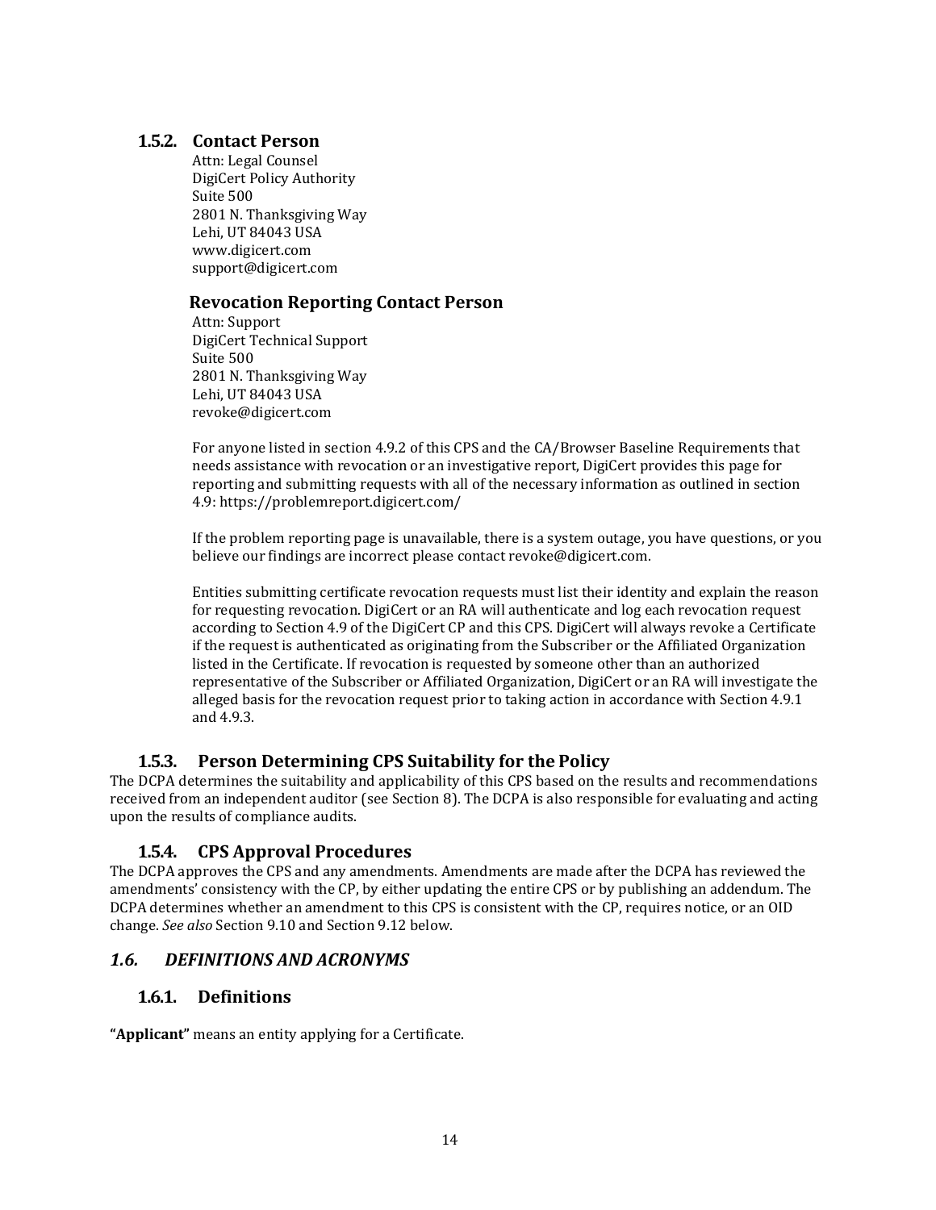### 1.5.2. Contact Person

Attn: Legal Counsel
DigiCert Policy Authority
Suite 500
2801 N. Thanksgiving Way
Lehi, UT 84043 USA
www.digicert.com
support@digicert.com

#### Revocation Reporting Contact Person

Attn: Support
DigiCert Technical Support
Suite 500
2801 N. Thanksgiving Way
Lehi, UT 84043 USA
revoke@digicert.com

For anyone listed in section 4.9.2 of this CPS and the CA/Browser Baseline Requirements that needs assistance with revocation or an investigative report, DigiCert provides this page for reporting and submitting requests with all of the necessary information as outlined in section 4.9: https://problemreport.digicert.com/

If the problem reporting page is unavailable, there is a system outage, you have questions, or you believe our findings are incorrect please contact revoke@digicert.com.

Entities submitting certificate revocation requests must list their identity and explain the reason for requesting revocation. DigiCert or an RA will authenticate and log each revocation request according to Section 4.9 of the DigiCert CP and this CPS. DigiCert will always revoke a Certificate if the request is authenticated as originating from the Subscriber or the Affiliated Organization listed in the Certificate. If revocation is requested by someone other than an authorized representative of the Subscriber or Affiliated Organization, DigiCert or an RA will investigate the alleged basis for the revocation request prior to taking action in accordance with Section 4.9.1 and 4.9.3.

### 1.5.3. Person Determining CPS Suitability for the Policy

The DCPA determines the suitability and applicability of this CPS based on the results and recommendations received from an independent auditor (see Section 8). The DCPA is also responsible for evaluating and acting upon the results of compliance audits.

### 1.5.4. CPS Approval Procedures

The DCPA approves the CPS and any amendments. Amendments are made after the DCPA has reviewed the amendments' consistency with the CP, by either updating the entire CPS or by publishing an addendum. The DCPA determines whether an amendment to this CPS is consistent with the CP, requires notice, or an OID change. *See also* Section 9.10 and Section 9.12 below.

## *1.6. DEFINITIONS AND ACRONYMS*

### 1.6.1. Definitions

**"Applicant"** means an entity applying for a Certificate.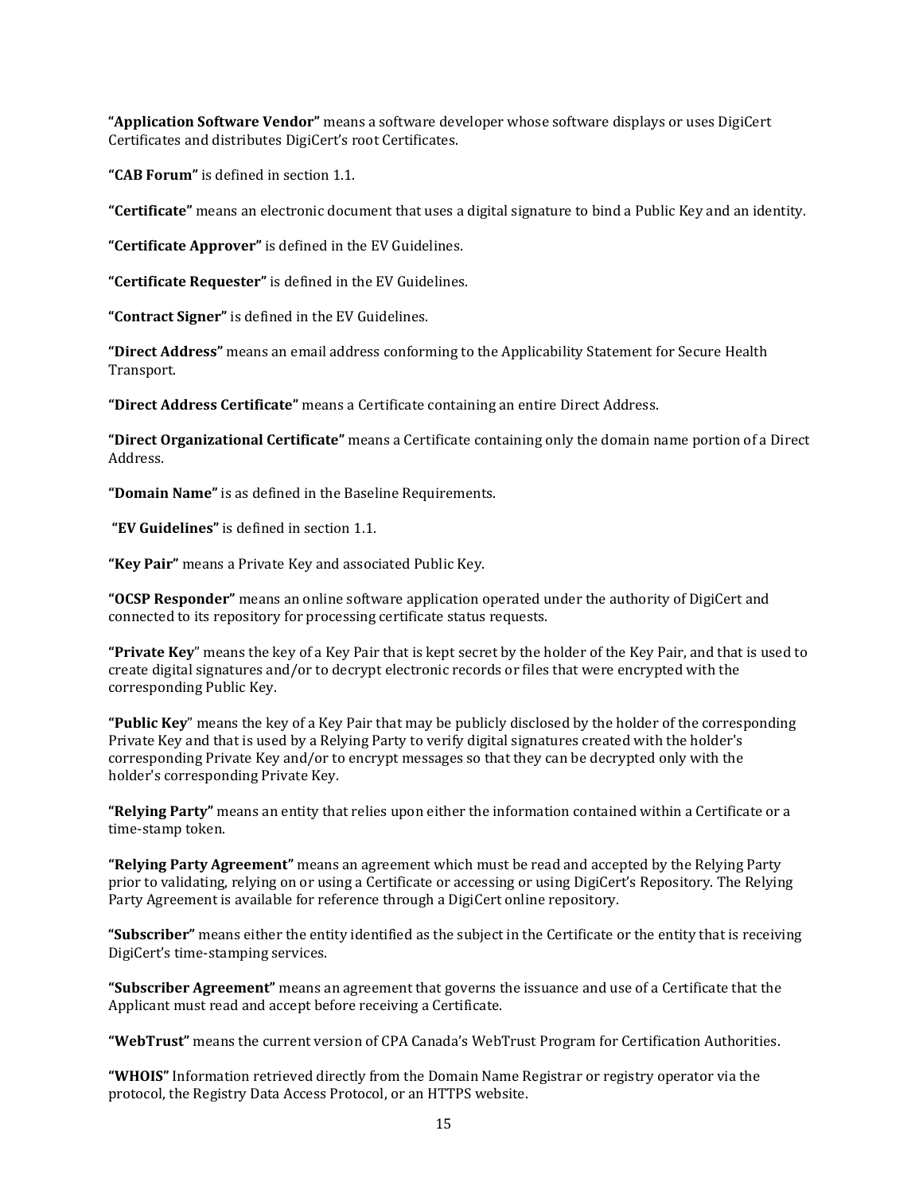**"Application Software Vendor"** means a software developer whose software displays or uses DigiCert Certificates and distributes DigiCert's root Certificates.

**"CAB Forum"** is defined in section 1.1.

**"Certificate"** means an electronic document that uses a digital signature to bind a Public Key and an identity.

**"Certificate Approver"** is defined in the EV Guidelines.

**"Certificate Requester"** is defined in the EV Guidelines.

**"Contract Signer"** is defined in the EV Guidelines.

**"Direct Address"** means an email address conforming to the Applicability Statement for Secure Health Transport.

**"Direct Address Certificate"** means a Certificate containing an entire Direct Address.

**"Direct Organizational Certificate"** means a Certificate containing only the domain name portion of a Direct Address.

**"Domain Name"** is as defined in the Baseline Requirements.

**"EV Guidelines"** is defined in section 1.1.

**"Key Pair"** means a Private Key and associated Public Key.

**"OCSP Responder"** means an online software application operated under the authority of DigiCert and connected to its repository for processing certificate status requests.

**"Private Key"** means the key of a Key Pair that is kept secret by the holder of the Key Pair, and that is used to create digital signatures and/or to decrypt electronic records or files that were encrypted with the corresponding Public Key.

**"Public Key"** means the key of a Key Pair that may be publicly disclosed by the holder of the corresponding Private Key and that is used by a Relying Party to verify digital signatures created with the holder's corresponding Private Key and/or to encrypt messages so that they can be decrypted only with the holder's corresponding Private Key.

**"Relying Party"** means an entity that relies upon either the information contained within a Certificate or a time-stamp token.

**"Relying Party Agreement"** means an agreement which must be read and accepted by the Relying Party prior to validating, relying on or using a Certificate or accessing or using DigiCert's Repository. The Relying Party Agreement is available for reference through a DigiCert online repository.

**"Subscriber"** means either the entity identified as the subject in the Certificate or the entity that is receiving DigiCert's time-stamping services.

**"Subscriber Agreement"** means an agreement that governs the issuance and use of a Certificate that the Applicant must read and accept before receiving a Certificate.

**"WebTrust"** means the current version of CPA Canada's WebTrust Program for Certification Authorities.

**"WHOIS"** Information retrieved directly from the Domain Name Registrar or registry operator via the protocol, the Registry Data Access Protocol, or an HTTPS website.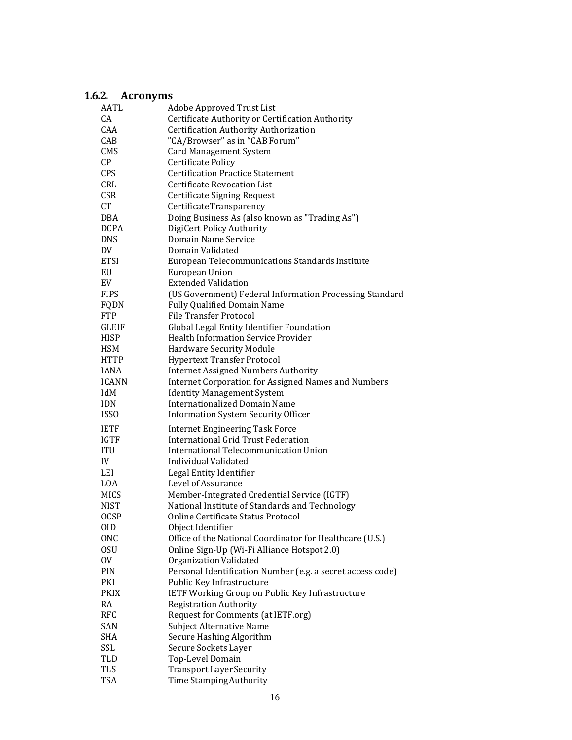### 1.6.2. Acronyms

| | |
|---|---|
| AATL | Adobe Approved Trust List |
| CA | Certificate Authority or Certification Authority |
| CAA | Certification Authority Authorization |
| CAB | "CA/Browser" as in "CAB Forum" |
| CMS | Card Management System |
| CP | Certificate Policy |
| CPS | Certification Practice Statement |
| CRL | Certificate Revocation List |
| CSR | Certificate Signing Request |
| CT | CertificateTransparency |
| DBA | Doing Business As (also known as "Trading As") |
| DCPA | DigiCert Policy Authority |
| DNS | Domain Name Service |
| DV | Domain Validated |
| ETSI | European Telecommunications Standards Institute |
| EU | European Union |
| EV | Extended Validation |
| FIPS | (US Government) Federal Information Processing Standard |
| FQDN | Fully Qualified Domain Name |
| FTP | File Transfer Protocol |
| GLEIF | Global Legal Entity Identifier Foundation |
| HISP | Health Information Service Provider |
| HSM | Hardware Security Module |
| HTTP | Hypertext Transfer Protocol |
| IANA | Internet Assigned Numbers Authority |
| ICANN | Internet Corporation for Assigned Names and Numbers |
| IdM | Identity Management System |
| IDN | Internationalized Domain Name |
| ISSO | Information System Security Officer |
| IETF | Internet Engineering Task Force |
| IGTF | International Grid Trust Federation |
| ITU | International Telecommunication Union |
| IV | Individual Validated |
| LEI | Legal Entity Identifier |
| LOA | Level of Assurance |
| MICS | Member-Integrated Credential Service (IGTF) |
| NIST | National Institute of Standards and Technology |
| OCSP | Online Certificate Status Protocol |
| OID | Object Identifier |
| ONC | Office of the National Coordinator for Healthcare (U.S.) |
| OSU | Online Sign-Up (Wi-Fi Alliance Hotspot 2.0) |
| OV | Organization Validated |
| PIN | Personal Identification Number (e.g. a secret access code) |
| PKI | Public Key Infrastructure |
| PKIX | IETF Working Group on Public Key Infrastructure |
| RA | Registration Authority |
| RFC | Request for Comments (at IETF.org) |
| SAN | Subject Alternative Name |
| SHA | Secure Hashing Algorithm |
| SSL | Secure Sockets Layer |
| TLD | Top-Level Domain |
| TLS | Transport Layer Security |
| TSA | Time Stamping Authority |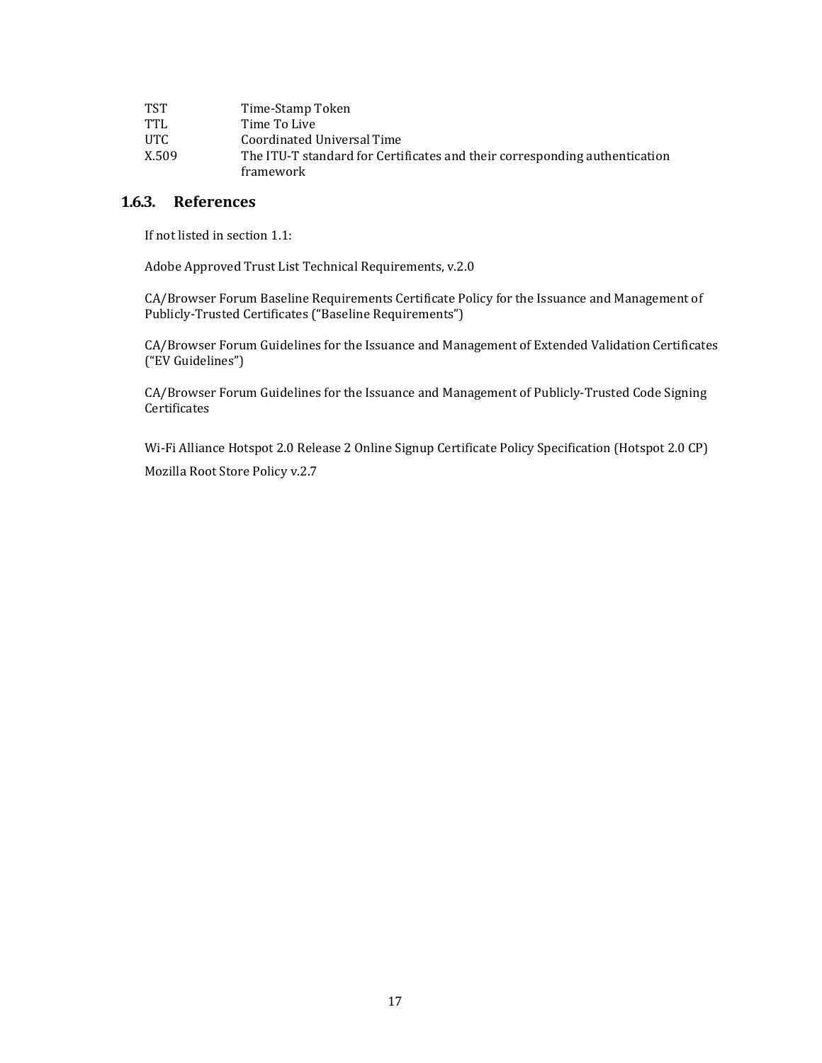| | |
|---|---|
| TST | Time-Stamp Token |
| TTL | Time To Live |
| UTC | Coordinated Universal Time |
| X.509 | The ITU-T standard for Certificates and their corresponding authentication framework |

### 1.6.3. References

If not listed in section 1.1:

Adobe Approved Trust List Technical Requirements, v.2.0

CA/Browser Forum Baseline Requirements Certificate Policy for the Issuance and Management of Publicly-Trusted Certificates ("Baseline Requirements")

CA/Browser Forum Guidelines for the Issuance and Management of Extended Validation Certificates ("EV Guidelines")

CA/Browser Forum Guidelines for the Issuance and Management of Publicly-Trusted Code Signing Certificates

Wi-Fi Alliance Hotspot 2.0 Release 2 Online Signup Certificate Policy Specification (Hotspot 2.0 CP)

Mozilla Root Store Policy v.2.7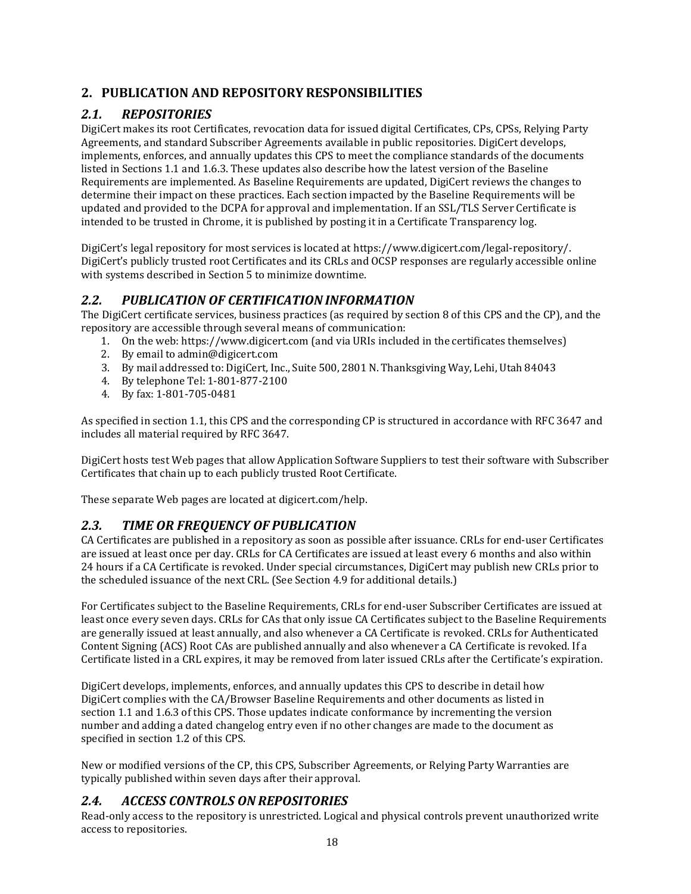## 2. PUBLICATION AND REPOSITORY RESPONSIBILITIES

### *2.1. REPOSITORIES*

DigiCert makes its root Certificates, revocation data for issued digital Certificates, CPs, CPSs, Relying Party Agreements, and standard Subscriber Agreements available in public repositories. DigiCert develops, implements, enforces, and annually updates this CPS to meet the compliance standards of the documents listed in Sections 1.1 and 1.6.3. These updates also describe how the latest version of the Baseline Requirements are implemented. As Baseline Requirements are updated, DigiCert reviews the changes to determine their impact on these practices. Each section impacted by the Baseline Requirements will be updated and provided to the DCPA for approval and implementation. If an SSL/TLS Server Certificate is intended to be trusted in Chrome, it is published by posting it in a Certificate Transparency log.

DigiCert's legal repository for most services is located at https://www.digicert.com/legal-repository/. DigiCert's publicly trusted root Certificates and its CRLs and OCSP responses are regularly accessible online with systems described in Section 5 to minimize downtime.

### *2.2. PUBLICATION OF CERTIFICATION INFORMATION*

The DigiCert certificate services, business practices (as required by section 8 of this CPS and the CP), and the repository are accessible through several means of communication:

1. On the web: https://www.digicert.com (and via URIs included in the certificates themselves)
2. By email to admin@digicert.com
3. By mail addressed to: DigiCert, Inc., Suite 500, 2801 N. Thanksgiving Way, Lehi, Utah 84043
4. By telephone Tel: 1-801-877-2100
4. By fax: 1-801-705-0481

As specified in section 1.1, this CPS and the corresponding CP is structured in accordance with RFC 3647 and includes all material required by RFC 3647.

DigiCert hosts test Web pages that allow Application Software Suppliers to test their software with Subscriber Certificates that chain up to each publicly trusted Root Certificate.

These separate Web pages are located at digicert.com/help.

### *2.3. TIME OR FREQUENCY OF PUBLICATION*

CA Certificates are published in a repository as soon as possible after issuance. CRLs for end-user Certificates are issued at least once per day. CRLs for CA Certificates are issued at least every 6 months and also within 24 hours if a CA Certificate is revoked. Under special circumstances, DigiCert may publish new CRLs prior to the scheduled issuance of the next CRL. (See Section 4.9 for additional details.)

For Certificates subject to the Baseline Requirements, CRLs for end-user Subscriber Certificates are issued at least once every seven days. CRLs for CAs that only issue CA Certificates subject to the Baseline Requirements are generally issued at least annually, and also whenever a CA Certificate is revoked. CRLs for Authenticated Content Signing (ACS) Root CAs are published annually and also whenever a CA Certificate is revoked. If a Certificate listed in a CRL expires, it may be removed from later issued CRLs after the Certificate's expiration.

DigiCert develops, implements, enforces, and annually updates this CPS to describe in detail how DigiCert complies with the CA/Browser Baseline Requirements and other documents as listed in section 1.1 and 1.6.3 of this CPS. Those updates indicate conformance by incrementing the version number and adding a dated changelog entry even if no other changes are made to the document as specified in section 1.2 of this CPS.

New or modified versions of the CP, this CPS, Subscriber Agreements, or Relying Party Warranties are typically published within seven days after their approval.

### *2.4. ACCESS CONTROLS ON REPOSITORIES*

Read-only access to the repository is unrestricted. Logical and physical controls prevent unauthorized write access to repositories.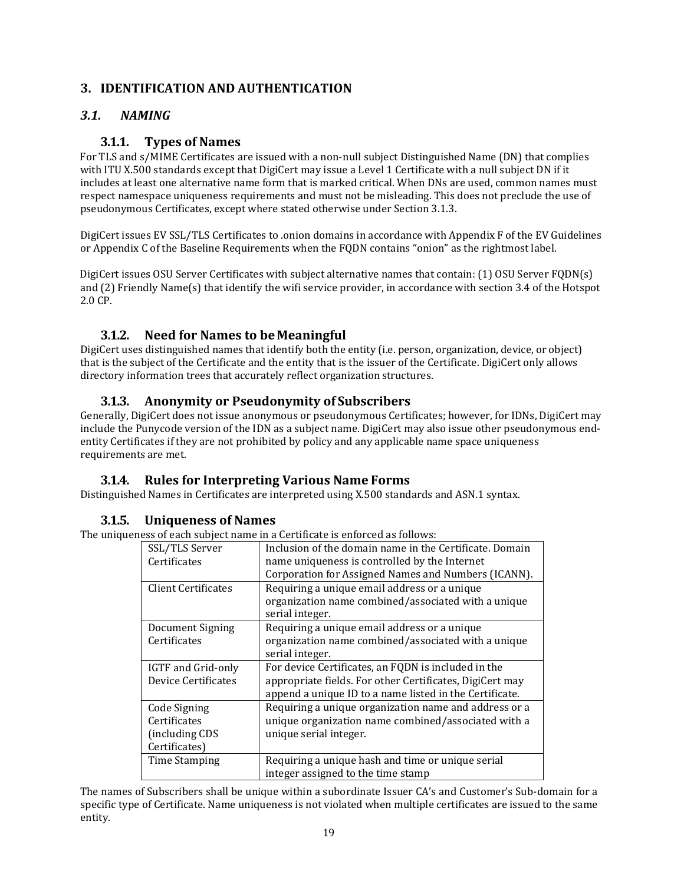# 3. IDENTIFICATION AND AUTHENTICATION

## *3.1. NAMING*

### 3.1.1. Types of Names

For TLS and s/MIME Certificates are issued with a non-null subject Distinguished Name (DN) that complies with ITU X.500 standards except that DigiCert may issue a Level 1 Certificate with a null subject DN if it includes at least one alternative name form that is marked critical. When DNs are used, common names must respect namespace uniqueness requirements and must not be misleading. This does not preclude the use of pseudonymous Certificates, except where stated otherwise under Section 3.1.3.

DigiCert issues EV SSL/TLS Certificates to .onion domains in accordance with Appendix F of the EV Guidelines or Appendix C of the Baseline Requirements when the FQDN contains "onion" as the rightmost label.

DigiCert issues OSU Server Certificates with subject alternative names that contain: (1) OSU Server FQDN(s) and (2) Friendly Name(s) that identify the wifi service provider, in accordance with section 3.4 of the Hotspot 2.0 CP.

### 3.1.2. Need for Names to be Meaningful

DigiCert uses distinguished names that identify both the entity (i.e. person, organization, device, or object) that is the subject of the Certificate and the entity that is the issuer of the Certificate. DigiCert only allows directory information trees that accurately reflect organization structures.

### 3.1.3. Anonymity or Pseudonymity of Subscribers

Generally, DigiCert does not issue anonymous or pseudonymous Certificates; however, for IDNs, DigiCert may include the Punycode version of the IDN as a subject name. DigiCert may also issue other pseudonymous end-entity Certificates if they are not prohibited by policy and any applicable name space uniqueness requirements are met.

### 3.1.4. Rules for Interpreting Various Name Forms

Distinguished Names in Certificates are interpreted using X.500 standards and ASN.1 syntax.

### 3.1.5. Uniqueness of Names

The uniqueness of each subject name in a Certificate is enforced as follows:

| | |
|---|---|
| SSL/TLS Server Certificates | Inclusion of the domain name in the Certificate. Domain name uniqueness is controlled by the Internet Corporation for Assigned Names and Numbers (ICANN). |
| Client Certificates | Requiring a unique email address or a unique organization name combined/associated with a unique serial integer. |
| Document Signing Certificates | Requiring a unique email address or a unique organization name combined/associated with a unique serial integer. |
| IGTF and Grid-only Device Certificates | For device Certificates, an FQDN is included in the appropriate fields. For other Certificates, DigiCert may append a unique ID to a name listed in the Certificate. |
| Code Signing Certificates (including CDS Certificates) | Requiring a unique organization name and address or a unique organization name combined/associated with a unique serial integer. |
| Time Stamping | Requiring a unique hash and time or unique serial integer assigned to the time stamp |

The names of Subscribers shall be unique within a subordinate Issuer CA's and Customer's Sub-domain for a specific type of Certificate. Name uniqueness is not violated when multiple certificates are issued to the same entity.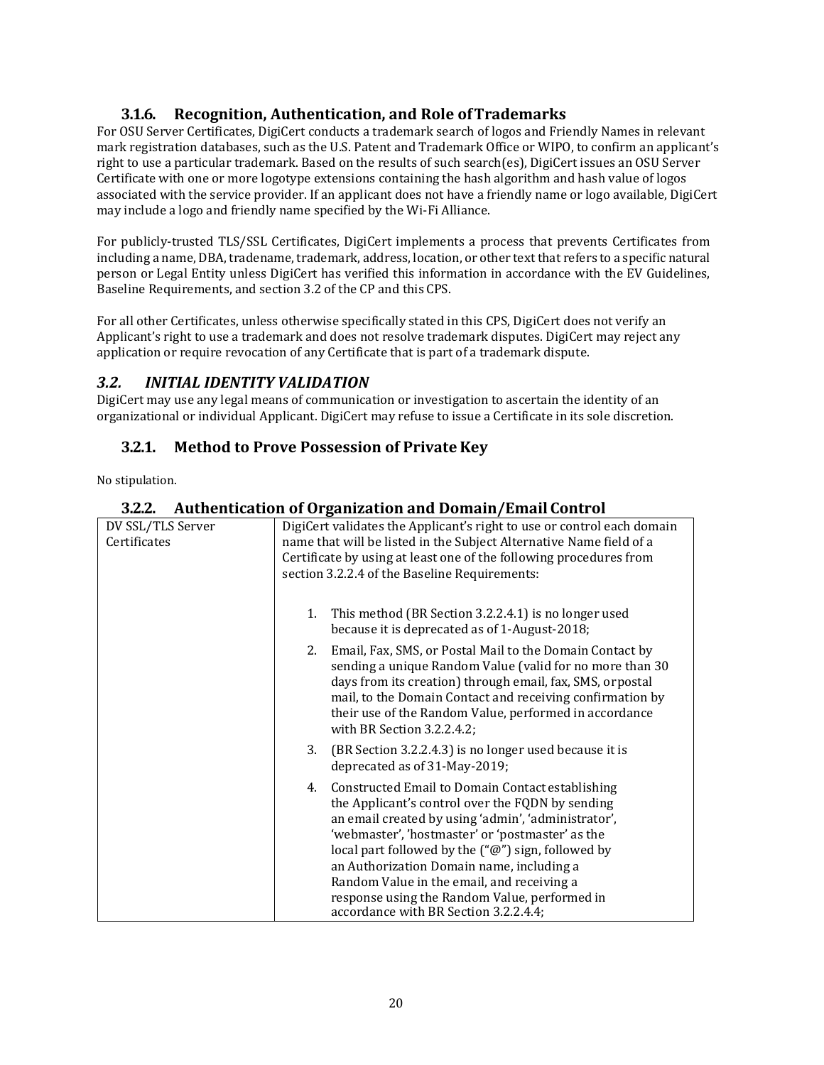### 3.1.6. Recognition, Authentication, and Role of Trademarks

For OSU Server Certificates, DigiCert conducts a trademark search of logos and Friendly Names in relevant mark registration databases, such as the U.S. Patent and Trademark Office or WIPO, to confirm an applicant's right to use a particular trademark. Based on the results of such search(es), DigiCert issues an OSU Server Certificate with one or more logotype extensions containing the hash algorithm and hash value of logos associated with the service provider. If an applicant does not have a friendly name or logo available, DigiCert may include a logo and friendly name specified by the Wi-Fi Alliance.

For publicly-trusted TLS/SSL Certificates, DigiCert implements a process that prevents Certificates from including a name, DBA, tradename, trademark, address, location, or other text that refers to a specific natural person or Legal Entity unless DigiCert has verified this information in accordance with the EV Guidelines, Baseline Requirements, and section 3.2 of the CP and this CPS.

For all other Certificates, unless otherwise specifically stated in this CPS, DigiCert does not verify an Applicant's right to use a trademark and does not resolve trademark disputes. DigiCert may reject any application or require revocation of any Certificate that is part of a trademark dispute.

## *3.2. INITIAL IDENTITY VALIDATION*

DigiCert may use any legal means of communication or investigation to ascertain the identity of an organizational or individual Applicant. DigiCert may refuse to issue a Certificate in its sole discretion.

### 3.2.1. Method to Prove Possession of Private Key

No stipulation.

### 3.2.2. Authentication of Organization and Domain/Email Control

| | |
|---|---|
| DV SSL/TLS Server Certificates | DigiCert validates the Applicant's right to use or control each domain name that will be listed in the Subject Alternative Name field of a Certificate by using at least one of the following procedures from section 3.2.2.4 of the Baseline Requirements:<br><br>1. This method (BR Section 3.2.2.4.1) is no longer used because it is deprecated as of 1-August-2018;<br>2. Email, Fax, SMS, or Postal Mail to the Domain Contact by sending a unique Random Value (valid for no more than 30 days from its creation) through email, fax, SMS, or postal mail, to the Domain Contact and receiving confirmation by their use of the Random Value, performed in accordance with BR Section 3.2.2.4.2;<br>3. (BR Section 3.2.2.4.3) is no longer used because it is deprecated as of 31-May-2019;<br>4. Constructed Email to Domain Contact establishing the Applicant's control over the FQDN by sending an email created by using 'admin', 'administrator', 'webmaster', 'hostmaster' or 'postmaster' as the local part followed by the ("@") sign, followed by an Authorization Domain name, including a Random Value in the email, and receiving a response using the Random Value, performed in accordance with BR Section 3.2.2.4.4; |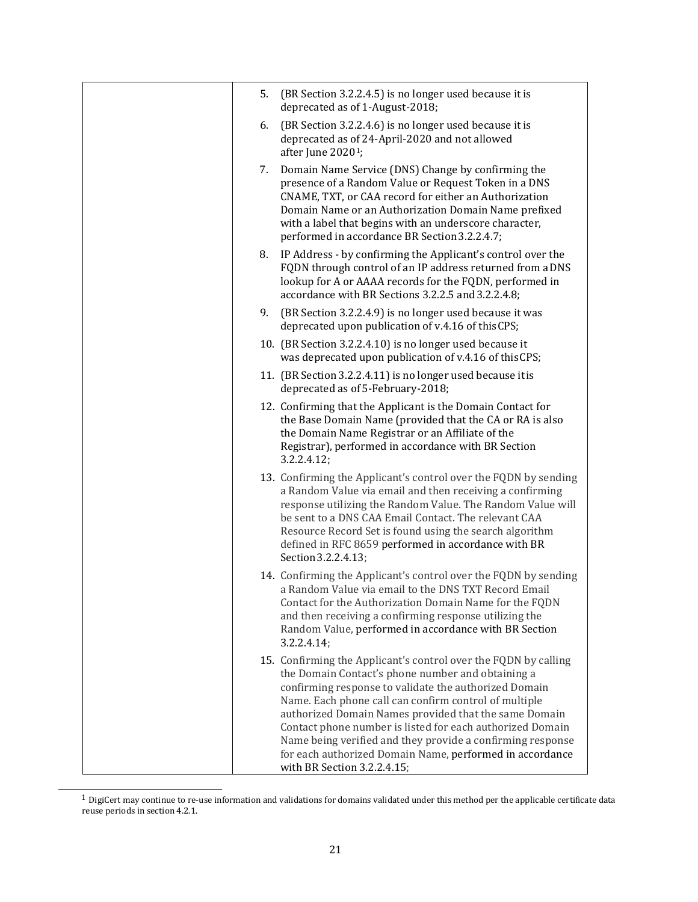| | |
|---|---|
| | 5. (BR Section 3.2.2.4.5) is no longer used because it is deprecated as of 1-August-2018;<br>6. (BR Section 3.2.2.4.6) is no longer used because it is deprecated as of 24-April-2020 and not allowed after June 2020[1];<br>7. Domain Name Service (DNS) Change by confirming the presence of a Random Value or Request Token in a DNS CNAME, TXT, or CAA record for either an Authorization Domain Name or an Authorization Domain Name prefixed with a label that begins with an underscore character, performed in accordance BR Section 3.2.2.4.7;<br>8. IP Address - by confirming the Applicant's control over the FQDN through control of an IP address returned from a DNS lookup for A or AAAA records for the FQDN, performed in accordance with BR Sections 3.2.2.5 and 3.2.2.4.8;<br>9. (BR Section 3.2.2.4.9) is no longer used because it was deprecated upon publication of v.4.16 of this CPS;<br>10. (BR Section 3.2.2.4.10) is no longer used because it was deprecated upon publication of v.4.16 of this CPS;<br>11. (BR Section 3.2.2.4.11) is no longer used because it is deprecated as of 5-February-2018;<br>12. Confirming that the Applicant is the Domain Contact for the Base Domain Name (provided that the CA or RA is also the Domain Name Registrar or an Affiliate of the Registrar), performed in accordance with BR Section 3.2.2.4.12;<br>13. Confirming the Applicant's control over the FQDN by sending a Random Value via email and then receiving a confirming response utilizing the Random Value. The Random Value will be sent to a DNS CAA Email Contact. The relevant CAA Resource Record Set is found using the search algorithm defined in RFC 8659 performed in accordance with BR Section 3.2.2.4.13;<br>14. Confirming the Applicant's control over the FQDN by sending a Random Value via email to the DNS TXT Record Email Contact for the Authorization Domain Name for the FQDN and then receiving a confirming response utilizing the Random Value, performed in accordance with BR Section 3.2.2.4.14;<br>15. Confirming the Applicant's control over the FQDN by calling the Domain Contact's phone number and obtaining a confirming response to validate the authorized Domain Name. Each phone call can confirm control of multiple authorized Domain Names provided that the same Domain Contact phone number is listed for each authorized Domain Name being verified and they provide a confirming response for each authorized Domain Name, performed in accordance with BR Section 3.2.2.4.15; |

[1] DigiCert may continue to re-use information and validations for domains validated under this method per the applicable certificate data reuse periods in section 4.2.1.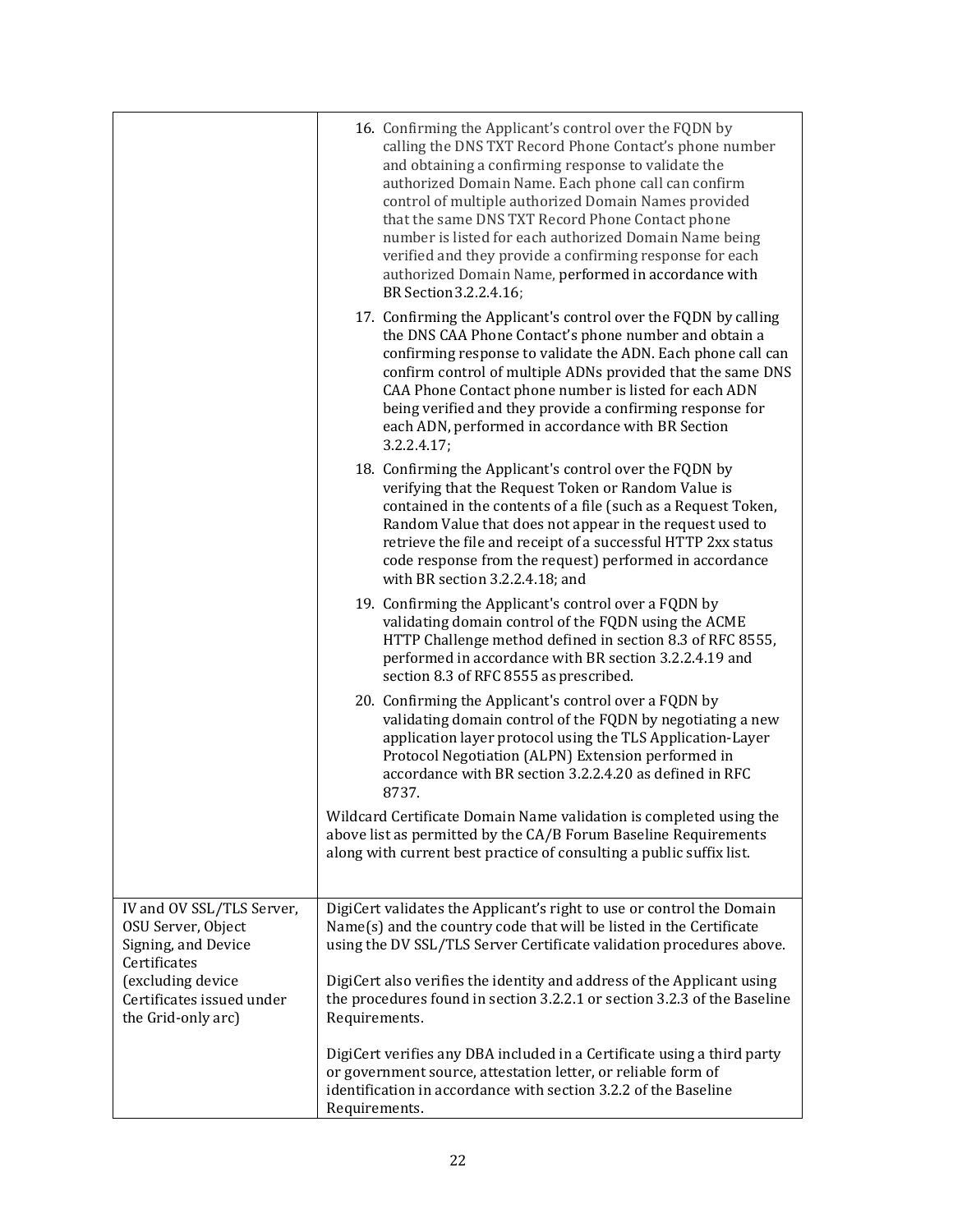| | |
|---|---|
| | 16. Confirming the Applicant's control over the FQDN by calling the DNS TXT Record Phone Contact's phone number and obtaining a confirming response to validate the authorized Domain Name. Each phone call can confirm control of multiple authorized Domain Names provided that the same DNS TXT Record Phone Contact phone number is listed for each authorized Domain Name being verified and they provide a confirming response for each authorized Domain Name, performed in accordance with BR Section3.2.2.4.16;<br><br>17. Confirming the Applicant's control over the FQDN by calling the DNS CAA Phone Contact's phone number and obtain a confirming response to validate the ADN. Each phone call can confirm control of multiple ADNs provided that the same DNS CAA Phone Contact phone number is listed for each ADN being verified and they provide a confirming response for each ADN, performed in accordance with BR Section 3.2.2.4.17;<br><br>18. Confirming the Applicant's control over the FQDN by verifying that the Request Token or Random Value is contained in the contents of a file (such as a Request Token, Random Value that does not appear in the request used to retrieve the file and receipt of a successful HTTP 2xx status code response from the request) performed in accordance with BR section 3.2.2.4.18; and<br><br>19. Confirming the Applicant's control over a FQDN by validating domain control of the FQDN using the ACME HTTP Challenge method defined in section 8.3 of RFC 8555, performed in accordance with BR section 3.2.2.4.19 and section 8.3 of RFC 8555 as prescribed.<br><br>20. Confirming the Applicant's control over a FQDN by validating domain control of the FQDN by negotiating a new application layer protocol using the TLS Application-Layer Protocol Negotiation (ALPN) Extension performed in accordance with BR section 3.2.2.4.20 as defined in RFC 8737.<br><br>Wildcard Certificate Domain Name validation is completed using the above list as permitted by the CA/B Forum Baseline Requirements along with current best practice of consulting a public suffix list. |
| IV and OV SSL/TLS Server, OSU Server, Object Signing, and Device Certificates (excluding device Certificates issued under the Grid-only arc) | DigiCert validates the Applicant's right to use or control the Domain Name(s) and the country code that will be listed in the Certificate using the DV SSL/TLS Server Certificate validation procedures above.<br><br>DigiCert also verifies the identity and address of the Applicant using the procedures found in section 3.2.2.1 or section 3.2.3 of the Baseline Requirements.<br><br>DigiCert verifies any DBA included in a Certificate using a third party or government source, attestation letter, or reliable form of identification in accordance with section 3.2.2 of the Baseline Requirements. |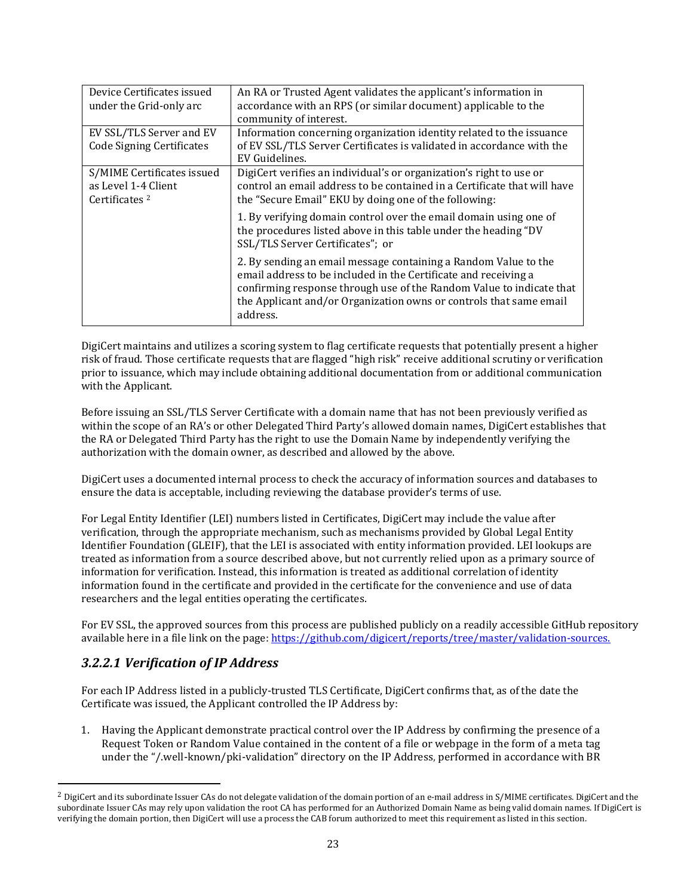| | |
|---|---|
| Device Certificates issued under the Grid-only arc | An RA or Trusted Agent validates the applicant's information in accordance with an RPS (or similar document) applicable to the community of interest. |
| EV SSL/TLS Server and EV Code Signing Certificates | Information concerning organization identity related to the issuance of EV SSL/TLS Server Certificates is validated in accordance with the EV Guidelines. |
| S/MIME Certificates issued as Level 1-4 Client Certificates [2] | DigiCert verifies an individual's or organization's right to use or control an email address to be contained in a Certificate that will have the "Secure Email" EKU by doing one of the following:<br><br>1. By verifying domain control over the email domain using one of the procedures listed above in this table under the heading "DV SSL/TLS Server Certificates"; or<br><br>2. By sending an email message containing a Random Value to the email address to be included in the Certificate and receiving a confirming response through use of the Random Value to indicate that the Applicant and/or Organization owns or controls that same email address. |

DigiCert maintains and utilizes a scoring system to flag certificate requests that potentially present a higher risk of fraud. Those certificate requests that are flagged "high risk" receive additional scrutiny or verification prior to issuance, which may include obtaining additional documentation from or additional communication with the Applicant.

Before issuing an SSL/TLS Server Certificate with a domain name that has not been previously verified as within the scope of an RA's or other Delegated Third Party's allowed domain names, DigiCert establishes that the RA or Delegated Third Party has the right to use the Domain Name by independently verifying the authorization with the domain owner, as described and allowed by the above.

DigiCert uses a documented internal process to check the accuracy of information sources and databases to ensure the data is acceptable, including reviewing the database provider's terms of use.

For Legal Entity Identifier (LEI) numbers listed in Certificates, DigiCert may include the value after verification, through the appropriate mechanism, such as mechanisms provided by Global Legal Entity Identifier Foundation (GLEIF), that the LEI is associated with entity information provided. LEI lookups are treated as information from a source described above, but not currently relied upon as a primary source of information for verification. Instead, this information is treated as additional correlation of identity information found in the certificate and provided in the certificate for the convenience and use of data researchers and the legal entities operating the certificates.

For EV SSL, the approved sources from this process are published publicly on a readily accessible GitHub repository available here in a file link on the page: https://github.com/digicert/reports/tree/master/validation-sources.

### *3.2.2.1 Verification of IP Address*

For each IP Address listed in a publicly-trusted TLS Certificate, DigiCert confirms that, as of the date the Certificate was issued, the Applicant controlled the IP Address by:

1. Having the Applicant demonstrate practical control over the IP Address by confirming the presence of a Request Token or Random Value contained in the content of a file or webpage in the form of a meta tag under the "/.well-known/pki-validation" directory on the IP Address, performed in accordance with BR

[2] DigiCert and its subordinate Issuer CAs do not delegate validation of the domain portion of an e-mail address in S/MIME certificates. DigiCert and the subordinate Issuer CAs may rely upon validation the root CA has performed for an Authorized Domain Name as being valid domain names. If DigiCert is verifying the domain portion, then DigiCert will use a process the CAB forum authorized to meet this requirement as listed in this section.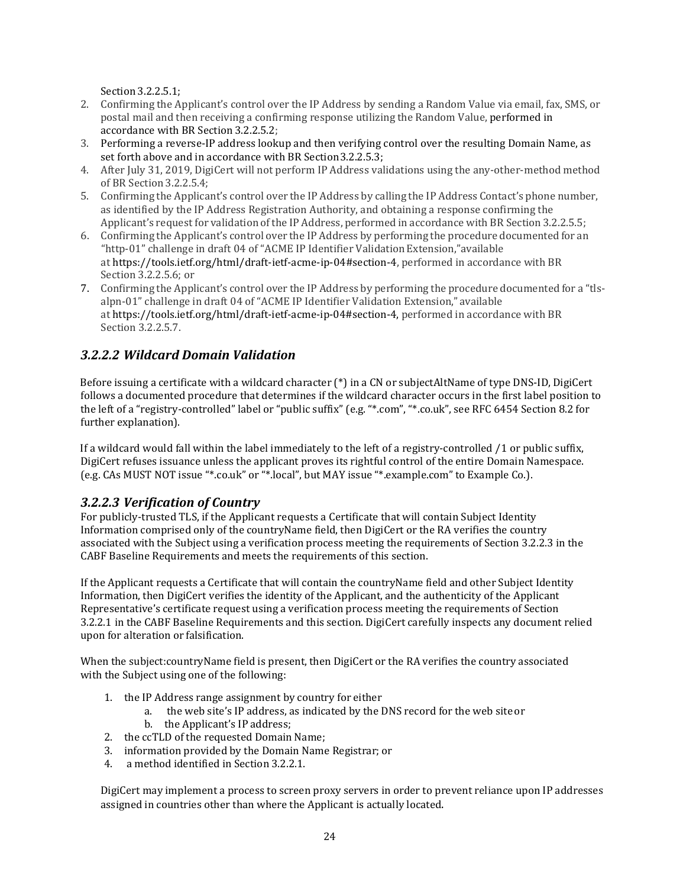Section 3.2.2.5.1;

2. Confirming the Applicant's control over the IP Address by sending a Random Value via email, fax, SMS, or postal mail and then receiving a confirming response utilizing the Random Value, performed in accordance with BR Section 3.2.2.5.2;
3. Performing a reverse-IP address lookup and then verifying control over the resulting Domain Name, as set forth above and in accordance with BR Section 3.2.2.5.3;
4. After July 31, 2019, DigiCert will not perform IP Address validations using the any-other-method method of BR Section 3.2.2.5.4;
5. Confirming the Applicant's control over the IP Address by calling the IP Address Contact's phone number, as identified by the IP Address Registration Authority, and obtaining a response confirming the Applicant's request for validation of the IP Address, performed in accordance with BR Section 3.2.2.5.5;
6. Confirming the Applicant's control over the IP Address by performing the procedure documented for an "http-01" challenge in draft 04 of "ACME IP Identifier Validation Extension," available at https://tools.ietf.org/html/draft-ietf-acme-ip-04#section-4, performed in accordance with BR Section 3.2.2.5.6; or
7. Confirming the Applicant's control over the IP Address by performing the procedure documented for a "tls-alpn-01" challenge in draft 04 of "ACME IP Identifier Validation Extension," available at https://tools.ietf.org/html/draft-ietf-acme-ip-04#section-4, performed in accordance with BR Section 3.2.2.5.7.

### *3.2.2.2 Wildcard Domain Validation*

Before issuing a certificate with a wildcard character (*) in a CN or subjectAltName of type DNS-ID, DigiCert follows a documented procedure that determines if the wildcard character occurs in the first label position to the left of a "registry-controlled" label or "public suffix" (e.g. "*.com", "*.co.uk", see RFC 6454 Section 8.2 for further explanation).

If a wildcard would fall within the label immediately to the left of a registry-controlled /1 or public suffix, DigiCert refuses issuance unless the applicant proves its rightful control of the entire Domain Namespace. (e.g. CAs MUST NOT issue "*.co.uk" or "*.local", but MAY issue "*.example.com" to Example Co.).

### *3.2.2.3 Verification of Country*

For publicly-trusted TLS, if the Applicant requests a Certificate that will contain Subject Identity Information comprised only of the countryName field, then DigiCert or the RA verifies the country associated with the Subject using a verification process meeting the requirements of Section 3.2.2.3 in the CABF Baseline Requirements and meets the requirements of this section.

If the Applicant requests a Certificate that will contain the countryName field and other Subject Identity Information, then DigiCert verifies the identity of the Applicant, and the authenticity of the Applicant Representative's certificate request using a verification process meeting the requirements of Section 3.2.2.1 in the CABF Baseline Requirements and this section. DigiCert carefully inspects any document relied upon for alteration or falsification.

When the subject:countryName field is present, then DigiCert or the RA verifies the country associated with the Subject using one of the following:

1. the IP Address range assignment by country for either
   a. the web site's IP address, as indicated by the DNS record for the web site or
   b. the Applicant's IP address;
2. the ccTLD of the requested Domain Name;
3. information provided by the Domain Name Registrar; or
4. a method identified in Section 3.2.2.1.

DigiCert may implement a process to screen proxy servers in order to prevent reliance upon IP addresses assigned in countries other than where the Applicant is actually located.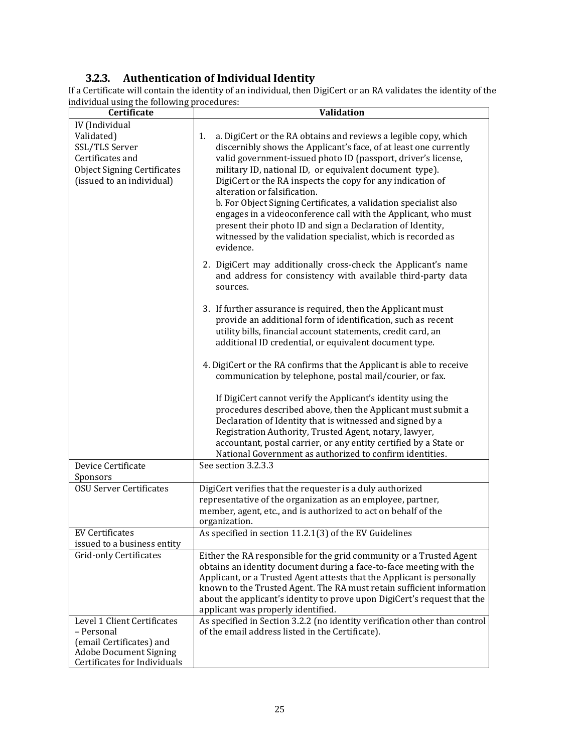### 3.2.3. Authentication of Individual Identity

If a Certificate will contain the identity of an individual, then DigiCert or an RA validates the identity of the individual using the following procedures:

| Certificate | Validation |
| --- | --- |
| IV (Individual Validated) SSL/TLS Server Certificates and Object Signing Certificates (issued to an individual) | 1. a. DigiCert or the RA obtains and reviews a legible copy, which discernibly shows the Applicant's face, of at least one currently valid government-issued photo ID (passport, driver's license, military ID, national ID, or equivalent document type). DigiCert or the RA inspects the copy for any indication of alteration or falsification.<br>b. For Object Signing Certificates, a validation specialist also engages in a videoconference call with the Applicant, who must present their photo ID and sign a Declaration of Identity, witnessed by the validation specialist, which is recorded as evidence.<br><br>2. DigiCert may additionally cross-check the Applicant's name and address for consistency with available third-party data sources.<br><br>3. If further assurance is required, then the Applicant must provide an additional form of identification, such as recent utility bills, financial account statements, credit card, an additional ID credential, or equivalent document type.<br><br>4. DigiCert or the RA confirms that the Applicant is able to receive communication by telephone, postal mail/courier, or fax.<br><br>If DigiCert cannot verify the Applicant's identity using the procedures described above, then the Applicant must submit a Declaration of Identity that is witnessed and signed by a Registration Authority, Trusted Agent, notary, lawyer, accountant, postal carrier, or any entity certified by a State or National Government as authorized to confirm identities. |
| Device Certificate Sponsors | See section 3.2.3.3 |
| OSU Server Certificates | DigiCert verifies that the requester is a duly authorized representative of the organization as an employee, partner, member, agent, etc., and is authorized to act on behalf of the organization. |
| EV Certificates issued to a business entity | As specified in section 11.2.1(3) of the EV Guidelines |
| Grid-only Certificates | Either the RA responsible for the grid community or a Trusted Agent obtains an identity document during a face-to-face meeting with the Applicant, or a Trusted Agent attests that the Applicant is personally known to the Trusted Agent. The RA must retain sufficient information about the applicant's identity to prove upon DigiCert's request that the applicant was properly identified. |
| Level 1 Client Certificates – Personal (email Certificates) and Adobe Document Signing Certificates for Individuals | As specified in Section 3.2.2 (no identity verification other than control of the email address listed in the Certificate). |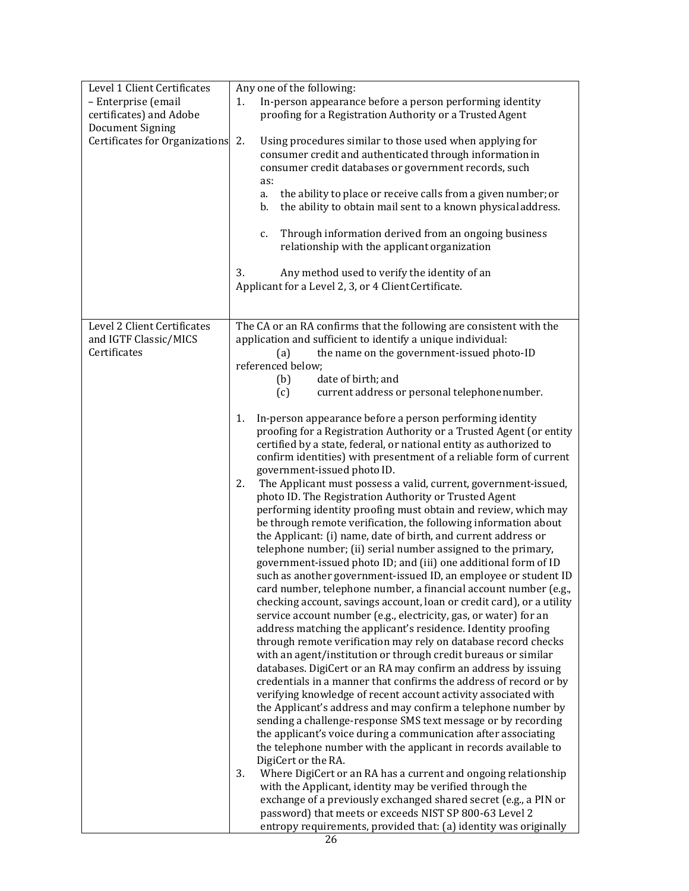| | |
|---|---|
| Level 1 Client Certificates – Enterprise (email certificates) and Adobe Document Signing Certificates for Organizations | Any one of the following:<br>1. In-person appearance before a person performing identity proofing for a Registration Authority or a Trusted Agent<br>2. Using procedures similar to those used when applying for consumer credit and authenticated through information in consumer credit databases or government records, such as:<br>a. the ability to place or receive calls from a given number; or<br>b. the ability to obtain mail sent to a known physical address.<br>c. Through information derived from an ongoing business relationship with the applicant organization<br>3. Any method used to verify the identity of an Applicant for a Level 2, 3, or 4 Client Certificate. |
| Level 2 Client Certificates and IGTF Classic/MICS Certificates | The CA or an RA confirms that the following are consistent with the application and sufficient to identify a unique individual:<br>(a) the name on the government-issued photo-ID referenced below;<br>(b) date of birth; and<br>(c) current address or personal telephone number.<br>1. In-person appearance before a person performing identity proofing for a Registration Authority or a Trusted Agent (or entity certified by a state, federal, or national entity as authorized to confirm identities) with presentment of a reliable form of current government-issued photo ID.<br>2. The Applicant must possess a valid, current, government-issued, photo ID. The Registration Authority or Trusted Agent performing identity proofing must obtain and review, which may be through remote verification, the following information about the Applicant: (i) name, date of birth, and current address or telephone number; (ii) serial number assigned to the primary, government-issued photo ID; and (iii) one additional form of ID such as another government-issued ID, an employee or student ID card number, telephone number, a financial account number (e.g., checking account, savings account, loan or credit card), or a utility service account number (e.g., electricity, gas, or water) for an address matching the applicant's residence. Identity proofing through remote verification may rely on database record checks with an agent/institution or through credit bureaus or similar databases. DigiCert or an RA may confirm an address by issuing credentials in a manner that confirms the address of record or by verifying knowledge of recent account activity associated with the Applicant's address and may confirm a telephone number by sending a challenge-response SMS text message or by recording the applicant's voice during a communication after associating the telephone number with the applicant in records available to DigiCert or the RA.<br>3. Where DigiCert or an RA has a current and ongoing relationship with the Applicant, identity may be verified through the exchange of a previously exchanged shared secret (e.g., a PIN or password) that meets or exceeds NIST SP 800-63 Level 2 entropy requirements, provided that: (a) identity was originally |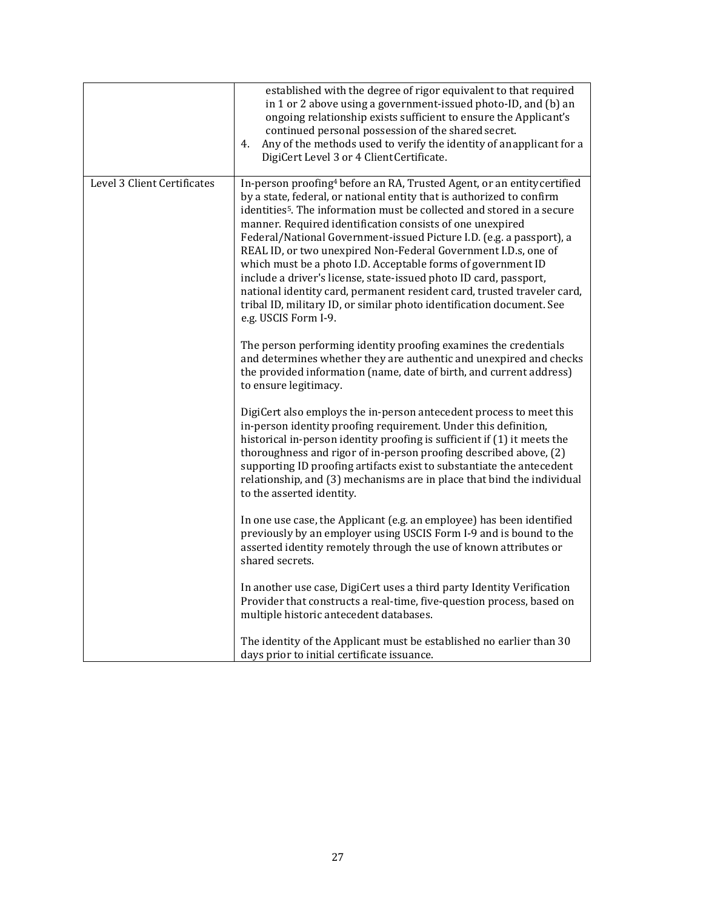| | |
|---|---|
| | established with the degree of rigor equivalent to that required in 1 or 2 above using a government-issued photo-ID, and (b) an ongoing relationship exists sufficient to ensure the Applicant's continued personal possession of the shared secret.<br>4. Any of the methods used to verify the identity of an applicant for a DigiCert Level 3 or 4 Client Certificate. |
| Level 3 Client Certificates | In-person proofing[4] before an RA, Trusted Agent, or an entity certified by a state, federal, or national entity that is authorized to confirm identities[5]. The information must be collected and stored in a secure manner. Required identification consists of one unexpired Federal/National Government-issued Picture I.D. (e.g. a passport), a REAL ID, or two unexpired Non-Federal Government I.D.s, one of which must be a photo I.D. Acceptable forms of government ID include a driver's license, state-issued photo ID card, passport, national identity card, permanent resident card, trusted traveler card, tribal ID, military ID, or similar photo identification document. See e.g. USCIS Form I-9.<br><br>The person performing identity proofing examines the credentials and determines whether they are authentic and unexpired and checks the provided information (name, date of birth, and current address) to ensure legitimacy.<br><br>DigiCert also employs the in-person antecedent process to meet this in-person identity proofing requirement. Under this definition, historical in-person identity proofing is sufficient if (1) it meets the thoroughness and rigor of in-person proofing described above, (2) supporting ID proofing artifacts exist to substantiate the antecedent relationship, and (3) mechanisms are in place that bind the individual to the asserted identity.<br><br>In one use case, the Applicant (e.g. an employee) has been identified previously by an employer using USCIS Form I-9 and is bound to the asserted identity remotely through the use of known attributes or shared secrets.<br><br>In another use case, DigiCert uses a third party Identity Verification Provider that constructs a real-time, five-question process, based on multiple historic antecedent databases.<br><br>The identity of the Applicant must be established no earlier than 30 days prior to initial certificate issuance. |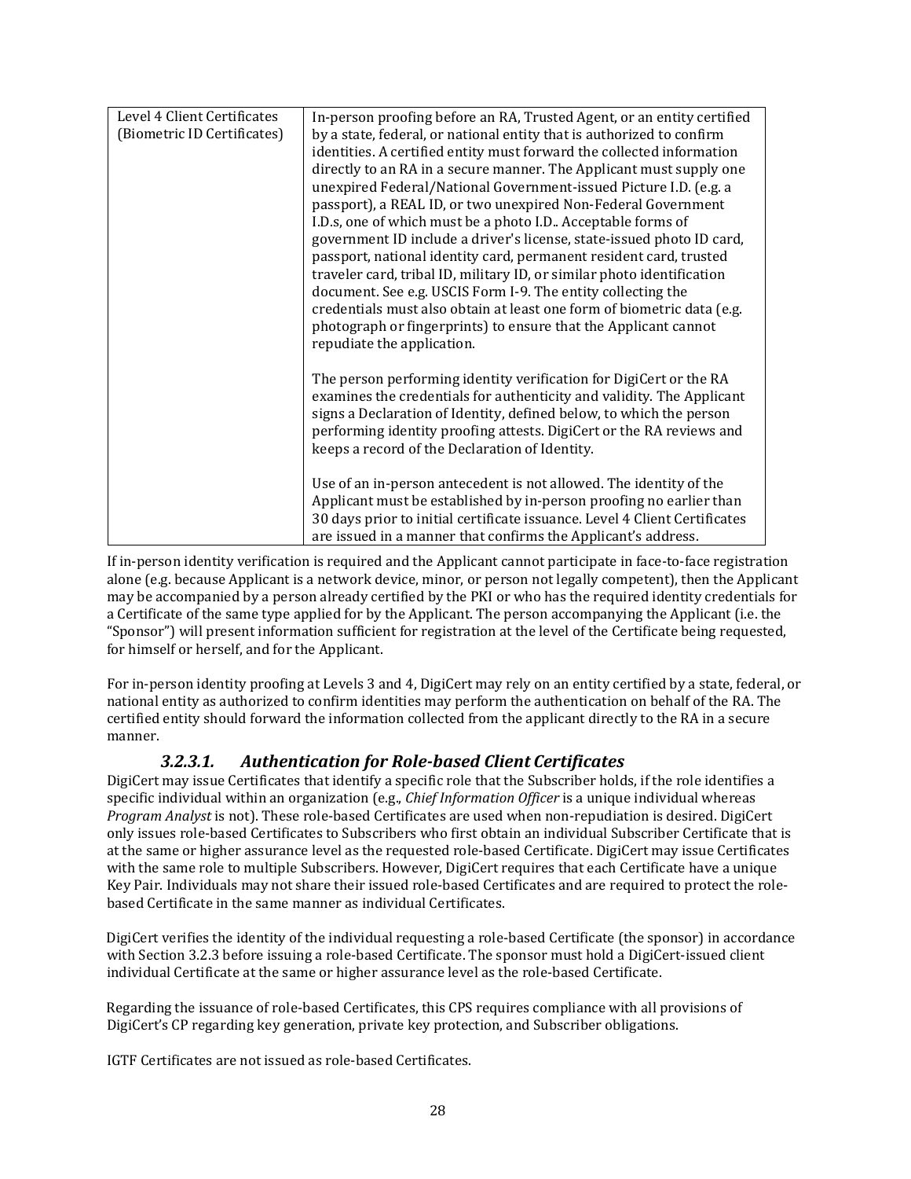| | |
|---|---|
| Level 4 Client Certificates (Biometric ID Certificates) | In-person proofing before an RA, Trusted Agent, or an entity certified by a state, federal, or national entity that is authorized to confirm identities. A certified entity must forward the collected information directly to an RA in a secure manner. The Applicant must supply one unexpired Federal/National Government-issued Picture I.D. (e.g. a passport), a REAL ID, or two unexpired Non-Federal Government I.D.s, one of which must be a photo I.D.. Acceptable forms of government ID include a driver's license, state-issued photo ID card, passport, national identity card, permanent resident card, trusted traveler card, tribal ID, military ID, or similar photo identification document. See e.g. USCIS Form I-9. The entity collecting the credentials must also obtain at least one form of biometric data (e.g. photograph or fingerprints) to ensure that the Applicant cannot repudiate the application.<br><br>The person performing identity verification for DigiCert or the RA examines the credentials for authenticity and validity. The Applicant signs a Declaration of Identity, defined below, to which the person performing identity proofing attests. DigiCert or the RA reviews and keeps a record of the Declaration of Identity.<br><br>Use of an in-person antecedent is not allowed. The identity of the Applicant must be established by in-person proofing no earlier than 30 days prior to initial certificate issuance. Level 4 Client Certificates are issued in a manner that confirms the Applicant's address. |

If in-person identity verification is required and the Applicant cannot participate in face-to-face registration alone (e.g. because Applicant is a network device, minor, or person not legally competent), then the Applicant may be accompanied by a person already certified by the PKI or who has the required identity credentials for a Certificate of the same type applied for by the Applicant. The person accompanying the Applicant (i.e. the "Sponsor") will present information sufficient for registration at the level of the Certificate being requested, for himself or herself, and for the Applicant.

For in-person identity proofing at Levels 3 and 4, DigiCert may rely on an entity certified by a state, federal, or national entity as authorized to confirm identities may perform the authentication on behalf of the RA. The certified entity should forward the information collected from the applicant directly to the RA in a secure manner.

#### *3.2.3.1. Authentication for Role-based Client Certificates*

DigiCert may issue Certificates that identify a specific role that the Subscriber holds, if the role identifies a specific individual within an organization (e.g., *Chief Information Officer* is a unique individual whereas *Program Analyst* is not). These role-based Certificates are used when non-repudiation is desired. DigiCert only issues role-based Certificates to Subscribers who first obtain an individual Subscriber Certificate that is at the same or higher assurance level as the requested role-based Certificate. DigiCert may issue Certificates with the same role to multiple Subscribers. However, DigiCert requires that each Certificate have a unique Key Pair. Individuals may not share their issued role-based Certificates and are required to protect the role-based Certificate in the same manner as individual Certificates.

DigiCert verifies the identity of the individual requesting a role-based Certificate (the sponsor) in accordance with Section 3.2.3 before issuing a role-based Certificate. The sponsor must hold a DigiCert-issued client individual Certificate at the same or higher assurance level as the role-based Certificate.

Regarding the issuance of role-based Certificates, this CPS requires compliance with all provisions of DigiCert's CP regarding key generation, private key protection, and Subscriber obligations.

IGTF Certificates are not issued as role-based Certificates.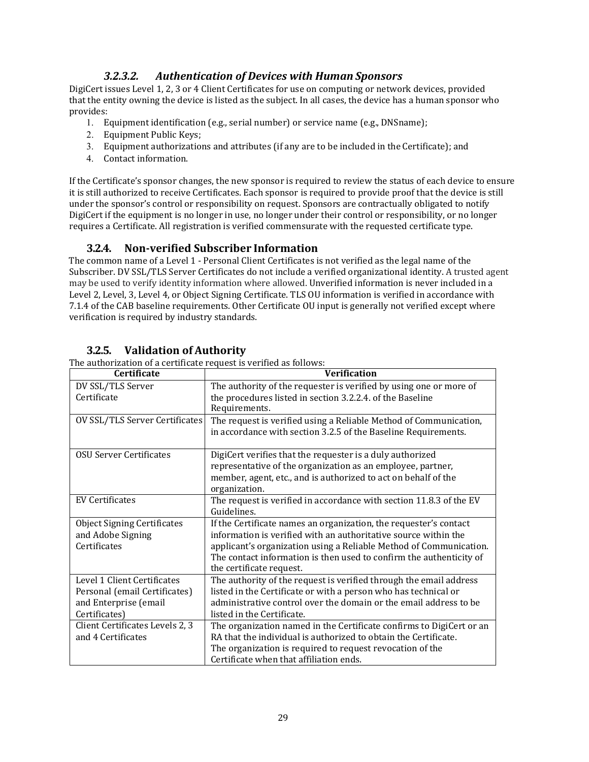#### *3.2.3.2. Authentication of Devices with Human Sponsors*

DigiCert issues Level 1, 2, 3 or 4 Client Certificates for use on computing or network devices, provided that the entity owning the device is listed as the subject. In all cases, the device has a human sponsor who provides:

1. Equipment identification (e.g., serial number) or service name (e.g., DNSname);
2. Equipment Public Keys;
3. Equipment authorizations and attributes (if any are to be included in the Certificate); and
4. Contact information.

If the Certificate's sponsor changes, the new sponsor is required to review the status of each device to ensure it is still authorized to receive Certificates. Each sponsor is required to provide proof that the device is still under the sponsor's control or responsibility on request. Sponsors are contractually obligated to notify DigiCert if the equipment is no longer in use, no longer under their control or responsibility, or no longer requires a Certificate. All registration is verified commensurate with the requested certificate type.

### 3.2.4. Non-verified Subscriber Information

The common name of a Level 1 - Personal Client Certificates is not verified as the legal name of the Subscriber. DV SSL/TLS Server Certificates do not include a verified organizational identity. A trusted agent may be used to verify identity information where allowed. Unverified information is never included in a Level 2, Level, 3, Level 4, or Object Signing Certificate. TLS OU information is verified in accordance with 7.1.4 of the CAB baseline requirements. Other Certificate OU input is generally not verified except where verification is required by industry standards.

### 3.2.5. Validation of Authority

The authorization of a certificate request is verified as follows:

| Certificate | Verification |
| --- | --- |
| DV SSL/TLS Server Certificate | The authority of the requester is verified by using one or more of the procedures listed in section 3.2.2.4. of the Baseline Requirements. |
| OV SSL/TLS Server Certificates | The request is verified using a Reliable Method of Communication, in accordance with section 3.2.5 of the Baseline Requirements. |
| OSU Server Certificates | DigiCert verifies that the requester is a duly authorized representative of the organization as an employee, partner, member, agent, etc., and is authorized to act on behalf of the organization. |
| EV Certificates | The request is verified in accordance with section 11.8.3 of the EV Guidelines. |
| Object Signing Certificates and Adobe Signing Certificates | If the Certificate names an organization, the requester's contact information is verified with an authoritative source within the applicant's organization using a Reliable Method of Communication. The contact information is then used to confirm the authenticity of the certificate request. |
| Level 1 Client Certificates Personal (email Certificates) and Enterprise (email Certificates) | The authority of the request is verified through the email address listed in the Certificate or with a person who has technical or administrative control over the domain or the email address to be listed in the Certificate. |
| Client Certificates Levels 2, 3 and 4 Certificates | The organization named in the Certificate confirms to DigiCert or an RA that the individual is authorized to obtain the Certificate. The organization is required to request revocation of the Certificate when that affiliation ends. |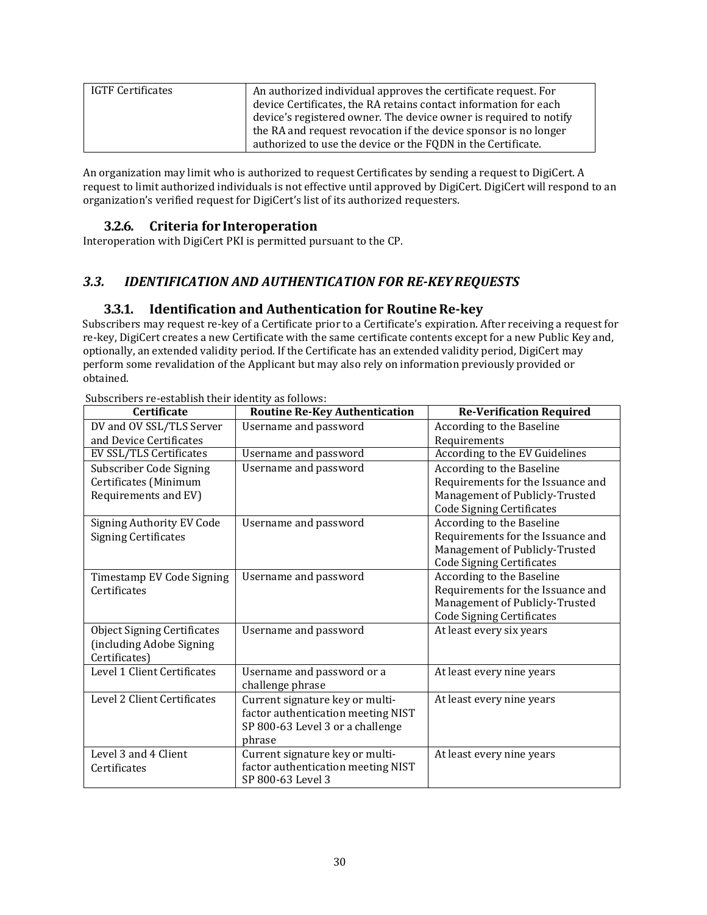| IGTF Certificates | An authorized individual approves the certificate request. For device Certificates, the RA retains contact information for each device's registered owner. The device owner is required to notify the RA and request revocation if the device sponsor is no longer authorized to use the device or the FQDN in the Certificate. |
|---|---|

An organization may limit who is authorized to request Certificates by sending a request to DigiCert. A request to limit authorized individuals is not effective until approved by DigiCert. DigiCert will respond to an organization's verified request for DigiCert's list of its authorized requesters.

### 3.2.6. Criteria for Interoperation

Interoperation with DigiCert PKI is permitted pursuant to the CP.

## *3.3. IDENTIFICATION AND AUTHENTICATION FOR RE-KEY REQUESTS*

### 3.3.1. Identification and Authentication for Routine Re-key

Subscribers may request re-key of a Certificate prior to a Certificate's expiration. After receiving a request for re-key, DigiCert creates a new Certificate with the same certificate contents except for a new Public Key and, optionally, an extended validity period. If the Certificate has an extended validity period, DigiCert may perform some revalidation of the Applicant but may also rely on information previously provided or obtained.

Subscribers re-establish their identity as follows:

| Certificate | Routine Re-Key Authentication | Re-Verification Required |
|---|---|---|
| DV and OV SSL/TLS Server and Device Certificates | Username and password | According to the Baseline Requirements |
| EV SSL/TLS Certificates | Username and password | According to the EV Guidelines |
| Subscriber Code Signing Certificates (Minimum Requirements and EV) | Username and password | According to the Baseline Requirements for the Issuance and Management of Publicly-Trusted Code Signing Certificates |
| Signing Authority EV Code Signing Certificates | Username and password | According to the Baseline Requirements for the Issuance and Management of Publicly-Trusted Code Signing Certificates |
| Timestamp EV Code Signing Certificates | Username and password | According to the Baseline Requirements for the Issuance and Management of Publicly-Trusted Code Signing Certificates |
| Object Signing Certificates (including Adobe Signing Certificates) | Username and password | At least every six years |
| Level 1 Client Certificates | Username and password or a challenge phrase | At least every nine years |
| Level 2 Client Certificates | Current signature key or multi-factor authentication meeting NIST SP 800-63 Level 3 or a challenge phrase | At least every nine years |
| Level 3 and 4 Client Certificates | Current signature key or multi-factor authentication meeting NIST SP 800-63 Level 3 | At least every nine years |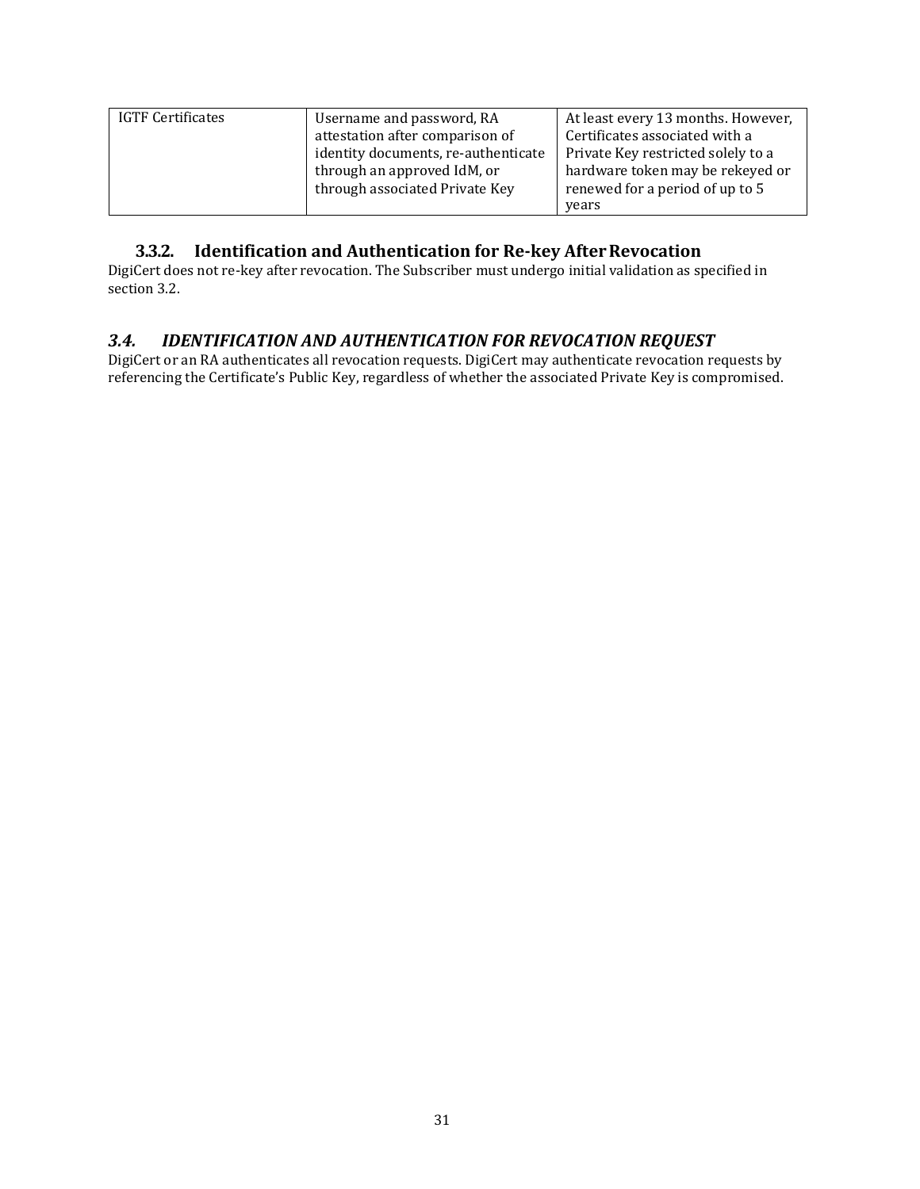| IGTF Certificates | Username and password, RA attestation after comparison of identity documents, re-authenticate through an approved IdM, or through associated Private Key | At least every 13 months. However, Certificates associated with a Private Key restricted solely to a hardware token may be rekeyed or renewed for a period of up to 5 years |
|---|---|---|

### 3.3.2. Identification and Authentication for Re-key After Revocation

DigiCert does not re-key after revocation. The Subscriber must undergo initial validation as specified in section 3.2.

## *3.4. IDENTIFICATION AND AUTHENTICATION FOR REVOCATION REQUEST*

DigiCert or an RA authenticates all revocation requests. DigiCert may authenticate revocation requests by referencing the Certificate's Public Key, regardless of whether the associated Private Key is compromised.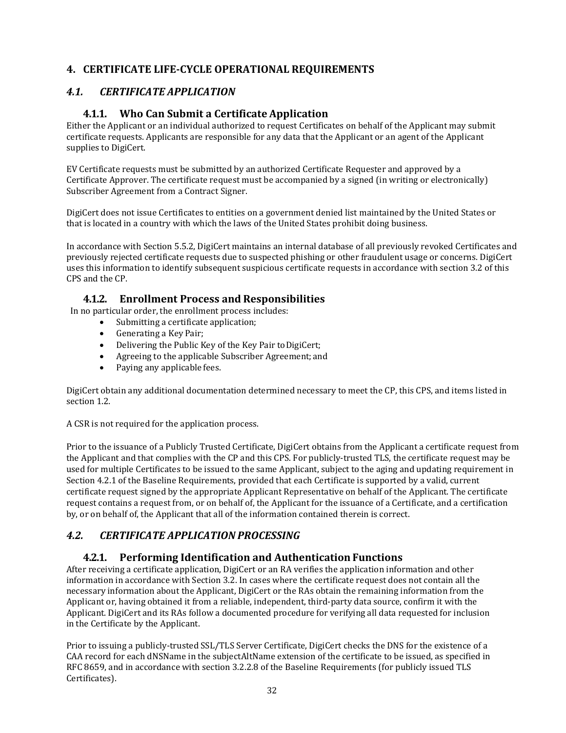# 4. CERTIFICATE LIFE-CYCLE OPERATIONAL REQUIREMENTS

## *4.1. CERTIFICATE APPLICATION*

### 4.1.1. Who Can Submit a Certificate Application

Either the Applicant or an individual authorized to request Certificates on behalf of the Applicant may submit certificate requests. Applicants are responsible for any data that the Applicant or an agent of the Applicant supplies to DigiCert.

EV Certificate requests must be submitted by an authorized Certificate Requester and approved by a Certificate Approver. The certificate request must be accompanied by a signed (in writing or electronically) Subscriber Agreement from a Contract Signer.

DigiCert does not issue Certificates to entities on a government denied list maintained by the United States or that is located in a country with which the laws of the United States prohibit doing business.

In accordance with Section 5.5.2, DigiCert maintains an internal database of all previously revoked Certificates and previously rejected certificate requests due to suspected phishing or other fraudulent usage or concerns. DigiCert uses this information to identify subsequent suspicious certificate requests in accordance with section 3.2 of this CPS and the CP.

### 4.1.2. Enrollment Process and Responsibilities

In no particular order, the enrollment process includes:

- Submitting a certificate application;
- Generating a Key Pair;
- Delivering the Public Key of the Key Pair to DigiCert;
- Agreeing to the applicable Subscriber Agreement; and
- Paying any applicable fees.

DigiCert obtain any additional documentation determined necessary to meet the CP, this CPS, and items listed in section 1.2.

A CSR is not required for the application process.

Prior to the issuance of a Publicly Trusted Certificate, DigiCert obtains from the Applicant a certificate request from the Applicant and that complies with the CP and this CPS. For publicly-trusted TLS, the certificate request may be used for multiple Certificates to be issued to the same Applicant, subject to the aging and updating requirement in Section 4.2.1 of the Baseline Requirements, provided that each Certificate is supported by a valid, current certificate request signed by the appropriate Applicant Representative on behalf of the Applicant. The certificate request contains a request from, or on behalf of, the Applicant for the issuance of a Certificate, and a certification by, or on behalf of, the Applicant that all of the information contained therein is correct.

## *4.2. CERTIFICATE APPLICATION PROCESSING*

### 4.2.1. Performing Identification and Authentication Functions

After receiving a certificate application, DigiCert or an RA verifies the application information and other information in accordance with Section 3.2. In cases where the certificate request does not contain all the necessary information about the Applicant, DigiCert or the RAs obtain the remaining information from the Applicant or, having obtained it from a reliable, independent, third-party data source, confirm it with the Applicant. DigiCert and its RAs follow a documented procedure for verifying all data requested for inclusion in the Certificate by the Applicant.

Prior to issuing a publicly-trusted SSL/TLS Server Certificate, DigiCert checks the DNS for the existence of a CAA record for each dNSName in the subjectAltName extension of the certificate to be issued, as specified in RFC 8659, and in accordance with section 3.2.2.8 of the Baseline Requirements (for publicly issued TLS Certificates).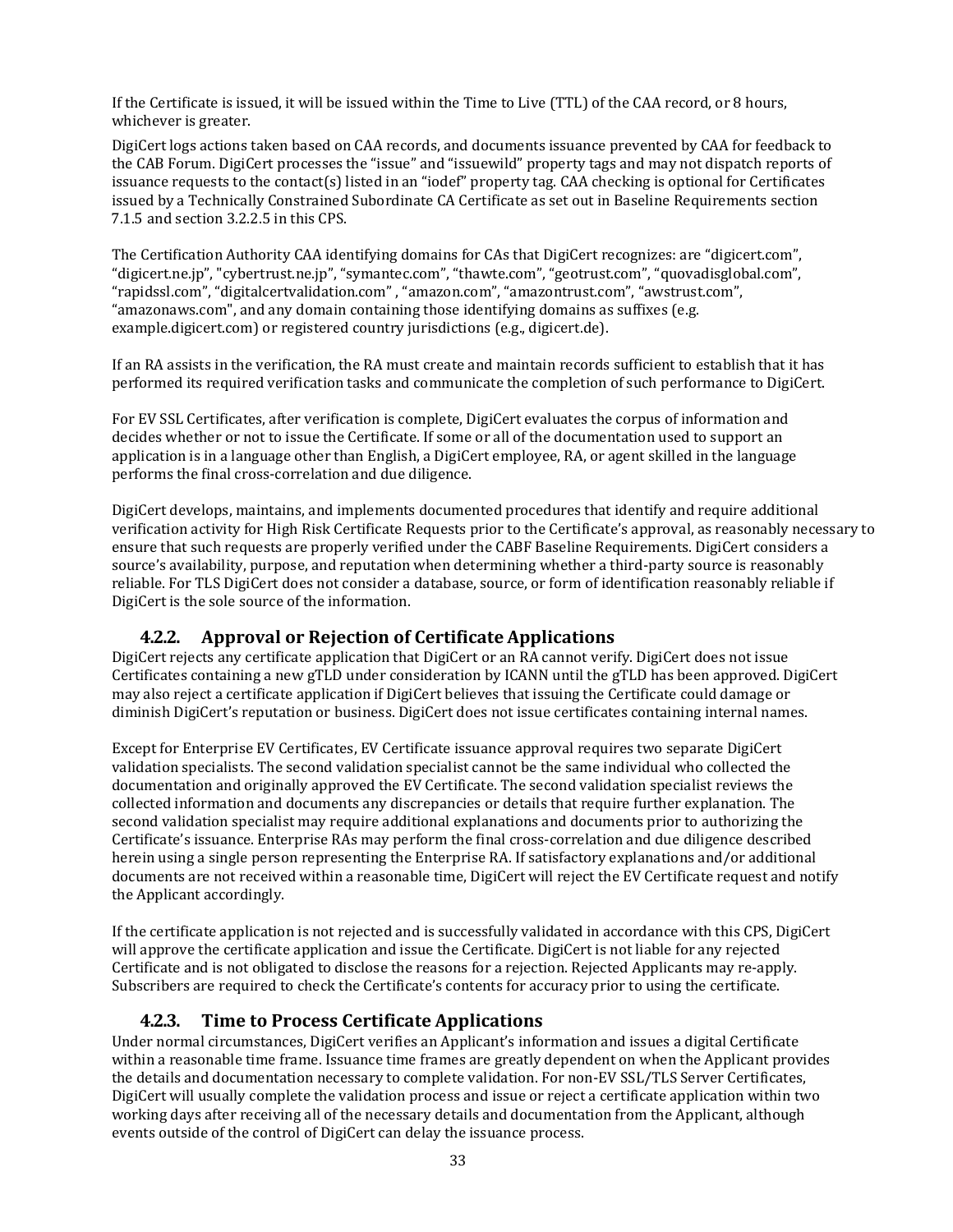If the Certificate is issued, it will be issued within the Time to Live (TTL) of the CAA record, or 8 hours, whichever is greater.

DigiCert logs actions taken based on CAA records, and documents issuance prevented by CAA for feedback to the CAB Forum. DigiCert processes the "issue" and "issuewild" property tags and may not dispatch reports of issuance requests to the contact(s) listed in an "iodef" property tag. CAA checking is optional for Certificates issued by a Technically Constrained Subordinate CA Certificate as set out in Baseline Requirements section 7.1.5 and section 3.2.2.5 in this CPS.

The Certification Authority CAA identifying domains for CAs that DigiCert recognizes: are "digicert.com", "digicert.ne.jp", "cybertrust.ne.jp", "symantec.com", "thawte.com", "geotrust.com", "quovadisglobal.com", "rapidssl.com", "digitalcertvalidation.com" , "amazon.com", "amazontrust.com", "awstrust.com", "amazonaws.com", and any domain containing those identifying domains as suffixes (e.g. example.digicert.com) or registered country jurisdictions (e.g., digicert.de).

If an RA assists in the verification, the RA must create and maintain records sufficient to establish that it has performed its required verification tasks and communicate the completion of such performance to DigiCert.

For EV SSL Certificates, after verification is complete, DigiCert evaluates the corpus of information and decides whether or not to issue the Certificate. If some or all of the documentation used to support an application is in a language other than English, a DigiCert employee, RA, or agent skilled in the language performs the final cross-correlation and due diligence.

DigiCert develops, maintains, and implements documented procedures that identify and require additional verification activity for High Risk Certificate Requests prior to the Certificate's approval, as reasonably necessary to ensure that such requests are properly verified under the CABF Baseline Requirements. DigiCert considers a source's availability, purpose, and reputation when determining whether a third-party source is reasonably reliable. For TLS DigiCert does not consider a database, source, or form of identification reasonably reliable if DigiCert is the sole source of the information.

### 4.2.2. Approval or Rejection of Certificate Applications

DigiCert rejects any certificate application that DigiCert or an RA cannot verify. DigiCert does not issue Certificates containing a new gTLD under consideration by ICANN until the gTLD has been approved. DigiCert may also reject a certificate application if DigiCert believes that issuing the Certificate could damage or diminish DigiCert's reputation or business. DigiCert does not issue certificates containing internal names.

Except for Enterprise EV Certificates, EV Certificate issuance approval requires two separate DigiCert validation specialists. The second validation specialist cannot be the same individual who collected the documentation and originally approved the EV Certificate. The second validation specialist reviews the collected information and documents any discrepancies or details that require further explanation. The second validation specialist may require additional explanations and documents prior to authorizing the Certificate's issuance. Enterprise RAs may perform the final cross-correlation and due diligence described herein using a single person representing the Enterprise RA. If satisfactory explanations and/or additional documents are not received within a reasonable time, DigiCert will reject the EV Certificate request and notify the Applicant accordingly.

If the certificate application is not rejected and is successfully validated in accordance with this CPS, DigiCert will approve the certificate application and issue the Certificate. DigiCert is not liable for any rejected Certificate and is not obligated to disclose the reasons for a rejection. Rejected Applicants may re-apply. Subscribers are required to check the Certificate's contents for accuracy prior to using the certificate.

### 4.2.3. Time to Process Certificate Applications

Under normal circumstances, DigiCert verifies an Applicant's information and issues a digital Certificate within a reasonable time frame. Issuance time frames are greatly dependent on when the Applicant provides the details and documentation necessary to complete validation. For non-EV SSL/TLS Server Certificates, DigiCert will usually complete the validation process and issue or reject a certificate application within two working days after receiving all of the necessary details and documentation from the Applicant, although events outside of the control of DigiCert can delay the issuance process.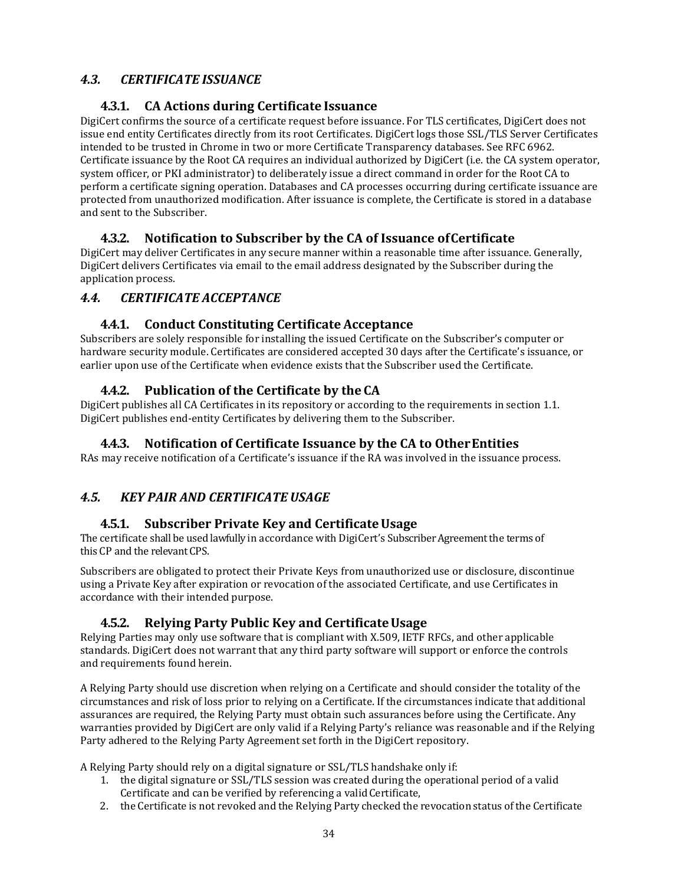## 4.3. CERTIFICATE ISSUANCE

### 4.3.1. CA Actions during Certificate Issuance

DigiCert confirms the source of a certificate request before issuance. For TLS certificates, DigiCert does not issue end entity Certificates directly from its root Certificates. DigiCert logs those SSL/TLS Server Certificates intended to be trusted in Chrome in two or more Certificate Transparency databases. See RFC 6962. Certificate issuance by the Root CA requires an individual authorized by DigiCert (i.e. the CA system operator, system officer, or PKI administrator) to deliberately issue a direct command in order for the Root CA to perform a certificate signing operation. Databases and CA processes occurring during certificate issuance are protected from unauthorized modification. After issuance is complete, the Certificate is stored in a database and sent to the Subscriber.

### 4.3.2. Notification to Subscriber by the CA of Issuance of Certificate

DigiCert may deliver Certificates in any secure manner within a reasonable time after issuance. Generally, DigiCert delivers Certificates via email to the email address designated by the Subscriber during the application process.

## 4.4. CERTIFICATE ACCEPTANCE

### 4.4.1. Conduct Constituting Certificate Acceptance

Subscribers are solely responsible for installing the issued Certificate on the Subscriber's computer or hardware security module. Certificates are considered accepted 30 days after the Certificate's issuance, or earlier upon use of the Certificate when evidence exists that the Subscriber used the Certificate.

### 4.4.2. Publication of the Certificate by the CA

DigiCert publishes all CA Certificates in its repository or according to the requirements in section 1.1. DigiCert publishes end-entity Certificates by delivering them to the Subscriber.

### 4.4.3. Notification of Certificate Issuance by the CA to Other Entities

RAs may receive notification of a Certificate's issuance if the RA was involved in the issuance process.

## 4.5. KEY PAIR AND CERTIFICATE USAGE

### 4.5.1. Subscriber Private Key and Certificate Usage

The certificate shall be used lawfully in accordance with DigiCert's Subscriber Agreement the terms of this CP and the relevant CPS.

Subscribers are obligated to protect their Private Keys from unauthorized use or disclosure, discontinue using a Private Key after expiration or revocation of the associated Certificate, and use Certificates in accordance with their intended purpose.

### 4.5.2. Relying Party Public Key and Certificate Usage

Relying Parties may only use software that is compliant with X.509, IETF RFCs, and other applicable standards. DigiCert does not warrant that any third party software will support or enforce the controls and requirements found herein.

A Relying Party should use discretion when relying on a Certificate and should consider the totality of the circumstances and risk of loss prior to relying on a Certificate. If the circumstances indicate that additional assurances are required, the Relying Party must obtain such assurances before using the Certificate. Any warranties provided by DigiCert are only valid if a Relying Party's reliance was reasonable and if the Relying Party adhered to the Relying Party Agreement set forth in the DigiCert repository.

A Relying Party should rely on a digital signature or SSL/TLS handshake only if:

1. the digital signature or SSL/TLS session was created during the operational period of a valid Certificate and can be verified by referencing a valid Certificate,
2. the Certificate is not revoked and the Relying Party checked the revocation status of the Certificate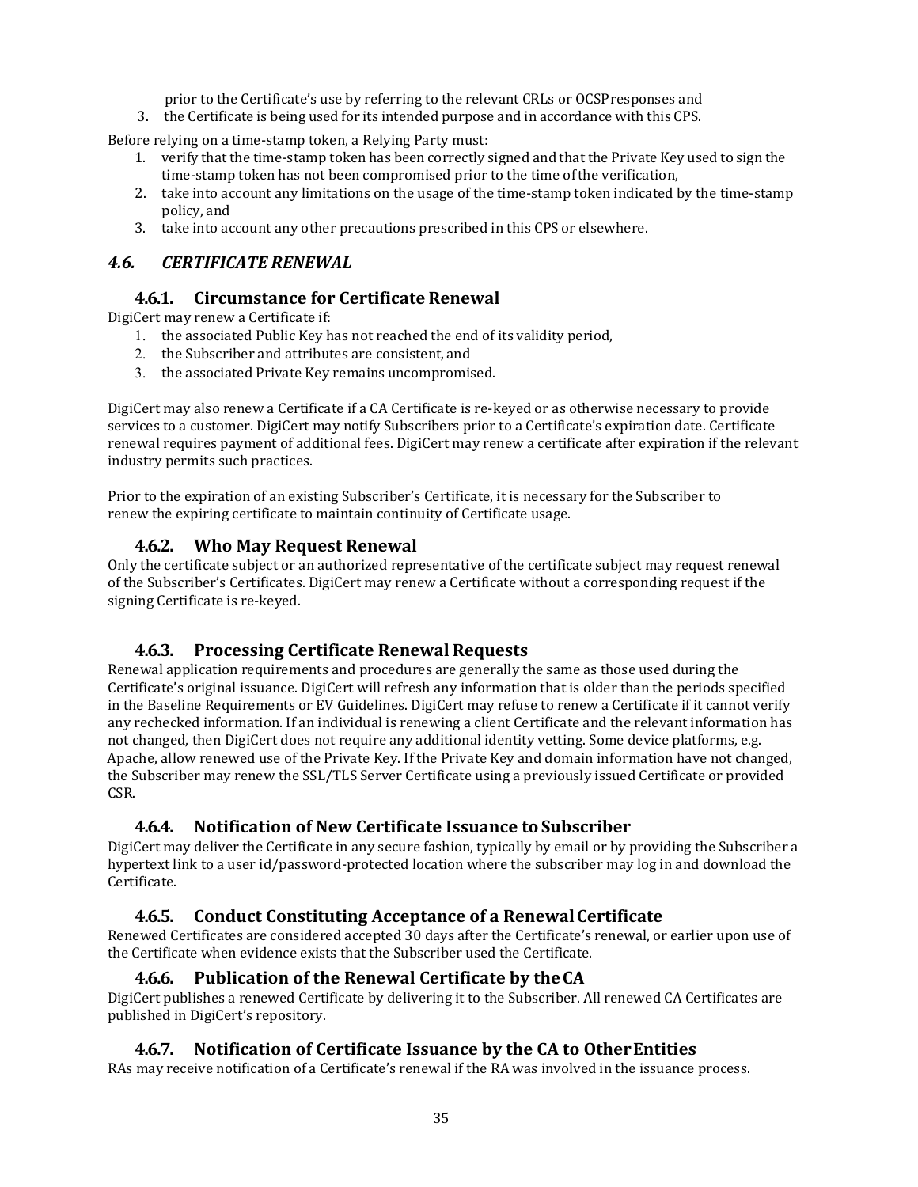prior to the Certificate's use by referring to the relevant CRLs or OCSP responses and
3. the Certificate is being used for its intended purpose and in accordance with this CPS.

Before relying on a time-stamp token, a Relying Party must:

1. verify that the time-stamp token has been correctly signed and that the Private Key used to sign the time-stamp token has not been compromised prior to the time of the verification,
2. take into account any limitations on the usage of the time-stamp token indicated by the time-stamp policy, and
3. take into account any other precautions prescribed in this CPS or elsewhere.

## *4.6. CERTIFICATE RENEWAL*

### 4.6.1. Circumstance for Certificate Renewal

DigiCert may renew a Certificate if:

1. the associated Public Key has not reached the end of its validity period,
2. the Subscriber and attributes are consistent, and
3. the associated Private Key remains uncompromised.

DigiCert may also renew a Certificate if a CA Certificate is re-keyed or as otherwise necessary to provide services to a customer. DigiCert may notify Subscribers prior to a Certificate's expiration date. Certificate renewal requires payment of additional fees. DigiCert may renew a certificate after expiration if the relevant industry permits such practices.

Prior to the expiration of an existing Subscriber's Certificate, it is necessary for the Subscriber to renew the expiring certificate to maintain continuity of Certificate usage.

### 4.6.2. Who May Request Renewal

Only the certificate subject or an authorized representative of the certificate subject may request renewal of the Subscriber's Certificates. DigiCert may renew a Certificate without a corresponding request if the signing Certificate is re-keyed.

### 4.6.3. Processing Certificate Renewal Requests

Renewal application requirements and procedures are generally the same as those used during the Certificate's original issuance. DigiCert will refresh any information that is older than the periods specified in the Baseline Requirements or EV Guidelines. DigiCert may refuse to renew a Certificate if it cannot verify any rechecked information. If an individual is renewing a client Certificate and the relevant information has not changed, then DigiCert does not require any additional identity vetting. Some device platforms, e.g. Apache, allow renewed use of the Private Key. If the Private Key and domain information have not changed, the Subscriber may renew the SSL/TLS Server Certificate using a previously issued Certificate or provided CSR.

### 4.6.4. Notification of New Certificate Issuance to Subscriber

DigiCert may deliver the Certificate in any secure fashion, typically by email or by providing the Subscriber a hypertext link to a user id/password-protected location where the subscriber may log in and download the Certificate.

### 4.6.5. Conduct Constituting Acceptance of a Renewal Certificate

Renewed Certificates are considered accepted 30 days after the Certificate's renewal, or earlier upon use of the Certificate when evidence exists that the Subscriber used the Certificate.

### 4.6.6. Publication of the Renewal Certificate by the CA

DigiCert publishes a renewed Certificate by delivering it to the Subscriber. All renewed CA Certificates are published in DigiCert's repository.

### 4.6.7. Notification of Certificate Issuance by the CA to Other Entities

RAs may receive notification of a Certificate's renewal if the RA was involved in the issuance process.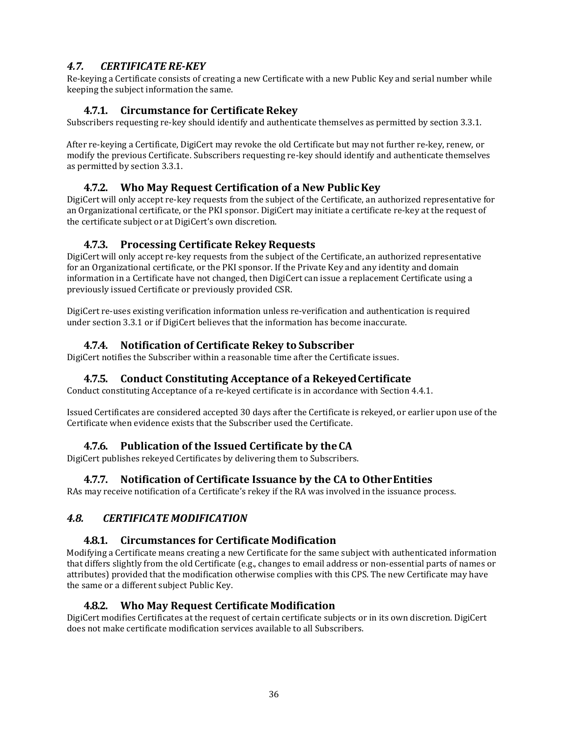## *4.7. CERTIFICATE RE-KEY*

Re-keying a Certificate consists of creating a new Certificate with a new Public Key and serial number while keeping the subject information the same.

### 4.7.1. Circumstance for Certificate Rekey

Subscribers requesting re-key should identify and authenticate themselves as permitted by section 3.3.1.

After re-keying a Certificate, DigiCert may revoke the old Certificate but may not further re-key, renew, or modify the previous Certificate. Subscribers requesting re-key should identify and authenticate themselves as permitted by section 3.3.1.

### 4.7.2. Who May Request Certification of a New Public Key

DigiCert will only accept re-key requests from the subject of the Certificate, an authorized representative for an Organizational certificate, or the PKI sponsor. DigiCert may initiate a certificate re-key at the request of the certificate subject or at DigiCert's own discretion.

### 4.7.3. Processing Certificate Rekey Requests

DigiCert will only accept re-key requests from the subject of the Certificate, an authorized representative for an Organizational certificate, or the PKI sponsor. If the Private Key and any identity and domain information in a Certificate have not changed, then DigiCert can issue a replacement Certificate using a previously issued Certificate or previously provided CSR.

DigiCert re-uses existing verification information unless re-verification and authentication is required under section 3.3.1 or if DigiCert believes that the information has become inaccurate.

### 4.7.4. Notification of Certificate Rekey to Subscriber

DigiCert notifies the Subscriber within a reasonable time after the Certificate issues.

### 4.7.5. Conduct Constituting Acceptance of a Rekeyed Certificate

Conduct constituting Acceptance of a re-keyed certificate is in accordance with Section 4.4.1.

Issued Certificates are considered accepted 30 days after the Certificate is rekeyed, or earlier upon use of the Certificate when evidence exists that the Subscriber used the Certificate.

### 4.7.6. Publication of the Issued Certificate by the CA

DigiCert publishes rekeyed Certificates by delivering them to Subscribers.

### 4.7.7. Notification of Certificate Issuance by the CA to Other Entities

RAs may receive notification of a Certificate's rekey if the RA was involved in the issuance process.

## *4.8. CERTIFICATE MODIFICATION*

### 4.8.1. Circumstances for Certificate Modification

Modifying a Certificate means creating a new Certificate for the same subject with authenticated information that differs slightly from the old Certificate (e.g., changes to email address or non-essential parts of names or attributes) provided that the modification otherwise complies with this CPS. The new Certificate may have the same or a different subject Public Key.

### 4.8.2. Who May Request Certificate Modification

DigiCert modifies Certificates at the request of certain certificate subjects or in its own discretion. DigiCert does not make certificate modification services available to all Subscribers.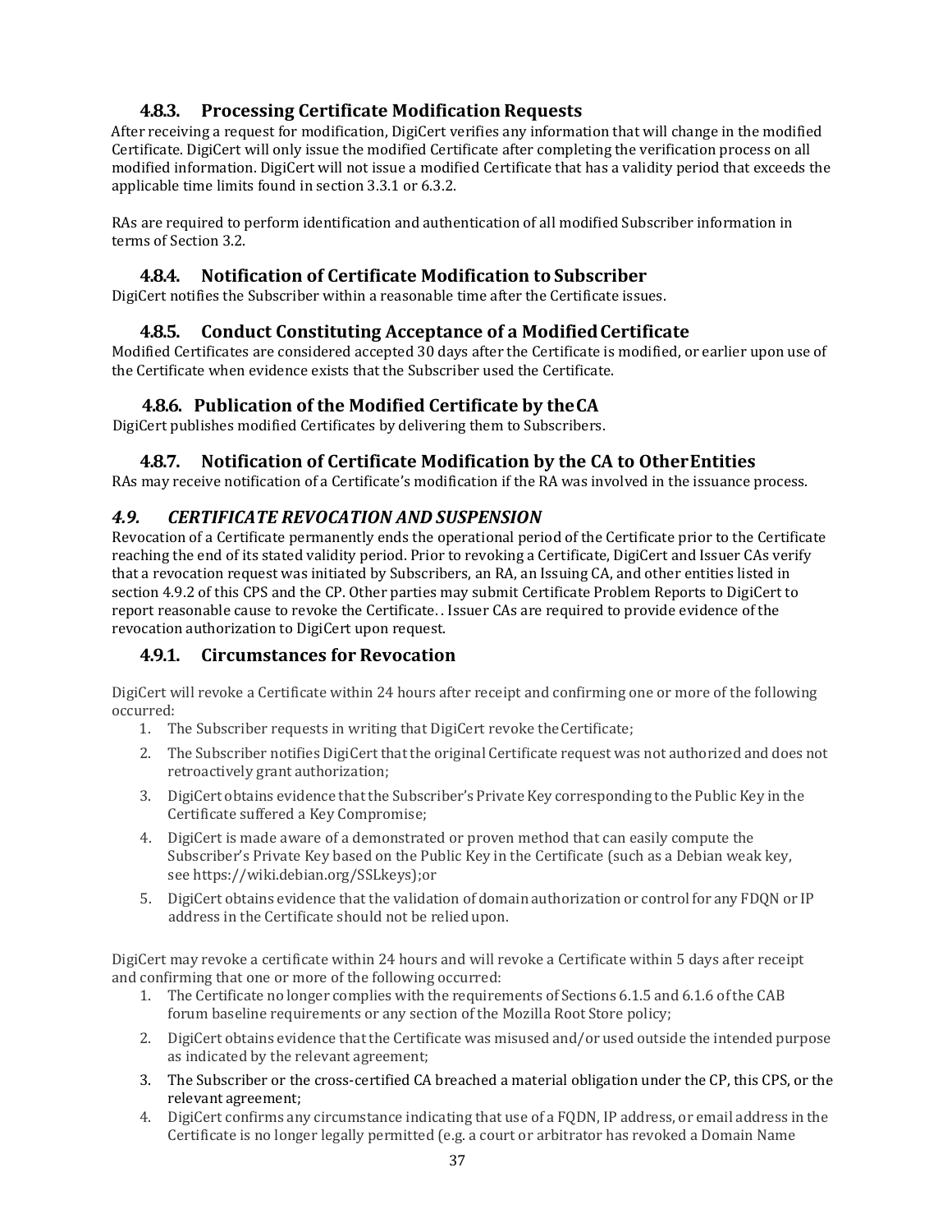### 4.8.3. Processing Certificate Modification Requests

After receiving a request for modification, DigiCert verifies any information that will change in the modified Certificate. DigiCert will only issue the modified Certificate after completing the verification process on all modified information. DigiCert will not issue a modified Certificate that has a validity period that exceeds the applicable time limits found in section 3.3.1 or 6.3.2.

RAs are required to perform identification and authentication of all modified Subscriber information in terms of Section 3.2.

### 4.8.4. Notification of Certificate Modification to Subscriber

DigiCert notifies the Subscriber within a reasonable time after the Certificate issues.

### 4.8.5. Conduct Constituting Acceptance of a Modified Certificate

Modified Certificates are considered accepted 30 days after the Certificate is modified, or earlier upon use of the Certificate when evidence exists that the Subscriber used the Certificate.

### 4.8.6. Publication of the Modified Certificate by the CA

DigiCert publishes modified Certificates by delivering them to Subscribers.

### 4.8.7. Notification of Certificate Modification by the CA to Other Entities

RAs may receive notification of a Certificate's modification if the RA was involved in the issuance process.

## *4.9. CERTIFICATE REVOCATION AND SUSPENSION*

Revocation of a Certificate permanently ends the operational period of the Certificate prior to the Certificate reaching the end of its stated validity period. Prior to revoking a Certificate, DigiCert and Issuer CAs verify that a revocation request was initiated by Subscribers, an RA, an Issuing CA, and other entities listed in section 4.9.2 of this CPS and the CP. Other parties may submit Certificate Problem Reports to DigiCert to report reasonable cause to revoke the Certificate. . Issuer CAs are required to provide evidence of the revocation authorization to DigiCert upon request.

### 4.9.1. Circumstances for Revocation

DigiCert will revoke a Certificate within 24 hours after receipt and confirming one or more of the following occurred:

1. The Subscriber requests in writing that DigiCert revoke the Certificate;
2. The Subscriber notifies DigiCert that the original Certificate request was not authorized and does not retroactively grant authorization;
3. DigiCert obtains evidence that the Subscriber's Private Key corresponding to the Public Key in the Certificate suffered a Key Compromise;
4. DigiCert is made aware of a demonstrated or proven method that can easily compute the Subscriber's Private Key based on the Public Key in the Certificate (such as a Debian weak key, see https://wiki.debian.org/SSLkeys);or
5. DigiCert obtains evidence that the validation of domain authorization or control for any FDQN or IP address in the Certificate should not be relied upon.

DigiCert may revoke a certificate within 24 hours and will revoke a Certificate within 5 days after receipt and confirming that one or more of the following occurred:

1. The Certificate no longer complies with the requirements of Sections 6.1.5 and 6.1.6 of the CAB forum baseline requirements or any section of the Mozilla Root Store policy;
2. DigiCert obtains evidence that the Certificate was misused and/or used outside the intended purpose as indicated by the relevant agreement;
3. The Subscriber or the cross-certified CA breached a material obligation under the CP, this CPS, or the relevant agreement;
4. DigiCert confirms any circumstance indicating that use of a FQDN, IP address, or email address in the Certificate is no longer legally permitted (e.g. a court or arbitrator has revoked a Domain Name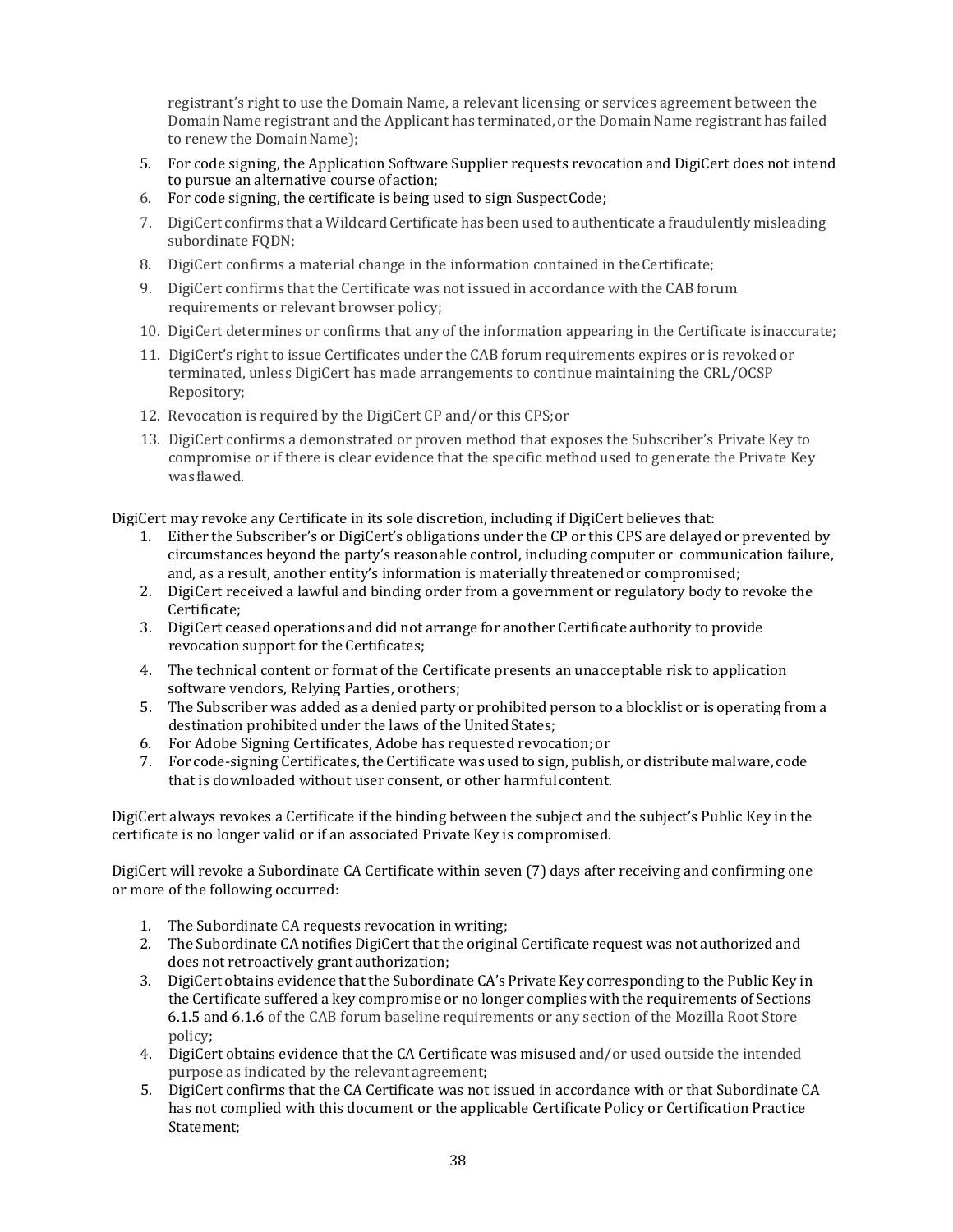registrant's right to use the Domain Name, a relevant licensing or services agreement between the Domain Name registrant and the Applicant has terminated, or the Domain Name registrant has failed to renew the Domain Name);

5. For code signing, the Application Software Supplier requests revocation and DigiCert does not intend to pursue an alternative course of action;
6. For code signing, the certificate is being used to sign Suspect Code;
7. DigiCert confirms that a Wildcard Certificate has been used to authenticate a fraudulently misleading subordinate FQDN;
8. DigiCert confirms a material change in the information contained in the Certificate;
9. DigiCert confirms that the Certificate was not issued in accordance with the CAB forum requirements or relevant browser policy;
10. DigiCert determines or confirms that any of the information appearing in the Certificate is inaccurate;
11. DigiCert's right to issue Certificates under the CAB forum requirements expires or is revoked or terminated, unless DigiCert has made arrangements to continue maintaining the CRL/OCSP Repository;
12. Revocation is required by the DigiCert CP and/or this CPS; or
13. DigiCert confirms a demonstrated or proven method that exposes the Subscriber's Private Key to compromise or if there is clear evidence that the specific method used to generate the Private Key was flawed.

DigiCert may revoke any Certificate in its sole discretion, including if DigiCert believes that:

1. Either the Subscriber's or DigiCert's obligations under the CP or this CPS are delayed or prevented by circumstances beyond the party's reasonable control, including computer or communication failure, and, as a result, another entity's information is materially threatened or compromised;
2. DigiCert received a lawful and binding order from a government or regulatory body to revoke the Certificate;
3. DigiCert ceased operations and did not arrange for another Certificate authority to provide revocation support for the Certificates;
4. The technical content or format of the Certificate presents an unacceptable risk to application software vendors, Relying Parties, or others;
5. The Subscriber was added as a denied party or prohibited person to a blocklist or is operating from a destination prohibited under the laws of the United States;
6. For Adobe Signing Certificates, Adobe has requested revocation; or
7. For code-signing Certificates, the Certificate was used to sign, publish, or distribute malware, code that is downloaded without user consent, or other harmful content.

DigiCert always revokes a Certificate if the binding between the subject and the subject's Public Key in the certificate is no longer valid or if an associated Private Key is compromised.

DigiCert will revoke a Subordinate CA Certificate within seven (7) days after receiving and confirming one or more of the following occurred:

1. The Subordinate CA requests revocation in writing;
2. The Subordinate CA notifies DigiCert that the original Certificate request was not authorized and does not retroactively grant authorization;
3. DigiCert obtains evidence that the Subordinate CA's Private Key corresponding to the Public Key in the Certificate suffered a key compromise or no longer complies with the requirements of Sections 6.1.5 and 6.1.6 of the CAB forum baseline requirements or any section of the Mozilla Root Store policy;
4. DigiCert obtains evidence that the CA Certificate was misused and/or used outside the intended purpose as indicated by the relevant agreement;
5. DigiCert confirms that the CA Certificate was not issued in accordance with or that Subordinate CA has not complied with this document or the applicable Certificate Policy or Certification Practice Statement;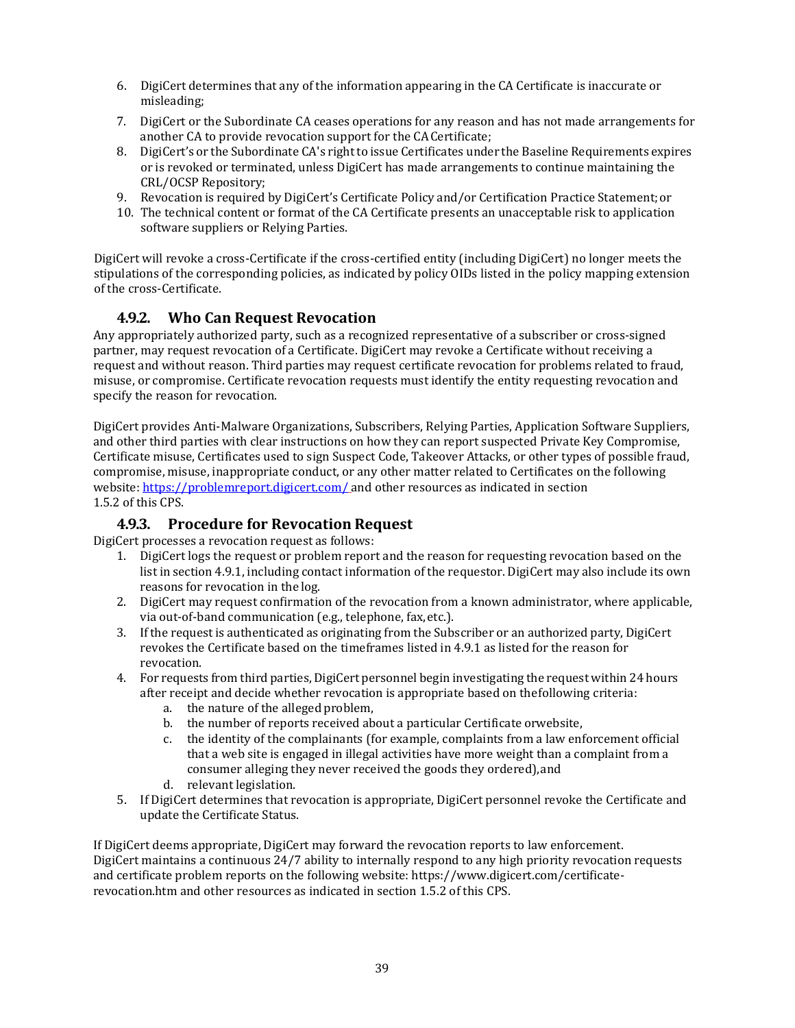6. DigiCert determines that any of the information appearing in the CA Certificate is inaccurate or misleading;
7. DigiCert or the Subordinate CA ceases operations for any reason and has not made arrangements for another CA to provide revocation support for the CA Certificate;
8. DigiCert's or the Subordinate CA's right to issue Certificates under the Baseline Requirements expires or is revoked or terminated, unless DigiCert has made arrangements to continue maintaining the CRL/OCSP Repository;
9. Revocation is required by DigiCert's Certificate Policy and/or Certification Practice Statement; or
10. The technical content or format of the CA Certificate presents an unacceptable risk to application software suppliers or Relying Parties.

DigiCert will revoke a cross-Certificate if the cross-certified entity (including DigiCert) no longer meets the stipulations of the corresponding policies, as indicated by policy OIDs listed in the policy mapping extension of the cross-Certificate.

### 4.9.2. Who Can Request Revocation

Any appropriately authorized party, such as a recognized representative of a subscriber or cross-signed partner, may request revocation of a Certificate. DigiCert may revoke a Certificate without receiving a request and without reason. Third parties may request certificate revocation for problems related to fraud, misuse, or compromise. Certificate revocation requests must identify the entity requesting revocation and specify the reason for revocation.

DigiCert provides Anti-Malware Organizations, Subscribers, Relying Parties, Application Software Suppliers, and other third parties with clear instructions on how they can report suspected Private Key Compromise, Certificate misuse, Certificates used to sign Suspect Code, Takeover Attacks, or other types of possible fraud, compromise, misuse, inappropriate conduct, or any other matter related to Certificates on the following website: [https://problemreport.digicert.com/](https://problemreport.digicert.com/) and other resources as indicated in section 1.5.2 of this CPS.

### 4.9.3. Procedure for Revocation Request

DigiCert processes a revocation request as follows:

1. DigiCert logs the request or problem report and the reason for requesting revocation based on the list in section 4.9.1, including contact information of the requestor. DigiCert may also include its own reasons for revocation in the log.
2. DigiCert may request confirmation of the revocation from a known administrator, where applicable, via out-of-band communication (e.g., telephone, fax, etc.).
3. If the request is authenticated as originating from the Subscriber or an authorized party, DigiCert revokes the Certificate based on the timeframes listed in 4.9.1 as listed for the reason for revocation.
4. For requests from third parties, DigiCert personnel begin investigating the request within 24 hours after receipt and decide whether revocation is appropriate based on thefollowing criteria:
   a. the nature of the alleged problem,
   b. the number of reports received about a particular Certificate orwebsite,
   c. the identity of the complainants (for example, complaints from a law enforcement official that a web site is engaged in illegal activities have more weight than a complaint from a consumer alleging they never received the goods they ordered),and
   d. relevant legislation.
5. If DigiCert determines that revocation is appropriate, DigiCert personnel revoke the Certificate and update the Certificate Status.

If DigiCert deems appropriate, DigiCert may forward the revocation reports to law enforcement. DigiCert maintains a continuous 24/7 ability to internally respond to any high priority revocation requests and certificate problem reports on the following website: https://www.digicert.com/certificate-revocation.htm and other resources as indicated in section 1.5.2 of this CPS.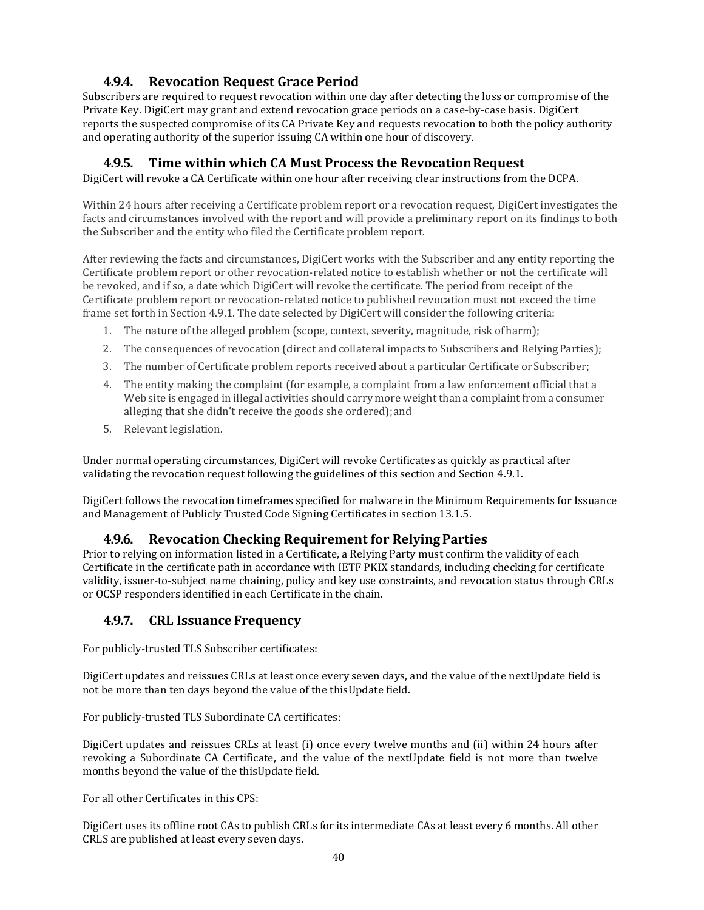### 4.9.4. Revocation Request Grace Period

Subscribers are required to request revocation within one day after detecting the loss or compromise of the Private Key. DigiCert may grant and extend revocation grace periods on a case-by-case basis. DigiCert reports the suspected compromise of its CA Private Key and requests revocation to both the policy authority and operating authority of the superior issuing CA within one hour of discovery.

### 4.9.5. Time within which CA Must Process the Revocation Request

DigiCert will revoke a CA Certificate within one hour after receiving clear instructions from the DCPA.

Within 24 hours after receiving a Certificate problem report or a revocation request, DigiCert investigates the facts and circumstances involved with the report and will provide a preliminary report on its findings to both the Subscriber and the entity who filed the Certificate problem report.

After reviewing the facts and circumstances, DigiCert works with the Subscriber and any entity reporting the Certificate problem report or other revocation-related notice to establish whether or not the certificate will be revoked, and if so, a date which DigiCert will revoke the certificate. The period from receipt of the Certificate problem report or revocation-related notice to published revocation must not exceed the time frame set forth in Section 4.9.1. The date selected by DigiCert will consider the following criteria:

1. The nature of the alleged problem (scope, context, severity, magnitude, risk of harm);
2. The consequences of revocation (direct and collateral impacts to Subscribers and Relying Parties);
3. The number of Certificate problem reports received about a particular Certificate or Subscriber;
4. The entity making the complaint (for example, a complaint from a law enforcement official that a Web site is engaged in illegal activities should carry more weight than a complaint from a consumer alleging that she didn't receive the goods she ordered); and
5. Relevant legislation.

Under normal operating circumstances, DigiCert will revoke Certificates as quickly as practical after validating the revocation request following the guidelines of this section and Section 4.9.1.

DigiCert follows the revocation timeframes specified for malware in the Minimum Requirements for Issuance and Management of Publicly Trusted Code Signing Certificates in section 13.1.5.

### 4.9.6. Revocation Checking Requirement for Relying Parties

Prior to relying on information listed in a Certificate, a Relying Party must confirm the validity of each Certificate in the certificate path in accordance with IETF PKIX standards, including checking for certificate validity, issuer-to-subject name chaining, policy and key use constraints, and revocation status through CRLs or OCSP responders identified in each Certificate in the chain.

### 4.9.7. CRL Issuance Frequency

For publicly-trusted TLS Subscriber certificates:

DigiCert updates and reissues CRLs at least once every seven days, and the value of the nextUpdate field is not be more than ten days beyond the value of the thisUpdate field.

For publicly-trusted TLS Subordinate CA certificates:

DigiCert updates and reissues CRLs at least (i) once every twelve months and (ii) within 24 hours after revoking a Subordinate CA Certificate, and the value of the nextUpdate field is not more than twelve months beyond the value of the thisUpdate field.

For all other Certificates in this CPS:

DigiCert uses its offline root CAs to publish CRLs for its intermediate CAs at least every 6 months. All other CRLS are published at least every seven days.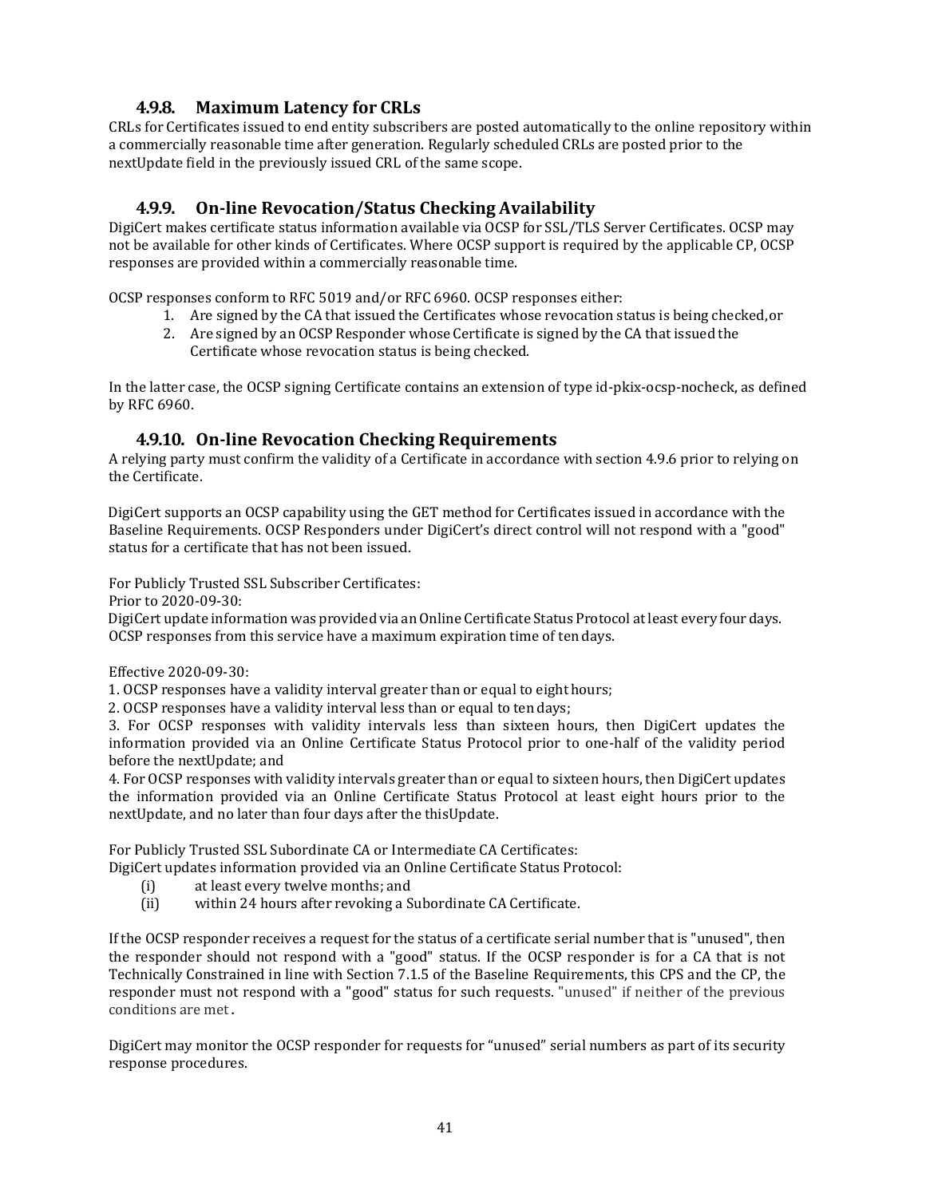### 4.9.8. Maximum Latency for CRLs

CRLs for Certificates issued to end entity subscribers are posted automatically to the online repository within a commercially reasonable time after generation. Regularly scheduled CRLs are posted prior to the nextUpdate field in the previously issued CRL of the same scope.

### 4.9.9. On-line Revocation/Status Checking Availability

DigiCert makes certificate status information available via OCSP for SSL/TLS Server Certificates. OCSP may not be available for other kinds of Certificates. Where OCSP support is required by the applicable CP, OCSP responses are provided within a commercially reasonable time.

OCSP responses conform to RFC 5019 and/or RFC 6960. OCSP responses either:

1. Are signed by the CA that issued the Certificates whose revocation status is being checked, or
2. Are signed by an OCSP Responder whose Certificate is signed by the CA that issued the Certificate whose revocation status is being checked.

In the latter case, the OCSP signing Certificate contains an extension of type id-pkix-ocsp-nocheck, as defined by RFC 6960.

### 4.9.10. On-line Revocation Checking Requirements

A relying party must confirm the validity of a Certificate in accordance with section 4.9.6 prior to relying on the Certificate.

DigiCert supports an OCSP capability using the GET method for Certificates issued in accordance with the Baseline Requirements. OCSP Responders under DigiCert's direct control will not respond with a "good" status for a certificate that has not been issued.

For Publicly Trusted SSL Subscriber Certificates:
Prior to 2020-09-30:
DigiCert update information was provided via an Online Certificate Status Protocol at least every four days. OCSP responses from this service have a maximum expiration time of ten days.

Effective 2020-09-30:
1. OCSP responses have a validity interval greater than or equal to eight hours;
2. OCSP responses have a validity interval less than or equal to ten days;
3. For OCSP responses with validity intervals less than sixteen hours, then DigiCert updates the information provided via an Online Certificate Status Protocol prior to one-half of the validity period before the nextUpdate; and
4. For OCSP responses with validity intervals greater than or equal to sixteen hours, then DigiCert updates the information provided via an Online Certificate Status Protocol at least eight hours prior to the nextUpdate, and no later than four days after the thisUpdate.

For Publicly Trusted SSL Subordinate CA or Intermediate CA Certificates:
DigiCert updates information provided via an Online Certificate Status Protocol:

(i) at least every twelve months; and
(ii) within 24 hours after revoking a Subordinate CA Certificate.

If the OCSP responder receives a request for the status of a certificate serial number that is "unused", then the responder should not respond with a "good" status. If the OCSP responder is for a CA that is not Technically Constrained in line with Section 7.1.5 of the Baseline Requirements, this CPS and the CP, the responder must not respond with a "good" status for such requests. "unused" if neither of the previous conditions are met.

DigiCert may monitor the OCSP responder for requests for "unused" serial numbers as part of its security response procedures.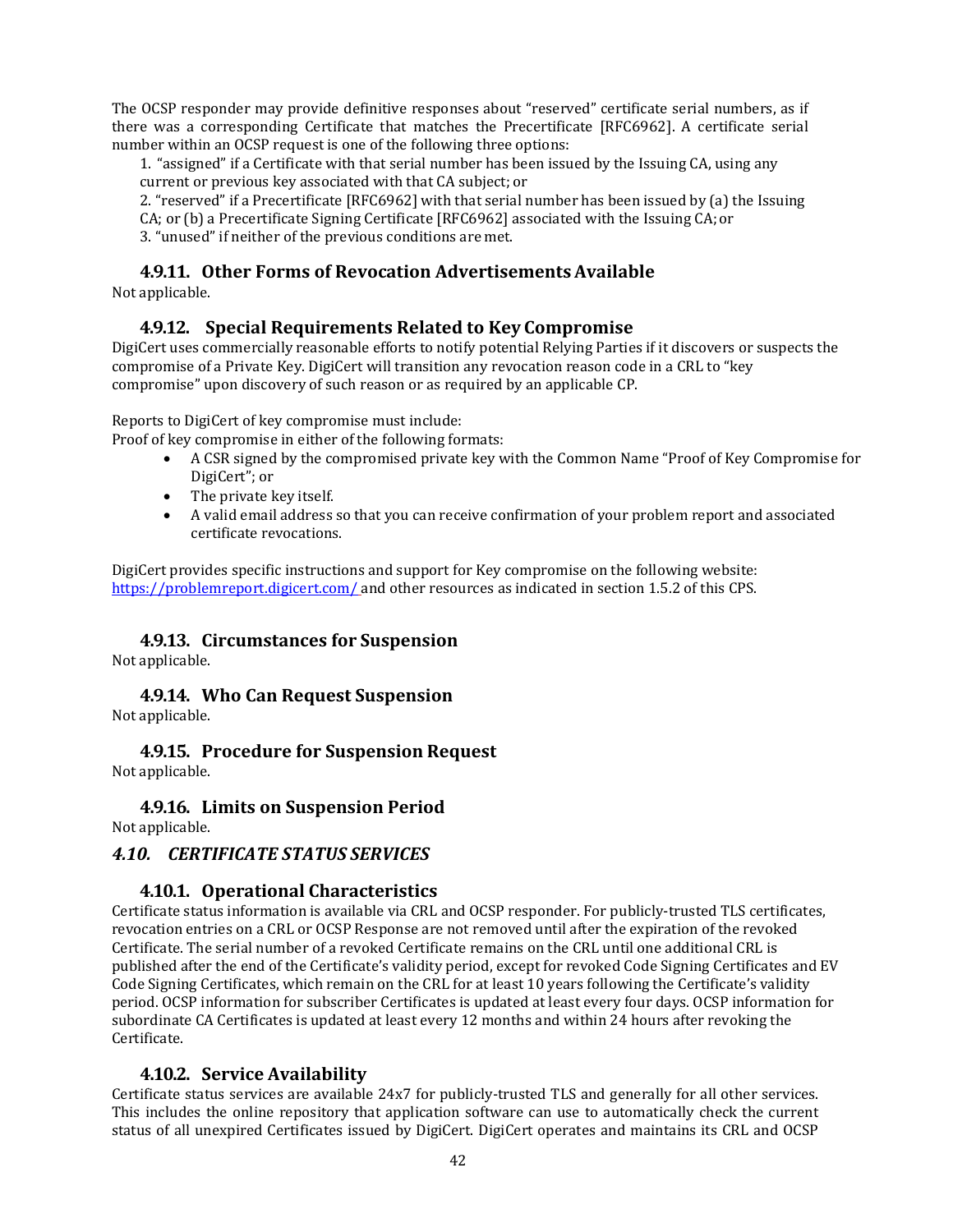The OCSP responder may provide definitive responses about "reserved" certificate serial numbers, as if there was a corresponding Certificate that matches the Precertificate [RFC6962]. A certificate serial number within an OCSP request is one of the following three options:

1. "assigned" if a Certificate with that serial number has been issued by the Issuing CA, using any current or previous key associated with that CA subject; or
2. "reserved" if a Precertificate [RFC6962] with that serial number has been issued by (a) the Issuing CA; or (b) a Precertificate Signing Certificate [RFC6962] associated with the Issuing CA; or
3. "unused" if neither of the previous conditions are met.

### 4.9.11. Other Forms of Revocation Advertisements Available

Not applicable.

### 4.9.12. Special Requirements Related to Key Compromise

DigiCert uses commercially reasonable efforts to notify potential Relying Parties if it discovers or suspects the compromise of a Private Key. DigiCert will transition any revocation reason code in a CRL to "key compromise" upon discovery of such reason or as required by an applicable CP.

Reports to DigiCert of key compromise must include:
Proof of key compromise in either of the following formats:

- A CSR signed by the compromised private key with the Common Name "Proof of Key Compromise for DigiCert"; or
- The private key itself.
- A valid email address so that you can receive confirmation of your problem report and associated certificate revocations.

DigiCert provides specific instructions and support for Key compromise on the following website: https://problemreport.digicert.com/ and other resources as indicated in section 1.5.2 of this CPS.

### 4.9.13. Circumstances for Suspension

Not applicable.

### 4.9.14. Who Can Request Suspension

Not applicable.

### 4.9.15. Procedure for Suspension Request

Not applicable.

### 4.9.16. Limits on Suspension Period

Not applicable.

## *4.10. CERTIFICATE STATUS SERVICES*

### 4.10.1. Operational Characteristics

Certificate status information is available via CRL and OCSP responder. For publicly-trusted TLS certificates, revocation entries on a CRL or OCSP Response are not removed until after the expiration of the revoked Certificate. The serial number of a revoked Certificate remains on the CRL until one additional CRL is published after the end of the Certificate's validity period, except for revoked Code Signing Certificates and EV Code Signing Certificates, which remain on the CRL for at least 10 years following the Certificate's validity period. OCSP information for subscriber Certificates is updated at least every four days. OCSP information for subordinate CA Certificates is updated at least every 12 months and within 24 hours after revoking the Certificate.

### 4.10.2. Service Availability

Certificate status services are available 24x7 for publicly-trusted TLS and generally for all other services. This includes the online repository that application software can use to automatically check the current status of all unexpired Certificates issued by DigiCert. DigiCert operates and maintains its CRL and OCSP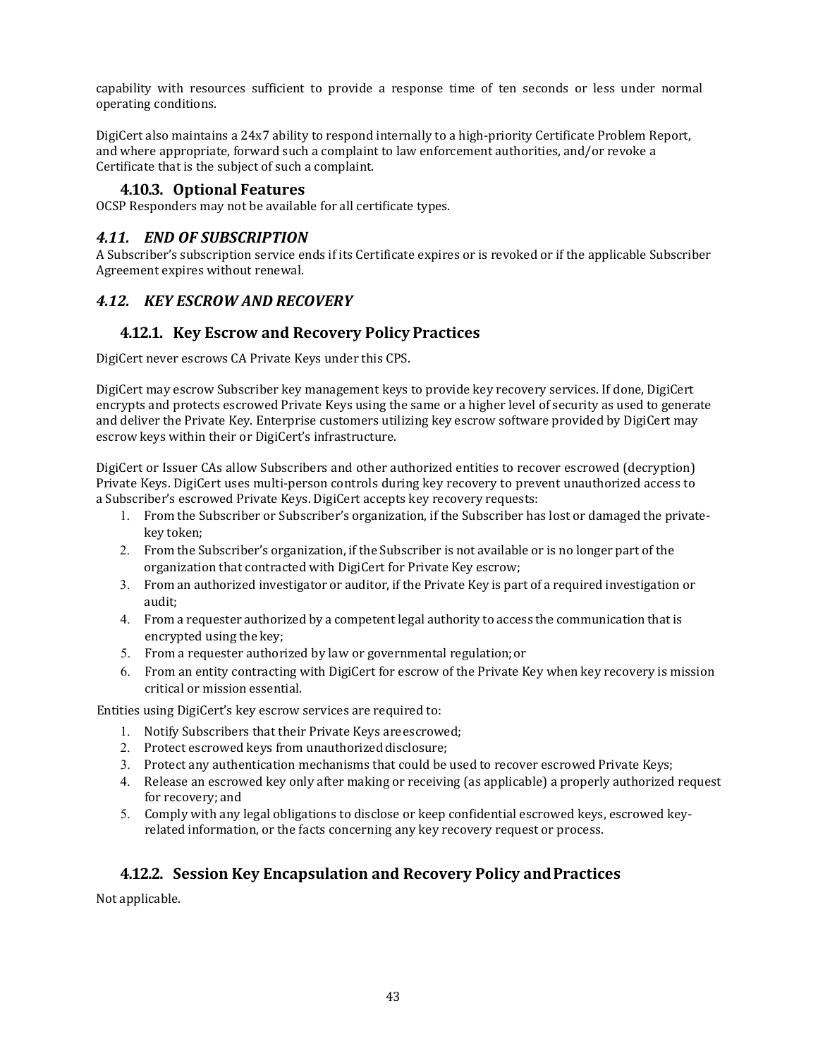capability with resources sufficient to provide a response time of ten seconds or less under normal operating conditions.

DigiCert also maintains a 24x7 ability to respond internally to a high-priority Certificate Problem Report, and where appropriate, forward such a complaint to law enforcement authorities, and/or revoke a Certificate that is the subject of such a complaint.

### 4.10.3. Optional Features

OCSP Responders may not be available for all certificate types.

## *4.11. END OF SUBSCRIPTION*

A Subscriber's subscription service ends if its Certificate expires or is revoked or if the applicable Subscriber Agreement expires without renewal.

## *4.12. KEY ESCROW AND RECOVERY*

### 4.12.1. Key Escrow and Recovery Policy Practices

DigiCert never escrows CA Private Keys under this CPS.

DigiCert may escrow Subscriber key management keys to provide key recovery services. If done, DigiCert encrypts and protects escrowed Private Keys using the same or a higher level of security as used to generate and deliver the Private Key. Enterprise customers utilizing key escrow software provided by DigiCert may escrow keys within their or DigiCert's infrastructure.

DigiCert or Issuer CAs allow Subscribers and other authorized entities to recover escrowed (decryption) Private Keys. DigiCert uses multi-person controls during key recovery to prevent unauthorized access to a Subscriber's escrowed Private Keys. DigiCert accepts key recovery requests:

1. From the Subscriber or Subscriber's organization, if the Subscriber has lost or damaged the private-key token;
2. From the Subscriber's organization, if the Subscriber is not available or is no longer part of the organization that contracted with DigiCert for Private Key escrow;
3. From an authorized investigator or auditor, if the Private Key is part of a required investigation or audit;
4. From a requester authorized by a competent legal authority to access the communication that is encrypted using the key;
5. From a requester authorized by law or governmental regulation; or
6. From an entity contracting with DigiCert for escrow of the Private Key when key recovery is mission critical or mission essential.

Entities using DigiCert's key escrow services are required to:

1. Notify Subscribers that their Private Keys are escrowed;
2. Protect escrowed keys from unauthorized disclosure;
3. Protect any authentication mechanisms that could be used to recover escrowed Private Keys;
4. Release an escrowed key only after making or receiving (as applicable) a properly authorized request for recovery; and
5. Comply with any legal obligations to disclose or keep confidential escrowed keys, escrowed key-related information, or the facts concerning any key recovery request or process.

### 4.12.2. Session Key Encapsulation and Recovery Policy and Practices

Not applicable.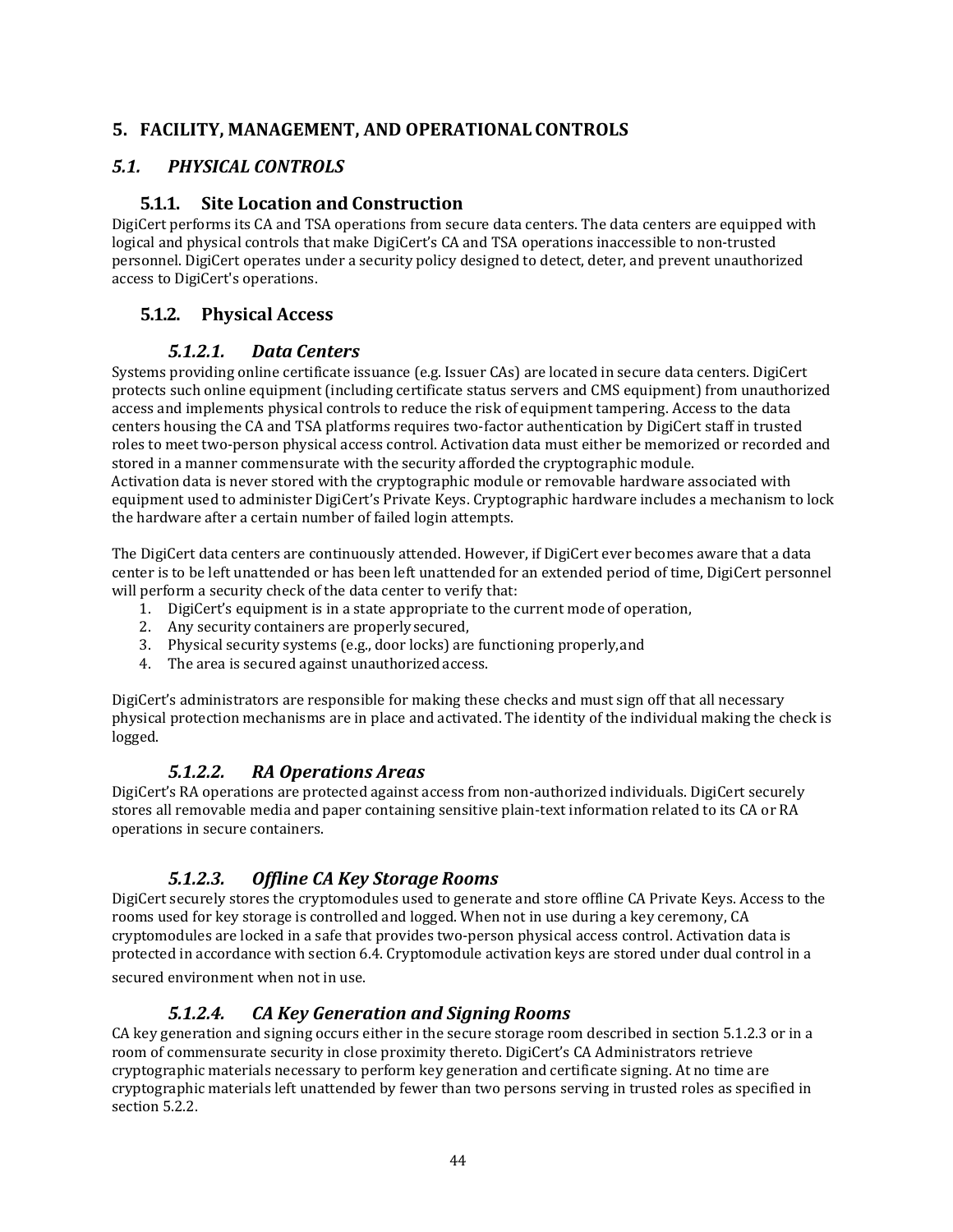# 5. FACILITY, MANAGEMENT, AND OPERATIONAL CONTROLS

## *5.1. PHYSICAL CONTROLS*

### 5.1.1. Site Location and Construction

DigiCert performs its CA and TSA operations from secure data centers. The data centers are equipped with logical and physical controls that make DigiCert's CA and TSA operations inaccessible to non-trusted personnel. DigiCert operates under a security policy designed to detect, deter, and prevent unauthorized access to DigiCert's operations.

### 5.1.2. Physical Access

#### *5.1.2.1. Data Centers*

Systems providing online certificate issuance (e.g. Issuer CAs) are located in secure data centers. DigiCert protects such online equipment (including certificate status servers and CMS equipment) from unauthorized access and implements physical controls to reduce the risk of equipment tampering. Access to the data centers housing the CA and TSA platforms requires two-factor authentication by DigiCert staff in trusted roles to meet two-person physical access control. Activation data must either be memorized or recorded and stored in a manner commensurate with the security afforded the cryptographic module. Activation data is never stored with the cryptographic module or removable hardware associated with equipment used to administer DigiCert's Private Keys. Cryptographic hardware includes a mechanism to lock the hardware after a certain number of failed login attempts.

The DigiCert data centers are continuously attended. However, if DigiCert ever becomes aware that a data center is to be left unattended or has been left unattended for an extended period of time, DigiCert personnel will perform a security check of the data center to verify that:

1. DigiCert's equipment is in a state appropriate to the current mode of operation,
2. Any security containers are properly secured,
3. Physical security systems (e.g., door locks) are functioning properly, and
4. The area is secured against unauthorized access.

DigiCert's administrators are responsible for making these checks and must sign off that all necessary physical protection mechanisms are in place and activated. The identity of the individual making the check is logged.

#### *5.1.2.2. RA Operations Areas*

DigiCert's RA operations are protected against access from non-authorized individuals. DigiCert securely stores all removable media and paper containing sensitive plain-text information related to its CA or RA operations in secure containers.

#### *5.1.2.3. Offline CA Key Storage Rooms*

DigiCert securely stores the cryptomodules used to generate and store offline CA Private Keys. Access to the rooms used for key storage is controlled and logged. When not in use during a key ceremony, CA cryptomodules are locked in a safe that provides two-person physical access control. Activation data is protected in accordance with section 6.4. Cryptomodule activation keys are stored under dual control in a secured environment when not in use.

#### *5.1.2.4. CA Key Generation and Signing Rooms*

CA key generation and signing occurs either in the secure storage room described in section 5.1.2.3 or in a room of commensurate security in close proximity thereto. DigiCert's CA Administrators retrieve cryptographic materials necessary to perform key generation and certificate signing. At no time are cryptographic materials left unattended by fewer than two persons serving in trusted roles as specified in section 5.2.2.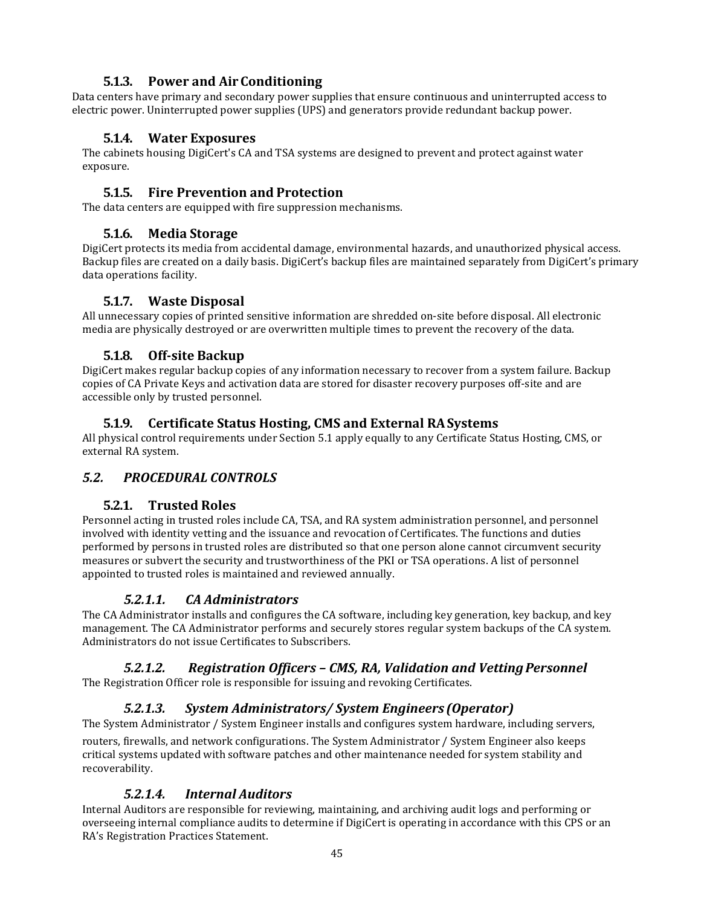### 5.1.3. Power and Air Conditioning

Data centers have primary and secondary power supplies that ensure continuous and uninterrupted access to electric power. Uninterrupted power supplies (UPS) and generators provide redundant backup power.

### 5.1.4. Water Exposures

The cabinets housing DigiCert's CA and TSA systems are designed to prevent and protect against water exposure.

### 5.1.5. Fire Prevention and Protection

The data centers are equipped with fire suppression mechanisms.

### 5.1.6. Media Storage

DigiCert protects its media from accidental damage, environmental hazards, and unauthorized physical access. Backup files are created on a daily basis. DigiCert's backup files are maintained separately from DigiCert's primary data operations facility.

### 5.1.7. Waste Disposal

All unnecessary copies of printed sensitive information are shredded on-site before disposal. All electronic media are physically destroyed or are overwritten multiple times to prevent the recovery of the data.

### 5.1.8. Off-site Backup

DigiCert makes regular backup copies of any information necessary to recover from a system failure. Backup copies of CA Private Keys and activation data are stored for disaster recovery purposes off-site and are accessible only by trusted personnel.

### 5.1.9. Certificate Status Hosting, CMS and External RA Systems

All physical control requirements under Section 5.1 apply equally to any Certificate Status Hosting, CMS, or external RA system.

## *5.2. PROCEDURAL CONTROLS*

### 5.2.1. Trusted Roles

Personnel acting in trusted roles include CA, TSA, and RA system administration personnel, and personnel involved with identity vetting and the issuance and revocation of Certificates. The functions and duties performed by persons in trusted roles are distributed so that one person alone cannot circumvent security measures or subvert the security and trustworthiness of the PKI or TSA operations. A list of personnel appointed to trusted roles is maintained and reviewed annually.

#### *5.2.1.1. CA Administrators*

The CA Administrator installs and configures the CA software, including key generation, key backup, and key management. The CA Administrator performs and securely stores regular system backups of the CA system. Administrators do not issue Certificates to Subscribers.

#### *5.2.1.2. Registration Officers – CMS, RA, Validation and Vetting Personnel*

The Registration Officer role is responsible for issuing and revoking Certificates.

#### *5.2.1.3. System Administrators/ System Engineers (Operator)*

The System Administrator / System Engineer installs and configures system hardware, including servers, routers, firewalls, and network configurations. The System Administrator / System Engineer also keeps critical systems updated with software patches and other maintenance needed for system stability and recoverability.

#### *5.2.1.4. Internal Auditors*

Internal Auditors are responsible for reviewing, maintaining, and archiving audit logs and performing or overseeing internal compliance audits to determine if DigiCert is operating in accordance with this CPS or an RA's Registration Practices Statement.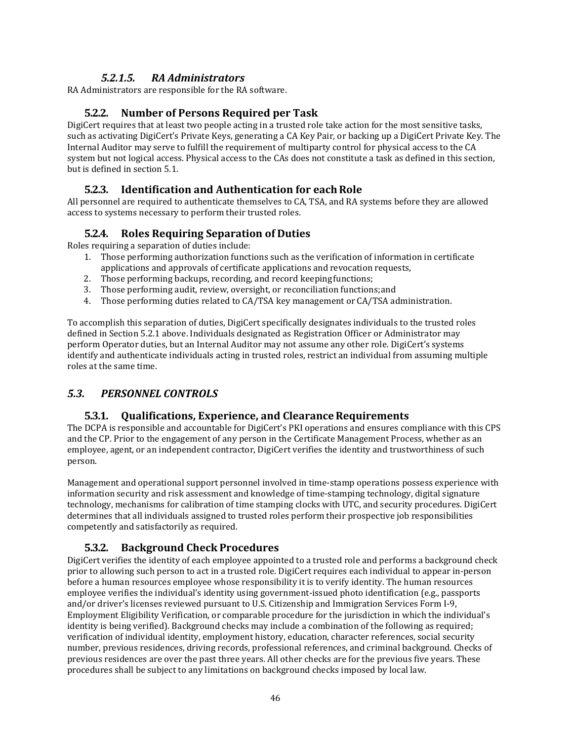#### *5.2.1.5. RA Administrators*

RA Administrators are responsible for the RA software.

### 5.2.2. Number of Persons Required per Task

DigiCert requires that at least two people acting in a trusted role take action for the most sensitive tasks, such as activating DigiCert's Private Keys, generating a CA Key Pair, or backing up a DigiCert Private Key. The Internal Auditor may serve to fulfill the requirement of multiparty control for physical access to the CA system but not logical access. Physical access to the CAs does not constitute a task as defined in this section, but is defined in section 5.1.

### 5.2.3. Identification and Authentication for each Role

All personnel are required to authenticate themselves to CA, TSA, and RA systems before they are allowed access to systems necessary to perform their trusted roles.

### 5.2.4. Roles Requiring Separation of Duties

Roles requiring a separation of duties include:

1. Those performing authorization functions such as the verification of information in certificate applications and approvals of certificate applications and revocation requests,
2. Those performing backups, recording, and record keeping functions;
3. Those performing audit, review, oversight, or reconciliation functions; and
4. Those performing duties related to CA/TSA key management or CA/TSA administration.

To accomplish this separation of duties, DigiCert specifically designates individuals to the trusted roles defined in Section 5.2.1 above. Individuals designated as Registration Officer or Administrator may perform Operator duties, but an Internal Auditor may not assume any other role. DigiCert's systems identify and authenticate individuals acting in trusted roles, restrict an individual from assuming multiple roles at the same time.

## *5.3. PERSONNEL CONTROLS*

### 5.3.1. Qualifications, Experience, and Clearance Requirements

The DCPA is responsible and accountable for DigiCert's PKI operations and ensures compliance with this CPS and the CP. Prior to the engagement of any person in the Certificate Management Process, whether as an employee, agent, or an independent contractor, DigiCert verifies the identity and trustworthiness of such person.

Management and operational support personnel involved in time-stamp operations possess experience with information security and risk assessment and knowledge of time-stamping technology, digital signature technology, mechanisms for calibration of time stamping clocks with UTC, and security procedures. DigiCert determines that all individuals assigned to trusted roles perform their prospective job responsibilities competently and satisfactorily as required.

### 5.3.2. Background Check Procedures

DigiCert verifies the identity of each employee appointed to a trusted role and performs a background check prior to allowing such person to act in a trusted role. DigiCert requires each individual to appear in-person before a human resources employee whose responsibility it is to verify identity. The human resources employee verifies the individual's identity using government-issued photo identification (e.g., passports and/or driver's licenses reviewed pursuant to U.S. Citizenship and Immigration Services Form I-9, Employment Eligibility Verification, or comparable procedure for the jurisdiction in which the individual's identity is being verified). Background checks may include a combination of the following as required; verification of individual identity, employment history, education, character references, social security number, previous residences, driving records, professional references, and criminal background. Checks of previous residences are over the past three years. All other checks are for the previous five years. These procedures shall be subject to any limitations on background checks imposed by local law.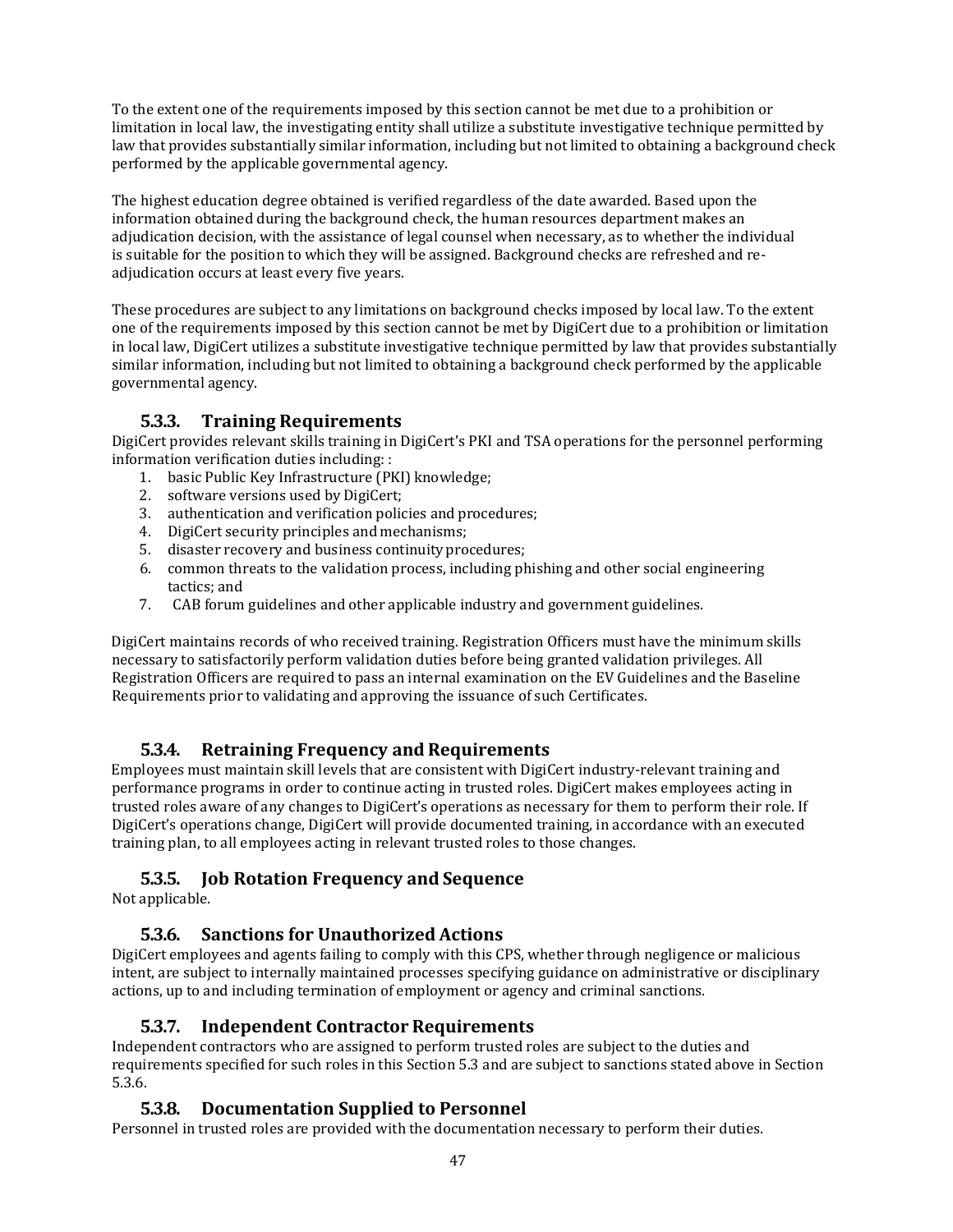To the extent one of the requirements imposed by this section cannot be met due to a prohibition or limitation in local law, the investigating entity shall utilize a substitute investigative technique permitted by law that provides substantially similar information, including but not limited to obtaining a background check performed by the applicable governmental agency.

The highest education degree obtained is verified regardless of the date awarded. Based upon the information obtained during the background check, the human resources department makes an adjudication decision, with the assistance of legal counsel when necessary, as to whether the individual is suitable for the position to which they will be assigned. Background checks are refreshed and re-adjudication occurs at least every five years.

These procedures are subject to any limitations on background checks imposed by local law. To the extent one of the requirements imposed by this section cannot be met by DigiCert due to a prohibition or limitation in local law, DigiCert utilizes a substitute investigative technique permitted by law that provides substantially similar information, including but not limited to obtaining a background check performed by the applicable governmental agency.

### 5.3.3. Training Requirements

DigiCert provides relevant skills training in DigiCert's PKI and TSA operations for the personnel performing information verification duties including: :

1. basic Public Key Infrastructure (PKI) knowledge;
2. software versions used by DigiCert;
3. authentication and verification policies and procedures;
4. DigiCert security principles and mechanisms;
5. disaster recovery and business continuity procedures;
6. common threats to the validation process, including phishing and other social engineering tactics; and
7. CAB forum guidelines and other applicable industry and government guidelines.

DigiCert maintains records of who received training. Registration Officers must have the minimum skills necessary to satisfactorily perform validation duties before being granted validation privileges. All Registration Officers are required to pass an internal examination on the EV Guidelines and the Baseline Requirements prior to validating and approving the issuance of such Certificates.

### 5.3.4. Retraining Frequency and Requirements

Employees must maintain skill levels that are consistent with DigiCert industry-relevant training and performance programs in order to continue acting in trusted roles. DigiCert makes employees acting in trusted roles aware of any changes to DigiCert's operations as necessary for them to perform their role. If DigiCert's operations change, DigiCert will provide documented training, in accordance with an executed training plan, to all employees acting in relevant trusted roles to those changes.

### 5.3.5. Job Rotation Frequency and Sequence

Not applicable.

### 5.3.6. Sanctions for Unauthorized Actions

DigiCert employees and agents failing to comply with this CPS, whether through negligence or malicious intent, are subject to internally maintained processes specifying guidance on administrative or disciplinary actions, up to and including termination of employment or agency and criminal sanctions.

### 5.3.7. Independent Contractor Requirements

Independent contractors who are assigned to perform trusted roles are subject to the duties and requirements specified for such roles in this Section 5.3 and are subject to sanctions stated above in Section 5.3.6.

### 5.3.8. Documentation Supplied to Personnel

Personnel in trusted roles are provided with the documentation necessary to perform their duties.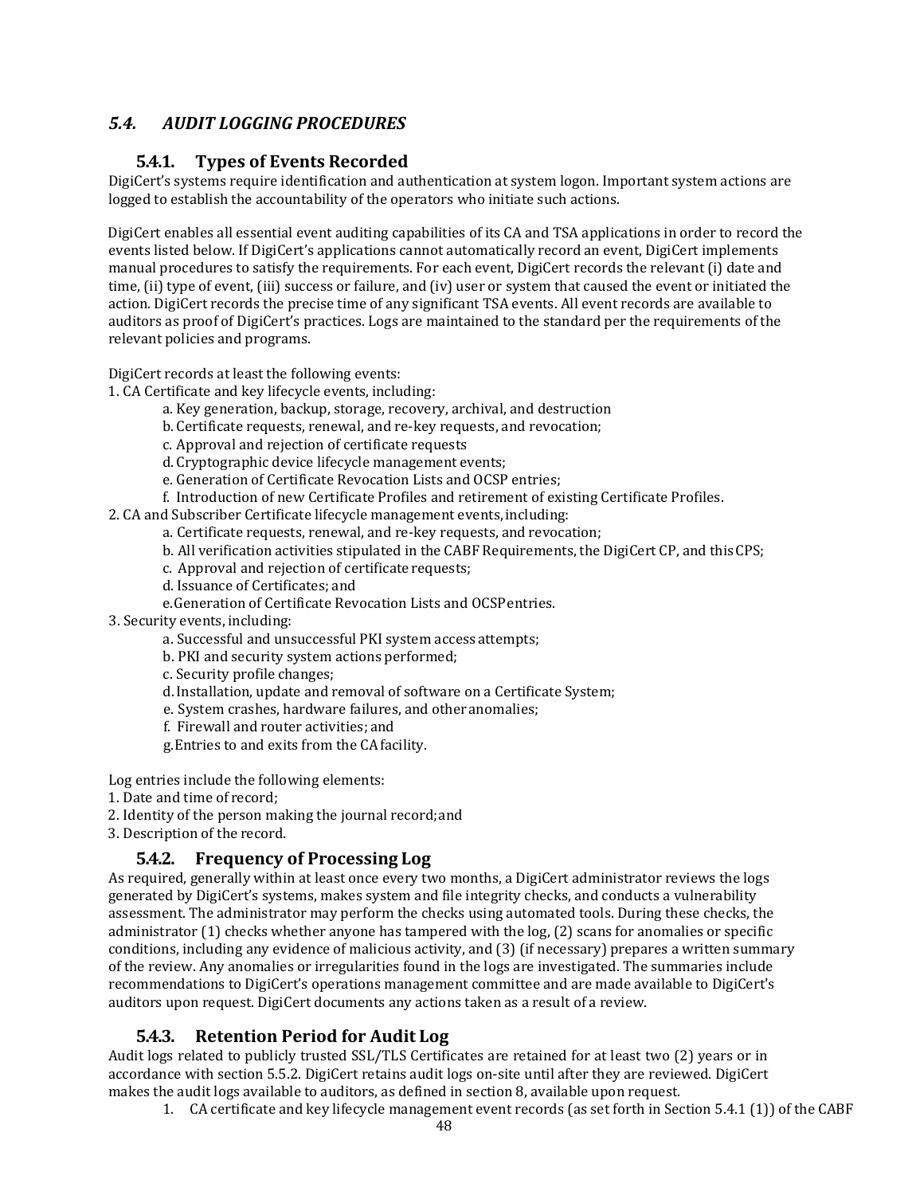## *5.4. AUDIT LOGGING PROCEDURES*

### 5.4.1. Types of Events Recorded

DigiCert's systems require identification and authentication at system logon. Important system actions are logged to establish the accountability of the operators who initiate such actions.

DigiCert enables all essential event auditing capabilities of its CA and TSA applications in order to record the events listed below. If DigiCert's applications cannot automatically record an event, DigiCert implements manual procedures to satisfy the requirements. For each event, DigiCert records the relevant (i) date and time, (ii) type of event, (iii) success or failure, and (iv) user or system that caused the event or initiated the action. DigiCert records the precise time of any significant TSA events. All event records are available to auditors as proof of DigiCert's practices. Logs are maintained to the standard per the requirements of the relevant policies and programs.

DigiCert records at least the following events:

1. CA Certificate and key lifecycle events, including:
    - a. Key generation, backup, storage, recovery, archival, and destruction
    - b. Certificate requests, renewal, and re-key requests, and revocation;
    - c. Approval and rejection of certificate requests
    - d. Cryptographic device lifecycle management events;
    - e. Generation of Certificate Revocation Lists and OCSP entries;
    - f. Introduction of new Certificate Profiles and retirement of existing Certificate Profiles.
2. CA and Subscriber Certificate lifecycle management events, including:
    - a. Certificate requests, renewal, and re-key requests, and revocation;
    - b. All verification activities stipulated in the CABF Requirements, the DigiCert CP, and this CPS;
    - c. Approval and rejection of certificate requests;
    - d. Issuance of Certificates; and
    - e. Generation of Certificate Revocation Lists and OCSP entries.
3. Security events, including:
    - a. Successful and unsuccessful PKI system access attempts;
    - b. PKI and security system actions performed;
    - c. Security profile changes;
    - d. Installation, update and removal of software on a Certificate System;
    - e. System crashes, hardware failures, and other anomalies;
    - f. Firewall and router activities; and
    - g. Entries to and exits from the CA facility.

Log entries include the following elements:

1. Date and time of record;
2. Identity of the person making the journal record; and
3. Description of the record.

### 5.4.2. Frequency of Processing Log

As required, generally within at least once every two months, a DigiCert administrator reviews the logs generated by DigiCert's systems, makes system and file integrity checks, and conducts a vulnerability assessment. The administrator may perform the checks using automated tools. During these checks, the administrator (1) checks whether anyone has tampered with the log, (2) scans for anomalies or specific conditions, including any evidence of malicious activity, and (3) (if necessary) prepares a written summary of the review. Any anomalies or irregularities found in the logs are investigated. The summaries include recommendations to DigiCert's operations management committee and are made available to DigiCert's auditors upon request. DigiCert documents any actions taken as a result of a review.

### 5.4.3. Retention Period for Audit Log

Audit logs related to publicly trusted SSL/TLS Certificates are retained for at least two (2) years or in accordance with section 5.5.2. DigiCert retains audit logs on-site until after they are reviewed. DigiCert makes the audit logs available to auditors, as defined in section 8, available upon request.

1. CA certificate and key lifecycle management event records (as set forth in Section 5.4.1 (1)) of the CABF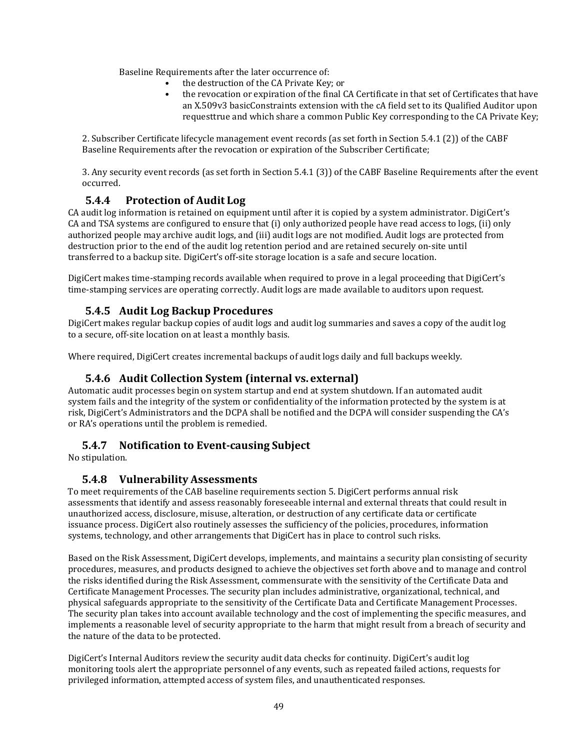Baseline Requirements after the later occurrence of:

- the destruction of the CA Private Key; or
- the revocation or expiration of the final CA Certificate in that set of Certificates that have an X.509v3 basicConstraints extension with the cA field set to its Qualified Auditor upon requesttrue and which share a common Public Key corresponding to the CA Private Key;

2. Subscriber Certificate lifecycle management event records (as set forth in Section 5.4.1 (2)) of the CABF Baseline Requirements after the revocation or expiration of the Subscriber Certificate;

3. Any security event records (as set forth in Section 5.4.1 (3)) of the CABF Baseline Requirements after the event occurred.

### 5.4.4 Protection of Audit Log

CA audit log information is retained on equipment until after it is copied by a system administrator. DigiCert's CA and TSA systems are configured to ensure that (i) only authorized people have read access to logs, (ii) only authorized people may archive audit logs, and (iii) audit logs are not modified. Audit logs are protected from destruction prior to the end of the audit log retention period and are retained securely on-site until transferred to a backup site. DigiCert's off-site storage location is a safe and secure location.

DigiCert makes time-stamping records available when required to prove in a legal proceeding that DigiCert's time-stamping services are operating correctly. Audit logs are made available to auditors upon request.

### 5.4.5 Audit Log Backup Procedures

DigiCert makes regular backup copies of audit logs and audit log summaries and saves a copy of the audit log to a secure, off-site location on at least a monthly basis.

Where required, DigiCert creates incremental backups of audit logs daily and full backups weekly.

### 5.4.6 Audit Collection System (internal vs. external)

Automatic audit processes begin on system startup and end at system shutdown. If an automated audit system fails and the integrity of the system or confidentiality of the information protected by the system is at risk, DigiCert's Administrators and the DCPA shall be notified and the DCPA will consider suspending the CA's or RA's operations until the problem is remedied.

### 5.4.7 Notification to Event-causing Subject

No stipulation.

### 5.4.8 Vulnerability Assessments

To meet requirements of the CAB baseline requirements section 5. DigiCert performs annual risk assessments that identify and assess reasonably foreseeable internal and external threats that could result in unauthorized access, disclosure, misuse, alteration, or destruction of any certificate data or certificate issuance process. DigiCert also routinely assesses the sufficiency of the policies, procedures, information systems, technology, and other arrangements that DigiCert has in place to control such risks.

Based on the Risk Assessment, DigiCert develops, implements, and maintains a security plan consisting of security procedures, measures, and products designed to achieve the objectives set forth above and to manage and control the risks identified during the Risk Assessment, commensurate with the sensitivity of the Certificate Data and Certificate Management Processes. The security plan includes administrative, organizational, technical, and physical safeguards appropriate to the sensitivity of the Certificate Data and Certificate Management Processes. The security plan takes into account available technology and the cost of implementing the specific measures, and implements a reasonable level of security appropriate to the harm that might result from a breach of security and the nature of the data to be protected.

DigiCert's Internal Auditors review the security audit data checks for continuity. DigiCert's audit log monitoring tools alert the appropriate personnel of any events, such as repeated failed actions, requests for privileged information, attempted access of system files, and unauthenticated responses.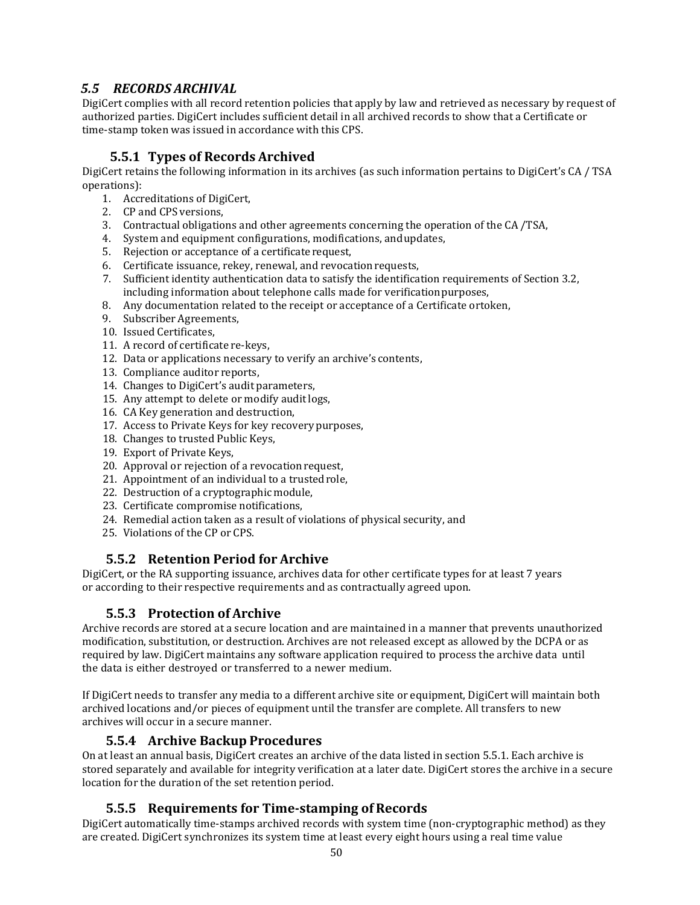## *5.5 RECORDS ARCHIVAL*

DigiCert complies with all record retention policies that apply by law and retrieved as necessary by request of authorized parties. DigiCert includes sufficient detail in all archived records to show that a Certificate or time-stamp token was issued in accordance with this CPS.

### 5.5.1 Types of Records Archived

DigiCert retains the following information in its archives (as such information pertains to DigiCert's CA / TSA operations):

1. Accreditations of DigiCert,
2. CP and CPS versions,
3. Contractual obligations and other agreements concerning the operation of the CA /TSA,
4. System and equipment configurations, modifications, and updates,
5. Rejection or acceptance of a certificate request,
6. Certificate issuance, rekey, renewal, and revocation requests,
7. Sufficient identity authentication data to satisfy the identification requirements of Section 3.2, including information about telephone calls made for verification purposes,
8. Any documentation related to the receipt or acceptance of a Certificate or token,
9. Subscriber Agreements,
10. Issued Certificates,
11. A record of certificate re-keys,
12. Data or applications necessary to verify an archive's contents,
13. Compliance auditor reports,
14. Changes to DigiCert's audit parameters,
15. Any attempt to delete or modify audit logs,
16. CA Key generation and destruction,
17. Access to Private Keys for key recovery purposes,
18. Changes to trusted Public Keys,
19. Export of Private Keys,
20. Approval or rejection of a revocation request,
21. Appointment of an individual to a trusted role,
22. Destruction of a cryptographic module,
23. Certificate compromise notifications,
24. Remedial action taken as a result of violations of physical security, and
25. Violations of the CP or CPS.

### 5.5.2 Retention Period for Archive

DigiCert, or the RA supporting issuance, archives data for other certificate types for at least 7 years or according to their respective requirements and as contractually agreed upon.

### 5.5.3 Protection of Archive

Archive records are stored at a secure location and are maintained in a manner that prevents unauthorized modification, substitution, or destruction. Archives are not released except as allowed by the DCPA or as required by law. DigiCert maintains any software application required to process the archive data until the data is either destroyed or transferred to a newer medium.

If DigiCert needs to transfer any media to a different archive site or equipment, DigiCert will maintain both archived locations and/or pieces of equipment until the transfer are complete. All transfers to new archives will occur in a secure manner.

### 5.5.4 Archive Backup Procedures

On at least an annual basis, DigiCert creates an archive of the data listed in section 5.5.1. Each archive is stored separately and available for integrity verification at a later date. DigiCert stores the archive in a secure location for the duration of the set retention period.

### 5.5.5 Requirements for Time-stamping of Records

DigiCert automatically time-stamps archived records with system time (non-cryptographic method) as they are created. DigiCert synchronizes its system time at least every eight hours using a real time value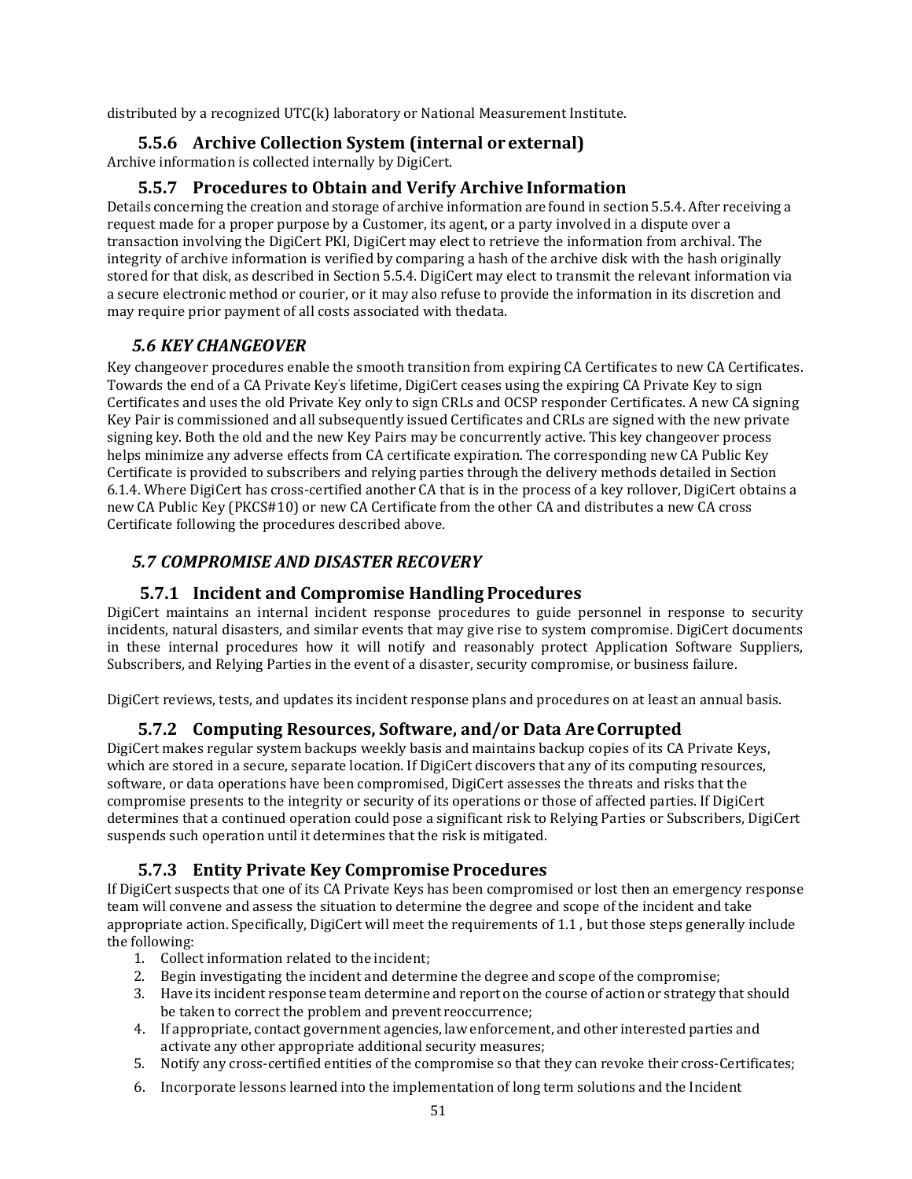distributed by a recognized UTC(k) laboratory or National Measurement Institute.

### 5.5.6 Archive Collection System (internal or external)

Archive information is collected internally by DigiCert.

### 5.5.7 Procedures to Obtain and Verify Archive Information

Details concerning the creation and storage of archive information are found in section 5.5.4. After receiving a request made for a proper purpose by a Customer, its agent, or a party involved in a dispute over a transaction involving the DigiCert PKI, DigiCert may elect to retrieve the information from archival. The integrity of archive information is verified by comparing a hash of the archive disk with the hash originally stored for that disk, as described in Section 5.5.4. DigiCert may elect to transmit the relevant information via a secure electronic method or courier, or it may also refuse to provide the information in its discretion and may require prior payment of all costs associated with thedata.

## *5.6 KEY CHANGEOVER*

Key changeover procedures enable the smooth transition from expiring CA Certificates to new CA Certificates. Towards the end of a CA Private Key's lifetime, DigiCert ceases using the expiring CA Private Key to sign Certificates and uses the old Private Key only to sign CRLs and OCSP responder Certificates. A new CA signing Key Pair is commissioned and all subsequently issued Certificates and CRLs are signed with the new private signing key. Both the old and the new Key Pairs may be concurrently active. This key changeover process helps minimize any adverse effects from CA certificate expiration. The corresponding new CA Public Key Certificate is provided to subscribers and relying parties through the delivery methods detailed in Section 6.1.4. Where DigiCert has cross-certified another CA that is in the process of a key rollover, DigiCert obtains a new CA Public Key (PKCS#10) or new CA Certificate from the other CA and distributes a new CA cross Certificate following the procedures described above.

## *5.7 COMPROMISE AND DISASTER RECOVERY*

### 5.7.1 Incident and Compromise Handling Procedures

DigiCert maintains an internal incident response procedures to guide personnel in response to security incidents, natural disasters, and similar events that may give rise to system compromise. DigiCert documents in these internal procedures how it will notify and reasonably protect Application Software Suppliers, Subscribers, and Relying Parties in the event of a disaster, security compromise, or business failure.

DigiCert reviews, tests, and updates its incident response plans and procedures on at least an annual basis.

### 5.7.2 Computing Resources, Software, and/or Data Are Corrupted

DigiCert makes regular system backups weekly basis and maintains backup copies of its CA Private Keys, which are stored in a secure, separate location. If DigiCert discovers that any of its computing resources, software, or data operations have been compromised, DigiCert assesses the threats and risks that the compromise presents to the integrity or security of its operations or those of affected parties. If DigiCert determines that a continued operation could pose a significant risk to Relying Parties or Subscribers, DigiCert suspends such operation until it determines that the risk is mitigated.

### 5.7.3 Entity Private Key Compromise Procedures

If DigiCert suspects that one of its CA Private Keys has been compromised or lost then an emergency response team will convene and assess the situation to determine the degree and scope of the incident and take appropriate action. Specifically, DigiCert will meet the requirements of 1.1 , but those steps generally include the following:

1. Collect information related to the incident;
2. Begin investigating the incident and determine the degree and scope of the compromise;
3. Have its incident response team determine and report on the course of action or strategy that should be taken to correct the problem and prevent reoccurrence;
4. If appropriate, contact government agencies, law enforcement, and other interested parties and activate any other appropriate additional security measures;
5. Notify any cross-certified entities of the compromise so that they can revoke their cross-Certificates;
6. Incorporate lessons learned into the implementation of long term solutions and the Incident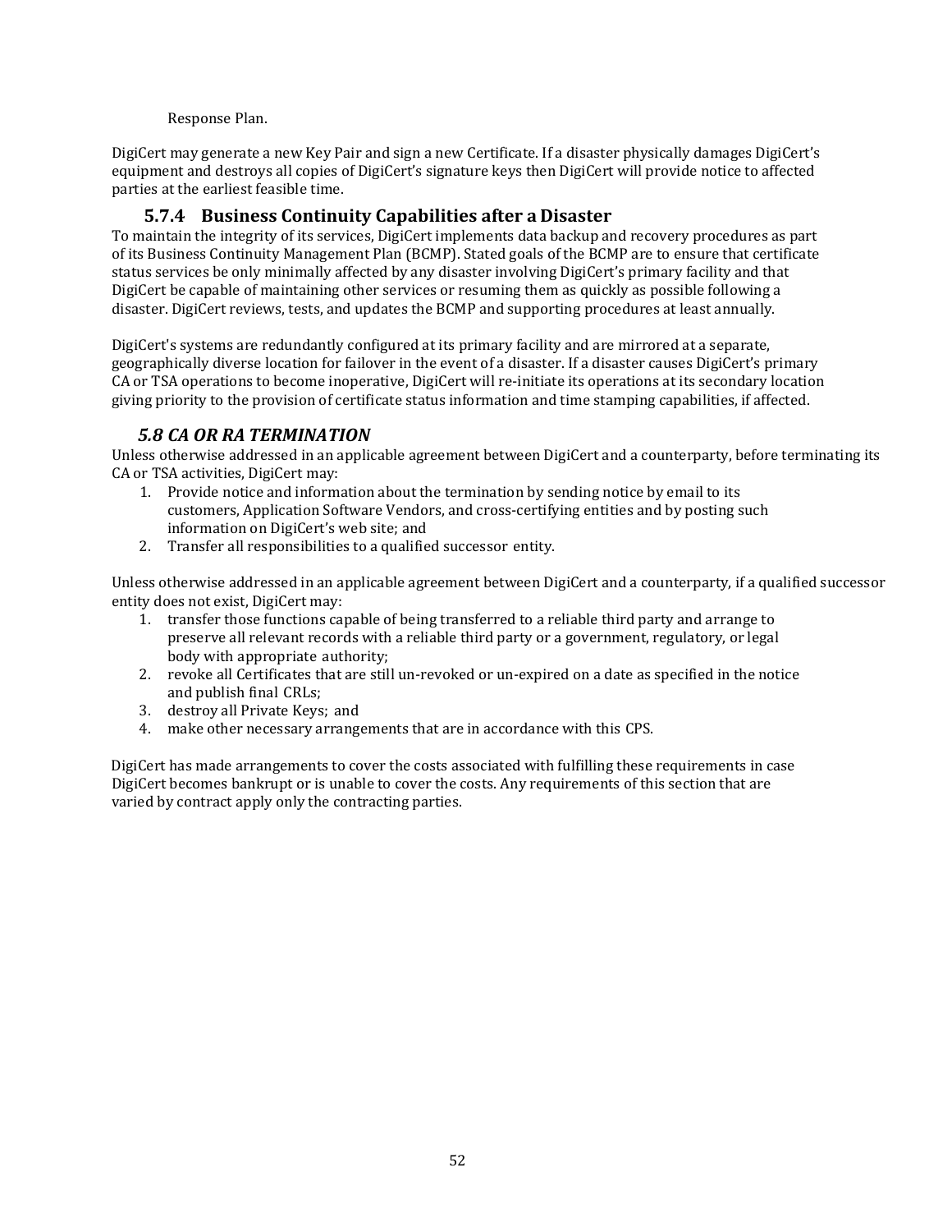Response Plan.

DigiCert may generate a new Key Pair and sign a new Certificate. If a disaster physically damages DigiCert's equipment and destroys all copies of DigiCert's signature keys then DigiCert will provide notice to affected parties at the earliest feasible time.

### 5.7.4 Business Continuity Capabilities after a Disaster

To maintain the integrity of its services, DigiCert implements data backup and recovery procedures as part of its Business Continuity Management Plan (BCMP). Stated goals of the BCMP are to ensure that certificate status services be only minimally affected by any disaster involving DigiCert's primary facility and that DigiCert be capable of maintaining other services or resuming them as quickly as possible following a disaster. DigiCert reviews, tests, and updates the BCMP and supporting procedures at least annually.

DigiCert's systems are redundantly configured at its primary facility and are mirrored at a separate, geographically diverse location for failover in the event of a disaster. If a disaster causes DigiCert's primary CA or TSA operations to become inoperative, DigiCert will re-initiate its operations at its secondary location giving priority to the provision of certificate status information and time stamping capabilities, if affected.

## *5.8 CA OR RA TERMINATION*

Unless otherwise addressed in an applicable agreement between DigiCert and a counterparty, before terminating its CA or TSA activities, DigiCert may:

1. Provide notice and information about the termination by sending notice by email to its customers, Application Software Vendors, and cross-certifying entities and by posting such information on DigiCert's web site; and
2. Transfer all responsibilities to a qualified successor entity.

Unless otherwise addressed in an applicable agreement between DigiCert and a counterparty, if a qualified successor entity does not exist, DigiCert may:

1. transfer those functions capable of being transferred to a reliable third party and arrange to preserve all relevant records with a reliable third party or a government, regulatory, or legal body with appropriate authority;
2. revoke all Certificates that are still un-revoked or un-expired on a date as specified in the notice and publish final CRLs;
3. destroy all Private Keys; and
4. make other necessary arrangements that are in accordance with this CPS.

DigiCert has made arrangements to cover the costs associated with fulfilling these requirements in case DigiCert becomes bankrupt or is unable to cover the costs. Any requirements of this section that are varied by contract apply only the contracting parties.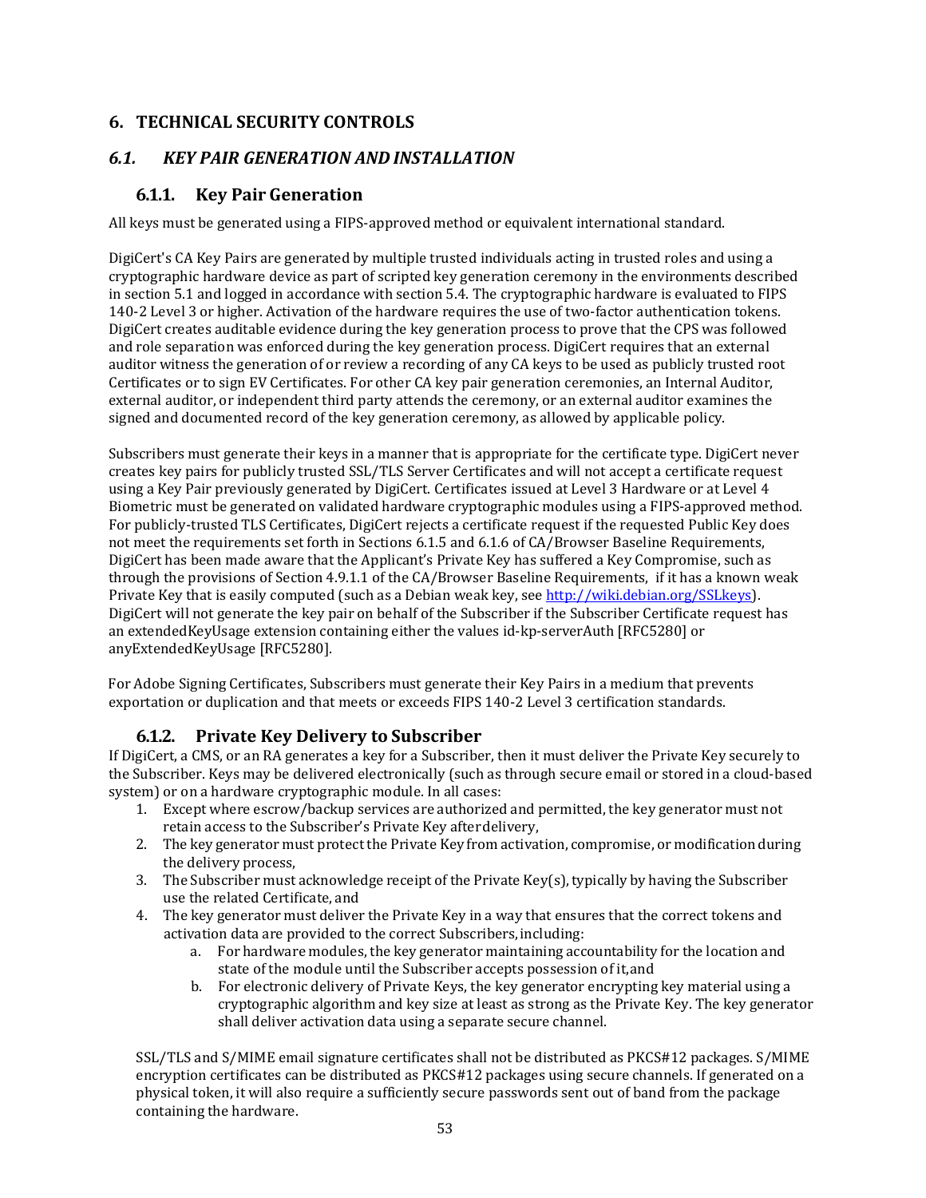# 6. TECHNICAL SECURITY CONTROLS

## *6.1. KEY PAIR GENERATION AND INSTALLATION*

### 6.1.1. Key Pair Generation

All keys must be generated using a FIPS-approved method or equivalent international standard.

DigiCert's CA Key Pairs are generated by multiple trusted individuals acting in trusted roles and using a cryptographic hardware device as part of scripted key generation ceremony in the environments described in section 5.1 and logged in accordance with section 5.4. The cryptographic hardware is evaluated to FIPS 140-2 Level 3 or higher. Activation of the hardware requires the use of two-factor authentication tokens. DigiCert creates auditable evidence during the key generation process to prove that the CPS was followed and role separation was enforced during the key generation process. DigiCert requires that an external auditor witness the generation of or review a recording of any CA keys to be used as publicly trusted root Certificates or to sign EV Certificates. For other CA key pair generation ceremonies, an Internal Auditor, external auditor, or independent third party attends the ceremony, or an external auditor examines the signed and documented record of the key generation ceremony, as allowed by applicable policy.

Subscribers must generate their keys in a manner that is appropriate for the certificate type. DigiCert never creates key pairs for publicly trusted SSL/TLS Server Certificates and will not accept a certificate request using a Key Pair previously generated by DigiCert. Certificates issued at Level 3 Hardware or at Level 4 Biometric must be generated on validated hardware cryptographic modules using a FIPS-approved method. For publicly-trusted TLS Certificates, DigiCert rejects a certificate request if the requested Public Key does not meet the requirements set forth in Sections 6.1.5 and 6.1.6 of CA/Browser Baseline Requirements, DigiCert has been made aware that the Applicant's Private Key has suffered a Key Compromise, such as through the provisions of Section 4.9.1.1 of the CA/Browser Baseline Requirements, if it has a known weak Private Key that is easily computed (such as a Debian weak key, see [http://wiki.debian.org/SSLkeys](http://wiki.debian.org/SSLkeys)). DigiCert will not generate the key pair on behalf of the Subscriber if the Subscriber Certificate request has an extendedKeyUsage extension containing either the values id-kp-serverAuth [RFC5280] or anyExtendedKeyUsage [RFC5280].

For Adobe Signing Certificates, Subscribers must generate their Key Pairs in a medium that prevents exportation or duplication and that meets or exceeds FIPS 140-2 Level 3 certification standards.

### 6.1.2. Private Key Delivery to Subscriber

If DigiCert, a CMS, or an RA generates a key for a Subscriber, then it must deliver the Private Key securely to the Subscriber. Keys may be delivered electronically (such as through secure email or stored in a cloud-based system) or on a hardware cryptographic module. In all cases:

1. Except where escrow/backup services are authorized and permitted, the key generator must not retain access to the Subscriber's Private Key after delivery,
2. The key generator must protect the Private Key from activation, compromise, or modification during the delivery process,
3. The Subscriber must acknowledge receipt of the Private Key(s), typically by having the Subscriber use the related Certificate, and
4. The key generator must deliver the Private Key in a way that ensures that the correct tokens and activation data are provided to the correct Subscribers, including:
    a. For hardware modules, the key generator maintaining accountability for the location and state of the module until the Subscriber accepts possession of it, and
    b. For electronic delivery of Private Keys, the key generator encrypting key material using a cryptographic algorithm and key size at least as strong as the Private Key. The key generator shall deliver activation data using a separate secure channel.

SSL/TLS and S/MIME email signature certificates shall not be distributed as PKCS#12 packages. S/MIME encryption certificates can be distributed as PKCS#12 packages using secure channels. If generated on a physical token, it will also require a sufficiently secure passwords sent out of band from the package containing the hardware.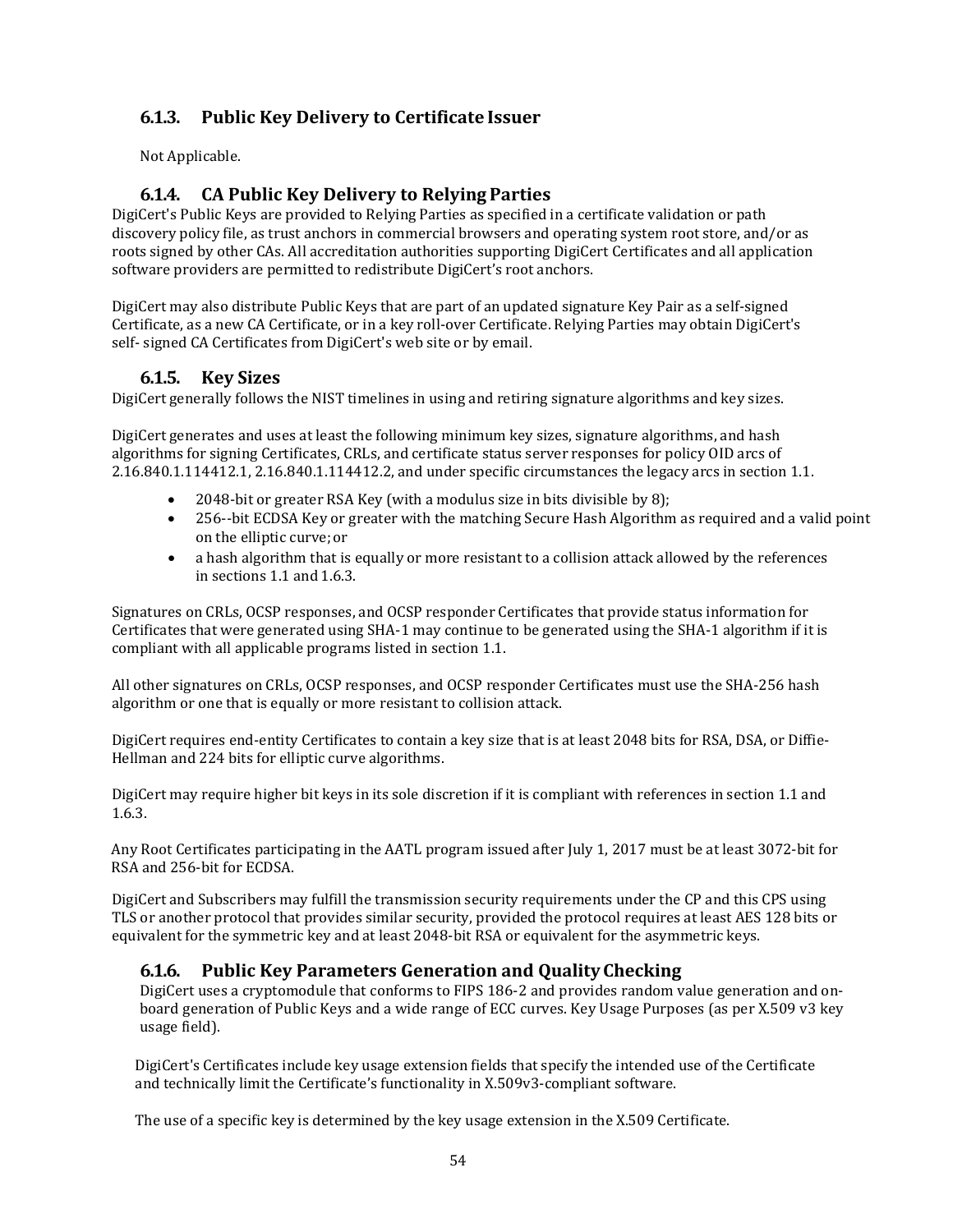### 6.1.3. Public Key Delivery to Certificate Issuer

Not Applicable.

### 6.1.4. CA Public Key Delivery to Relying Parties

DigiCert's Public Keys are provided to Relying Parties as specified in a certificate validation or path discovery policy file, as trust anchors in commercial browsers and operating system root store, and/or as roots signed by other CAs. All accreditation authorities supporting DigiCert Certificates and all application software providers are permitted to redistribute DigiCert's root anchors.

DigiCert may also distribute Public Keys that are part of an updated signature Key Pair as a self-signed Certificate, as a new CA Certificate, or in a key roll-over Certificate. Relying Parties may obtain DigiCert's self- signed CA Certificates from DigiCert's web site or by email.

### 6.1.5. Key Sizes

DigiCert generally follows the NIST timelines in using and retiring signature algorithms and key sizes.

DigiCert generates and uses at least the following minimum key sizes, signature algorithms, and hash algorithms for signing Certificates, CRLs, and certificate status server responses for policy OID arcs of 2.16.840.1.114412.1, 2.16.840.1.114412.2, and under specific circumstances the legacy arcs in section 1.1.

- 2048-bit or greater RSA Key (with a modulus size in bits divisible by 8);
- 256--bit ECDSA Key or greater with the matching Secure Hash Algorithm as required and a valid point on the elliptic curve; or
- a hash algorithm that is equally or more resistant to a collision attack allowed by the references in sections 1.1 and 1.6.3.

Signatures on CRLs, OCSP responses, and OCSP responder Certificates that provide status information for Certificates that were generated using SHA-1 may continue to be generated using the SHA-1 algorithm if it is compliant with all applicable programs listed in section 1.1.

All other signatures on CRLs, OCSP responses, and OCSP responder Certificates must use the SHA-256 hash algorithm or one that is equally or more resistant to collision attack.

DigiCert requires end-entity Certificates to contain a key size that is at least 2048 bits for RSA, DSA, or Diffie-Hellman and 224 bits for elliptic curve algorithms.

DigiCert may require higher bit keys in its sole discretion if it is compliant with references in section 1.1 and 1.6.3.

Any Root Certificates participating in the AATL program issued after July 1, 2017 must be at least 3072-bit for RSA and 256-bit for ECDSA.

DigiCert and Subscribers may fulfill the transmission security requirements under the CP and this CPS using TLS or another protocol that provides similar security, provided the protocol requires at least AES 128 bits or equivalent for the symmetric key and at least 2048-bit RSA or equivalent for the asymmetric keys.

### 6.1.6. Public Key Parameters Generation and Quality Checking

DigiCert uses a cryptomodule that conforms to FIPS 186-2 and provides random value generation and on-board generation of Public Keys and a wide range of ECC curves. Key Usage Purposes (as per X.509 v3 key usage field).

DigiCert's Certificates include key usage extension fields that specify the intended use of the Certificate and technically limit the Certificate's functionality in X.509v3-compliant software.

The use of a specific key is determined by the key usage extension in the X.509 Certificate.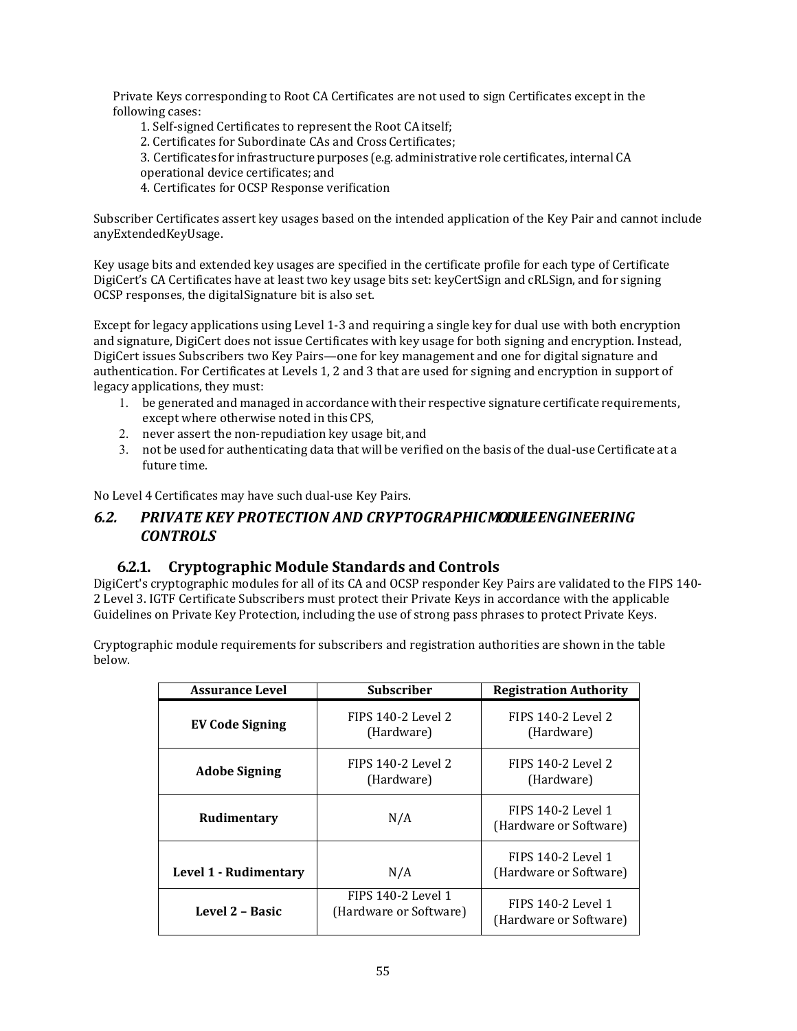Private Keys corresponding to Root CA Certificates are not used to sign Certificates except in the following cases:

1. Self-signed Certificates to represent the Root CA itself;
2. Certificates for Subordinate CAs and Cross Certificates;
3. Certificates for infrastructure purposes (e.g. administrative role certificates, internal CA operational device certificates; and
4. Certificates for OCSP Response verification

Subscriber Certificates assert key usages based on the intended application of the Key Pair and cannot include anyExtendedKeyUsage.

Key usage bits and extended key usages are specified in the certificate profile for each type of Certificate DigiCert's CA Certificates have at least two key usage bits set: keyCertSign and cRLSign, and for signing OCSP responses, the digitalSignature bit is also set.

Except for legacy applications using Level 1-3 and requiring a single key for dual use with both encryption and signature, DigiCert does not issue Certificates with key usage for both signing and encryption. Instead, DigiCert issues Subscribers two Key Pairs—one for key management and one for digital signature and authentication. For Certificates at Levels 1, 2 and 3 that are used for signing and encryption in support of legacy applications, they must:

1. be generated and managed in accordance with their respective signature certificate requirements, except where otherwise noted in this CPS,
2. never assert the non-repudiation key usage bit, and
3. not be used for authenticating data that will be verified on the basis of the dual-use Certificate at a future time.

No Level 4 Certificates may have such dual-use Key Pairs.

## *6.2. PRIVATE KEY PROTECTION AND CRYPTOGRAPHIC MODULE ENGINEERING CONTROLS*

### 6.2.1. Cryptographic Module Standards and Controls

DigiCert's cryptographic modules for all of its CA and OCSP responder Key Pairs are validated to the FIPS 140-2 Level 3. IGTF Certificate Subscribers must protect their Private Keys in accordance with the applicable Guidelines on Private Key Protection, including the use of strong pass phrases to protect Private Keys.

Cryptographic module requirements for subscribers and registration authorities are shown in the table below.

| Assurance Level | Subscriber | Registration Authority |
|---|---|---|
| **EV Code Signing** | FIPS 140-2 Level 2 (Hardware) | FIPS 140-2 Level 2 (Hardware) |
| **Adobe Signing** | FIPS 140-2 Level 2 (Hardware) | FIPS 140-2 Level 2 (Hardware) |
| **Rudimentary** | N/A | FIPS 140-2 Level 1 (Hardware or Software) |
| **Level 1 - Rudimentary** | N/A | FIPS 140-2 Level 1 (Hardware or Software) |
| **Level 2 – Basic** | FIPS 140-2 Level 1 (Hardware or Software) | FIPS 140-2 Level 1 (Hardware or Software) |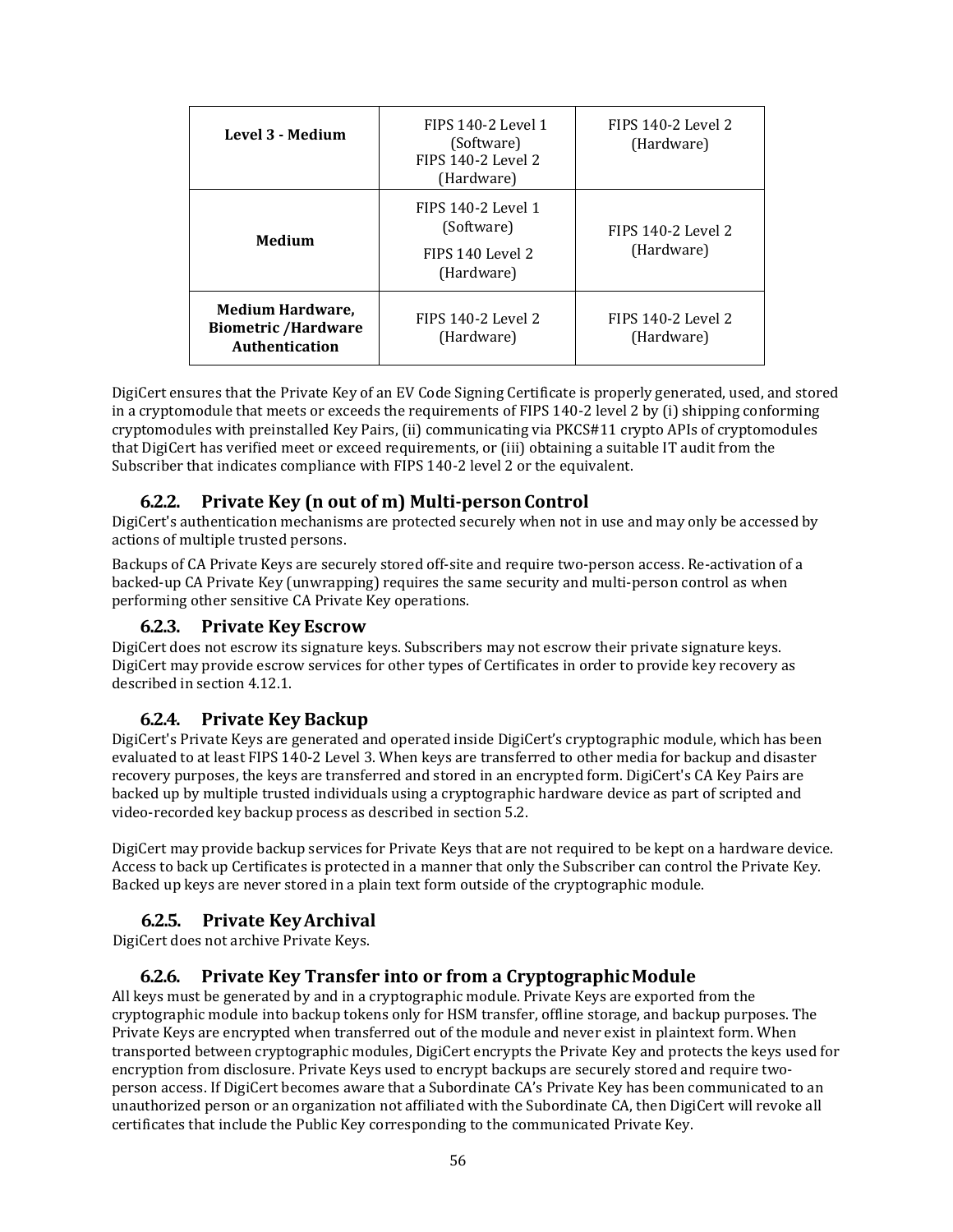| Level 3 - Medium | FIPS 140-2 Level 1 (Software) FIPS 140-2 Level 2 (Hardware) | FIPS 140-2 Level 2 (Hardware) |
|---|---|---|
| **Medium** | FIPS 140-2 Level 1 (Software) FIPS 140 Level 2 (Hardware) | FIPS 140-2 Level 2 (Hardware) |
| **Medium Hardware, Biometric /Hardware Authentication** | FIPS 140-2 Level 2 (Hardware) | FIPS 140-2 Level 2 (Hardware) |

DigiCert ensures that the Private Key of an EV Code Signing Certificate is properly generated, used, and stored in a cryptomodule that meets or exceeds the requirements of FIPS 140-2 level 2 by (i) shipping conforming cryptomodules with preinstalled Key Pairs, (ii) communicating via PKCS#11 crypto APIs of cryptomodules that DigiCert has verified meet or exceed requirements, or (iii) obtaining a suitable IT audit from the Subscriber that indicates compliance with FIPS 140-2 level 2 or the equivalent.

### 6.2.2. Private Key (n out of m) Multi-person Control

DigiCert's authentication mechanisms are protected securely when not in use and may only be accessed by actions of multiple trusted persons.

Backups of CA Private Keys are securely stored off-site and require two-person access. Re-activation of a backed-up CA Private Key (unwrapping) requires the same security and multi-person control as when performing other sensitive CA Private Key operations.

### 6.2.3. Private Key Escrow

DigiCert does not escrow its signature keys. Subscribers may not escrow their private signature keys. DigiCert may provide escrow services for other types of Certificates in order to provide key recovery as described in section 4.12.1.

### 6.2.4. Private Key Backup

DigiCert's Private Keys are generated and operated inside DigiCert's cryptographic module, which has been evaluated to at least FIPS 140-2 Level 3. When keys are transferred to other media for backup and disaster recovery purposes, the keys are transferred and stored in an encrypted form. DigiCert's CA Key Pairs are backed up by multiple trusted individuals using a cryptographic hardware device as part of scripted and video-recorded key backup process as described in section 5.2.

DigiCert may provide backup services for Private Keys that are not required to be kept on a hardware device. Access to back up Certificates is protected in a manner that only the Subscriber can control the Private Key. Backed up keys are never stored in a plain text form outside of the cryptographic module.

### 6.2.5. Private Key Archival

DigiCert does not archive Private Keys.

### 6.2.6. Private Key Transfer into or from a Cryptographic Module

All keys must be generated by and in a cryptographic module. Private Keys are exported from the cryptographic module into backup tokens only for HSM transfer, offline storage, and backup purposes. The Private Keys are encrypted when transferred out of the module and never exist in plaintext form. When transported between cryptographic modules, DigiCert encrypts the Private Key and protects the keys used for encryption from disclosure. Private Keys used to encrypt backups are securely stored and require two-person access. If DigiCert becomes aware that a Subordinate CA's Private Key has been communicated to an unauthorized person or an organization not affiliated with the Subordinate CA, then DigiCert will revoke all certificates that include the Public Key corresponding to the communicated Private Key.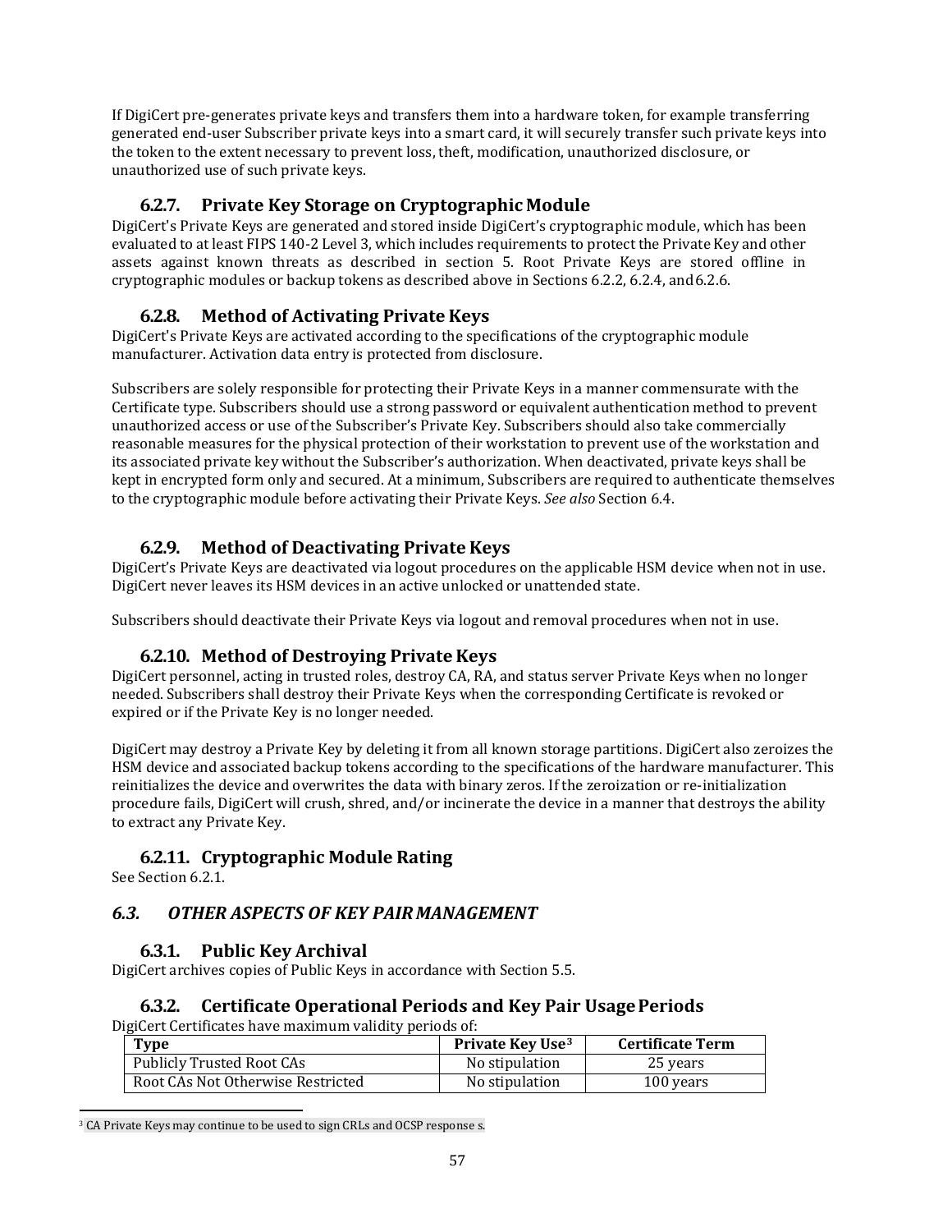If DigiCert pre-generates private keys and transfers them into a hardware token, for example transferring generated end-user Subscriber private keys into a smart card, it will securely transfer such private keys into the token to the extent necessary to prevent loss, theft, modification, unauthorized disclosure, or unauthorized use of such private keys.

### 6.2.7. Private Key Storage on Cryptographic Module

DigiCert's Private Keys are generated and stored inside DigiCert's cryptographic module, which has been evaluated to at least FIPS 140-2 Level 3, which includes requirements to protect the Private Key and other assets against known threats as described in section 5. Root Private Keys are stored offline in cryptographic modules or backup tokens as described above in Sections 6.2.2, 6.2.4, and 6.2.6.

### 6.2.8. Method of Activating Private Keys

DigiCert's Private Keys are activated according to the specifications of the cryptographic module manufacturer. Activation data entry is protected from disclosure.

Subscribers are solely responsible for protecting their Private Keys in a manner commensurate with the Certificate type. Subscribers should use a strong password or equivalent authentication method to prevent unauthorized access or use of the Subscriber's Private Key. Subscribers should also take commercially reasonable measures for the physical protection of their workstation to prevent use of the workstation and its associated private key without the Subscriber's authorization. When deactivated, private keys shall be kept in encrypted form only and secured. At a minimum, Subscribers are required to authenticate themselves to the cryptographic module before activating their Private Keys. *See also* Section 6.4.

### 6.2.9. Method of Deactivating Private Keys

DigiCert's Private Keys are deactivated via logout procedures on the applicable HSM device when not in use. DigiCert never leaves its HSM devices in an active unlocked or unattended state.

Subscribers should deactivate their Private Keys via logout and removal procedures when not in use.

### 6.2.10. Method of Destroying Private Keys

DigiCert personnel, acting in trusted roles, destroy CA, RA, and status server Private Keys when no longer needed. Subscribers shall destroy their Private Keys when the corresponding Certificate is revoked or expired or if the Private Key is no longer needed.

DigiCert may destroy a Private Key by deleting it from all known storage partitions. DigiCert also zeroizes the HSM device and associated backup tokens according to the specifications of the hardware manufacturer. This reinitializes the device and overwrites the data with binary zeros. If the zeroization or re-initialization procedure fails, DigiCert will crush, shred, and/or incinerate the device in a manner that destroys the ability to extract any Private Key.

### 6.2.11. Cryptographic Module Rating

See Section 6.2.1.

## *6.3. OTHER ASPECTS OF KEY PAIR MANAGEMENT*

### 6.3.1. Public Key Archival

DigiCert archives copies of Public Keys in accordance with Section 5.5.

### 6.3.2. Certificate Operational Periods and Key Pair Usage Periods

DigiCert Certificates have maximum validity periods of:

| Type | Private Key Use[3] | Certificate Term |
|---|---|---|
| Publicly Trusted Root CAs | No stipulation | 25 years |
| Root CAs Not Otherwise Restricted | No stipulation | 100 years |

[3] CA Private Keys may continue to be used to sign CRLs and OCSP response s.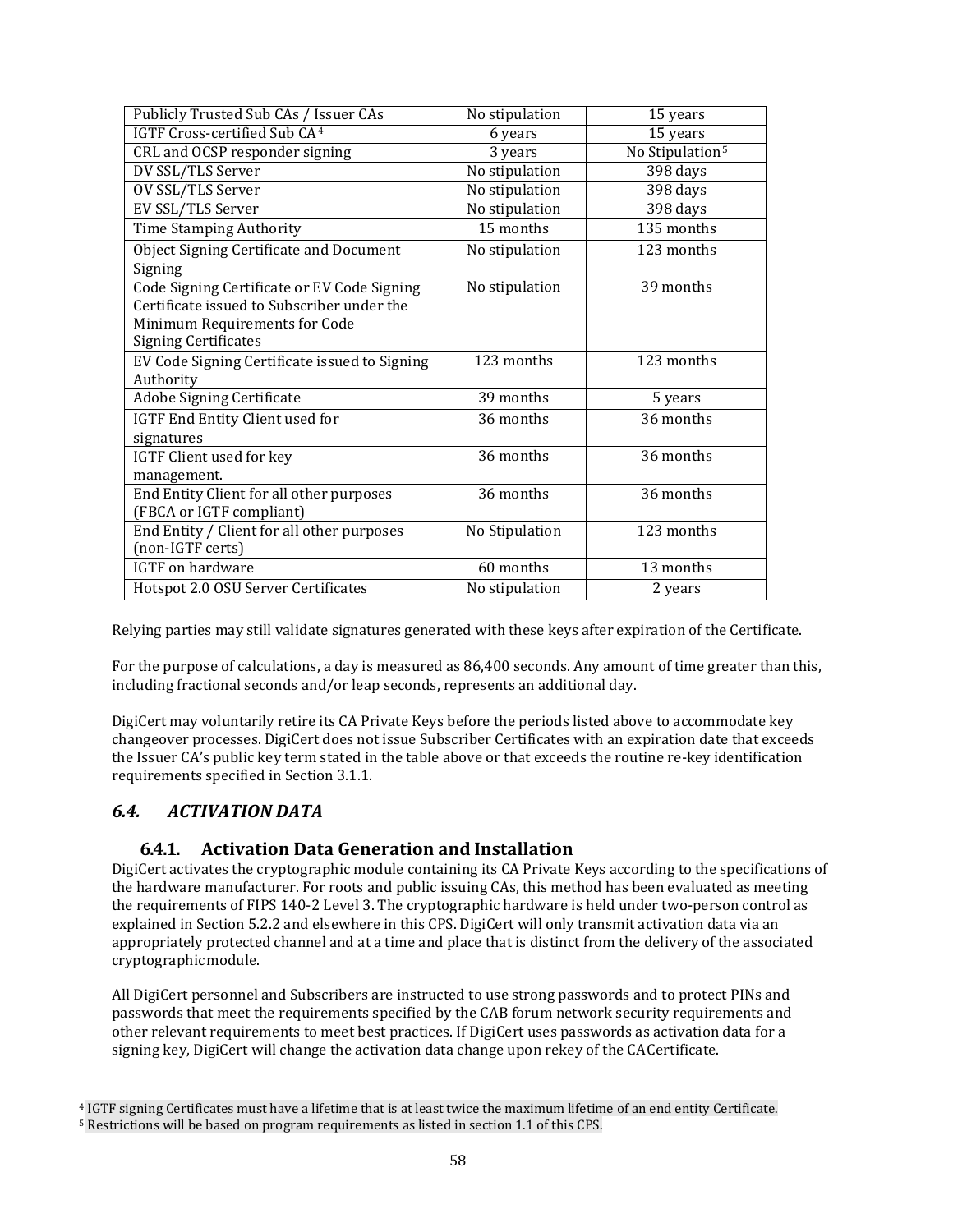| Publicly Trusted Sub CAs / Issuer CAs | No stipulation | 15 years |
|---|---|---|
| IGTF Cross-certified Sub CA[4] | 6 years | 15 years |
| CRL and OCSP responder signing | 3 years | No Stipulation[5] |
| DV SSL/TLS Server | No stipulation | 398 days |
| OV SSL/TLS Server | No stipulation | 398 days |
| EV SSL/TLS Server | No stipulation | 398 days |
| Time Stamping Authority | 15 months | 135 months |
| Object Signing Certificate and Document Signing | No stipulation | 123 months |
| Code Signing Certificate or EV Code Signing Certificate issued to Subscriber under the Minimum Requirements for Code Signing Certificates | No stipulation | 39 months |
| EV Code Signing Certificate issued to Signing Authority | 123 months | 123 months |
| Adobe Signing Certificate | 39 months | 5 years |
| IGTF End Entity Client used for signatures | 36 months | 36 months |
| IGTF Client used for key management. | 36 months | 36 months |
| End Entity Client for all other purposes (FBCA or IGTF compliant) | 36 months | 36 months |
| End Entity / Client for all other purposes (non-IGTF certs) | No Stipulation | 123 months |
| IGTF on hardware | 60 months | 13 months |
| Hotspot 2.0 OSU Server Certificates | No stipulation | 2 years |

Relying parties may still validate signatures generated with these keys after expiration of the Certificate.

For the purpose of calculations, a day is measured as 86,400 seconds. Any amount of time greater than this, including fractional seconds and/or leap seconds, represents an additional day.

DigiCert may voluntarily retire its CA Private Keys before the periods listed above to accommodate key changeover processes. DigiCert does not issue Subscriber Certificates with an expiration date that exceeds the Issuer CA's public key term stated in the table above or that exceeds the routine re-key identification requirements specified in Section 3.1.1.

## *6.4. ACTIVATION DATA*

### 6.4.1. Activation Data Generation and Installation

DigiCert activates the cryptographic module containing its CA Private Keys according to the specifications of the hardware manufacturer. For roots and public issuing CAs, this method has been evaluated as meeting the requirements of FIPS 140-2 Level 3. The cryptographic hardware is held under two-person control as explained in Section 5.2.2 and elsewhere in this CPS. DigiCert will only transmit activation data via an appropriately protected channel and at a time and place that is distinct from the delivery of the associated cryptographic module.

All DigiCert personnel and Subscribers are instructed to use strong passwords and to protect PINs and passwords that meet the requirements specified by the CAB forum network security requirements and other relevant requirements to meet best practices. If DigiCert uses passwords as activation data for a signing key, DigiCert will change the activation data change upon rekey of the CA Certificate.

---

[4] IGTF signing Certificates must have a lifetime that is at least twice the maximum lifetime of an end entity Certificate.

[5] Restrictions will be based on program requirements as listed in section 1.1 of this CPS.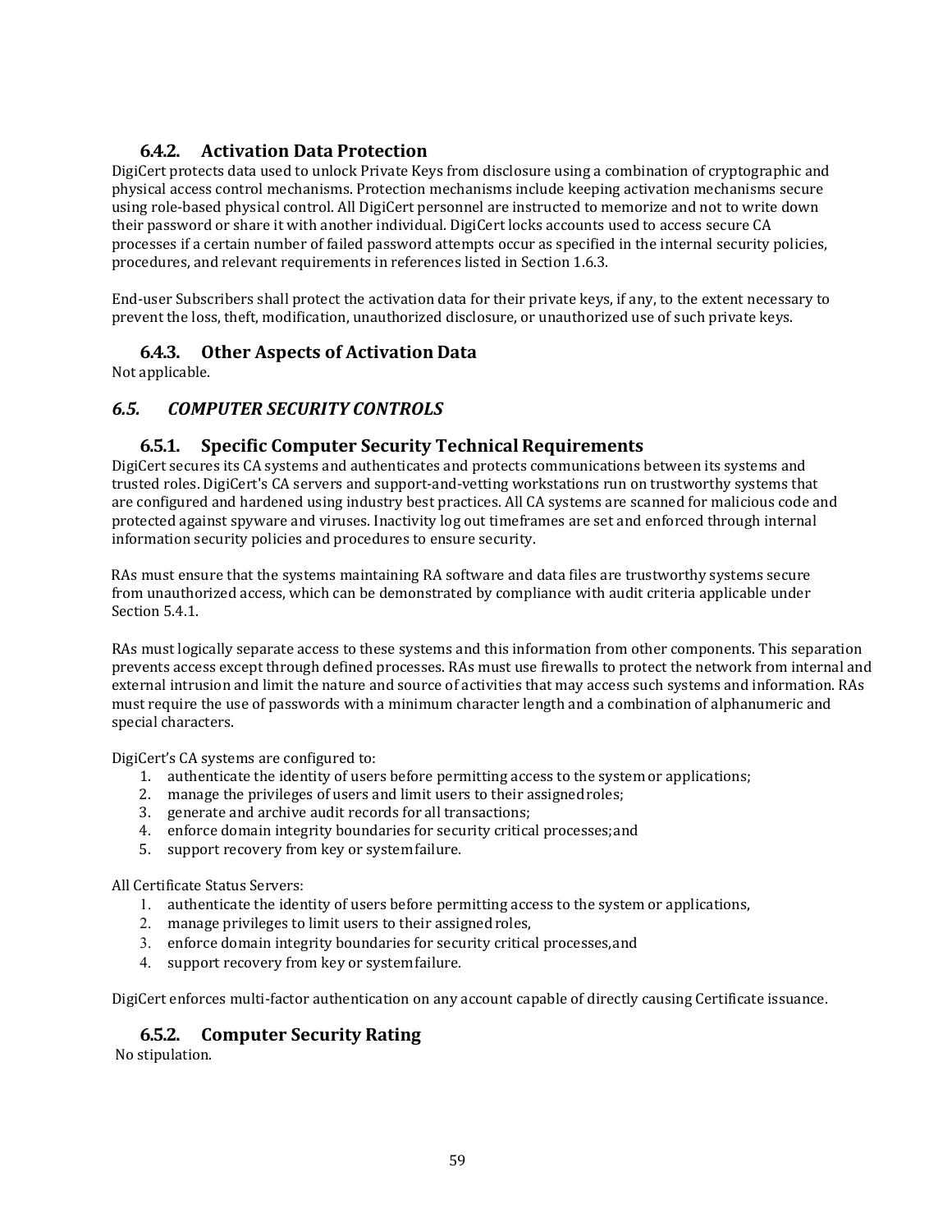### 6.4.2. Activation Data Protection

DigiCert protects data used to unlock Private Keys from disclosure using a combination of cryptographic and physical access control mechanisms. Protection mechanisms include keeping activation mechanisms secure using role-based physical control. All DigiCert personnel are instructed to memorize and not to write down their password or share it with another individual. DigiCert locks accounts used to access secure CA processes if a certain number of failed password attempts occur as specified in the internal security policies, procedures, and relevant requirements in references listed in Section 1.6.3.

End-user Subscribers shall protect the activation data for their private keys, if any, to the extent necessary to prevent the loss, theft, modification, unauthorized disclosure, or unauthorized use of such private keys.

### 6.4.3. Other Aspects of Activation Data

Not applicable.

## *6.5. COMPUTER SECURITY CONTROLS*

### 6.5.1. Specific Computer Security Technical Requirements

DigiCert secures its CA systems and authenticates and protects communications between its systems and trusted roles. DigiCert's CA servers and support-and-vetting workstations run on trustworthy systems that are configured and hardened using industry best practices. All CA systems are scanned for malicious code and protected against spyware and viruses. Inactivity log out timeframes are set and enforced through internal information security policies and procedures to ensure security.

RAs must ensure that the systems maintaining RA software and data files are trustworthy systems secure from unauthorized access, which can be demonstrated by compliance with audit criteria applicable under Section 5.4.1.

RAs must logically separate access to these systems and this information from other components. This separation prevents access except through defined processes. RAs must use firewalls to protect the network from internal and external intrusion and limit the nature and source of activities that may access such systems and information. RAs must require the use of passwords with a minimum character length and a combination of alphanumeric and special characters.

DigiCert's CA systems are configured to:

1. authenticate the identity of users before permitting access to the system or applications;
2. manage the privileges of users and limit users to their assigned roles;
3. generate and archive audit records for all transactions;
4. enforce domain integrity boundaries for security critical processes; and
5. support recovery from key or system failure.

All Certificate Status Servers:

1. authenticate the identity of users before permitting access to the system or applications,
2. manage privileges to limit users to their assigned roles,
3. enforce domain integrity boundaries for security critical processes, and
4. support recovery from key or system failure.

DigiCert enforces multi-factor authentication on any account capable of directly causing Certificate issuance.

### 6.5.2. Computer Security Rating

No stipulation.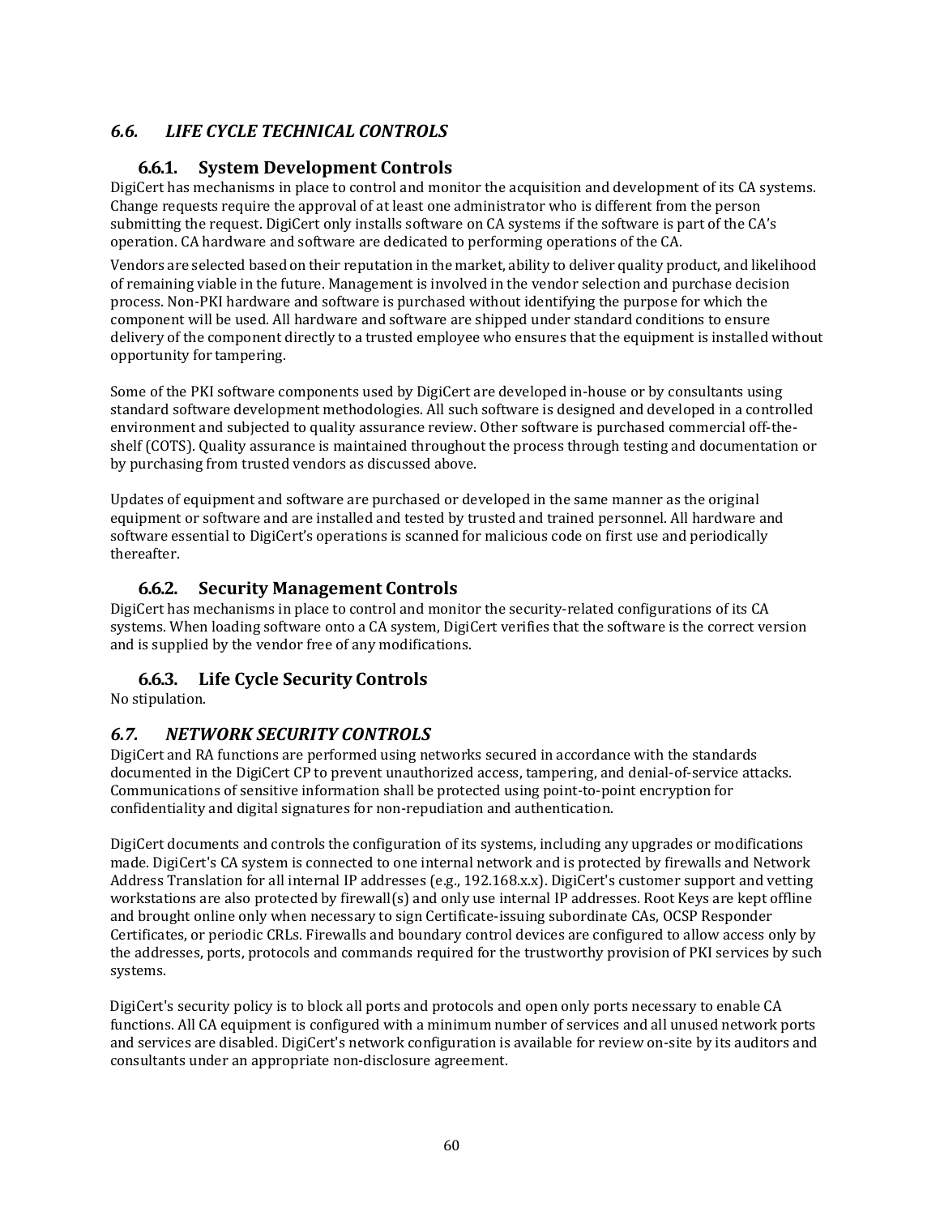## *6.6. LIFE CYCLE TECHNICAL CONTROLS*

### 6.6.1. System Development Controls

DigiCert has mechanisms in place to control and monitor the acquisition and development of its CA systems. Change requests require the approval of at least one administrator who is different from the person submitting the request. DigiCert only installs software on CA systems if the software is part of the CA's operation. CA hardware and software are dedicated to performing operations of the CA.

Vendors are selected based on their reputation in the market, ability to deliver quality product, and likelihood of remaining viable in the future. Management is involved in the vendor selection and purchase decision process. Non-PKI hardware and software is purchased without identifying the purpose for which the component will be used. All hardware and software are shipped under standard conditions to ensure delivery of the component directly to a trusted employee who ensures that the equipment is installed without opportunity for tampering.

Some of the PKI software components used by DigiCert are developed in-house or by consultants using standard software development methodologies. All such software is designed and developed in a controlled environment and subjected to quality assurance review. Other software is purchased commercial off-the-shelf (COTS). Quality assurance is maintained throughout the process through testing and documentation or by purchasing from trusted vendors as discussed above.

Updates of equipment and software are purchased or developed in the same manner as the original equipment or software and are installed and tested by trusted and trained personnel. All hardware and software essential to DigiCert's operations is scanned for malicious code on first use and periodically thereafter.

### 6.6.2. Security Management Controls

DigiCert has mechanisms in place to control and monitor the security-related configurations of its CA systems. When loading software onto a CA system, DigiCert verifies that the software is the correct version and is supplied by the vendor free of any modifications.

### 6.6.3. Life Cycle Security Controls

No stipulation.

## *6.7. NETWORK SECURITY CONTROLS*

DigiCert and RA functions are performed using networks secured in accordance with the standards documented in the DigiCert CP to prevent unauthorized access, tampering, and denial-of-service attacks. Communications of sensitive information shall be protected using point-to-point encryption for confidentiality and digital signatures for non-repudiation and authentication.

DigiCert documents and controls the configuration of its systems, including any upgrades or modifications made. DigiCert's CA system is connected to one internal network and is protected by firewalls and Network Address Translation for all internal IP addresses (e.g., 192.168.x.x). DigiCert's customer support and vetting workstations are also protected by firewall(s) and only use internal IP addresses. Root Keys are kept offline and brought online only when necessary to sign Certificate-issuing subordinate CAs, OCSP Responder Certificates, or periodic CRLs. Firewalls and boundary control devices are configured to allow access only by the addresses, ports, protocols and commands required for the trustworthy provision of PKI services by such systems.

DigiCert's security policy is to block all ports and protocols and open only ports necessary to enable CA functions. All CA equipment is configured with a minimum number of services and all unused network ports and services are disabled. DigiCert's network configuration is available for review on-site by its auditors and consultants under an appropriate non-disclosure agreement.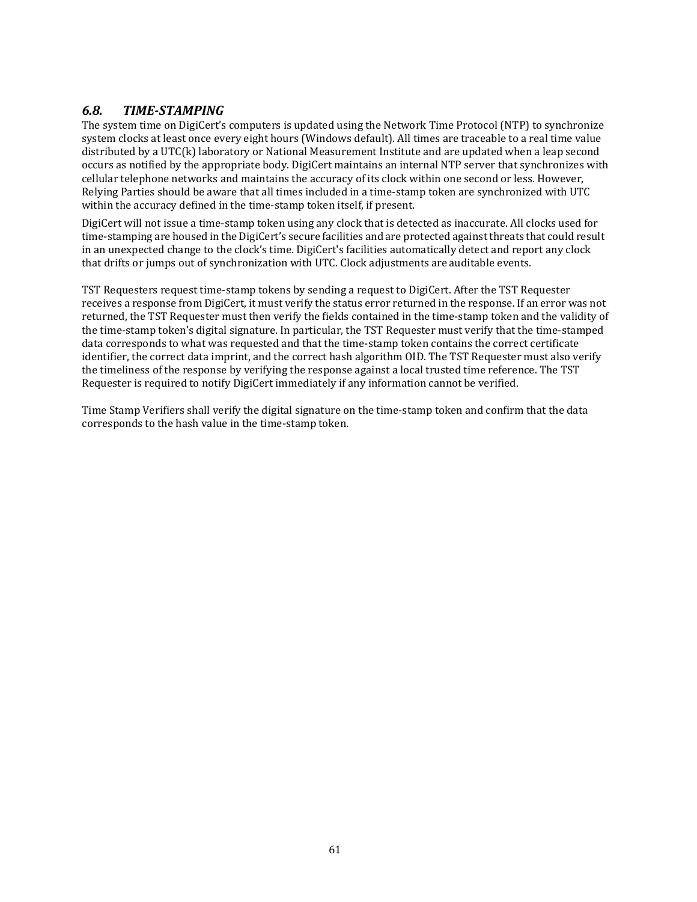### *6.8. TIME-STAMPING*

The system time on DigiCert's computers is updated using the Network Time Protocol (NTP) to synchronize system clocks at least once every eight hours (Windows default). All times are traceable to a real time value distributed by a UTC(k) laboratory or National Measurement Institute and are updated when a leap second occurs as notified by the appropriate body. DigiCert maintains an internal NTP server that synchronizes with cellular telephone networks and maintains the accuracy of its clock within one second or less. However, Relying Parties should be aware that all times included in a time-stamp token are synchronized with UTC within the accuracy defined in the time-stamp token itself, if present.

DigiCert will not issue a time-stamp token using any clock that is detected as inaccurate. All clocks used for time-stamping are housed in the DigiCert's secure facilities and are protected against threats that could result in an unexpected change to the clock's time. DigiCert's facilities automatically detect and report any clock that drifts or jumps out of synchronization with UTC. Clock adjustments are auditable events.

TST Requesters request time-stamp tokens by sending a request to DigiCert. After the TST Requester receives a response from DigiCert, it must verify the status error returned in the response. If an error was not returned, the TST Requester must then verify the fields contained in the time-stamp token and the validity of the time-stamp token's digital signature. In particular, the TST Requester must verify that the time-stamped data corresponds to what was requested and that the time-stamp token contains the correct certificate identifier, the correct data imprint, and the correct hash algorithm OID. The TST Requester must also verify the timeliness of the response by verifying the response against a local trusted time reference. The TST Requester is required to notify DigiCert immediately if any information cannot be verified.

Time Stamp Verifiers shall verify the digital signature on the time-stamp token and confirm that the data corresponds to the hash value in the time-stamp token.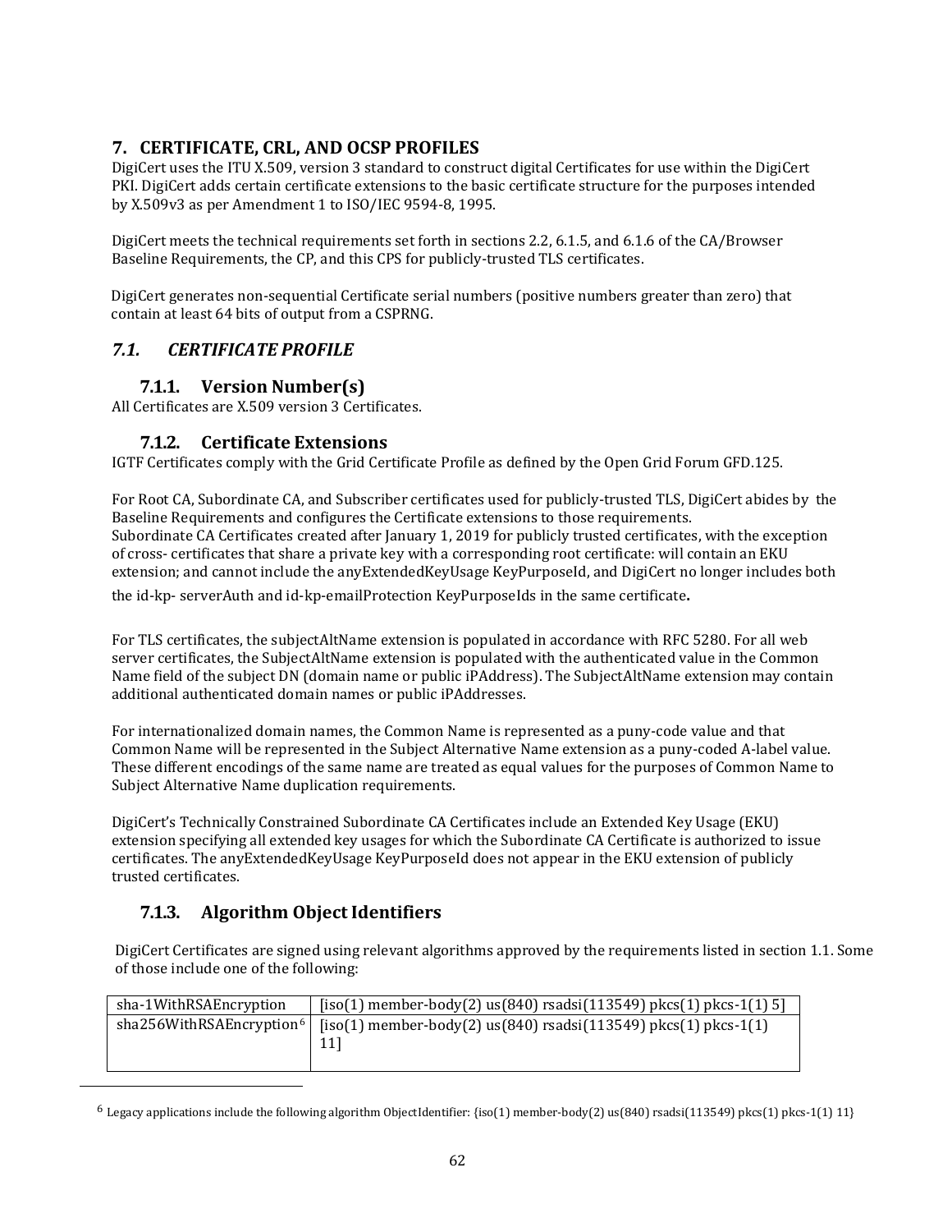# 7. CERTIFICATE, CRL, AND OCSP PROFILES

DigiCert uses the ITU X.509, version 3 standard to construct digital Certificates for use within the DigiCert PKI. DigiCert adds certain certificate extensions to the basic certificate structure for the purposes intended by X.509v3 as per Amendment 1 to ISO/IEC 9594-8, 1995.

DigiCert meets the technical requirements set forth in sections 2.2, 6.1.5, and 6.1.6 of the CA/Browser Baseline Requirements, the CP, and this CPS for publicly-trusted TLS certificates.

DigiCert generates non-sequential Certificate serial numbers (positive numbers greater than zero) that contain at least 64 bits of output from a CSPRNG.

## *7.1. CERTIFICATE PROFILE*

### 7.1.1. Version Number(s)

All Certificates are X.509 version 3 Certificates.

### 7.1.2. Certificate Extensions

IGTF Certificates comply with the Grid Certificate Profile as defined by the Open Grid Forum GFD.125.

For Root CA, Subordinate CA, and Subscriber certificates used for publicly-trusted TLS, DigiCert abides by the Baseline Requirements and configures the Certificate extensions to those requirements. Subordinate CA Certificates created after January 1, 2019 for publicly trusted certificates, with the exception of cross- certificates that share a private key with a corresponding root certificate: will contain an EKU extension; and cannot include the anyExtendedKeyUsage KeyPurposeId, and DigiCert no longer includes both the id-kp- serverAuth and id-kp-emailProtection KeyPurposeIds in the same certificate**.**

For TLS certificates, the subjectAltName extension is populated in accordance with RFC 5280. For all web server certificates, the SubjectAltName extension is populated with the authenticated value in the Common Name field of the subject DN (domain name or public iPAddress). The SubjectAltName extension may contain additional authenticated domain names or public iPAddresses.

For internationalized domain names, the Common Name is represented as a puny-code value and that Common Name will be represented in the Subject Alternative Name extension as a puny-coded A-label value. These different encodings of the same name are treated as equal values for the purposes of Common Name to Subject Alternative Name duplication requirements.

DigiCert's Technically Constrained Subordinate CA Certificates include an Extended Key Usage (EKU) extension specifying all extended key usages for which the Subordinate CA Certificate is authorized to issue certificates. The anyExtendedKeyUsage KeyPurposeId does not appear in the EKU extension of publicly trusted certificates.

### 7.1.3. Algorithm Object Identifiers

DigiCert Certificates are signed using relevant algorithms approved by the requirements listed in section 1.1. Some of those include one of the following:

| | |
|---|---|
| sha-1WithRSAEncryption | [iso(1) member-body(2) us(840) rsadsi(113549) pkcs(1) pkcs-1(1) 5] |
| sha256WithRSAEncryption[6] | [iso(1) member-body(2) us(840) rsadsi(113549) pkcs(1) pkcs-1(1) 11] |

[6] Legacy applications include the following algorithm ObjectIdentifier: {iso(1) member-body(2) us(840) rsadsi(113549) pkcs(1) pkcs-1(1) 11}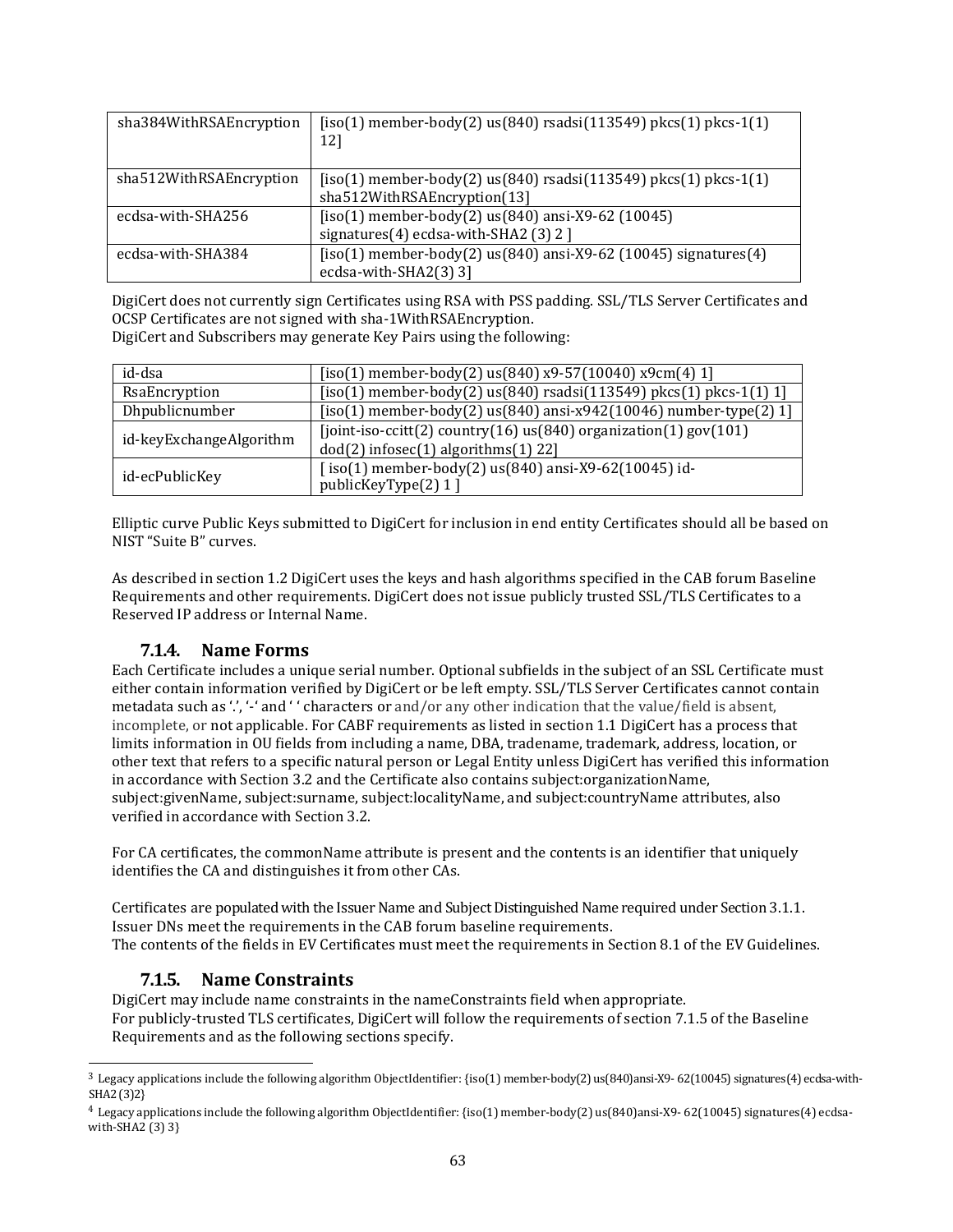| sha384WithRSAEncryption | [iso(1) member-body(2) us(840) rsadsi(113549) pkcs(1) pkcs-1(1) 12] |
|---|---|
| sha512WithRSAEncryption | [iso(1) member-body(2) us(840) rsadsi(113549) pkcs(1) pkcs-1(1) sha512WithRSAEncryption(13] |
| ecdsa-with-SHA256 | [iso(1) member-body(2) us(840) ansi-X9-62 (10045) signatures(4) ecdsa-with-SHA2 (3) 2 ] |
| ecdsa-with-SHA384 | [iso(1) member-body(2) us(840) ansi-X9-62 (10045) signatures(4) ecdsa-with-SHA2(3) 3] |

DigiCert does not currently sign Certificates using RSA with PSS padding. SSL/TLS Server Certificates and OCSP Certificates are not signed with sha-1WithRSAEncryption.
DigiCert and Subscribers may generate Key Pairs using the following:

| id-dsa | [iso(1) member-body(2) us(840) x9-57(10040) x9cm(4) 1] |
|---|---|
| RsaEncryption | [iso(1) member-body(2) us(840) rsadsi(113549) pkcs(1) pkcs-1(1) 1] |
| Dhpublicnumber | [iso(1) member-body(2) us(840) ansi-x942(10046) number-type(2) 1] |
| id-keyExchangeAlgorithm | [joint-iso-ccitt(2) country(16) us(840) organization(1) gov(101) dod(2) infosec(1) algorithms(1) 22] |
| id-ecPublicKey | [ iso(1) member-body(2) us(840) ansi-X9-62(10045) id-publicKeyType(2) 1 ] |

Elliptic curve Public Keys submitted to DigiCert for inclusion in end entity Certificates should all be based on NIST "Suite B" curves.

As described in section 1.2 DigiCert uses the keys and hash algorithms specified in the CAB forum Baseline Requirements and other requirements. DigiCert does not issue publicly trusted SSL/TLS Certificates to a Reserved IP address or Internal Name.

### 7.1.4. Name Forms

Each Certificate includes a unique serial number. Optional subfields in the subject of an SSL Certificate must either contain information verified by DigiCert or be left empty. SSL/TLS Server Certificates cannot contain metadata such as '.', '-' and ' ' characters or and/or any other indication that the value/field is absent, incomplete, or not applicable. For CABF requirements as listed in section 1.1 DigiCert has a process that limits information in OU fields from including a name, DBA, tradename, trademark, address, location, or other text that refers to a specific natural person or Legal Entity unless DigiCert has verified this information in accordance with Section 3.2 and the Certificate also contains subject:organizationName, subject:givenName, subject:surname, subject:localityName, and subject:countryName attributes, also verified in accordance with Section 3.2.

For CA certificates, the commonName attribute is present and the contents is an identifier that uniquely identifies the CA and distinguishes it from other CAs.

Certificates are populated with the Issuer Name and Subject Distinguished Name required under Section 3.1.1. Issuer DNs meet the requirements in the CAB forum baseline requirements.
The contents of the fields in EV Certificates must meet the requirements in Section 8.1 of the EV Guidelines.

### 7.1.5. Name Constraints

DigiCert may include name constraints in the nameConstraints field when appropriate.
For publicly-trusted TLS certificates, DigiCert will follow the requirements of section 7.1.5 of the Baseline Requirements and as the following sections specify.

[3] Legacy applications include the following algorithm ObjectIdentifier: {iso(1) member-body(2) us(840)ansi-X9- 62(10045) signatures(4) ecdsa-with-SHA2 (3)2}

[4] Legacy applications include the following algorithm ObjectIdentifier: {iso(1) member-body(2) us(840)ansi-X9- 62(10045) signatures(4) ecdsa-with-SHA2 (3) 3}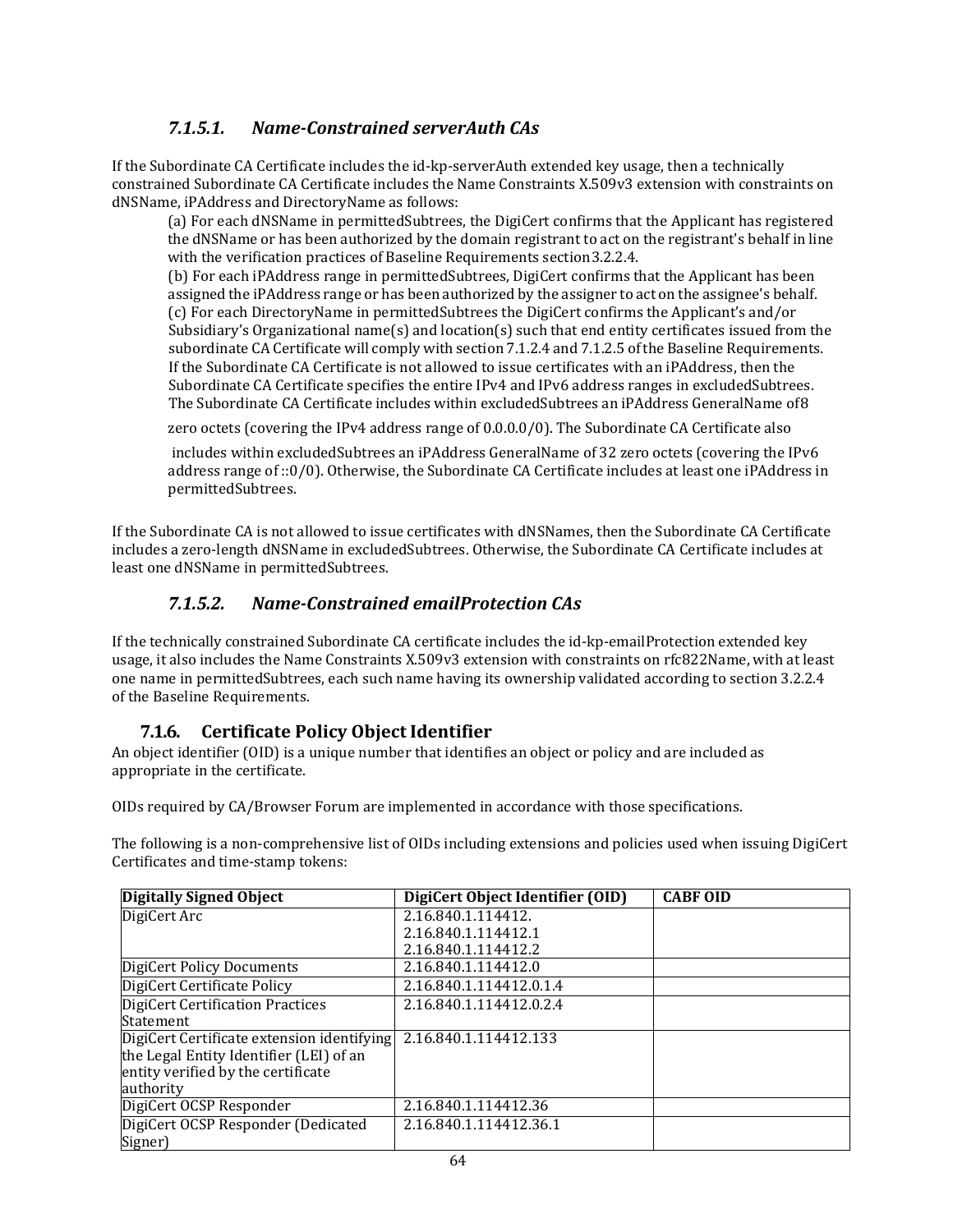#### *7.1.5.1. Name-Constrained serverAuth CAs*

If the Subordinate CA Certificate includes the id-kp-serverAuth extended key usage, then a technically constrained Subordinate CA Certificate includes the Name Constraints X.509v3 extension with constraints on dNSName, iPAddress and DirectoryName as follows:

(a) For each dNSName in permittedSubtrees, the DigiCert confirms that the Applicant has registered the dNSName or has been authorized by the domain registrant to act on the registrant's behalf in line with the verification practices of Baseline Requirements section 3.2.2.4.
(b) For each iPAddress range in permittedSubtrees, DigiCert confirms that the Applicant has been assigned the iPAddress range or has been authorized by the assigner to act on the assignee's behalf.
(c) For each DirectoryName in permittedSubtrees the DigiCert confirms the Applicant's and/or Subsidiary's Organizational name(s) and location(s) such that end entity certificates issued from the subordinate CA Certificate will comply with section 7.1.2.4 and 7.1.2.5 of the Baseline Requirements.
If the Subordinate CA Certificate is not allowed to issue certificates with an iPAddress, then the Subordinate CA Certificate specifies the entire IPv4 and IPv6 address ranges in excludedSubtrees. The Subordinate CA Certificate includes within excludedSubtrees an iPAddress GeneralName of 8 zero octets (covering the IPv4 address range of 0.0.0.0/0). The Subordinate CA Certificate also includes within excludedSubtrees an iPAddress GeneralName of 32 zero octets (covering the IPv6 address range of ::0/0). Otherwise, the Subordinate CA Certificate includes at least one iPAddress in permittedSubtrees.

If the Subordinate CA is not allowed to issue certificates with dNSNames, then the Subordinate CA Certificate includes a zero-length dNSName in excludedSubtrees. Otherwise, the Subordinate CA Certificate includes at least one dNSName in permittedSubtrees.

#### *7.1.5.2. Name-Constrained emailProtection CAs*

If the technically constrained Subordinate CA certificate includes the id-kp-emailProtection extended key usage, it also includes the Name Constraints X.509v3 extension with constraints on rfc822Name, with at least one name in permittedSubtrees, each such name having its ownership validated according to section 3.2.2.4 of the Baseline Requirements.

### 7.1.6. Certificate Policy Object Identifier

An object identifier (OID) is a unique number that identifies an object or policy and are included as appropriate in the certificate.

OIDs required by CA/Browser Forum are implemented in accordance with those specifications.

The following is a non-comprehensive list of OIDs including extensions and policies used when issuing DigiCert Certificates and time-stamp tokens:

| Digitally Signed Object | DigiCert Object Identifier (OID) | CABF OID |
|---|---|---|
| DigiCert Arc | 2.16.840.1.114412.<br>2.16.840.1.114412.1<br>2.16.840.1.114412.2 | |
| DigiCert Policy Documents | 2.16.840.1.114412.0 | |
| DigiCert Certificate Policy | 2.16.840.1.114412.0.1.4 | |
| DigiCert Certification Practices Statement | 2.16.840.1.114412.0.2.4 | |
| DigiCert Certificate extension identifying the Legal Entity Identifier (LEI) of an entity verified by the certificate authority | 2.16.840.1.114412.133 | |
| DigiCert OCSP Responder | 2.16.840.1.114412.36 | |
| DigiCert OCSP Responder (Dedicated Signer) | 2.16.840.1.114412.36.1 | |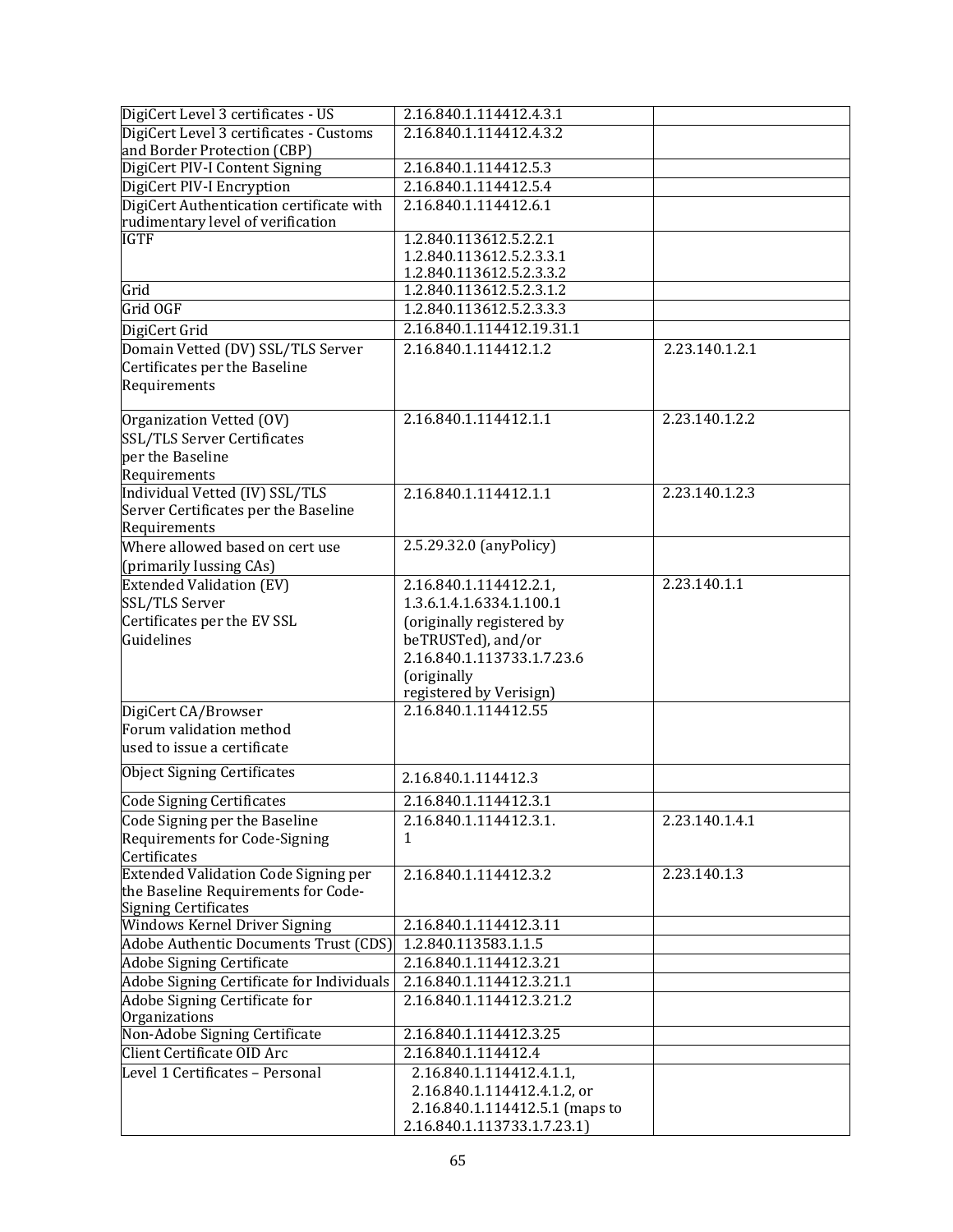| | | |
|---|---|---|
| DigiCert Level 3 certificates - US | 2.16.840.1.114412.4.3.1 | |
| DigiCert Level 3 certificates - Customs and Border Protection (CBP) | 2.16.840.1.114412.4.3.2 | |
| DigiCert PIV-I Content Signing | 2.16.840.1.114412.5.3 | |
| DigiCert PIV-I Encryption | 2.16.840.1.114412.5.4 | |
| DigiCert Authentication certificate with rudimentary level of verification | 2.16.840.1.114412.6.1 | |
| IGTF | 1.2.840.113612.5.2.2.1<br>1.2.840.113612.5.2.3.3.1<br>1.2.840.113612.5.2.3.3.2 | |
| Grid | 1.2.840.113612.5.2.3.1.2 | |
| Grid OGF | 1.2.840.113612.5.2.3.3.3 | |
| DigiCert Grid | 2.16.840.1.114412.19.31.1 | |
| Domain Vetted (DV) SSL/TLS Server Certificates per the Baseline Requirements | 2.16.840.1.114412.1.2 | 2.23.140.1.2.1 |
| Organization Vetted (OV) SSL/TLS Server Certificates per the Baseline Requirements | 2.16.840.1.114412.1.1 | 2.23.140.1.2.2 |
| Individual Vetted (IV) SSL/TLS Server Certificates per the Baseline Requirements | 2.16.840.1.114412.1.1 | 2.23.140.1.2.3 |
| Where allowed based on cert use (primarily Iussing CAs) | 2.5.29.32.0 (anyPolicy) | |
| Extended Validation (EV) SSL/TLS Server Certificates per the EV SSL Guidelines | 2.16.840.1.114412.2.1, 1.3.6.1.4.1.6334.1.100.1 (originally registered by beTRUSTed), and/or 2.16.840.1.113733.1.7.23.6 (originally registered by Verisign) | 2.23.140.1.1 |
| DigiCert CA/Browser Forum validation method used to issue a certificate | 2.16.840.1.114412.55 | |
| Object Signing Certificates | 2.16.840.1.114412.3 | |
| Code Signing Certificates | 2.16.840.1.114412.3.1 | |
| Code Signing per the Baseline Requirements for Code-Signing Certificates | 2.16.840.1.114412.3.1.1 | 2.23.140.1.4.1 |
| Extended Validation Code Signing per the Baseline Requirements for Code-Signing Certificates | 2.16.840.1.114412.3.2 | 2.23.140.1.3 |
| Windows Kernel Driver Signing | 2.16.840.1.114412.3.11 | |
| Adobe Authentic Documents Trust (CDS) | 1.2.840.113583.1.1.5 | |
| Adobe Signing Certificate | 2.16.840.1.114412.3.21 | |
| Adobe Signing Certificate for Individuals | 2.16.840.1.114412.3.21.1 | |
| Adobe Signing Certificate for Organizations | 2.16.840.1.114412.3.21.2 | |
| Non-Adobe Signing Certificate | 2.16.840.1.114412.3.25 | |
| Client Certificate OID Arc | 2.16.840.1.114412.4 | |
| Level 1 Certificates – Personal | 2.16.840.1.114412.4.1.1, 2.16.840.1.114412.4.1.2, or 2.16.840.1.114412.5.1 (maps to 2.16.840.1.113733.1.7.23.1) | |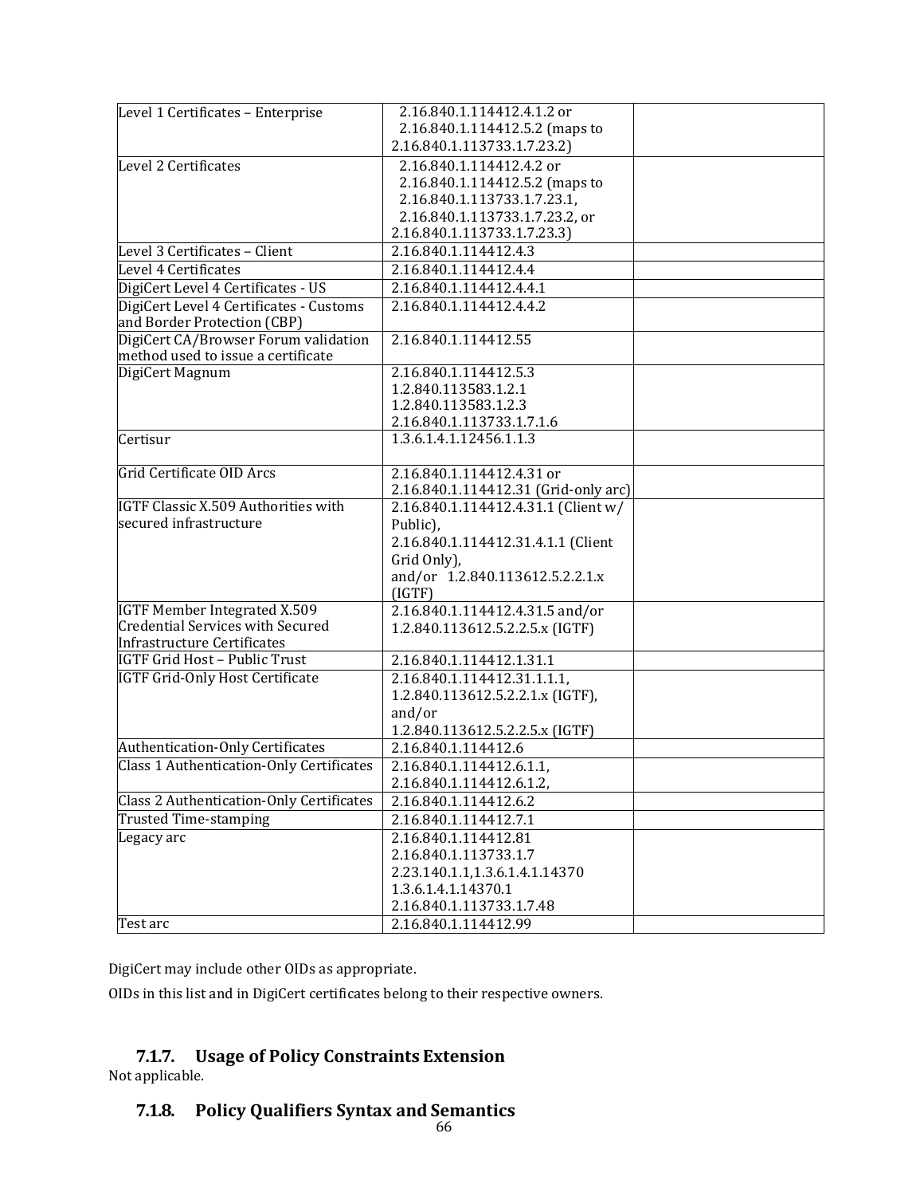| | | |
|---|---|---|
| Level 1 Certificates – Enterprise | 2.16.840.1.114412.4.1.2 or 2.16.840.1.114412.5.2 (maps to 2.16.840.1.113733.1.7.23.2) | |
| Level 2 Certificates | 2.16.840.1.114412.4.2 or 2.16.840.1.114412.5.2 (maps to 2.16.840.1.113733.1.7.23.1, 2.16.840.1.113733.1.7.23.2, or 2.16.840.1.113733.1.7.23.3) | |
| Level 3 Certificates – Client | 2.16.840.1.114412.4.3 | |
| Level 4 Certificates | 2.16.840.1.114412.4.4 | |
| DigiCert Level 4 Certificates - US | 2.16.840.1.114412.4.4.1 | |
| DigiCert Level 4 Certificates - Customs and Border Protection (CBP) | 2.16.840.1.114412.4.4.2 | |
| DigiCert CA/Browser Forum validation method used to issue a certificate | 2.16.840.1.114412.55 | |
| DigiCert Magnum | 2.16.840.1.114412.5.3<br>1.2.840.113583.1.2.1<br>1.2.840.113583.1.2.3<br>2.16.840.1.113733.1.7.1.6 | |
| Certisur | 1.3.6.1.4.1.12456.1.1.3 | |
| Grid Certificate OID Arcs | 2.16.840.1.114412.4.31 or 2.16.840.1.114412.31 (Grid-only arc) | |
| IGTF Classic X.509 Authorities with secured infrastructure | 2.16.840.1.114412.4.31.1 (Client w/ Public),<br>2.16.840.1.114412.31.4.1.1 (Client Grid Only),<br>and/or 1.2.840.113612.5.2.2.1.x (IGTF) | |
| IGTF Member Integrated X.509 Credential Services with Secured Infrastructure Certificates | 2.16.840.1.114412.4.31.5 and/or 1.2.840.113612.5.2.2.5.x (IGTF) | |
| IGTF Grid Host – Public Trust | 2.16.840.1.114412.1.31.1 | |
| IGTF Grid-Only Host Certificate | 2.16.840.1.114412.31.1.1.1,<br>1.2.840.113612.5.2.2.1.x (IGTF),<br>and/or<br>1.2.840.113612.5.2.2.5.x (IGTF) | |
| Authentication-Only Certificates | 2.16.840.1.114412.6 | |
| Class 1 Authentication-Only Certificates | 2.16.840.1.114412.6.1.1,<br>2.16.840.1.114412.6.1.2, | |
| Class 2 Authentication-Only Certificates | 2.16.840.1.114412.6.2 | |
| Trusted Time-stamping | 2.16.840.1.114412.7.1 | |
| Legacy arc | 2.16.840.1.114412.81<br>2.16.840.1.113733.1.7<br>2.23.140.1.1,1.3.6.1.4.1.14370<br>1.3.6.1.4.1.14370.1<br>2.16.840.1.113733.1.7.48 | |
| Test arc | 2.16.840.1.114412.99 | |

DigiCert may include other OIDs as appropriate.

OIDs in this list and in DigiCert certificates belong to their respective owners.

### 7.1.7. Usage of Policy Constraints Extension

Not applicable.

### 7.1.8. Policy Qualifiers Syntax and Semantics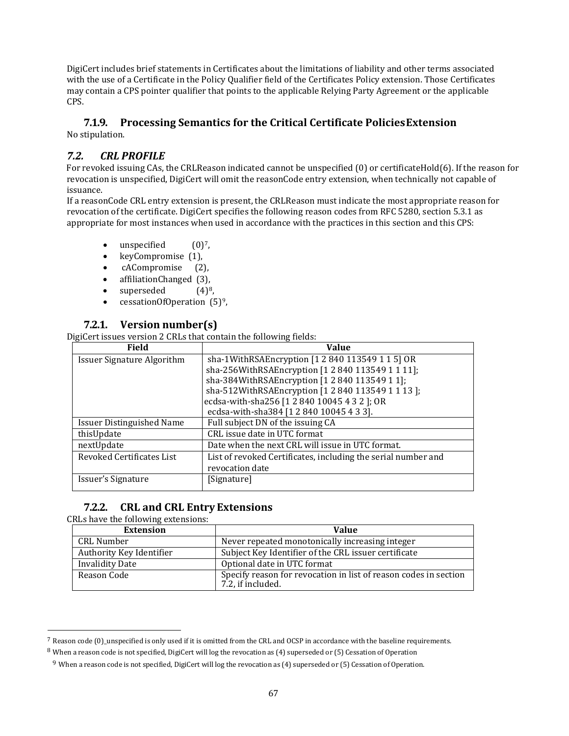DigiCert includes brief statements in Certificates about the limitations of liability and other terms associated with the use of a Certificate in the Policy Qualifier field of the Certificates Policy extension. Those Certificates may contain a CPS pointer qualifier that points to the applicable Relying Party Agreement or the applicable CPS.

### 7.1.9. Processing Semantics for the Critical Certificate Policies Extension

No stipulation.

## *7.2. CRL PROFILE*

For revoked issuing CAs, the CRLReason indicated cannot be unspecified (0) or certificateHold(6). If the reason for revocation is unspecified, DigiCert will omit the reasonCode entry extension, when technically not capable of issuance.

If a reasonCode CRL entry extension is present, the CRLReason must indicate the most appropriate reason for revocation of the certificate. DigiCert specifies the following reason codes from RFC 5280, section 5.3.1 as appropriate for most instances when used in accordance with the practices in this section and this CPS:

- unspecified (0)[7],
- keyCompromise (1),
- cACompromise (2),
- affiliationChanged (3),
- superseded (4)[8],
- cessationOfOperation (5)[9],

### 7.2.1. Version number(s)

DigiCert issues version 2 CRLs that contain the following fields:

| Field | Value |
|---|---|
| Issuer Signature Algorithm | sha-1WithRSAEncryption [1 2 840 113549 1 1 5] OR sha-256WithRSAEncryption [1 2 840 113549 1 1 11]; sha-384WithRSAEncryption [1 2 840 113549 1 1]; sha-512WithRSAEncryption [1 2 840 113549 1 1 13 ]; ecdsa-with-sha256 [1 2 840 10045 4 3 2 ]; OR ecdsa-with-sha384 [1 2 840 10045 4 3 3]. |
| Issuer Distinguished Name | Full subject DN of the issuing CA |
| thisUpdate | CRL issue date in UTC format |
| nextUpdate | Date when the next CRL will issue in UTC format. |
| Revoked Certificates List | List of revoked Certificates, including the serial number and revocation date |
| Issuer's Signature | [Signature] |

### 7.2.2. CRL and CRL Entry Extensions

CRLs have the following extensions:

| Extension | Value |
|---|---|
| CRL Number | Never repeated monotonically increasing integer |
| Authority Key Identifier | Subject Key Identifier of the CRL issuer certificate |
| Invalidity Date | Optional date in UTC format |
| Reason Code | Specify reason for revocation in list of reason codes in section 7.2, if included. |

---

[7] Reason code (0)_unspecified is only used if it is omitted from the CRL and OCSP in accordance with the baseline requirements.

[8] When a reason code is not specified, DigiCert will log the revocation as (4) superseded or (5) Cessation of Operation

[9] When a reason code is not specified, DigiCert will log the revocation as (4) superseded or (5) Cessation of Operation.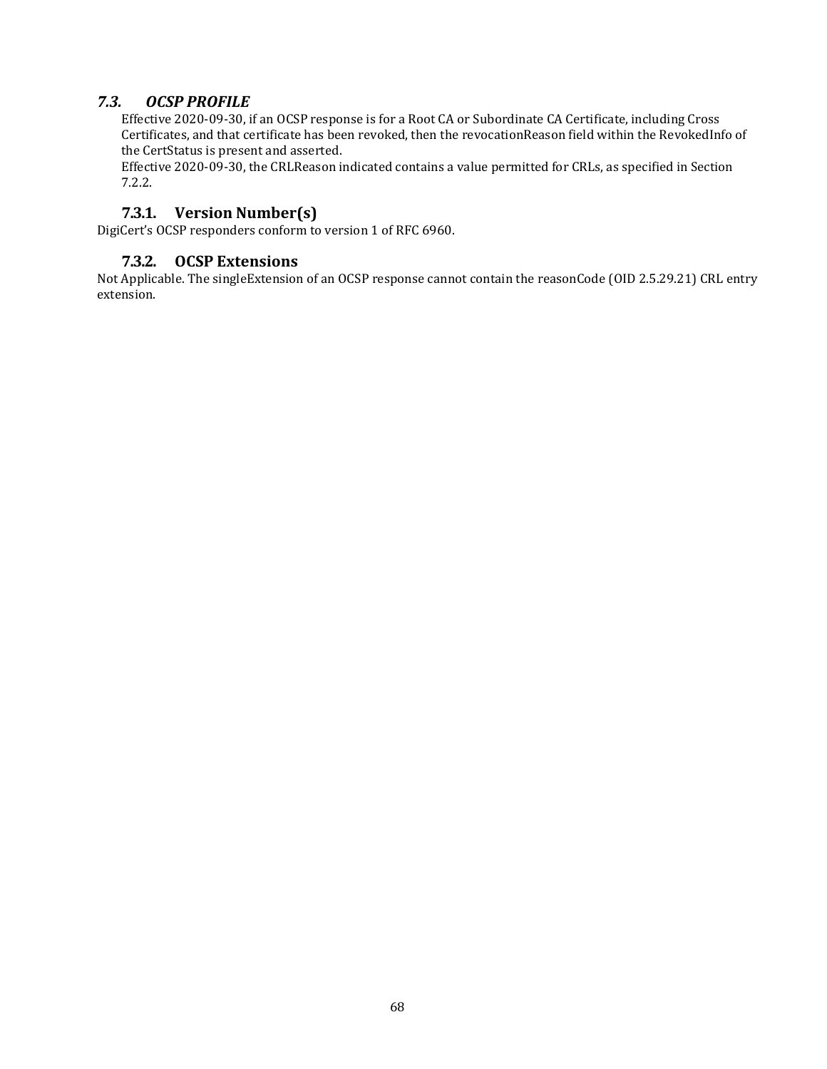## *7.3. OCSP PROFILE*

Effective 2020-09-30, if an OCSP response is for a Root CA or Subordinate CA Certificate, including Cross Certificates, and that certificate has been revoked, then the revocationReason field within the RevokedInfo of the CertStatus is present and asserted.

Effective 2020-09-30, the CRLReason indicated contains a value permitted for CRLs, as specified in Section 7.2.2.

### 7.3.1. Version Number(s)

DigiCert's OCSP responders conform to version 1 of RFC 6960.

### 7.3.2. OCSP Extensions

Not Applicable. The singleExtension of an OCSP response cannot contain the reasonCode (OID 2.5.29.21) CRL entry extension.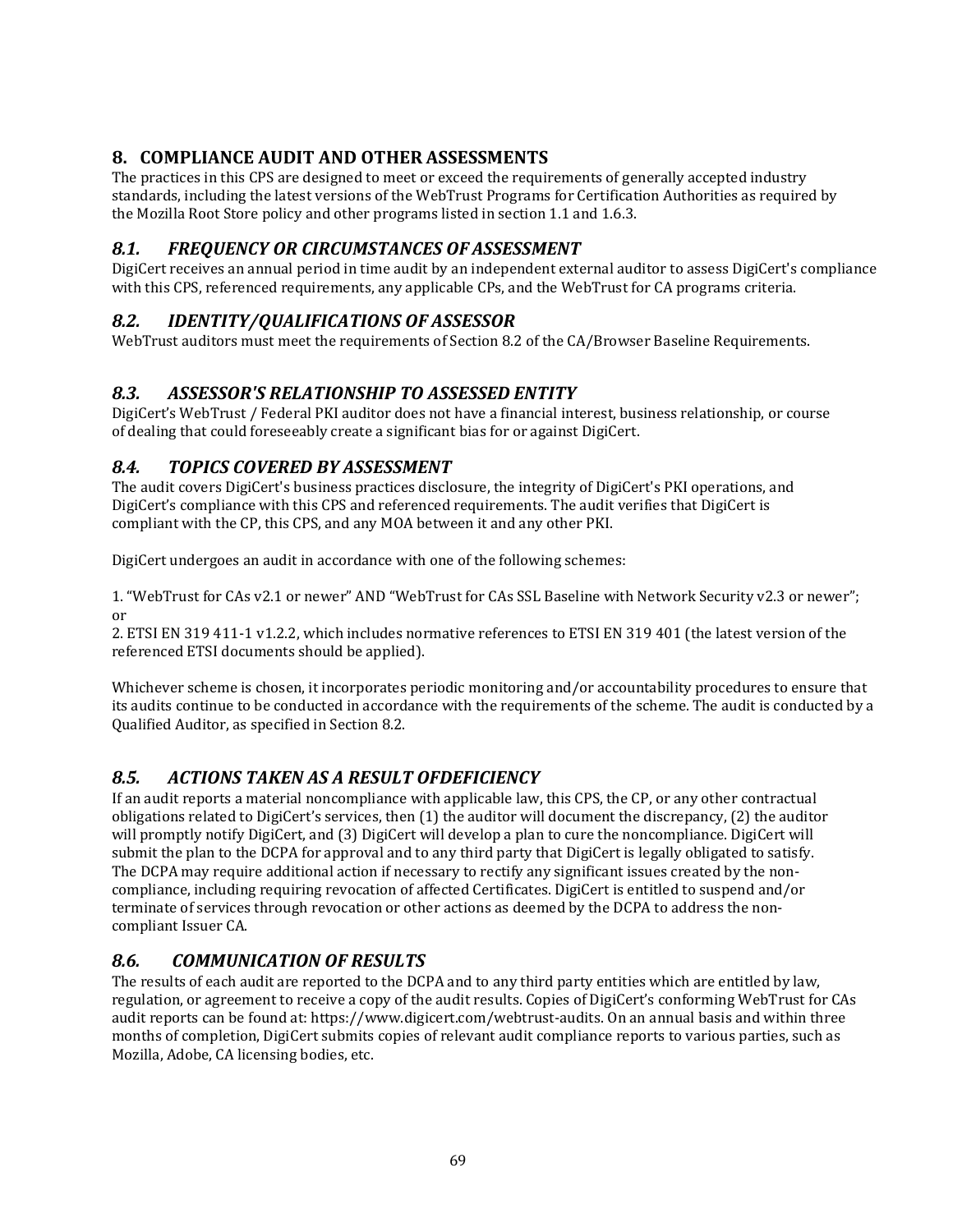# 8. COMPLIANCE AUDIT AND OTHER ASSESSMENTS

The practices in this CPS are designed to meet or exceed the requirements of generally accepted industry standards, including the latest versions of the WebTrust Programs for Certification Authorities as required by the Mozilla Root Store policy and other programs listed in section 1.1 and 1.6.3.

## *8.1. FREQUENCY OR CIRCUMSTANCES OF ASSESSMENT*

DigiCert receives an annual period in time audit by an independent external auditor to assess DigiCert's compliance with this CPS, referenced requirements, any applicable CPs, and the WebTrust for CA programs criteria.

## *8.2. IDENTITY/QUALIFICATIONS OF ASSESSOR*

WebTrust auditors must meet the requirements of Section 8.2 of the CA/Browser Baseline Requirements.

## *8.3. ASSESSOR'S RELATIONSHIP TO ASSESSED ENTITY*

DigiCert's WebTrust / Federal PKI auditor does not have a financial interest, business relationship, or course of dealing that could foreseeably create a significant bias for or against DigiCert.

## *8.4. TOPICS COVERED BY ASSESSMENT*

The audit covers DigiCert's business practices disclosure, the integrity of DigiCert's PKI operations, and DigiCert's compliance with this CPS and referenced requirements. The audit verifies that DigiCert is compliant with the CP, this CPS, and any MOA between it and any other PKI.

DigiCert undergoes an audit in accordance with one of the following schemes:

1. "WebTrust for CAs v2.1 or newer" AND "WebTrust for CAs SSL Baseline with Network Security v2.3 or newer"; or
2. ETSI EN 319 411-1 v1.2.2, which includes normative references to ETSI EN 319 401 (the latest version of the referenced ETSI documents should be applied).

Whichever scheme is chosen, it incorporates periodic monitoring and/or accountability procedures to ensure that its audits continue to be conducted in accordance with the requirements of the scheme. The audit is conducted by a Qualified Auditor, as specified in Section 8.2.

## *8.5. ACTIONS TAKEN AS A RESULT OFDEFICIENCY*

If an audit reports a material noncompliance with applicable law, this CPS, the CP, or any other contractual obligations related to DigiCert's services, then (1) the auditor will document the discrepancy, (2) the auditor will promptly notify DigiCert, and (3) DigiCert will develop a plan to cure the noncompliance. DigiCert will submit the plan to the DCPA for approval and to any third party that DigiCert is legally obligated to satisfy. The DCPA may require additional action if necessary to rectify any significant issues created by the non-compliance, including requiring revocation of affected Certificates. DigiCert is entitled to suspend and/or terminate of services through revocation or other actions as deemed by the DCPA to address the non-compliant Issuer CA.

## *8.6. COMMUNICATION OF RESULTS*

The results of each audit are reported to the DCPA and to any third party entities which are entitled by law, regulation, or agreement to receive a copy of the audit results. Copies of DigiCert's conforming WebTrust for CAs audit reports can be found at: https://www.digicert.com/webtrust-audits. On an annual basis and within three months of completion, DigiCert submits copies of relevant audit compliance reports to various parties, such as Mozilla, Adobe, CA licensing bodies, etc.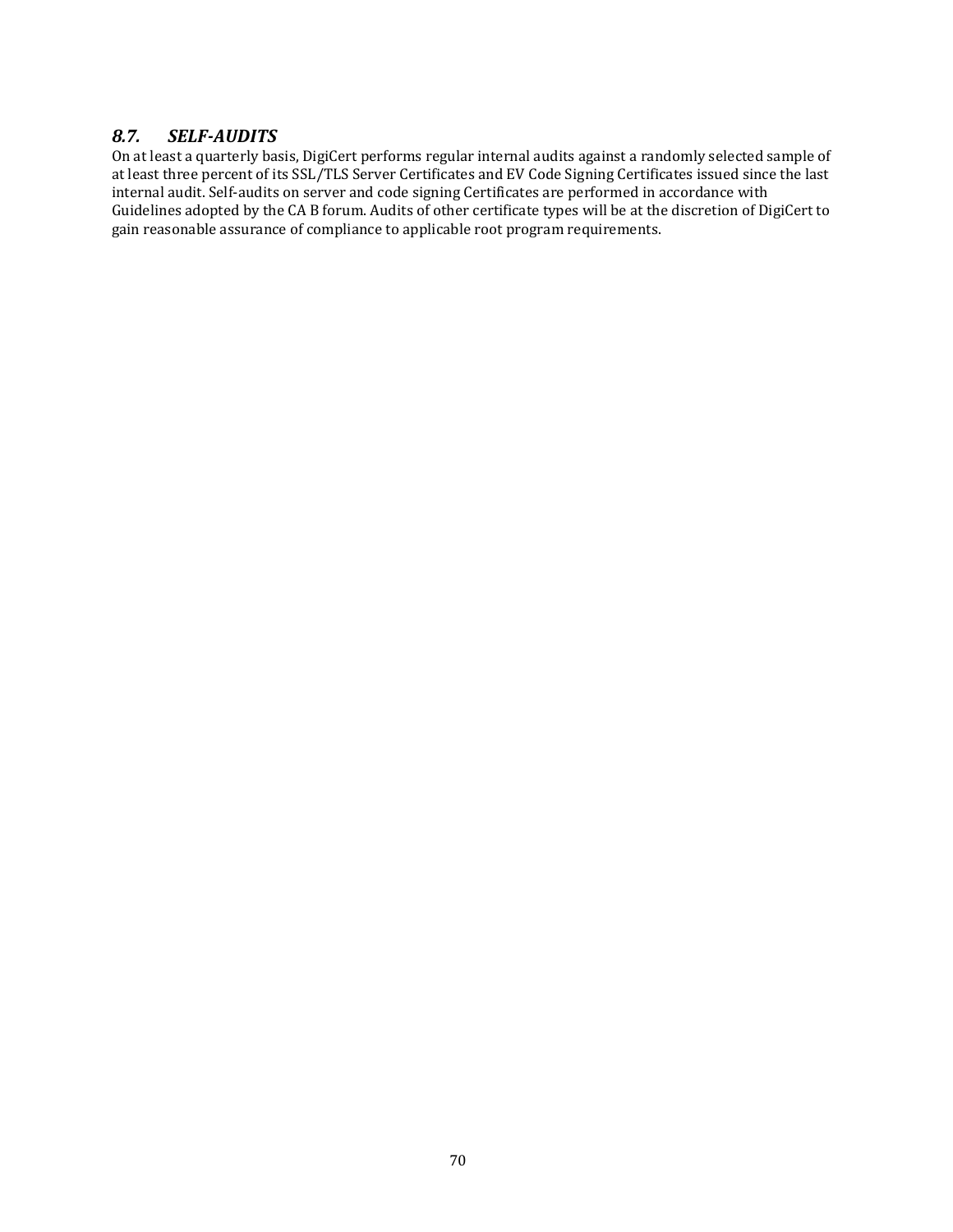### *8.7. SELF-AUDITS*

On at least a quarterly basis, DigiCert performs regular internal audits against a randomly selected sample of at least three percent of its SSL/TLS Server Certificates and EV Code Signing Certificates issued since the last internal audit. Self-audits on server and code signing Certificates are performed in accordance with Guidelines adopted by the CA B forum. Audits of other certificate types will be at the discretion of DigiCert to gain reasonable assurance of compliance to applicable root program requirements.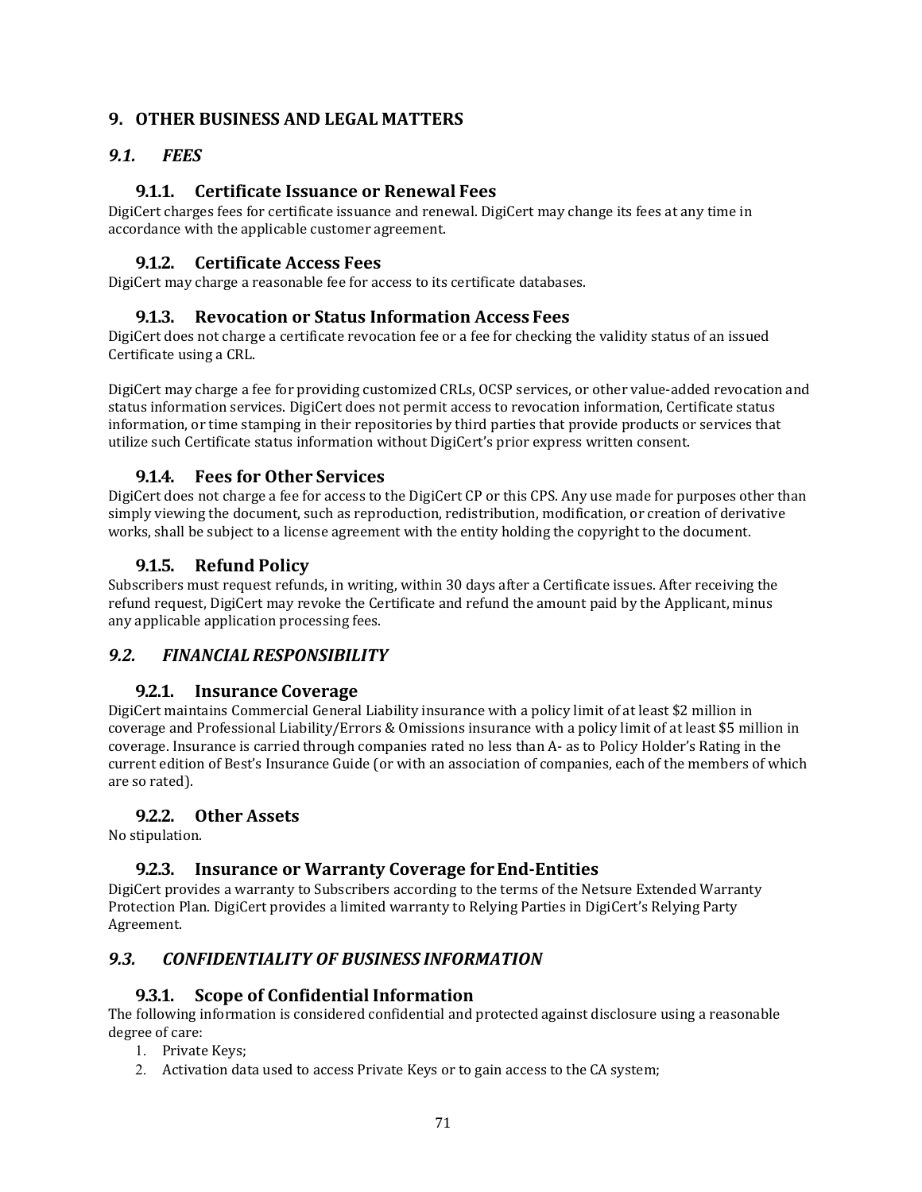# 9. OTHER BUSINESS AND LEGAL MATTERS

## *9.1. FEES*

### 9.1.1. Certificate Issuance or Renewal Fees

DigiCert charges fees for certificate issuance and renewal. DigiCert may change its fees at any time in accordance with the applicable customer agreement.

### 9.1.2. Certificate Access Fees

DigiCert may charge a reasonable fee for access to its certificate databases.

### 9.1.3. Revocation or Status Information Access Fees

DigiCert does not charge a certificate revocation fee or a fee for checking the validity status of an issued Certificate using a CRL.

DigiCert may charge a fee for providing customized CRLs, OCSP services, or other value-added revocation and status information services. DigiCert does not permit access to revocation information, Certificate status information, or time stamping in their repositories by third parties that provide products or services that utilize such Certificate status information without DigiCert's prior express written consent.

### 9.1.4. Fees for Other Services

DigiCert does not charge a fee for access to the DigiCert CP or this CPS. Any use made for purposes other than simply viewing the document, such as reproduction, redistribution, modification, or creation of derivative works, shall be subject to a license agreement with the entity holding the copyright to the document.

### 9.1.5. Refund Policy

Subscribers must request refunds, in writing, within 30 days after a Certificate issues. After receiving the refund request, DigiCert may revoke the Certificate and refund the amount paid by the Applicant, minus any applicable application processing fees.

## *9.2. FINANCIAL RESPONSIBILITY*

### 9.2.1. Insurance Coverage

DigiCert maintains Commercial General Liability insurance with a policy limit of at least $2 million in coverage and Professional Liability/Errors & Omissions insurance with a policy limit of at least $5 million in coverage. Insurance is carried through companies rated no less than A- as to Policy Holder's Rating in the current edition of Best's Insurance Guide (or with an association of companies, each of the members of which are so rated).

### 9.2.2. Other Assets

No stipulation.

### 9.2.3. Insurance or Warranty Coverage for End-Entities

DigiCert provides a warranty to Subscribers according to the terms of the Netsure Extended Warranty Protection Plan. DigiCert provides a limited warranty to Relying Parties in DigiCert's Relying Party Agreement.

## *9.3. CONFIDENTIALITY OF BUSINESS INFORMATION*

### 9.3.1. Scope of Confidential Information

The following information is considered confidential and protected against disclosure using a reasonable degree of care:

1. Private Keys;
2. Activation data used to access Private Keys or to gain access to the CA system;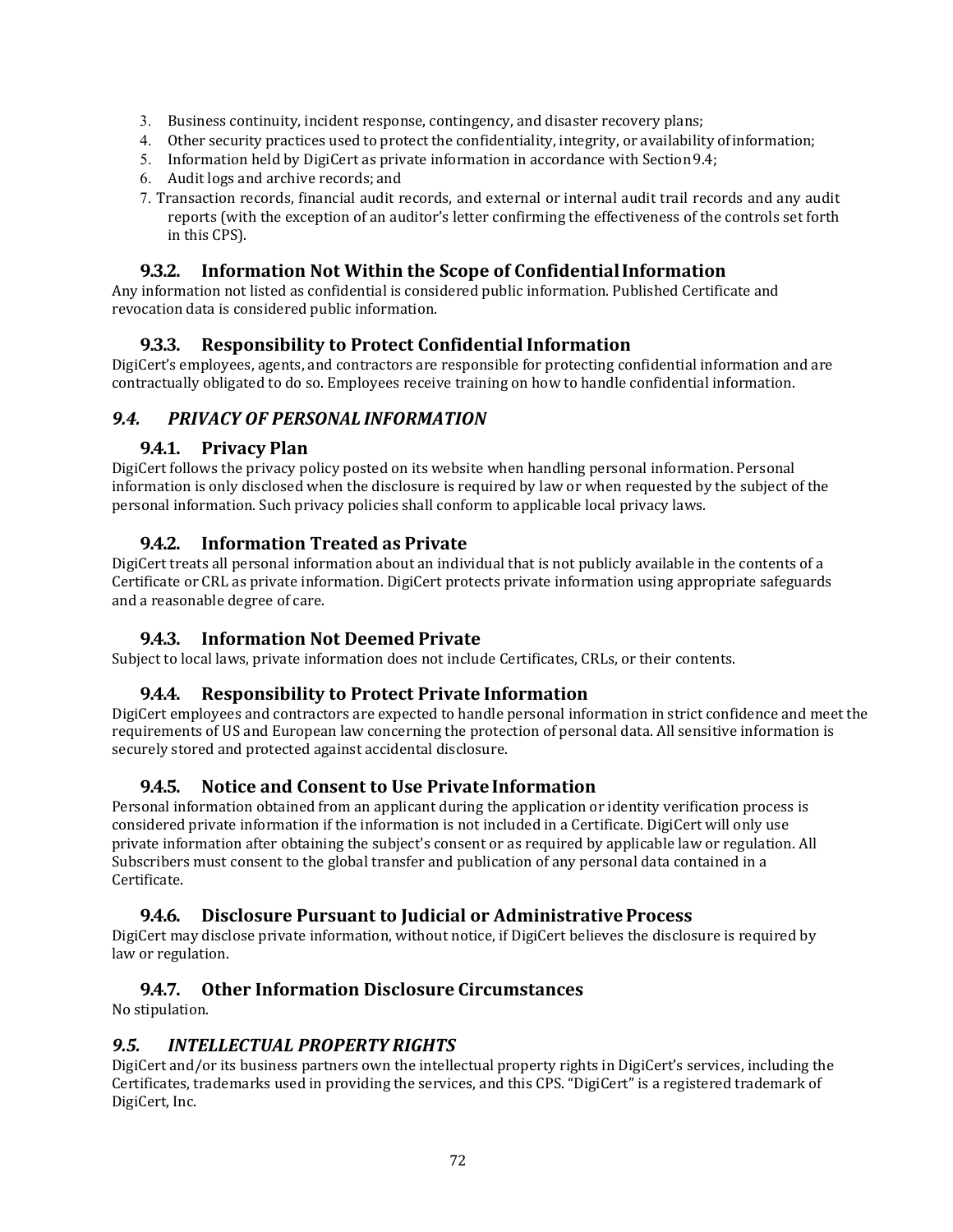3. Business continuity, incident response, contingency, and disaster recovery plans;
4. Other security practices used to protect the confidentiality, integrity, or availability of information;
5. Information held by DigiCert as private information in accordance with Section 9.4;
6. Audit logs and archive records; and
7. Transaction records, financial audit records, and external or internal audit trail records and any audit reports (with the exception of an auditor's letter confirming the effectiveness of the controls set forth in this CPS).

### 9.3.2. Information Not Within the Scope of Confidential Information

Any information not listed as confidential is considered public information. Published Certificate and revocation data is considered public information.

### 9.3.3. Responsibility to Protect Confidential Information

DigiCert's employees, agents, and contractors are responsible for protecting confidential information and are contractually obligated to do so. Employees receive training on how to handle confidential information.

## *9.4. PRIVACY OF PERSONAL INFORMATION*

### 9.4.1. Privacy Plan

DigiCert follows the privacy policy posted on its website when handling personal information. Personal information is only disclosed when the disclosure is required by law or when requested by the subject of the personal information. Such privacy policies shall conform to applicable local privacy laws.

### 9.4.2. Information Treated as Private

DigiCert treats all personal information about an individual that is not publicly available in the contents of a Certificate or CRL as private information. DigiCert protects private information using appropriate safeguards and a reasonable degree of care.

### 9.4.3. Information Not Deemed Private

Subject to local laws, private information does not include Certificates, CRLs, or their contents.

### 9.4.4. Responsibility to Protect Private Information

DigiCert employees and contractors are expected to handle personal information in strict confidence and meet the requirements of US and European law concerning the protection of personal data. All sensitive information is securely stored and protected against accidental disclosure.

### 9.4.5. Notice and Consent to Use Private Information

Personal information obtained from an applicant during the application or identity verification process is considered private information if the information is not included in a Certificate. DigiCert will only use private information after obtaining the subject's consent or as required by applicable law or regulation. All Subscribers must consent to the global transfer and publication of any personal data contained in a Certificate.

### 9.4.6. Disclosure Pursuant to Judicial or Administrative Process

DigiCert may disclose private information, without notice, if DigiCert believes the disclosure is required by law or regulation.

### 9.4.7. Other Information Disclosure Circumstances

No stipulation.

## *9.5. INTELLECTUAL PROPERTY RIGHTS*

DigiCert and/or its business partners own the intellectual property rights in DigiCert's services, including the Certificates, trademarks used in providing the services, and this CPS. "DigiCert" is a registered trademark of DigiCert, Inc.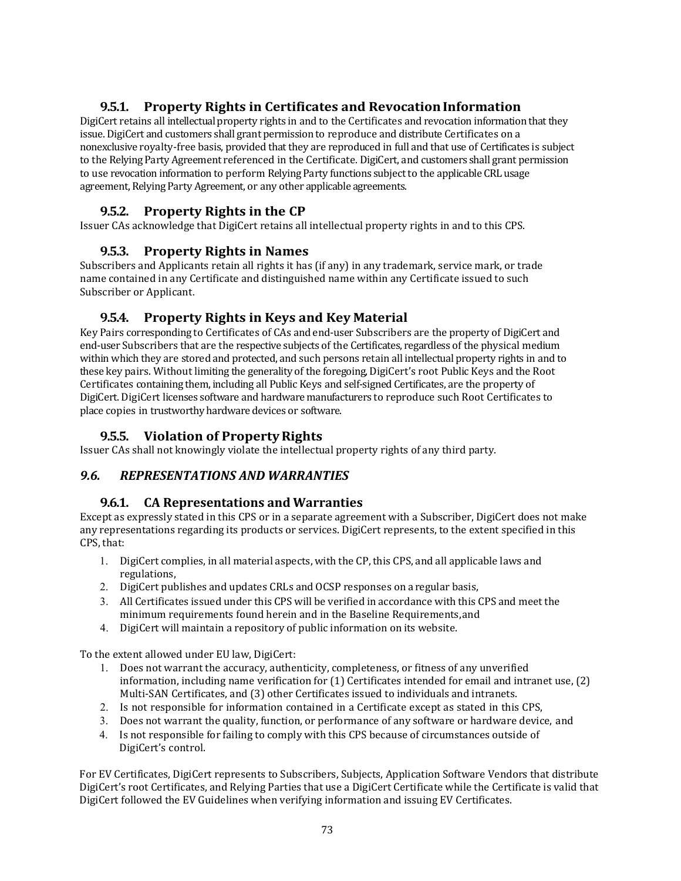### 9.5.1. Property Rights in Certificates and Revocation Information

DigiCert retains all intellectual property rights in and to the Certificates and revocation information that they issue. DigiCert and customers shall grant permission to reproduce and distribute Certificates on a nonexclusive royalty-free basis, provided that they are reproduced in full and that use of Certificates is subject to the Relying Party Agreement referenced in the Certificate. DigiCert, and customers shall grant permission to use revocation information to perform Relying Party functions subject to the applicable CRL usage agreement, Relying Party Agreement, or any other applicable agreements.

### 9.5.2. Property Rights in the CP

Issuer CAs acknowledge that DigiCert retains all intellectual property rights in and to this CPS.

### 9.5.3. Property Rights in Names

Subscribers and Applicants retain all rights it has (if any) in any trademark, service mark, or trade name contained in any Certificate and distinguished name within any Certificate issued to such Subscriber or Applicant.

### 9.5.4. Property Rights in Keys and Key Material

Key Pairs corresponding to Certificates of CAs and end-user Subscribers are the property of DigiCert and end-user Subscribers that are the respective subjects of the Certificates, regardless of the physical medium within which they are stored and protected, and such persons retain all intellectual property rights in and to these key pairs. Without limiting the generality of the foregoing, DigiCert's root Public Keys and the Root Certificates containing them, including all Public Keys and self-signed Certificates, are the property of DigiCert. DigiCert licenses software and hardware manufacturers to reproduce such Root Certificates to place copies in trustworthy hardware devices or software.

### 9.5.5. Violation of Property Rights

Issuer CAs shall not knowingly violate the intellectual property rights of any third party.

## *9.6. REPRESENTATIONS AND WARRANTIES*

### 9.6.1. CA Representations and Warranties

Except as expressly stated in this CPS or in a separate agreement with a Subscriber, DigiCert does not make any representations regarding its products or services. DigiCert represents, to the extent specified in this CPS, that:

1. DigiCert complies, in all material aspects, with the CP, this CPS, and all applicable laws and regulations,
2. DigiCert publishes and updates CRLs and OCSP responses on a regular basis,
3. All Certificates issued under this CPS will be verified in accordance with this CPS and meet the minimum requirements found herein and in the Baseline Requirements, and
4. DigiCert will maintain a repository of public information on its website.

To the extent allowed under EU law, DigiCert:

1. Does not warrant the accuracy, authenticity, completeness, or fitness of any unverified information, including name verification for (1) Certificates intended for email and intranet use, (2) Multi-SAN Certificates, and (3) other Certificates issued to individuals and intranets.
2. Is not responsible for information contained in a Certificate except as stated in this CPS,
3. Does not warrant the quality, function, or performance of any software or hardware device, and
4. Is not responsible for failing to comply with this CPS because of circumstances outside of DigiCert's control.

For EV Certificates, DigiCert represents to Subscribers, Subjects, Application Software Vendors that distribute DigiCert's root Certificates, and Relying Parties that use a DigiCert Certificate while the Certificate is valid that DigiCert followed the EV Guidelines when verifying information and issuing EV Certificates.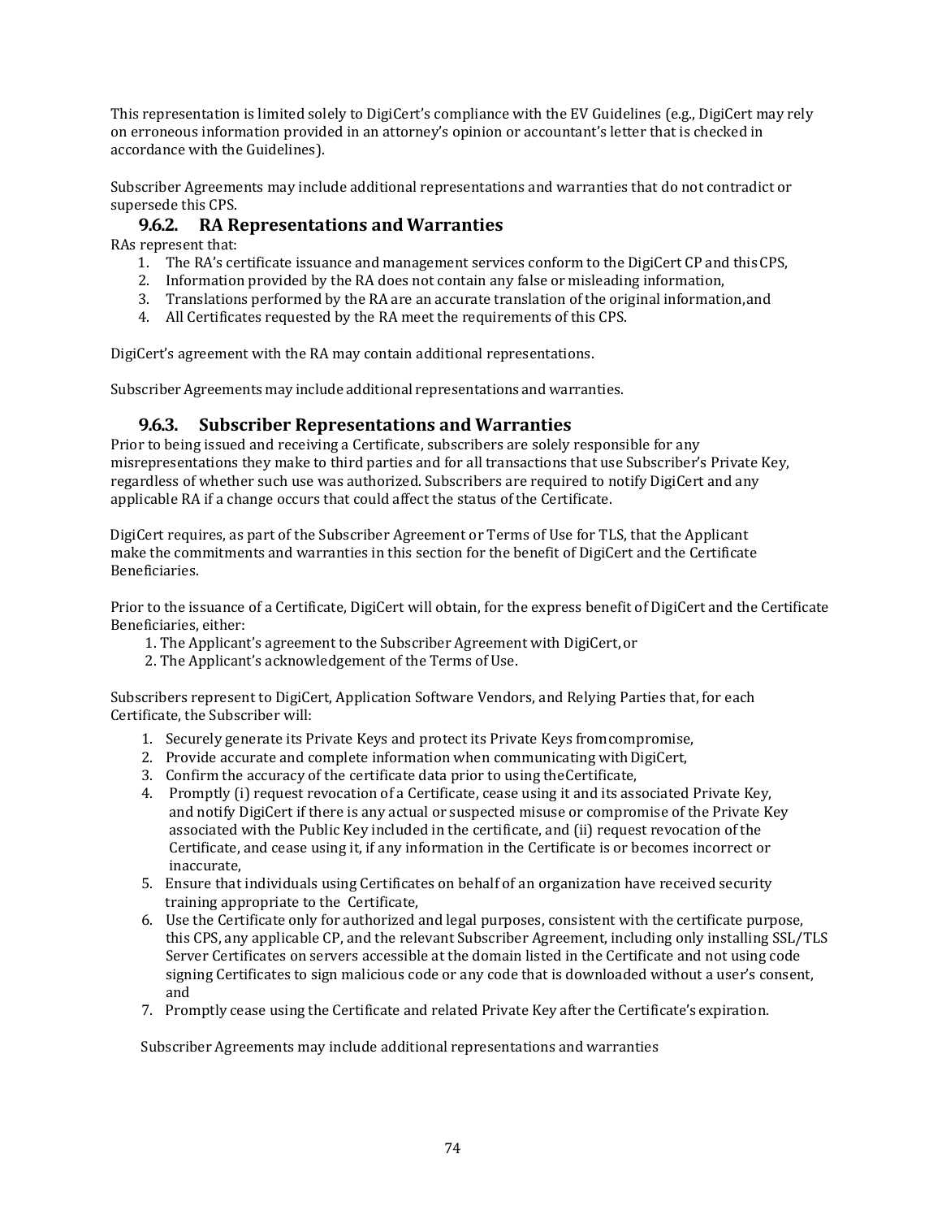This representation is limited solely to DigiCert's compliance with the EV Guidelines (e.g., DigiCert may rely on erroneous information provided in an attorney's opinion or accountant's letter that is checked in accordance with the Guidelines).

Subscriber Agreements may include additional representations and warranties that do not contradict or supersede this CPS.

### 9.6.2. RA Representations and Warranties

RAs represent that:

1. The RA's certificate issuance and management services conform to the DigiCert CP and this CPS,
2. Information provided by the RA does not contain any false or misleading information,
3. Translations performed by the RA are an accurate translation of the original information, and
4. All Certificates requested by the RA meet the requirements of this CPS.

DigiCert's agreement with the RA may contain additional representations.

Subscriber Agreements may include additional representations and warranties.

### 9.6.3. Subscriber Representations and Warranties

Prior to being issued and receiving a Certificate, subscribers are solely responsible for any misrepresentations they make to third parties and for all transactions that use Subscriber's Private Key, regardless of whether such use was authorized. Subscribers are required to notify DigiCert and any applicable RA if a change occurs that could affect the status of the Certificate.

DigiCert requires, as part of the Subscriber Agreement or Terms of Use for TLS, that the Applicant make the commitments and warranties in this section for the benefit of DigiCert and the Certificate Beneficiaries.

Prior to the issuance of a Certificate, DigiCert will obtain, for the express benefit of DigiCert and the Certificate Beneficiaries, either:

1. The Applicant's agreement to the Subscriber Agreement with DigiCert, or
2. The Applicant's acknowledgement of the Terms of Use.

Subscribers represent to DigiCert, Application Software Vendors, and Relying Parties that, for each Certificate, the Subscriber will:

1. Securely generate its Private Keys and protect its Private Keys from compromise,
2. Provide accurate and complete information when communicating with DigiCert,
3. Confirm the accuracy of the certificate data prior to using the Certificate,
4. Promptly (i) request revocation of a Certificate, cease using it and its associated Private Key, and notify DigiCert if there is any actual or suspected misuse or compromise of the Private Key associated with the Public Key included in the certificate, and (ii) request revocation of the Certificate, and cease using it, if any information in the Certificate is or becomes incorrect or inaccurate,
5. Ensure that individuals using Certificates on behalf of an organization have received security training appropriate to the Certificate,
6. Use the Certificate only for authorized and legal purposes, consistent with the certificate purpose, this CPS, any applicable CP, and the relevant Subscriber Agreement, including only installing SSL/TLS Server Certificates on servers accessible at the domain listed in the Certificate and not using code signing Certificates to sign malicious code or any code that is downloaded without a user's consent, and
7. Promptly cease using the Certificate and related Private Key after the Certificate's expiration.

Subscriber Agreements may include additional representations and warranties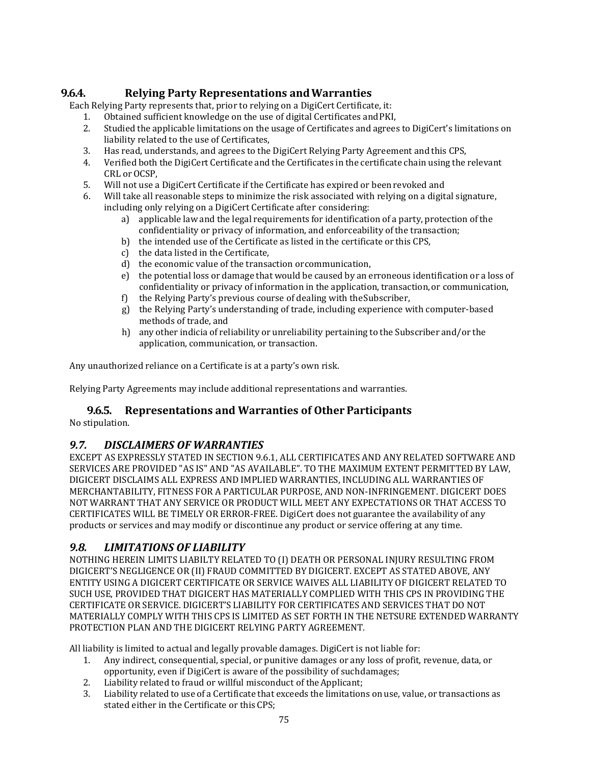### 9.6.4. Relying Party Representations and Warranties

Each Relying Party represents that, prior to relying on a DigiCert Certificate, it:

1. Obtained sufficient knowledge on the use of digital Certificates and PKI,
2. Studied the applicable limitations on the usage of Certificates and agrees to DigiCert's limitations on liability related to the use of Certificates,
3. Has read, understands, and agrees to the DigiCert Relying Party Agreement and this CPS,
4. Verified both the DigiCert Certificate and the Certificates in the certificate chain using the relevant CRL or OCSP,
5. Will not use a DigiCert Certificate if the Certificate has expired or been revoked and
6. Will take all reasonable steps to minimize the risk associated with relying on a digital signature, including only relying on a DigiCert Certificate after considering:
   a) applicable law and the legal requirements for identification of a party, protection of the confidentiality or privacy of information, and enforceability of the transaction;
   b) the intended use of the Certificate as listed in the certificate or this CPS,
   c) the data listed in the Certificate,
   d) the economic value of the transaction or communication,
   e) the potential loss or damage that would be caused by an erroneous identification or a loss of confidentiality or privacy of information in the application, transaction, or communication,
   f) the Relying Party's previous course of dealing with the Subscriber,
   g) the Relying Party's understanding of trade, including experience with computer-based methods of trade, and
   h) any other indicia of reliability or unreliability pertaining to the Subscriber and/or the application, communication, or transaction.

Any unauthorized reliance on a Certificate is at a party's own risk.

Relying Party Agreements may include additional representations and warranties.

### 9.6.5. Representations and Warranties of Other Participants

No stipulation.

## *9.7. DISCLAIMERS OF WARRANTIES*

EXCEPT AS EXPRESSLY STATED IN SECTION 9.6.1, ALL CERTIFICATES AND ANY RELATED SOFTWARE AND SERVICES ARE PROVIDED "AS IS" AND "AS AVAILABLE". TO THE MAXIMUM EXTENT PERMITTED BY LAW, DIGICERT DISCLAIMS ALL EXPRESS AND IMPLIED WARRANTIES, INCLUDING ALL WARRANTIES OF MERCHANTABILITY, FITNESS FOR A PARTICULAR PURPOSE, AND NON-INFRINGEMENT. DIGICERT DOES NOT WARRANT THAT ANY SERVICE OR PRODUCT WILL MEET ANY EXPECTATIONS OR THAT ACCESS TO CERTIFICATES WILL BE TIMELY OR ERROR-FREE. DigiCert does not guarantee the availability of any products or services and may modify or discontinue any product or service offering at any time.

## *9.8. LIMITATIONS OF LIABILITY*

NOTHING HEREIN LIMITS LIABILTY RELATED TO (I) DEATH OR PERSONAL INJURY RESULTING FROM DIGICERT'S NEGLIGENCE OR (II) FRAUD COMMITTED BY DIGICERT. EXCEPT AS STATED ABOVE, ANY ENTITY USING A DIGICERT CERTIFICATE OR SERVICE WAIVES ALL LIABILITY OF DIGICERT RELATED TO SUCH USE, PROVIDED THAT DIGICERT HAS MATERIALLY COMPLIED WITH THIS CPS IN PROVIDING THE CERTIFICATE OR SERVICE. DIGICERT'S LIABILITY FOR CERTIFICATES AND SERVICES THAT DO NOT MATERIALLY COMPLY WITH THIS CPS IS LIMITED AS SET FORTH IN THE NETSURE EXTENDED WARRANTY PROTECTION PLAN AND THE DIGICERT RELYING PARTY AGREEMENT.

All liability is limited to actual and legally provable damages. DigiCert is not liable for:

1. Any indirect, consequential, special, or punitive damages or any loss of profit, revenue, data, or opportunity, even if DigiCert is aware of the possibility of such damages;
2. Liability related to fraud or willful misconduct of the Applicant;
3. Liability related to use of a Certificate that exceeds the limitations on use, value, or transactions as stated either in the Certificate or this CPS;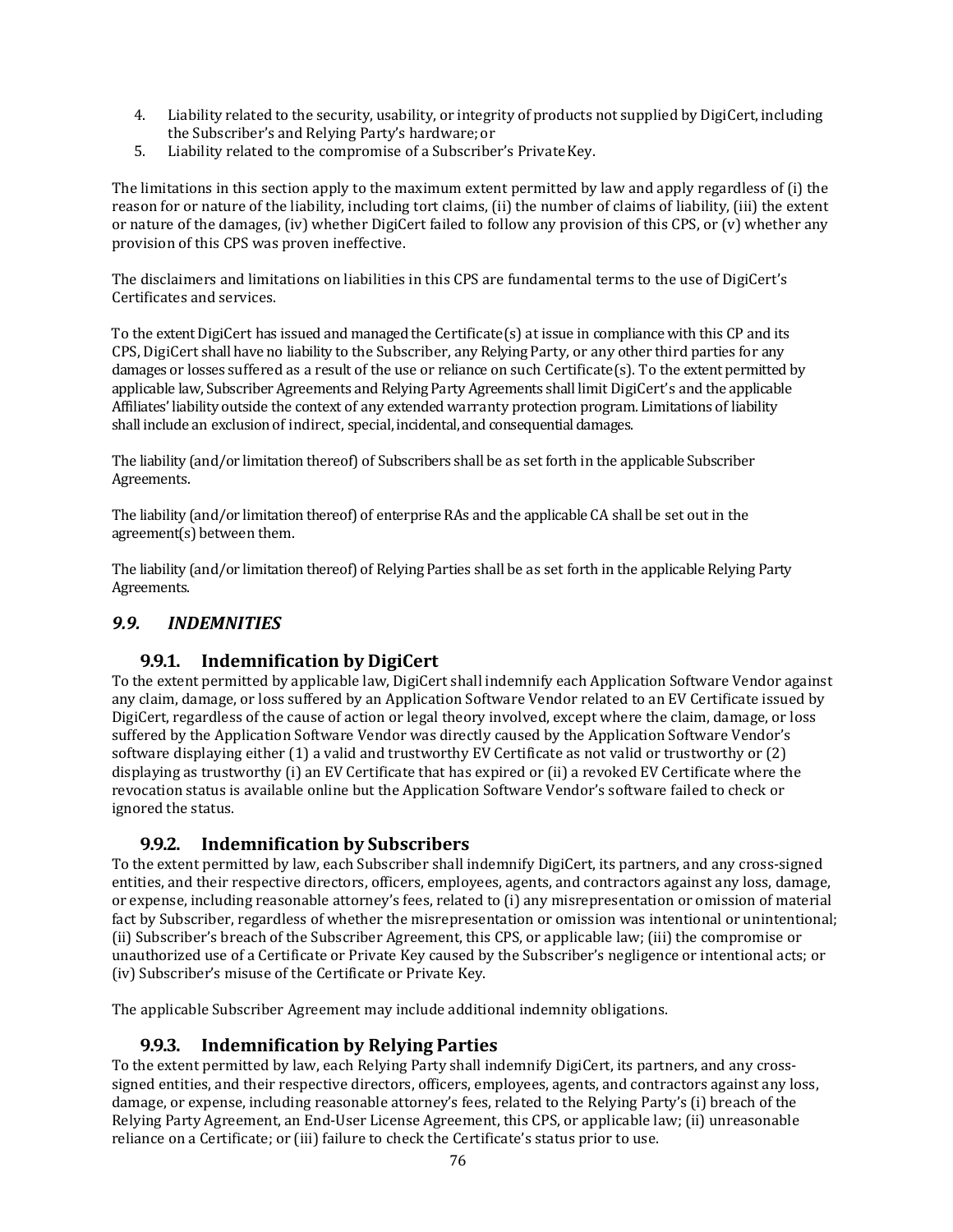4. Liability related to the security, usability, or integrity of products not supplied by DigiCert, including the Subscriber's and Relying Party's hardware; or
5. Liability related to the compromise of a Subscriber's Private Key.

The limitations in this section apply to the maximum extent permitted by law and apply regardless of (i) the reason for or nature of the liability, including tort claims, (ii) the number of claims of liability, (iii) the extent or nature of the damages, (iv) whether DigiCert failed to follow any provision of this CPS, or (v) whether any provision of this CPS was proven ineffective.

The disclaimers and limitations on liabilities in this CPS are fundamental terms to the use of DigiCert's Certificates and services.

To the extent DigiCert has issued and managed the Certificate(s) at issue in compliance with this CP and its CPS, DigiCert shall have no liability to the Subscriber, any Relying Party, or any other third parties for any damages or losses suffered as a result of the use or reliance on such Certificate(s). To the extent permitted by applicable law, Subscriber Agreements and Relying Party Agreements shall limit DigiCert's and the applicable Affiliates' liability outside the context of any extended warranty protection program. Limitations of liability shall include an exclusion of indirect, special, incidental, and consequential damages.

The liability (and/or limitation thereof) of Subscribers shall be as set forth in the applicable Subscriber Agreements.

The liability (and/or limitation thereof) of enterprise RAs and the applicable CA shall be set out in the agreement(s) between them.

The liability (and/or limitation thereof) of Relying Parties shall be as set forth in the applicable Relying Party Agreements.

## *9.9. INDEMNITIES*

### 9.9.1. Indemnification by DigiCert

To the extent permitted by applicable law, DigiCert shall indemnify each Application Software Vendor against any claim, damage, or loss suffered by an Application Software Vendor related to an EV Certificate issued by DigiCert, regardless of the cause of action or legal theory involved, except where the claim, damage, or loss suffered by the Application Software Vendor was directly caused by the Application Software Vendor's software displaying either (1) a valid and trustworthy EV Certificate as not valid or trustworthy or (2) displaying as trustworthy (i) an EV Certificate that has expired or (ii) a revoked EV Certificate where the revocation status is available online but the Application Software Vendor's software failed to check or ignored the status.

### 9.9.2. Indemnification by Subscribers

To the extent permitted by law, each Subscriber shall indemnify DigiCert, its partners, and any cross-signed entities, and their respective directors, officers, employees, agents, and contractors against any loss, damage, or expense, including reasonable attorney's fees, related to (i) any misrepresentation or omission of material fact by Subscriber, regardless of whether the misrepresentation or omission was intentional or unintentional; (ii) Subscriber's breach of the Subscriber Agreement, this CPS, or applicable law; (iii) the compromise or unauthorized use of a Certificate or Private Key caused by the Subscriber's negligence or intentional acts; or (iv) Subscriber's misuse of the Certificate or Private Key.

The applicable Subscriber Agreement may include additional indemnity obligations.

### 9.9.3. Indemnification by Relying Parties

To the extent permitted by law, each Relying Party shall indemnify DigiCert, its partners, and any cross-signed entities, and their respective directors, officers, employees, agents, and contractors against any loss, damage, or expense, including reasonable attorney's fees, related to the Relying Party's (i) breach of the Relying Party Agreement, an End-User License Agreement, this CPS, or applicable law; (ii) unreasonable reliance on a Certificate; or (iii) failure to check the Certificate's status prior to use.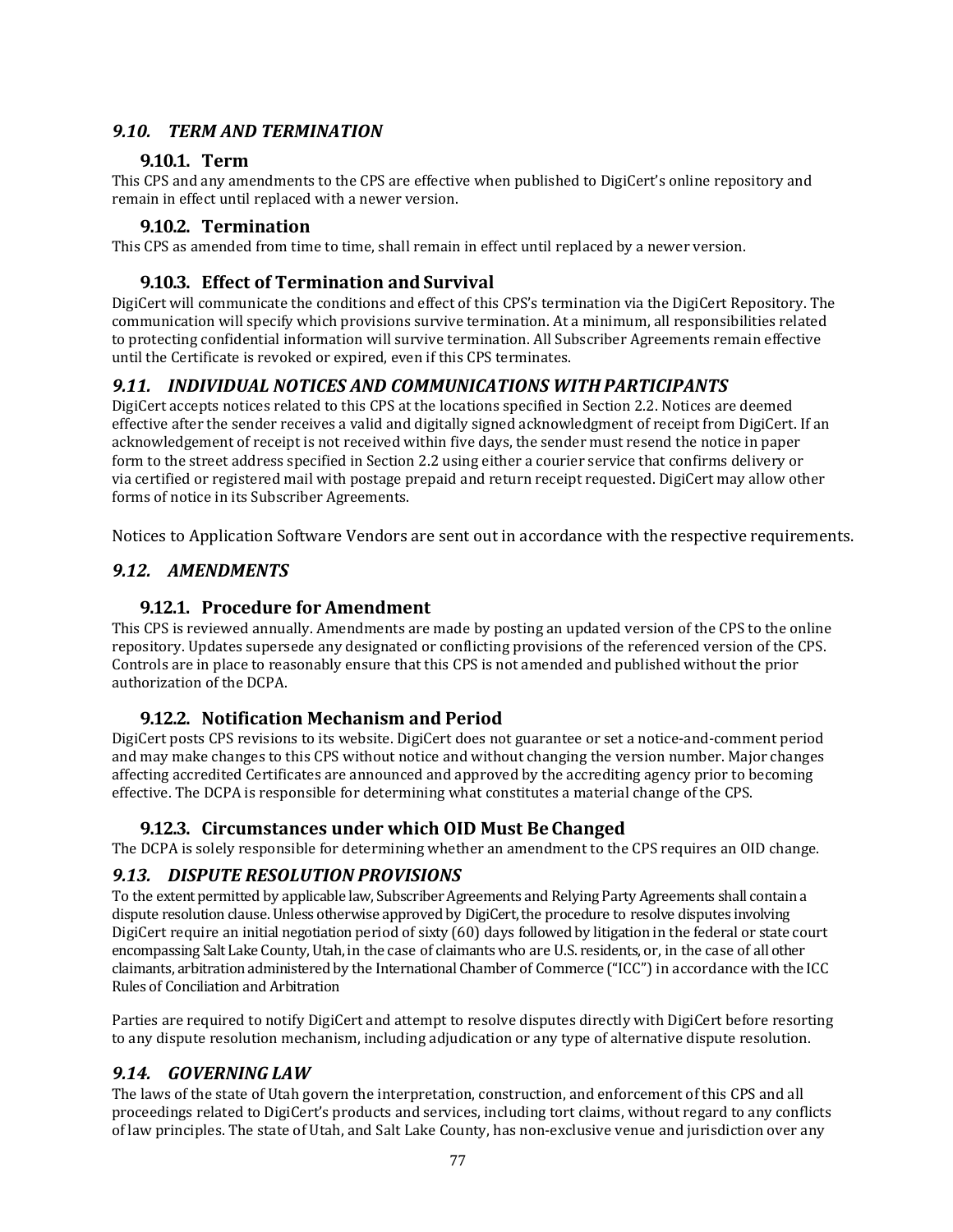## *9.10. TERM AND TERMINATION*

### 9.10.1. Term

This CPS and any amendments to the CPS are effective when published to DigiCert's online repository and remain in effect until replaced with a newer version.

### 9.10.2. Termination

This CPS as amended from time to time, shall remain in effect until replaced by a newer version.

### 9.10.3. Effect of Termination and Survival

DigiCert will communicate the conditions and effect of this CPS's termination via the DigiCert Repository. The communication will specify which provisions survive termination. At a minimum, all responsibilities related to protecting confidential information will survive termination. All Subscriber Agreements remain effective until the Certificate is revoked or expired, even if this CPS terminates.

## *9.11. INDIVIDUAL NOTICES AND COMMUNICATIONS WITH PARTICIPANTS*

DigiCert accepts notices related to this CPS at the locations specified in Section 2.2. Notices are deemed effective after the sender receives a valid and digitally signed acknowledgment of receipt from DigiCert. If an acknowledgement of receipt is not received within five days, the sender must resend the notice in paper form to the street address specified in Section 2.2 using either a courier service that confirms delivery or via certified or registered mail with postage prepaid and return receipt requested. DigiCert may allow other forms of notice in its Subscriber Agreements.

Notices to Application Software Vendors are sent out in accordance with the respective requirements.

## *9.12. AMENDMENTS*

### 9.12.1. Procedure for Amendment

This CPS is reviewed annually. Amendments are made by posting an updated version of the CPS to the online repository. Updates supersede any designated or conflicting provisions of the referenced version of the CPS. Controls are in place to reasonably ensure that this CPS is not amended and published without the prior authorization of the DCPA.

### 9.12.2. Notification Mechanism and Period

DigiCert posts CPS revisions to its website. DigiCert does not guarantee or set a notice-and-comment period and may make changes to this CPS without notice and without changing the version number. Major changes affecting accredited Certificates are announced and approved by the accrediting agency prior to becoming effective. The DCPA is responsible for determining what constitutes a material change of the CPS.

### 9.12.3. Circumstances under which OID Must Be Changed

The DCPA is solely responsible for determining whether an amendment to the CPS requires an OID change.

## *9.13. DISPUTE RESOLUTION PROVISIONS*

To the extent permitted by applicable law, Subscriber Agreements and Relying Party Agreements shall contain a dispute resolution clause. Unless otherwise approved by DigiCert, the procedure to resolve disputes involving DigiCert require an initial negotiation period of sixty (60) days followed by litigation in the federal or state court encompassing Salt Lake County, Utah, in the case of claimants who are U.S. residents, or, in the case of all other claimants, arbitration administered by the International Chamber of Commerce ("ICC") in accordance with the ICC Rules of Conciliation and Arbitration

Parties are required to notify DigiCert and attempt to resolve disputes directly with DigiCert before resorting to any dispute resolution mechanism, including adjudication or any type of alternative dispute resolution.

## *9.14. GOVERNING LAW*

The laws of the state of Utah govern the interpretation, construction, and enforcement of this CPS and all proceedings related to DigiCert's products and services, including tort claims, without regard to any conflicts of law principles. The state of Utah, and Salt Lake County, has non-exclusive venue and jurisdiction over any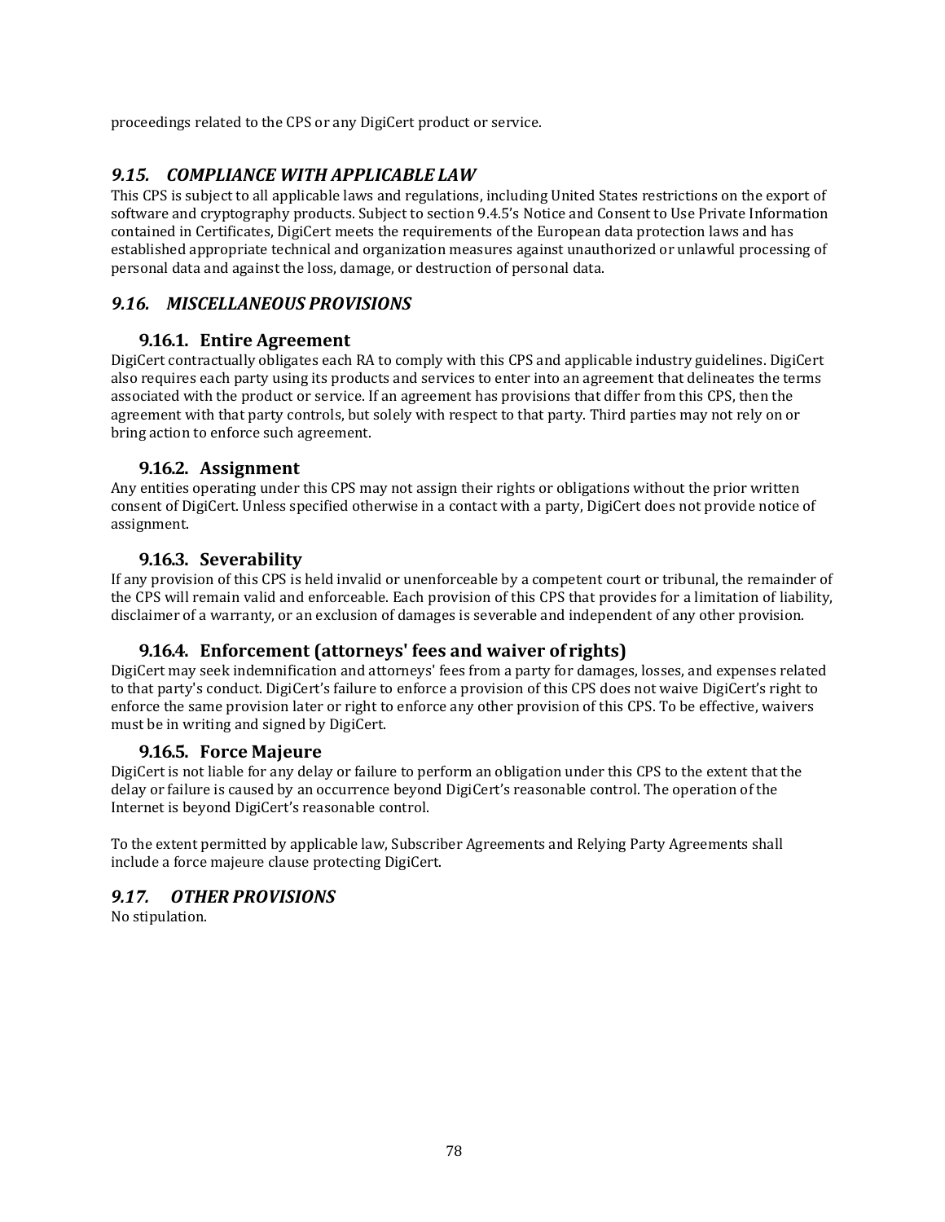proceedings related to the CPS or any DigiCert product or service.

## *9.15. COMPLIANCE WITH APPLICABLE LAW*

This CPS is subject to all applicable laws and regulations, including United States restrictions on the export of software and cryptography products. Subject to section 9.4.5's Notice and Consent to Use Private Information contained in Certificates, DigiCert meets the requirements of the European data protection laws and has established appropriate technical and organization measures against unauthorized or unlawful processing of personal data and against the loss, damage, or destruction of personal data.

## *9.16. MISCELLANEOUS PROVISIONS*

### 9.16.1. Entire Agreement

DigiCert contractually obligates each RA to comply with this CPS and applicable industry guidelines. DigiCert also requires each party using its products and services to enter into an agreement that delineates the terms associated with the product or service. If an agreement has provisions that differ from this CPS, then the agreement with that party controls, but solely with respect to that party. Third parties may not rely on or bring action to enforce such agreement.

### 9.16.2. Assignment

Any entities operating under this CPS may not assign their rights or obligations without the prior written consent of DigiCert. Unless specified otherwise in a contact with a party, DigiCert does not provide notice of assignment.

### 9.16.3. Severability

If any provision of this CPS is held invalid or unenforceable by a competent court or tribunal, the remainder of the CPS will remain valid and enforceable. Each provision of this CPS that provides for a limitation of liability, disclaimer of a warranty, or an exclusion of damages is severable and independent of any other provision.

### 9.16.4. Enforcement (attorneys' fees and waiver of rights)

DigiCert may seek indemnification and attorneys' fees from a party for damages, losses, and expenses related to that party's conduct. DigiCert's failure to enforce a provision of this CPS does not waive DigiCert's right to enforce the same provision later or right to enforce any other provision of this CPS. To be effective, waivers must be in writing and signed by DigiCert.

### 9.16.5. Force Majeure

DigiCert is not liable for any delay or failure to perform an obligation under this CPS to the extent that the delay or failure is caused by an occurrence beyond DigiCert's reasonable control. The operation of the Internet is beyond DigiCert's reasonable control.

To the extent permitted by applicable law, Subscriber Agreements and Relying Party Agreements shall include a force majeure clause protecting DigiCert.

## *9.17. OTHER PROVISIONS*

No stipulation.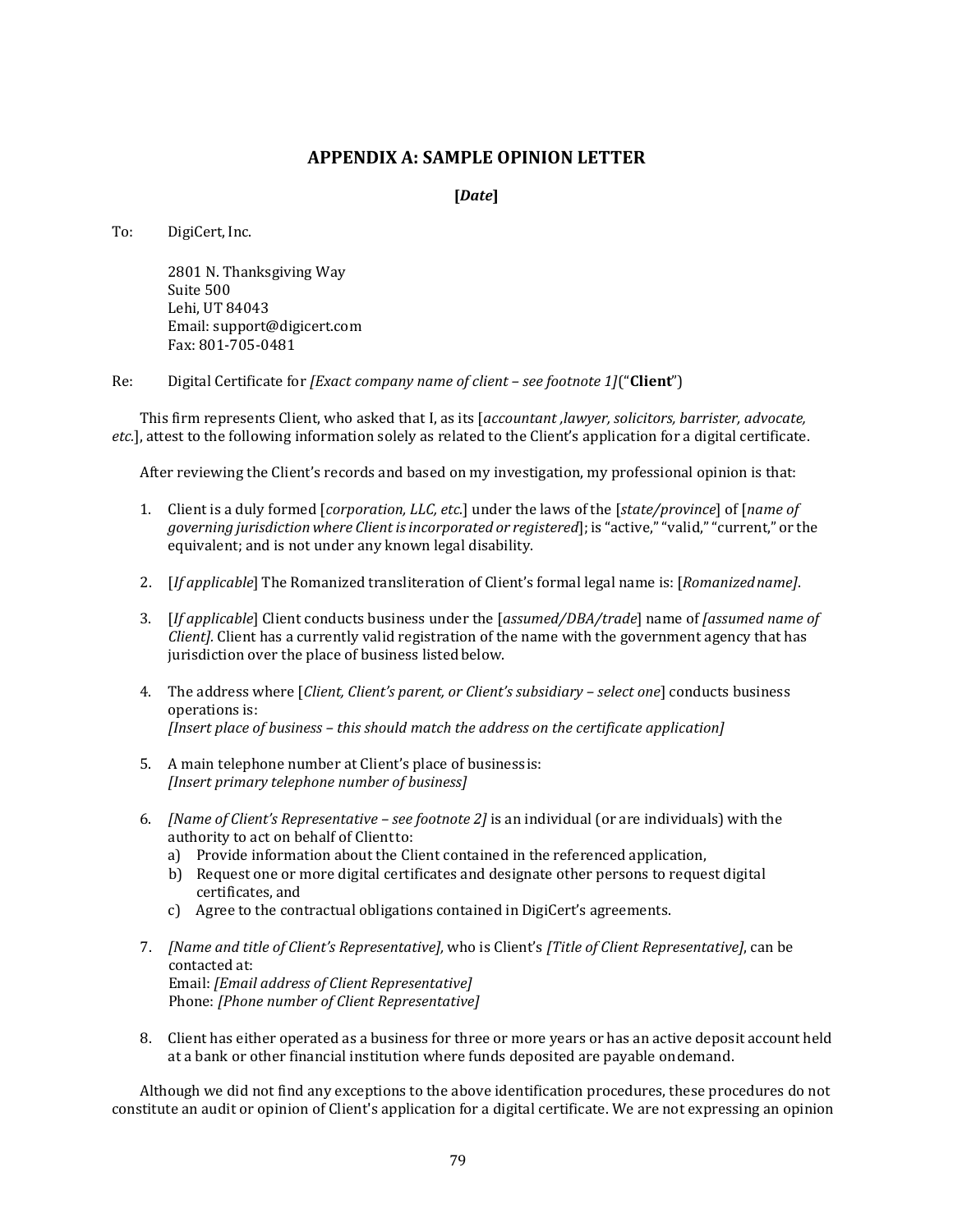## APPENDIX A: SAMPLE OPINION LETTER

**[*Date*]**

To: DigiCert, Inc.

2801 N. Thanksgiving Way
Suite 500
Lehi, UT 84043
Email: support@digicert.com
Fax: 801-705-0481

Re: Digital Certificate for *[Exact company name of client – see footnote 1]*(“**Client**”)

This firm represents Client, who asked that I, as its [*accountant ,lawyer, solicitors, barrister, advocate, etc.*], attest to the following information solely as related to the Client’s application for a digital certificate.

After reviewing the Client’s records and based on my investigation, my professional opinion is that:

1. Client is a duly formed [*corporation, LLC, etc.*] under the laws of the [*state/province*] of [*name of governing jurisdiction where Client is incorporated or registered*]; is “active,” “valid,” “current,” or the equivalent; and is not under any known legal disability.

2. [*If applicable*] The Romanized transliteration of Client’s formal legal name is: [*Romanized name]*.

3. [*If applicable*] Client conducts business under the [*assumed/DBA/trade*] name of *[assumed name of Client]*. Client has a currently valid registration of the name with the government agency that has jurisdiction over the place of business listed below.

4. The address where [*Client, Client’s parent, or Client’s subsidiary – select one*] conducts business operations is:
   *[Insert place of business – this should match the address on the certificate application]*

5. A main telephone number at Client’s place of business is:
   *[Insert primary telephone number of business]*

6. *[Name of Client’s Representative – see footnote 2]* is an individual (or are individuals) with the authority to act on behalf of Client to:
   a) Provide information about the Client contained in the referenced application,
   b) Request one or more digital certificates and designate other persons to request digital certificates, and
   c) Agree to the contractual obligations contained in DigiCert’s agreements.

7. *[Name and title of Client’s Representative]*, who is Client’s *[Title of Client Representative]*, can be contacted at:
   Email: *[Email address of Client Representative]*
   Phone: *[Phone number of Client Representative]*

8. Client has either operated as a business for three or more years or has an active deposit account held at a bank or other financial institution where funds deposited are payable on demand.

Although we did not find any exceptions to the above identification procedures, these procedures do not constitute an audit or opinion of Client's application for a digital certificate. We are not expressing an opinion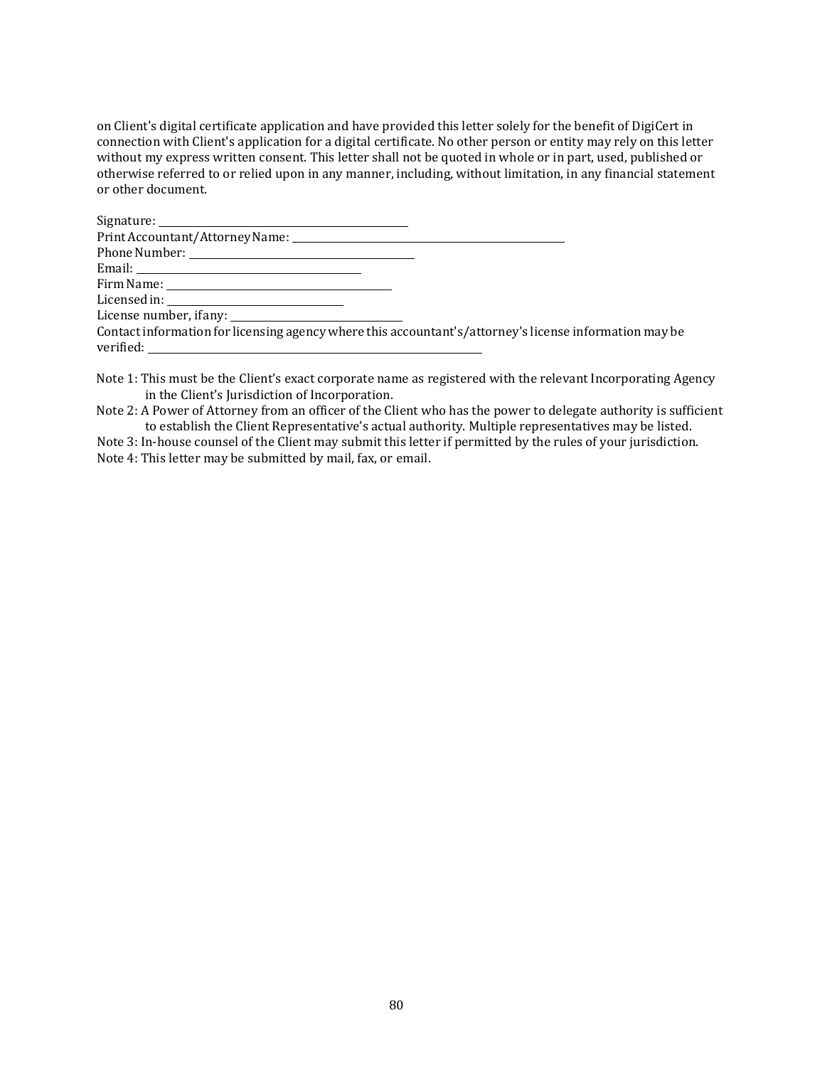on Client's digital certificate application and have provided this letter solely for the benefit of DigiCert in connection with Client's application for a digital certificate. No other person or entity may rely on this letter without my express written consent. This letter shall not be quoted in whole or in part, used, published or otherwise referred to or relied upon in any manner, including, without limitation, in any financial statement or other document.

Signature: ______________________________

Print Accountant/Attorney Name: ______________________________

Phone Number: ______________________________

Email: ______________________________

Firm Name: ______________________________

Licensed in: ______________________________

License number, if any: ______________________________

Contact information for licensing agency where this accountant's/attorney's license information may be verified: ______________________________

Note 1: This must be the Client's exact corporate name as registered with the relevant Incorporating Agency in the Client's Jurisdiction of Incorporation.

Note 2: A Power of Attorney from an officer of the Client who has the power to delegate authority is sufficient to establish the Client Representative's actual authority. Multiple representatives may be listed.

Note 3: In-house counsel of the Client may submit this letter if permitted by the rules of your jurisdiction.

Note 4: This letter may be submitted by mail, fax, or email.